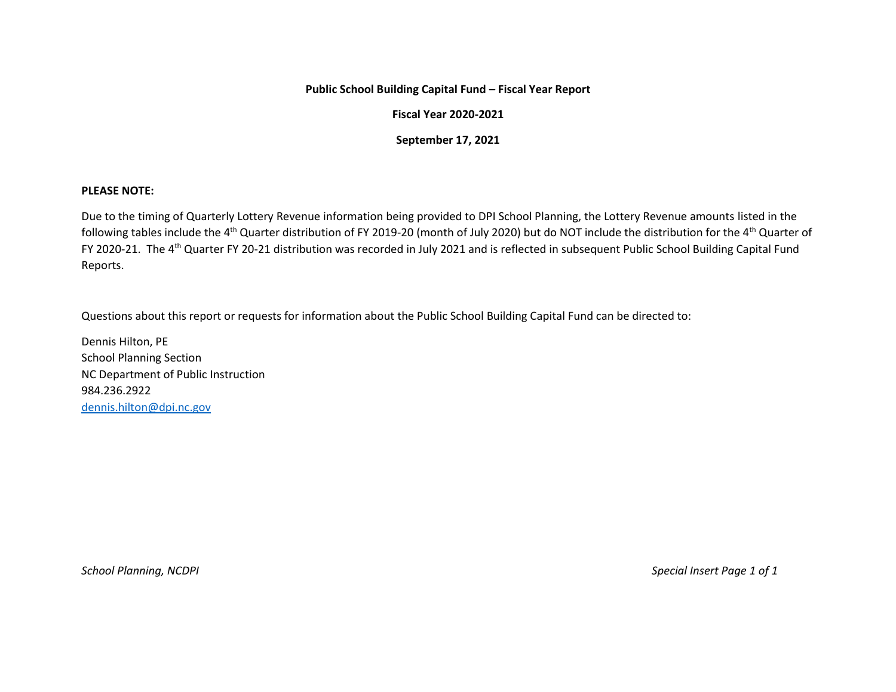**Public School Building Capital Fund – Fiscal Year Report**

**Fiscal Year 2020-2021**

**September 17, 2021**

**PLEASE NOTE:**

Due to the timing of Quarterly Lottery Revenue information being provided to DPI School Planning, the Lottery Revenue amounts listed in the following tables include the 4th Quarter distribution of FY 2019-20 (month of July 2020) but do NOT include the distribution for the 4th Quarter of FY 2020-21. The 4th Quarter FY 20-21 distribution was recorded in July 2021 and is reflected in subsequent Public School Building Capital Fund Reports.

Questions about this report or requests for information about the Public School Building Capital Fund can be directed to:

Dennis Hilton, PE
School Planning Section
NC Department of Public Instruction
984.236.2922
dennis.hilton@dpi.nc.gov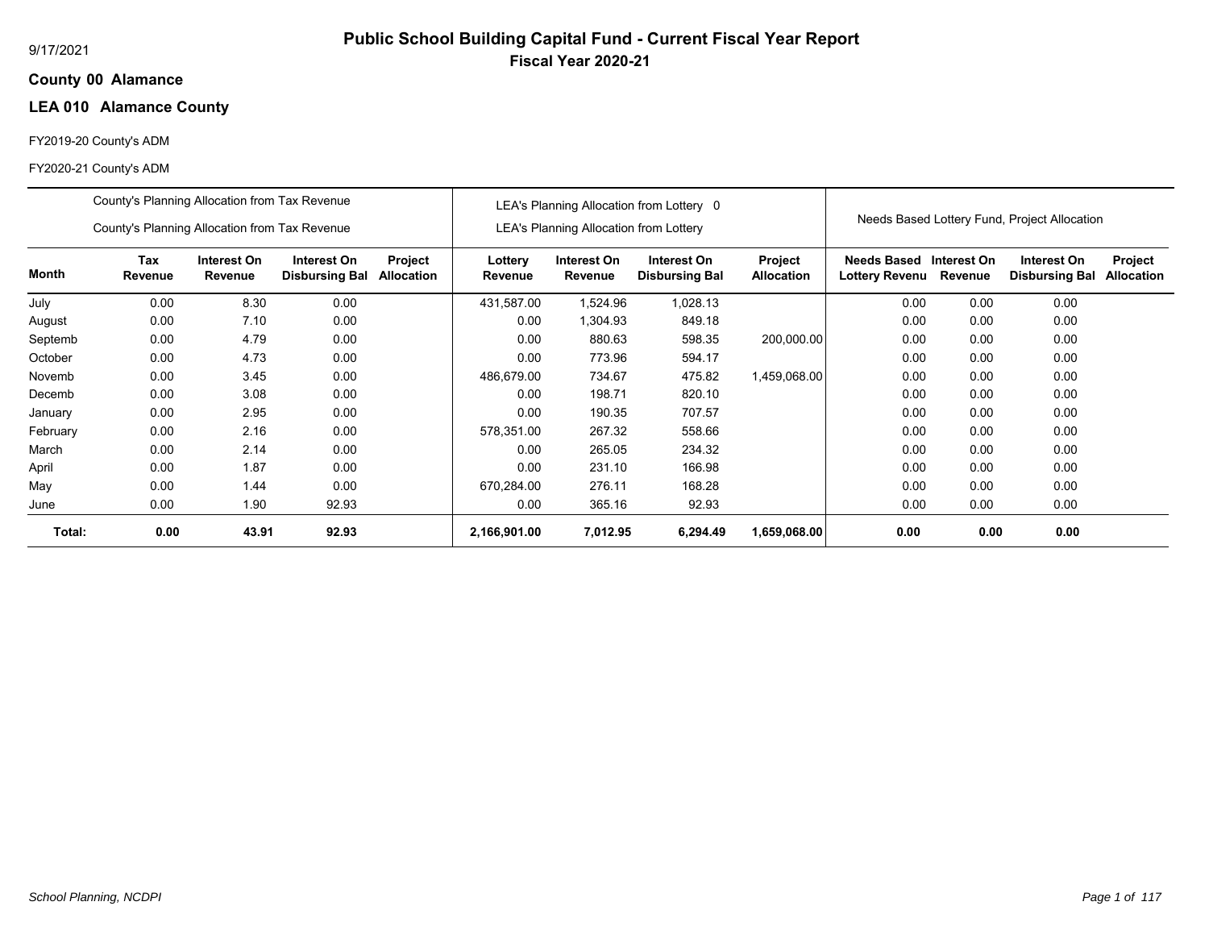# Public School Building Capital Fund - Current Fiscal Year Report

## Fiscal Year 2020-21

9/17/2021

**County 00 Alamance**

**LEA 010 Alamance County**

FY2019-20 County's ADM

FY2020-21 County's ADM

| | County's Planning Allocation from Tax Revenue / County's Planning Allocation from Tax Revenue | | | | LEA's Planning Allocation from Lottery 0 / LEA's Planning Allocation from Lottery | | | | Needs Based Lottery Fund, Project Allocation | | | |
|---|---|---|---|---|---|---|---|---|---|---|---|---|
| **Month** | **Tax Revenue** | **Interest On Revenue** | **Interest On Disbursing Bal** | **Project Allocation** | **Lottery Revenue** | **Interest On Revenue** | **Interest On Disbursing Bal** | **Project Allocation** | **Needs Based Lottery Revenu** | **Interest On Revenue** | **Interest On Disbursing Bal** | **Project Allocation** |
| July | 0.00 | 8.30 | 0.00 | | 431,587.00 | 1,524.96 | 1,028.13 | | 0.00 | 0.00 | 0.00 | |
| August | 0.00 | 7.10 | 0.00 | | 0.00 | 1,304.93 | 849.18 | | 0.00 | 0.00 | 0.00 | |
| Septemb | 0.00 | 4.79 | 0.00 | | 0.00 | 880.63 | 598.35 | 200,000.00 | 0.00 | 0.00 | 0.00 | |
| October | 0.00 | 4.73 | 0.00 | | 0.00 | 773.96 | 594.17 | | 0.00 | 0.00 | 0.00 | |
| Novemb | 0.00 | 3.45 | 0.00 | | 486,679.00 | 734.67 | 475.82 | 1,459,068.00 | 0.00 | 0.00 | 0.00 | |
| Decemb | 0.00 | 3.08 | 0.00 | | 0.00 | 198.71 | 820.10 | | 0.00 | 0.00 | 0.00 | |
| January | 0.00 | 2.95 | 0.00 | | 0.00 | 190.35 | 707.57 | | 0.00 | 0.00 | 0.00 | |
| February | 0.00 | 2.16 | 0.00 | | 578,351.00 | 267.32 | 558.66 | | 0.00 | 0.00 | 0.00 | |
| March | 0.00 | 2.14 | 0.00 | | 0.00 | 265.05 | 234.32 | | 0.00 | 0.00 | 0.00 | |
| April | 0.00 | 1.87 | 0.00 | | 0.00 | 231.10 | 166.98 | | 0.00 | 0.00 | 0.00 | |
| May | 0.00 | 1.44 | 0.00 | | 670,284.00 | 276.11 | 168.28 | | 0.00 | 0.00 | 0.00 | |
| June | 0.00 | 1.90 | 92.93 | | 0.00 | 365.16 | 92.93 | | 0.00 | 0.00 | 0.00 | |
| **Total:** | **0.00** | **43.91** | **92.93** | | **2,166,901.00** | **7,012.95** | **6,294.49** | **1,659,068.00** | **0.00** | **0.00** | **0.00** | |

*School Planning, NCDPI*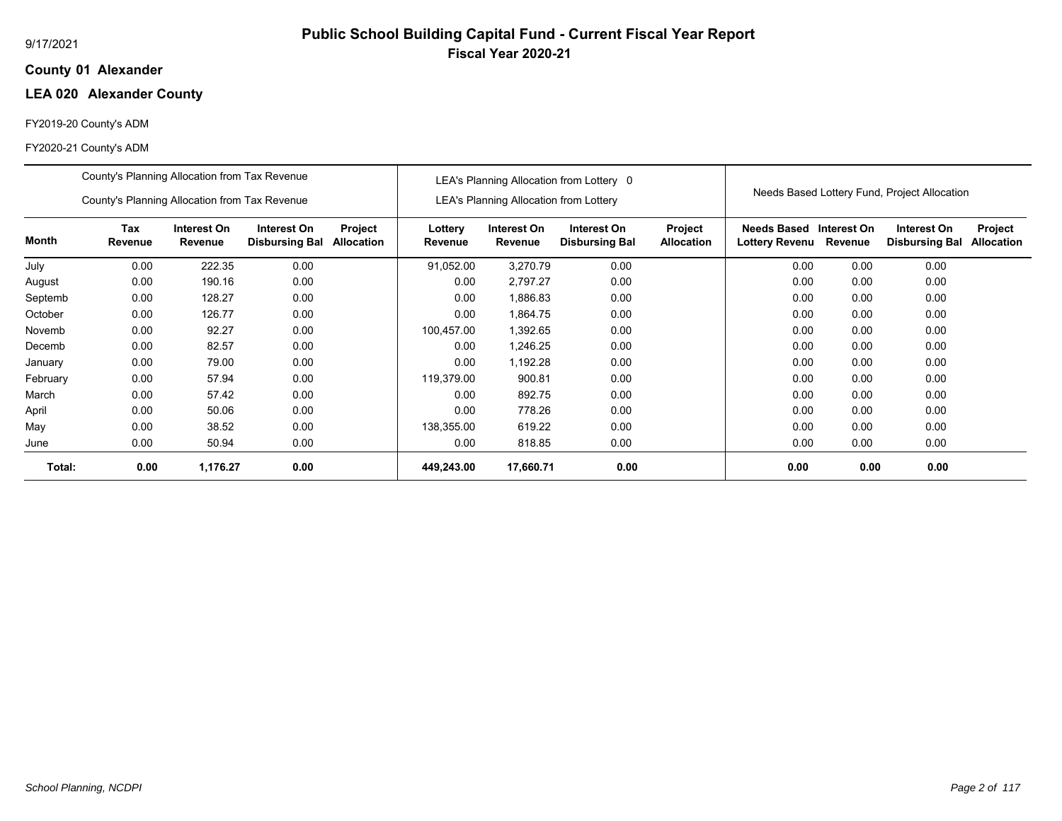# Public School Building Capital Fund - Current Fiscal Year Report

**Fiscal Year 2020-21**

**County 01 Alexander**

**LEA 020 Alexander County**

FY2019-20 County's ADM

FY2020-21 County's ADM

| | County's Planning Allocation from Tax Revenue / County's Planning Allocation from Tax Revenue | | | | LEA's Planning Allocation from Lottery 0 / LEA's Planning Allocation from Lottery | | | | Needs Based Lottery Fund, Project Allocation | | | |
|---|---|---|---|---|---|---|---|---|---|---|---|---|
| **Month** | **Tax Revenue** | **Interest On Revenue** | **Interest On Disbursing Bal** | **Project Allocation** | **Lottery Revenue** | **Interest On Revenue** | **Interest On Disbursing Bal** | **Project Allocation** | **Needs Based Lottery Revenu** | **Interest On Revenue** | **Interest On Disbursing Bal** | **Project Allocation** |
| July | 0.00 | 222.35 | 0.00 | | 91,052.00 | 3,270.79 | 0.00 | | 0.00 | 0.00 | 0.00 | |
| August | 0.00 | 190.16 | 0.00 | | 0.00 | 2,797.27 | 0.00 | | 0.00 | 0.00 | 0.00 | |
| Septemb | 0.00 | 128.27 | 0.00 | | 0.00 | 1,886.83 | 0.00 | | 0.00 | 0.00 | 0.00 | |
| October | 0.00 | 126.77 | 0.00 | | 0.00 | 1,864.75 | 0.00 | | 0.00 | 0.00 | 0.00 | |
| Novemb | 0.00 | 92.27 | 0.00 | | 100,457.00 | 1,392.65 | 0.00 | | 0.00 | 0.00 | 0.00 | |
| Decemb | 0.00 | 82.57 | 0.00 | | 0.00 | 1,246.25 | 0.00 | | 0.00 | 0.00 | 0.00 | |
| January | 0.00 | 79.00 | 0.00 | | 0.00 | 1,192.28 | 0.00 | | 0.00 | 0.00 | 0.00 | |
| February | 0.00 | 57.94 | 0.00 | | 119,379.00 | 900.81 | 0.00 | | 0.00 | 0.00 | 0.00 | |
| March | 0.00 | 57.42 | 0.00 | | 0.00 | 892.75 | 0.00 | | 0.00 | 0.00 | 0.00 | |
| April | 0.00 | 50.06 | 0.00 | | 0.00 | 778.26 | 0.00 | | 0.00 | 0.00 | 0.00 | |
| May | 0.00 | 38.52 | 0.00 | | 138,355.00 | 619.22 | 0.00 | | 0.00 | 0.00 | 0.00 | |
| June | 0.00 | 50.94 | 0.00 | | 0.00 | 818.85 | 0.00 | | 0.00 | 0.00 | 0.00 | |
| **Total:** | **0.00** | **1,176.27** | **0.00** | | **449,243.00** | **17,660.71** | **0.00** | | **0.00** | **0.00** | **0.00** | |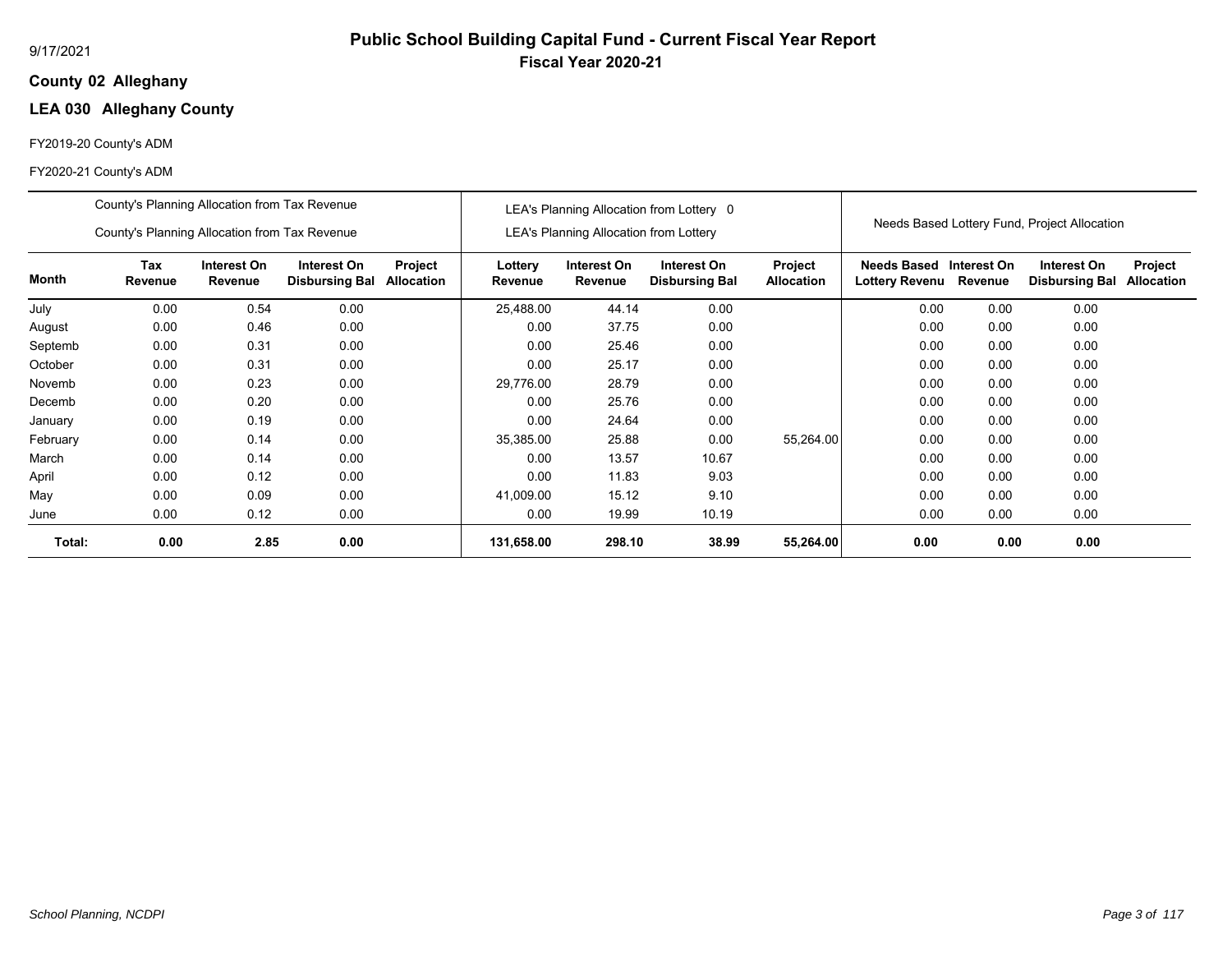# Public School Building Capital Fund - Current Fiscal Year Report

## Fiscal Year 2020-21

9/17/2021

**County 02 Alleghany**

**LEA 030 Alleghany County**

FY2019-20 County's ADM

FY2020-21 County's ADM

| | County's Planning Allocation from Tax Revenue<br>County's Planning Allocation from Tax Revenue | | | | LEA's Planning Allocation from Lottery 0<br>LEA's Planning Allocation from Lottery | | | | Needs Based Lottery Fund, Project Allocation | | | |
|---|---|---|---|---|---|---|---|---|---|---|---|---|
| **Month** | **Tax Revenue** | **Interest On Revenue** | **Interest On Disbursing Bal** | **Project Allocation** | **Lottery Revenue** | **Interest On Revenue** | **Interest On Disbursing Bal** | **Project Allocation** | **Needs Based Lottery Revenu** | **Interest On Revenue** | **Interest On Disbursing Bal** | **Project Allocation** |
| July | 0.00 | 0.54 | 0.00 | | 25,488.00 | 44.14 | 0.00 | | 0.00 | 0.00 | 0.00 | |
| August | 0.00 | 0.46 | 0.00 | | 0.00 | 37.75 | 0.00 | | 0.00 | 0.00 | 0.00 | |
| Septemb | 0.00 | 0.31 | 0.00 | | 0.00 | 25.46 | 0.00 | | 0.00 | 0.00 | 0.00 | |
| October | 0.00 | 0.31 | 0.00 | | 0.00 | 25.17 | 0.00 | | 0.00 | 0.00 | 0.00 | |
| Novemb | 0.00 | 0.23 | 0.00 | | 29,776.00 | 28.79 | 0.00 | | 0.00 | 0.00 | 0.00 | |
| Decemb | 0.00 | 0.20 | 0.00 | | 0.00 | 25.76 | 0.00 | | 0.00 | 0.00 | 0.00 | |
| January | 0.00 | 0.19 | 0.00 | | 0.00 | 24.64 | 0.00 | | 0.00 | 0.00 | 0.00 | |
| February | 0.00 | 0.14 | 0.00 | | 35,385.00 | 25.88 | 0.00 | 55,264.00 | 0.00 | 0.00 | 0.00 | |
| March | 0.00 | 0.14 | 0.00 | | 0.00 | 13.57 | 10.67 | | 0.00 | 0.00 | 0.00 | |
| April | 0.00 | 0.12 | 0.00 | | 0.00 | 11.83 | 9.03 | | 0.00 | 0.00 | 0.00 | |
| May | 0.00 | 0.09 | 0.00 | | 41,009.00 | 15.12 | 9.10 | | 0.00 | 0.00 | 0.00 | |
| June | 0.00 | 0.12 | 0.00 | | 0.00 | 19.99 | 10.19 | | 0.00 | 0.00 | 0.00 | |
| **Total:** | **0.00** | **2.85** | **0.00** | | **131,658.00** | **298.10** | **38.99** | **55,264.00** | **0.00** | **0.00** | **0.00** | |

*School Planning, NCDPI*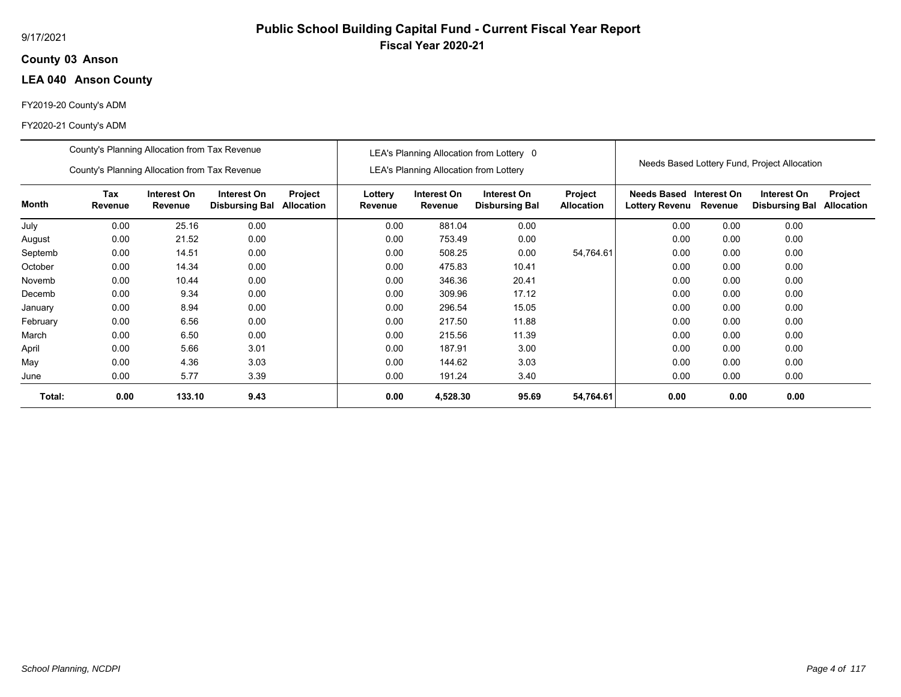9/17/2021

# Public School Building Capital Fund - Current Fiscal Year Report

## Fiscal Year 2020-21

**County 03 Anson**

### LEA 040 Anson County

FY2019-20 County's ADM

FY2020-21 County's ADM

| | County's Planning Allocation from Tax Revenue / County's Planning Allocation from Tax Revenue | | | | LEA's Planning Allocation from Lottery 0 / LEA's Planning Allocation from Lottery | | | | Needs Based Lottery Fund, Project Allocation | | | |
|---|---|---|---|---|---|---|---|---|---|---|---|---|
| **Month** | **Tax Revenue** | **Interest On Revenue** | **Interest On Disbursing Bal** | **Project Allocation** | **Lottery Revenue** | **Interest On Revenue** | **Interest On Disbursing Bal** | **Project Allocation** | **Needs Based Lottery Revenu** | **Interest On Revenue** | **Interest On Disbursing Bal** | **Project Allocation** |
| July | 0.00 | 25.16 | 0.00 | | 0.00 | 881.04 | 0.00 | | 0.00 | 0.00 | 0.00 | |
| August | 0.00 | 21.52 | 0.00 | | 0.00 | 753.49 | 0.00 | | 0.00 | 0.00 | 0.00 | |
| Septemb | 0.00 | 14.51 | 0.00 | | 0.00 | 508.25 | 0.00 | 54,764.61 | 0.00 | 0.00 | 0.00 | |
| October | 0.00 | 14.34 | 0.00 | | 0.00 | 475.83 | 10.41 | | 0.00 | 0.00 | 0.00 | |
| Novemb | 0.00 | 10.44 | 0.00 | | 0.00 | 346.36 | 20.41 | | 0.00 | 0.00 | 0.00 | |
| Decemb | 0.00 | 9.34 | 0.00 | | 0.00 | 309.96 | 17.12 | | 0.00 | 0.00 | 0.00 | |
| January | 0.00 | 8.94 | 0.00 | | 0.00 | 296.54 | 15.05 | | 0.00 | 0.00 | 0.00 | |
| February | 0.00 | 6.56 | 0.00 | | 0.00 | 217.50 | 11.88 | | 0.00 | 0.00 | 0.00 | |
| March | 0.00 | 6.50 | 0.00 | | 0.00 | 215.56 | 11.39 | | 0.00 | 0.00 | 0.00 | |
| April | 0.00 | 5.66 | 3.01 | | 0.00 | 187.91 | 3.00 | | 0.00 | 0.00 | 0.00 | |
| May | 0.00 | 4.36 | 3.03 | | 0.00 | 144.62 | 3.03 | | 0.00 | 0.00 | 0.00 | |
| June | 0.00 | 5.77 | 3.39 | | 0.00 | 191.24 | 3.40 | | 0.00 | 0.00 | 0.00 | |
| **Total:** | **0.00** | **133.10** | **9.43** | | **0.00** | **4,528.30** | **95.69** | **54,764.61** | **0.00** | **0.00** | **0.00** | |

*School Planning, NCDPI*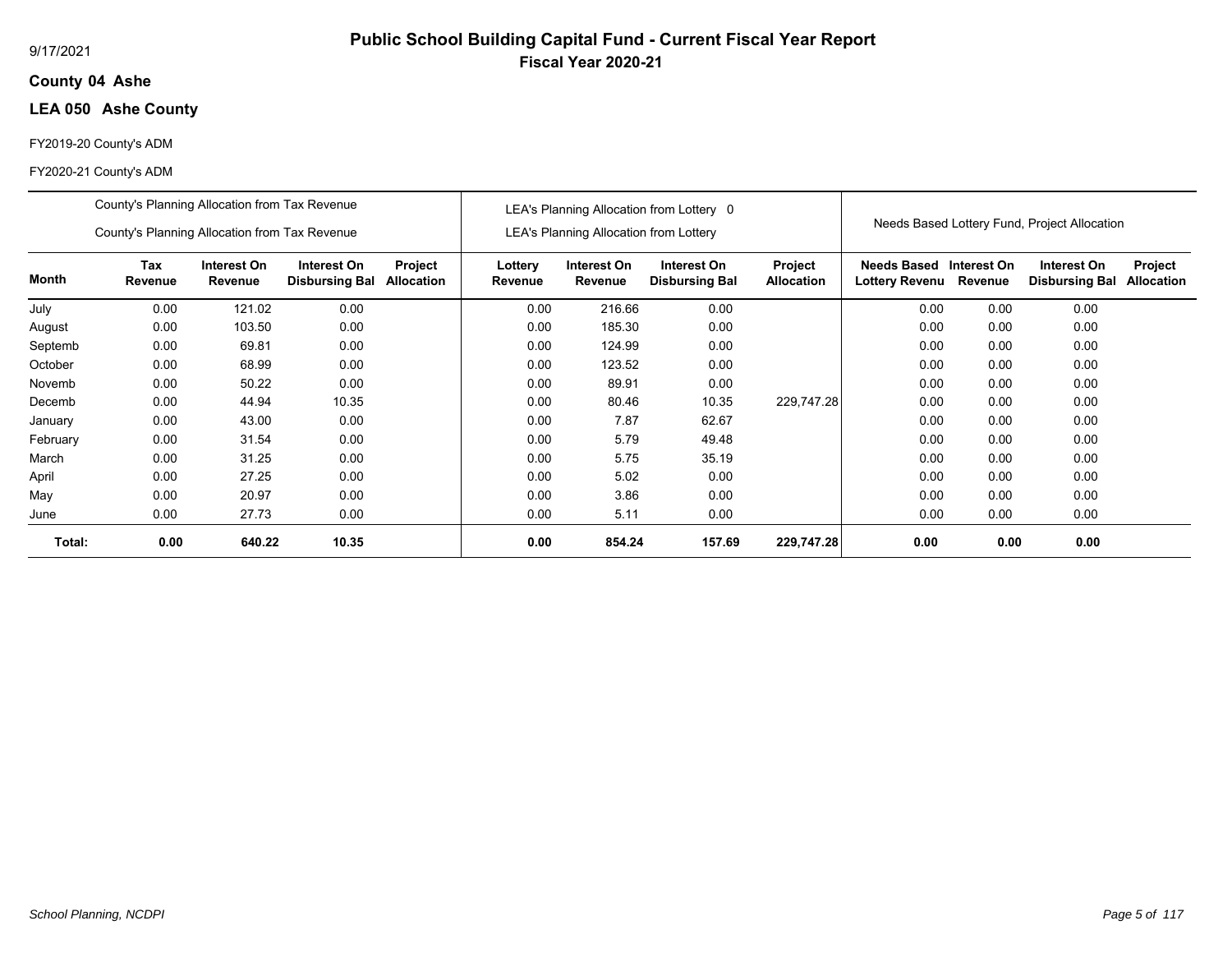9/17/2021

# Public School Building Capital Fund - Current Fiscal Year Report

## Fiscal Year 2020-21

**County 04 Ashe**

**LEA 050 Ashe County**

FY2019-20 County's ADM

FY2020-21 County's ADM

| | County's Planning Allocation from Tax Revenue<br>County's Planning Allocation from Tax Revenue | | | | LEA's Planning Allocation from Lottery 0<br>LEA's Planning Allocation from Lottery | | | | Needs Based Lottery Fund, Project Allocation | | | |
|---|---|---|---|---|---|---|---|---|---|---|---|---|
| **Month** | **Tax Revenue** | **Interest On Revenue** | **Interest On Disbursing Bal** | **Project Allocation** | **Lottery Revenue** | **Interest On Revenue** | **Interest On Disbursing Bal** | **Project Allocation** | **Needs Based Lottery Revenu** | **Interest On Revenue** | **Interest On Disbursing Bal** | **Project Allocation** |
| July | 0.00 | 121.02 | 0.00 | | 0.00 | 216.66 | 0.00 | | 0.00 | 0.00 | 0.00 | |
| August | 0.00 | 103.50 | 0.00 | | 0.00 | 185.30 | 0.00 | | 0.00 | 0.00 | 0.00 | |
| Septemb | 0.00 | 69.81 | 0.00 | | 0.00 | 124.99 | 0.00 | | 0.00 | 0.00 | 0.00 | |
| October | 0.00 | 68.99 | 0.00 | | 0.00 | 123.52 | 0.00 | | 0.00 | 0.00 | 0.00 | |
| Novemb | 0.00 | 50.22 | 0.00 | | 0.00 | 89.91 | 0.00 | | 0.00 | 0.00 | 0.00 | |
| Decemb | 0.00 | 44.94 | 10.35 | | 0.00 | 80.46 | 10.35 | 229,747.28 | 0.00 | 0.00 | 0.00 | |
| January | 0.00 | 43.00 | 0.00 | | 0.00 | 7.87 | 62.67 | | 0.00 | 0.00 | 0.00 | |
| February | 0.00 | 31.54 | 0.00 | | 0.00 | 5.79 | 49.48 | | 0.00 | 0.00 | 0.00 | |
| March | 0.00 | 31.25 | 0.00 | | 0.00 | 5.75 | 35.19 | | 0.00 | 0.00 | 0.00 | |
| April | 0.00 | 27.25 | 0.00 | | 0.00 | 5.02 | 0.00 | | 0.00 | 0.00 | 0.00 | |
| May | 0.00 | 20.97 | 0.00 | | 0.00 | 3.86 | 0.00 | | 0.00 | 0.00 | 0.00 | |
| June | 0.00 | 27.73 | 0.00 | | 0.00 | 5.11 | 0.00 | | 0.00 | 0.00 | 0.00 | |
| **Total:** | **0.00** | **640.22** | **10.35** | | **0.00** | **854.24** | **157.69** | **229,747.28** | **0.00** | **0.00** | **0.00** | |

*School Planning, NCDPI*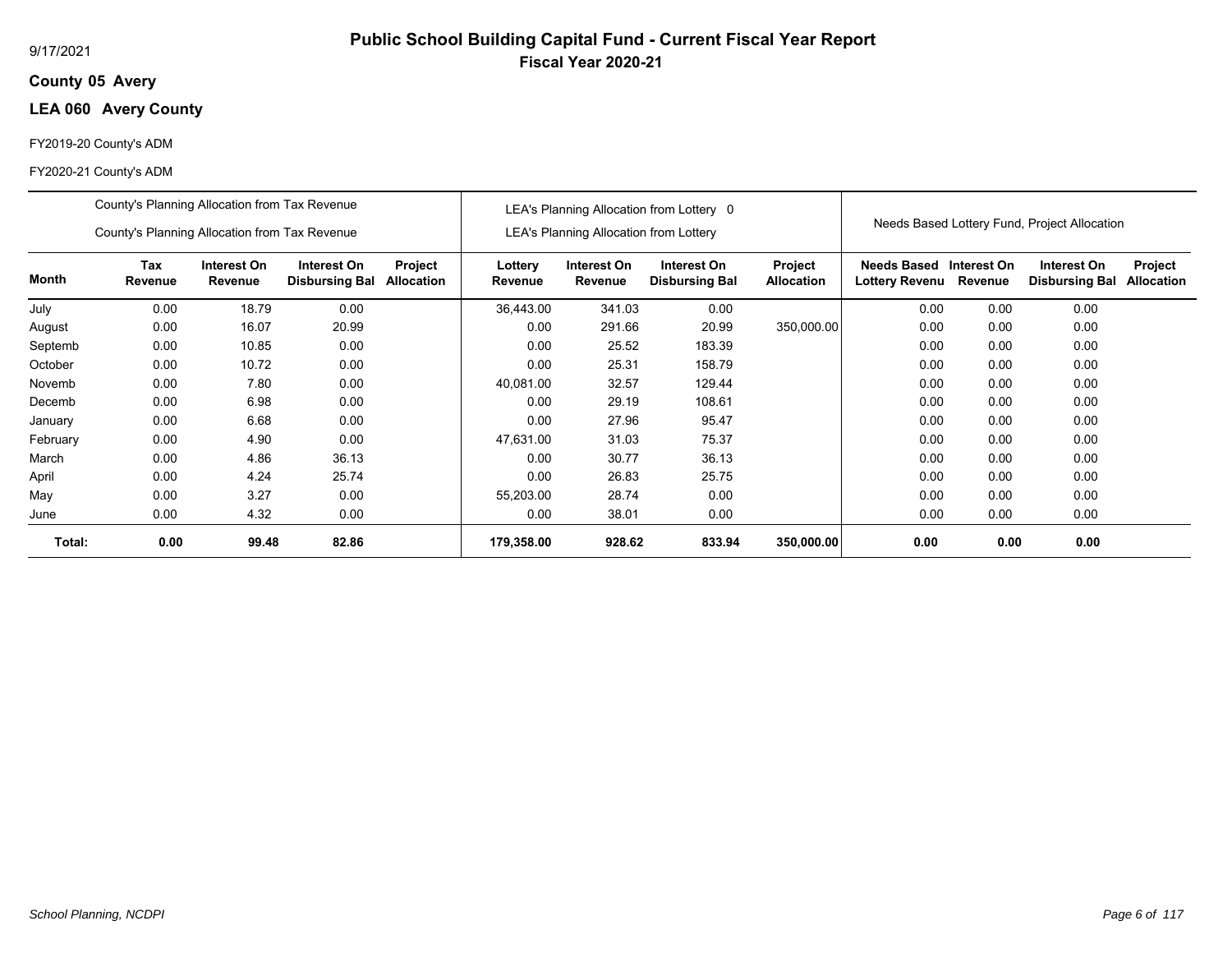# Public School Building Capital Fund - Current Fiscal Year Report

## Fiscal Year 2020-21

9/17/2021

**County 05 Avery**

**LEA 060 Avery County**

FY2019-20 County's ADM

FY2020-21 County's ADM

| | County's Planning Allocation from Tax Revenue / County's Planning Allocation from Tax Revenue | | | | LEA's Planning Allocation from Lottery 0 / LEA's Planning Allocation from Lottery | | | | Needs Based Lottery Fund, Project Allocation | | | |
|---|---|---|---|---|---|---|---|---|---|---|---|---|
| **Month** | **Tax Revenue** | **Interest On Revenue** | **Interest On Disbursing Bal** | **Project Allocation** | **Lottery Revenue** | **Interest On Revenue** | **Interest On Disbursing Bal** | **Project Allocation** | **Needs Based Lottery Revenu** | **Interest On Revenue** | **Interest On Disbursing Bal** | **Project Allocation** |
| July | 0.00 | 18.79 | 0.00 | | 36,443.00 | 341.03 | 0.00 | | 0.00 | 0.00 | 0.00 | |
| August | 0.00 | 16.07 | 20.99 | | 0.00 | 291.66 | 20.99 | 350,000.00 | 0.00 | 0.00 | 0.00 | |
| Septemb | 0.00 | 10.85 | 0.00 | | 0.00 | 25.52 | 183.39 | | 0.00 | 0.00 | 0.00 | |
| October | 0.00 | 10.72 | 0.00 | | 0.00 | 25.31 | 158.79 | | 0.00 | 0.00 | 0.00 | |
| Novemb | 0.00 | 7.80 | 0.00 | | 40,081.00 | 32.57 | 129.44 | | 0.00 | 0.00 | 0.00 | |
| Decemb | 0.00 | 6.98 | 0.00 | | 0.00 | 29.19 | 108.61 | | 0.00 | 0.00 | 0.00 | |
| January | 0.00 | 6.68 | 0.00 | | 0.00 | 27.96 | 95.47 | | 0.00 | 0.00 | 0.00 | |
| February | 0.00 | 4.90 | 0.00 | | 47,631.00 | 31.03 | 75.37 | | 0.00 | 0.00 | 0.00 | |
| March | 0.00 | 4.86 | 36.13 | | 0.00 | 30.77 | 36.13 | | 0.00 | 0.00 | 0.00 | |
| April | 0.00 | 4.24 | 25.74 | | 0.00 | 26.83 | 25.75 | | 0.00 | 0.00 | 0.00 | |
| May | 0.00 | 3.27 | 0.00 | | 55,203.00 | 28.74 | 0.00 | | 0.00 | 0.00 | 0.00 | |
| June | 0.00 | 4.32 | 0.00 | | 0.00 | 38.01 | 0.00 | | 0.00 | 0.00 | 0.00 | |
| **Total:** | **0.00** | **99.48** | **82.86** | | **179,358.00** | **928.62** | **833.94** | **350,000.00** | **0.00** | **0.00** | **0.00** | |

*School Planning, NCDPI*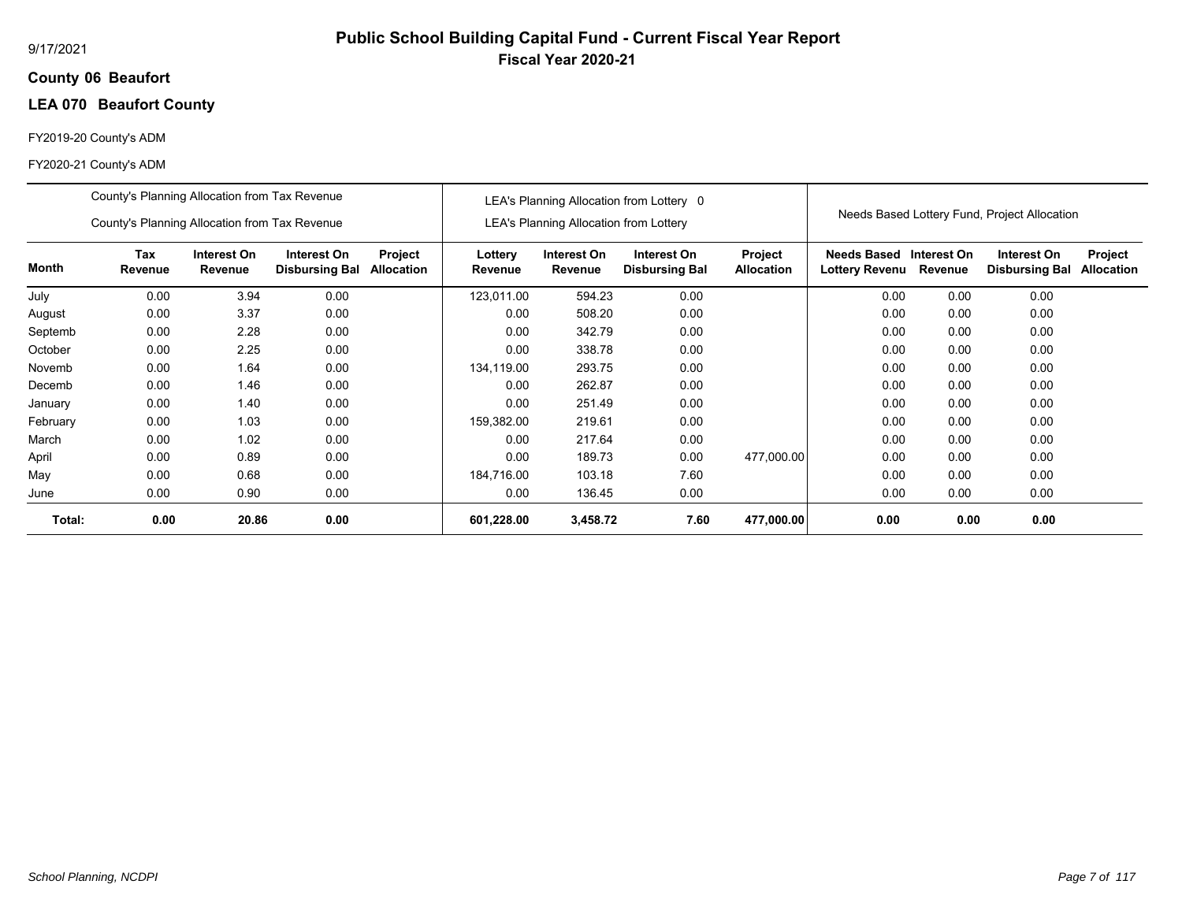9/17/2021

# Public School Building Capital Fund - Current Fiscal Year Report

## Fiscal Year 2020-21

**County 06 Beaufort**

**LEA 070 Beaufort County**

FY2019-20 County's ADM

FY2020-21 County's ADM

| | County's Planning Allocation from Tax Revenue<br>County's Planning Allocation from Tax Revenue | | | | LEA's Planning Allocation from Lottery 0<br>LEA's Planning Allocation from Lottery | | | | Needs Based Lottery Fund, Project Allocation | | | |
|---|---|---|---|---|---|---|---|---|---|---|---|---|
| **Month** | **Tax Revenue** | **Interest On Revenue** | **Interest On Disbursing Bal** | **Project Allocation** | **Lottery Revenue** | **Interest On Revenue** | **Interest On Disbursing Bal** | **Project Allocation** | **Needs Based Lottery Revenu** | **Interest On Revenue** | **Interest On Disbursing Bal** | **Project Allocation** |
| July | 0.00 | 3.94 | 0.00 | | 123,011.00 | 594.23 | 0.00 | | 0.00 | 0.00 | 0.00 | |
| August | 0.00 | 3.37 | 0.00 | | 0.00 | 508.20 | 0.00 | | 0.00 | 0.00 | 0.00 | |
| Septemb | 0.00 | 2.28 | 0.00 | | 0.00 | 342.79 | 0.00 | | 0.00 | 0.00 | 0.00 | |
| October | 0.00 | 2.25 | 0.00 | | 0.00 | 338.78 | 0.00 | | 0.00 | 0.00 | 0.00 | |
| Novemb | 0.00 | 1.64 | 0.00 | | 134,119.00 | 293.75 | 0.00 | | 0.00 | 0.00 | 0.00 | |
| Decemb | 0.00 | 1.46 | 0.00 | | 0.00 | 262.87 | 0.00 | | 0.00 | 0.00 | 0.00 | |
| January | 0.00 | 1.40 | 0.00 | | 0.00 | 251.49 | 0.00 | | 0.00 | 0.00 | 0.00 | |
| February | 0.00 | 1.03 | 0.00 | | 159,382.00 | 219.61 | 0.00 | | 0.00 | 0.00 | 0.00 | |
| March | 0.00 | 1.02 | 0.00 | | 0.00 | 217.64 | 0.00 | | 0.00 | 0.00 | 0.00 | |
| April | 0.00 | 0.89 | 0.00 | | 0.00 | 189.73 | 0.00 | 477,000.00 | 0.00 | 0.00 | 0.00 | |
| May | 0.00 | 0.68 | 0.00 | | 184,716.00 | 103.18 | 7.60 | | 0.00 | 0.00 | 0.00 | |
| June | 0.00 | 0.90 | 0.00 | | 0.00 | 136.45 | 0.00 | | 0.00 | 0.00 | 0.00 | |
| **Total:** | **0.00** | **20.86** | **0.00** | | **601,228.00** | **3,458.72** | **7.60** | **477,000.00** | **0.00** | **0.00** | **0.00** | |

*School Planning, NCDPI*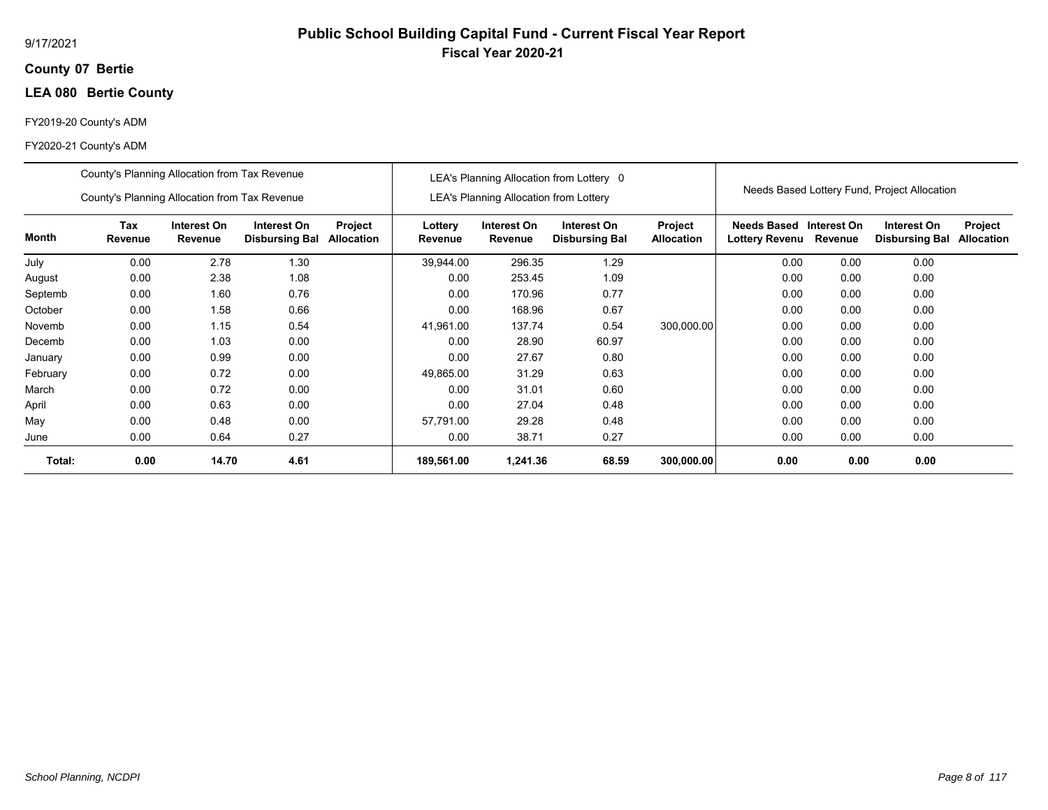9/17/2021

# Public School Building Capital Fund - Current Fiscal Year Report

## Fiscal Year 2020-21

**County 07 Bertie**

**LEA 080 Bertie County**

FY2019-20 County's ADM

FY2020-21 County's ADM

| | County's Planning Allocation from Tax Revenue<br>County's Planning Allocation from Tax Revenue | | | | LEA's Planning Allocation from Lottery 0<br>LEA's Planning Allocation from Lottery | | | | Needs Based Lottery Fund, Project Allocation | | | |
|---|---|---|---|---|---|---|---|---|---|---|---|---|
| **Month** | **Tax Revenue** | **Interest On Revenue** | **Interest On Disbursing Bal** | **Project Allocation** | **Lottery Revenue** | **Interest On Revenue** | **Interest On Disbursing Bal** | **Project Allocation** | **Needs Based Lottery Revenu** | **Interest On Revenue** | **Interest On Disbursing Bal** | **Project Allocation** |
| July | 0.00 | 2.78 | 1.30 | | 39,944.00 | 296.35 | 1.29 | | 0.00 | 0.00 | 0.00 | |
| August | 0.00 | 2.38 | 1.08 | | 0.00 | 253.45 | 1.09 | | 0.00 | 0.00 | 0.00 | |
| Septemb | 0.00 | 1.60 | 0.76 | | 0.00 | 170.96 | 0.77 | | 0.00 | 0.00 | 0.00 | |
| October | 0.00 | 1.58 | 0.66 | | 0.00 | 168.96 | 0.67 | | 0.00 | 0.00 | 0.00 | |
| Novemb | 0.00 | 1.15 | 0.54 | | 41,961.00 | 137.74 | 0.54 | 300,000.00 | 0.00 | 0.00 | 0.00 | |
| Decemb | 0.00 | 1.03 | 0.00 | | 0.00 | 28.90 | 60.97 | | 0.00 | 0.00 | 0.00 | |
| January | 0.00 | 0.99 | 0.00 | | 0.00 | 27.67 | 0.80 | | 0.00 | 0.00 | 0.00 | |
| February | 0.00 | 0.72 | 0.00 | | 49,865.00 | 31.29 | 0.63 | | 0.00 | 0.00 | 0.00 | |
| March | 0.00 | 0.72 | 0.00 | | 0.00 | 31.01 | 0.60 | | 0.00 | 0.00 | 0.00 | |
| April | 0.00 | 0.63 | 0.00 | | 0.00 | 27.04 | 0.48 | | 0.00 | 0.00 | 0.00 | |
| May | 0.00 | 0.48 | 0.00 | | 57,791.00 | 29.28 | 0.48 | | 0.00 | 0.00 | 0.00 | |
| June | 0.00 | 0.64 | 0.27 | | 0.00 | 38.71 | 0.27 | | 0.00 | 0.00 | 0.00 | |
| **Total:** | **0.00** | **14.70** | **4.61** | | **189,561.00** | **1,241.36** | **68.59** | **300,000.00** | **0.00** | **0.00** | **0.00** | |

*School Planning, NCDPI*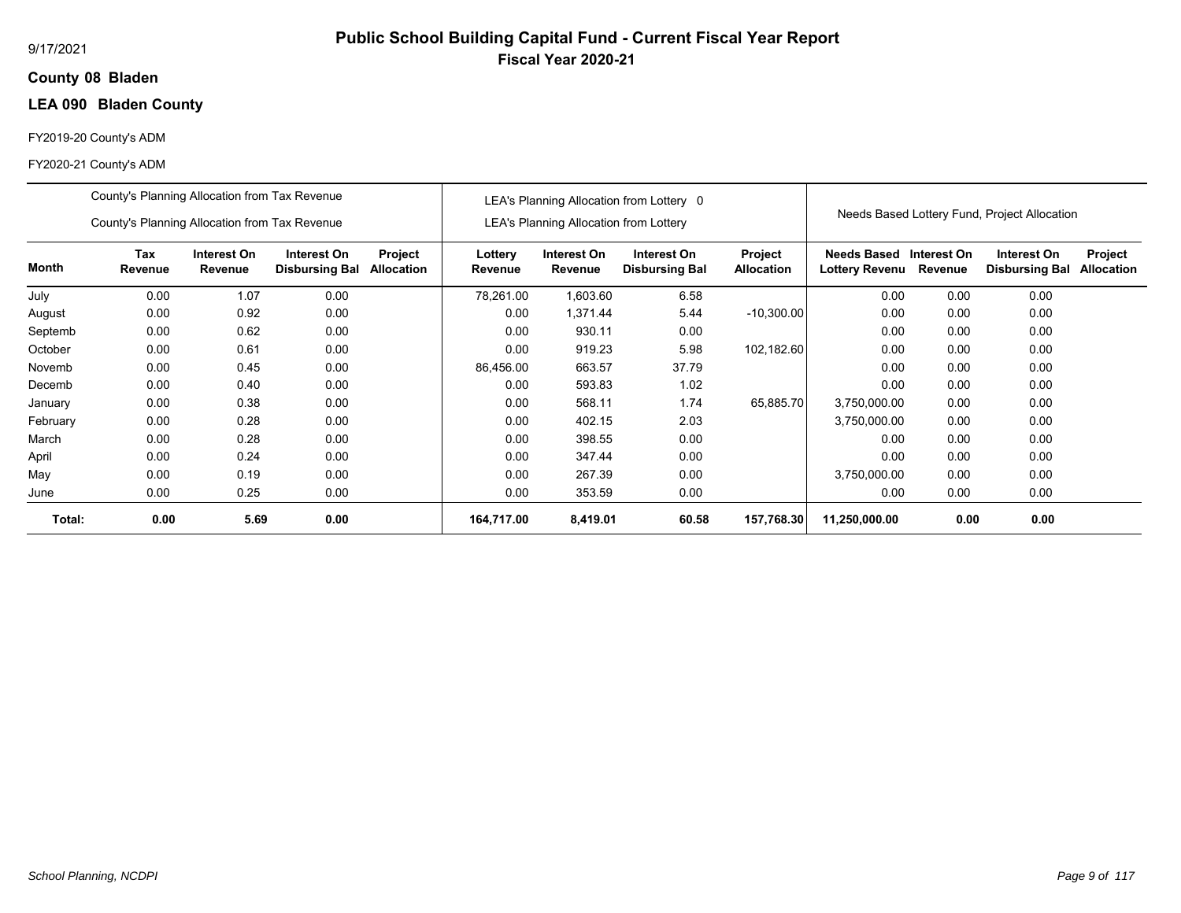# Public School Building Capital Fund - Current Fiscal Year Report

## Fiscal Year 2020-21

9/17/2021

**County 08 Bladen**

**LEA 090 Bladen County**

FY2019-20 County's ADM

FY2020-21 County's ADM

| | County's Planning Allocation from Tax Revenue / County's Planning Allocation from Tax Revenue | | | | LEA's Planning Allocation from Lottery 0 / LEA's Planning Allocation from Lottery | | | | Needs Based Lottery Fund, Project Allocation | | | |
|---|---|---|---|---|---|---|---|---|---|---|---|---|
| **Month** | **Tax Revenue** | **Interest On Revenue** | **Interest On Disbursing Bal** | **Project Allocation** | **Lottery Revenue** | **Interest On Revenue** | **Interest On Disbursing Bal** | **Project Allocation** | **Needs Based Lottery Revenu** | **Interest On Revenue** | **Interest On Disbursing Bal** | **Project Allocation** |
| July | 0.00 | 1.07 | 0.00 | | 78,261.00 | 1,603.60 | 6.58 | | 0.00 | 0.00 | 0.00 | |
| August | 0.00 | 0.92 | 0.00 | | 0.00 | 1,371.44 | 5.44 | -10,300.00 | 0.00 | 0.00 | 0.00 | |
| Septemb | 0.00 | 0.62 | 0.00 | | 0.00 | 930.11 | 0.00 | | 0.00 | 0.00 | 0.00 | |
| October | 0.00 | 0.61 | 0.00 | | 0.00 | 919.23 | 5.98 | 102,182.60 | 0.00 | 0.00 | 0.00 | |
| Novemb | 0.00 | 0.45 | 0.00 | | 86,456.00 | 663.57 | 37.79 | | 0.00 | 0.00 | 0.00 | |
| Decemb | 0.00 | 0.40 | 0.00 | | 0.00 | 593.83 | 1.02 | | 0.00 | 0.00 | 0.00 | |
| January | 0.00 | 0.38 | 0.00 | | 0.00 | 568.11 | 1.74 | 65,885.70 | 3,750,000.00 | 0.00 | 0.00 | |
| February | 0.00 | 0.28 | 0.00 | | 0.00 | 402.15 | 2.03 | | 3,750,000.00 | 0.00 | 0.00 | |
| March | 0.00 | 0.28 | 0.00 | | 0.00 | 398.55 | 0.00 | | 0.00 | 0.00 | 0.00 | |
| April | 0.00 | 0.24 | 0.00 | | 0.00 | 347.44 | 0.00 | | 0.00 | 0.00 | 0.00 | |
| May | 0.00 | 0.19 | 0.00 | | 0.00 | 267.39 | 0.00 | | 3,750,000.00 | 0.00 | 0.00 | |
| June | 0.00 | 0.25 | 0.00 | | 0.00 | 353.59 | 0.00 | | 0.00 | 0.00 | 0.00 | |
| **Total:** | **0.00** | **5.69** | **0.00** | | **164,717.00** | **8,419.01** | **60.58** | **157,768.30** | **11,250,000.00** | **0.00** | **0.00** | |

*School Planning, NCDPI*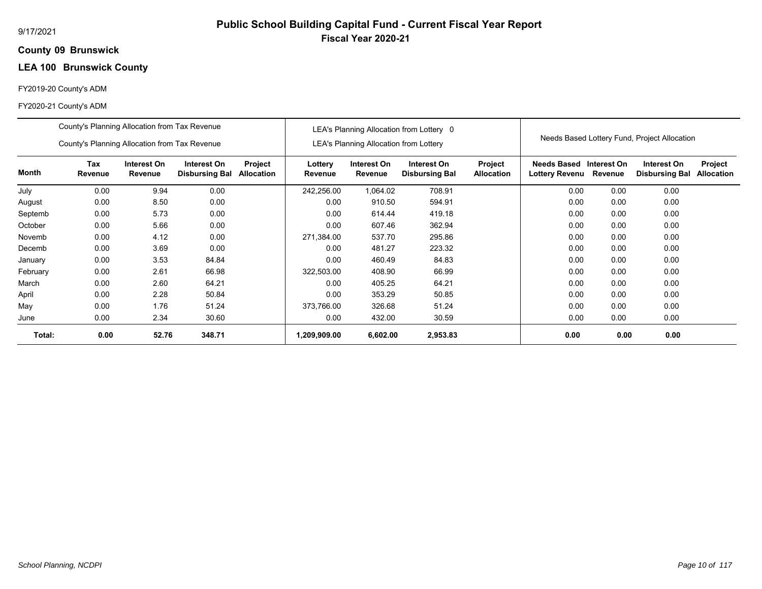# Public School Building Capital Fund - Current Fiscal Year Report

**Fiscal Year 2020-21**

9/17/2021

**County 09 Brunswick**

**LEA 100 Brunswick County**

FY2019-20 County's ADM

FY2020-21 County's ADM

| | County's Planning Allocation from Tax Revenue<br>County's Planning Allocation from Tax Revenue | | | | LEA's Planning Allocation from Lottery 0<br>LEA's Planning Allocation from Lottery | | | | Needs Based Lottery Fund, Project Allocation | | | |
|---|---|---|---|---|---|---|---|---|---|---|---|---|
| **Month** | **Tax Revenue** | **Interest On Revenue** | **Interest On Disbursing Bal** | **Project Allocation** | **Lottery Revenue** | **Interest On Revenue** | **Interest On Disbursing Bal** | **Project Allocation** | **Needs Based Lottery Revenu** | **Interest On Revenue** | **Interest On Disbursing Bal** | **Project Allocation** |
| July | 0.00 | 9.94 | 0.00 | | 242,256.00 | 1,064.02 | 708.91 | | 0.00 | 0.00 | 0.00 | |
| August | 0.00 | 8.50 | 0.00 | | 0.00 | 910.50 | 594.91 | | 0.00 | 0.00 | 0.00 | |
| Septemb | 0.00 | 5.73 | 0.00 | | 0.00 | 614.44 | 419.18 | | 0.00 | 0.00 | 0.00 | |
| October | 0.00 | 5.66 | 0.00 | | 0.00 | 607.46 | 362.94 | | 0.00 | 0.00 | 0.00 | |
| Novemb | 0.00 | 4.12 | 0.00 | | 271,384.00 | 537.70 | 295.86 | | 0.00 | 0.00 | 0.00 | |
| Decemb | 0.00 | 3.69 | 0.00 | | 0.00 | 481.27 | 223.32 | | 0.00 | 0.00 | 0.00 | |
| January | 0.00 | 3.53 | 84.84 | | 0.00 | 460.49 | 84.83 | | 0.00 | 0.00 | 0.00 | |
| February | 0.00 | 2.61 | 66.98 | | 322,503.00 | 408.90 | 66.99 | | 0.00 | 0.00 | 0.00 | |
| March | 0.00 | 2.60 | 64.21 | | 0.00 | 405.25 | 64.21 | | 0.00 | 0.00 | 0.00 | |
| April | 0.00 | 2.28 | 50.84 | | 0.00 | 353.29 | 50.85 | | 0.00 | 0.00 | 0.00 | |
| May | 0.00 | 1.76 | 51.24 | | 373,766.00 | 326.68 | 51.24 | | 0.00 | 0.00 | 0.00 | |
| June | 0.00 | 2.34 | 30.60 | | 0.00 | 432.00 | 30.59 | | 0.00 | 0.00 | 0.00 | |
| **Total:** | **0.00** | **52.76** | **348.71** | | **1,209,909.00** | **6,602.00** | **2,953.83** | | **0.00** | **0.00** | **0.00** | |

*School Planning, NCDPI*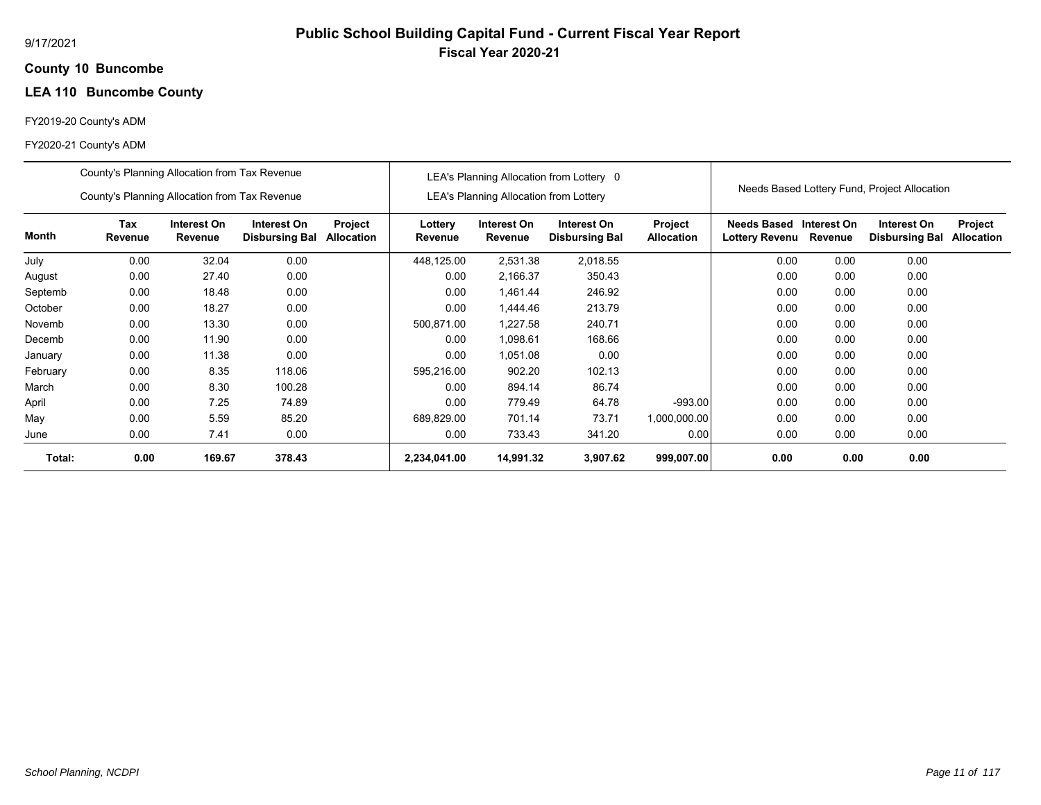# Public School Building Capital Fund - Current Fiscal Year Report

**Fiscal Year 2020-21**

9/17/2021

**County 10 Buncombe**

**LEA 110 Buncombe County**

FY2019-20 County's ADM

FY2020-21 County's ADM

| | County's Planning Allocation from Tax Revenue<br>County's Planning Allocation from Tax Revenue | | | | LEA's Planning Allocation from Lottery 0<br>LEA's Planning Allocation from Lottery | | | | Needs Based Lottery Fund, Project Allocation | | | |
|---|---|---|---|---|---|---|---|---|---|---|---|---|
| **Month** | **Tax Revenue** | **Interest On Revenue** | **Interest On Disbursing Bal** | **Project Allocation** | **Lottery Revenue** | **Interest On Revenue** | **Interest On Disbursing Bal** | **Project Allocation** | **Needs Based Lottery Revenu** | **Interest On Revenue** | **Interest On Disbursing Bal** | **Project Allocation** |
| July | 0.00 | 32.04 | 0.00 | | 448,125.00 | 2,531.38 | 2,018.55 | | 0.00 | 0.00 | 0.00 | |
| August | 0.00 | 27.40 | 0.00 | | 0.00 | 2,166.37 | 350.43 | | 0.00 | 0.00 | 0.00 | |
| Septemb | 0.00 | 18.48 | 0.00 | | 0.00 | 1,461.44 | 246.92 | | 0.00 | 0.00 | 0.00 | |
| October | 0.00 | 18.27 | 0.00 | | 0.00 | 1,444.46 | 213.79 | | 0.00 | 0.00 | 0.00 | |
| Novemb | 0.00 | 13.30 | 0.00 | | 500,871.00 | 1,227.58 | 240.71 | | 0.00 | 0.00 | 0.00 | |
| Decemb | 0.00 | 11.90 | 0.00 | | 0.00 | 1,098.61 | 168.66 | | 0.00 | 0.00 | 0.00 | |
| January | 0.00 | 11.38 | 0.00 | | 0.00 | 1,051.08 | 0.00 | | 0.00 | 0.00 | 0.00 | |
| February | 0.00 | 8.35 | 118.06 | | 595,216.00 | 902.20 | 102.13 | | 0.00 | 0.00 | 0.00 | |
| March | 0.00 | 8.30 | 100.28 | | 0.00 | 894.14 | 86.74 | | 0.00 | 0.00 | 0.00 | |
| April | 0.00 | 7.25 | 74.89 | | 0.00 | 779.49 | 64.78 | -993.00 | 0.00 | 0.00 | 0.00 | |
| May | 0.00 | 5.59 | 85.20 | | 689,829.00 | 701.14 | 73.71 | 1,000,000.00 | 0.00 | 0.00 | 0.00 | |
| June | 0.00 | 7.41 | 0.00 | | 0.00 | 733.43 | 341.20 | 0.00 | 0.00 | 0.00 | 0.00 | |
| **Total:** | **0.00** | **169.67** | **378.43** | | **2,234,041.00** | **14,991.32** | **3,907.62** | **999,007.00** | **0.00** | **0.00** | **0.00** | |

*School Planning, NCDPI*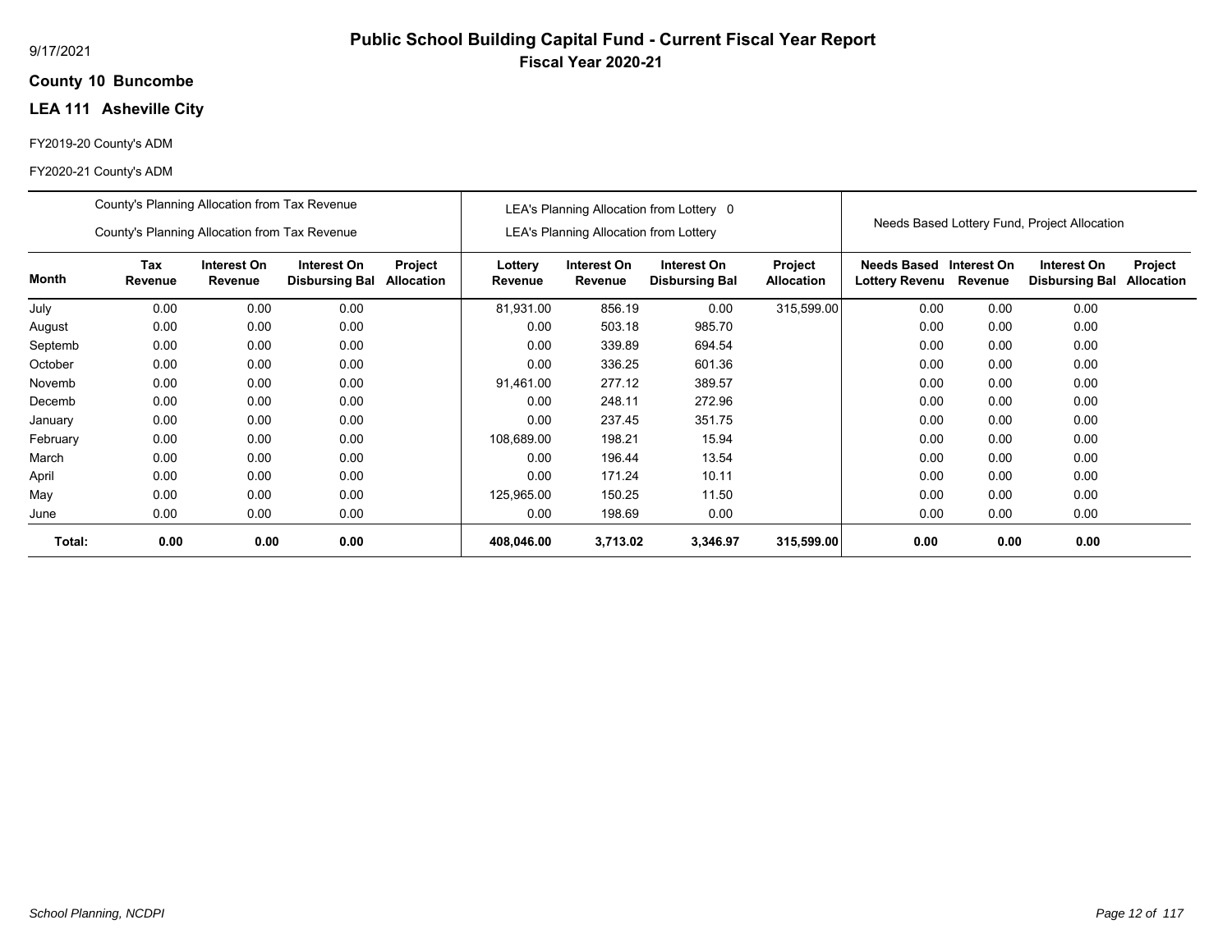# Public School Building Capital Fund - Current Fiscal Year Report

**Fiscal Year 2020-21**

9/17/2021

**County 10 Buncombe**

**LEA 111 Asheville City**

FY2019-20 County's ADM

FY2020-21 County's ADM

| | County's Planning Allocation from Tax Revenue / County's Planning Allocation from Tax Revenue | | | | LEA's Planning Allocation from Lottery 0 / LEA's Planning Allocation from Lottery | | | | Needs Based Lottery Fund, Project Allocation | | | |
|---|---|---|---|---|---|---|---|---|---|---|---|---|
| **Month** | **Tax Revenue** | **Interest On Revenue** | **Interest On Disbursing Bal** | **Project Allocation** | **Lottery Revenue** | **Interest On Revenue** | **Interest On Disbursing Bal** | **Project Allocation** | **Needs Based Lottery Revenu** | **Interest On Revenue** | **Interest On Disbursing Bal** | **Project Allocation** |
| July | 0.00 | 0.00 | 0.00 | | 81,931.00 | 856.19 | 0.00 | 315,599.00 | 0.00 | 0.00 | 0.00 | |
| August | 0.00 | 0.00 | 0.00 | | 0.00 | 503.18 | 985.70 | | 0.00 | 0.00 | 0.00 | |
| Septemb | 0.00 | 0.00 | 0.00 | | 0.00 | 339.89 | 694.54 | | 0.00 | 0.00 | 0.00 | |
| October | 0.00 | 0.00 | 0.00 | | 0.00 | 336.25 | 601.36 | | 0.00 | 0.00 | 0.00 | |
| Novemb | 0.00 | 0.00 | 0.00 | | 91,461.00 | 277.12 | 389.57 | | 0.00 | 0.00 | 0.00 | |
| Decemb | 0.00 | 0.00 | 0.00 | | 0.00 | 248.11 | 272.96 | | 0.00 | 0.00 | 0.00 | |
| January | 0.00 | 0.00 | 0.00 | | 0.00 | 237.45 | 351.75 | | 0.00 | 0.00 | 0.00 | |
| February | 0.00 | 0.00 | 0.00 | | 108,689.00 | 198.21 | 15.94 | | 0.00 | 0.00 | 0.00 | |
| March | 0.00 | 0.00 | 0.00 | | 0.00 | 196.44 | 13.54 | | 0.00 | 0.00 | 0.00 | |
| April | 0.00 | 0.00 | 0.00 | | 0.00 | 171.24 | 10.11 | | 0.00 | 0.00 | 0.00 | |
| May | 0.00 | 0.00 | 0.00 | | 125,965.00 | 150.25 | 11.50 | | 0.00 | 0.00 | 0.00 | |
| June | 0.00 | 0.00 | 0.00 | | 0.00 | 198.69 | 0.00 | | 0.00 | 0.00 | 0.00 | |
| **Total:** | **0.00** | **0.00** | **0.00** | | **408,046.00** | **3,713.02** | **3,346.97** | **315,599.00** | **0.00** | **0.00** | **0.00** | |

*School Planning, NCDPI*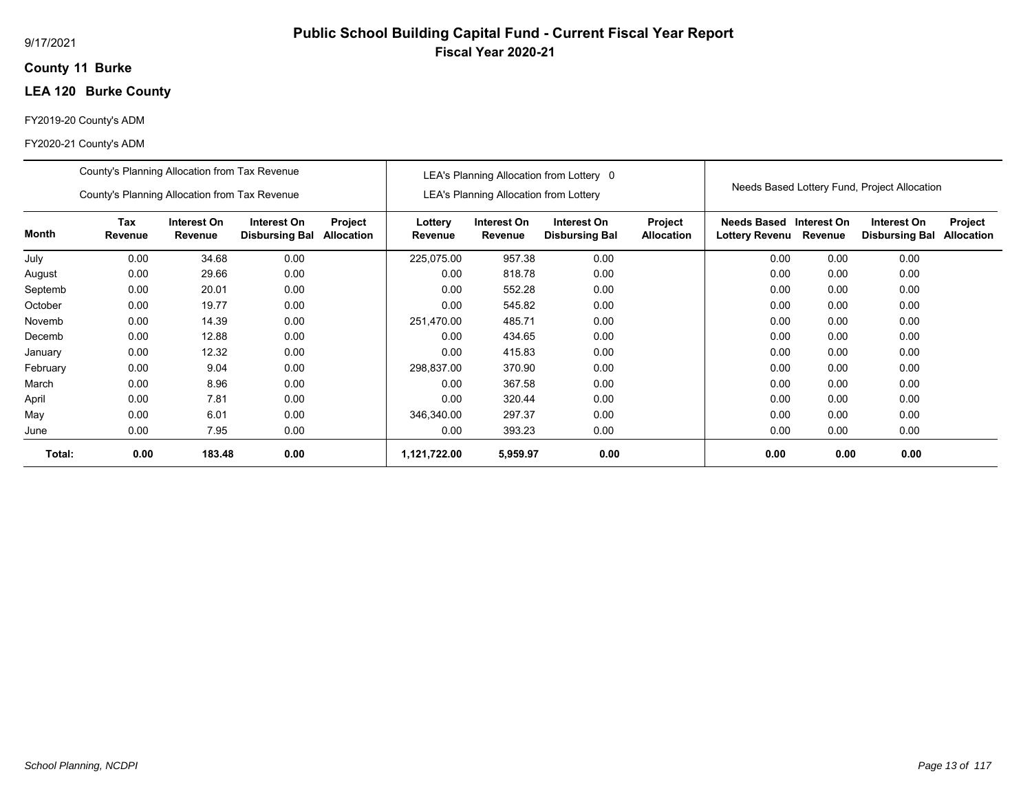9/17/2021

# Public School Building Capital Fund - Current Fiscal Year Report

## Fiscal Year 2020-21

**County 11 Burke**

**LEA 120 Burke County**

FY2019-20 County's ADM

FY2020-21 County's ADM

| | County's Planning Allocation from Tax Revenue / County's Planning Allocation from Tax Revenue | | | | LEA's Planning Allocation from Lottery 0 / LEA's Planning Allocation from Lottery | | | | Needs Based Lottery Fund, Project Allocation | | | |
|---|---|---|---|---|---|---|---|---|---|---|---|---|
| **Month** | **Tax Revenue** | **Interest On Revenue** | **Interest On Disbursing Bal** | **Project Allocation** | **Lottery Revenue** | **Interest On Revenue** | **Interest On Disbursing Bal** | **Project Allocation** | **Needs Based Lottery Revenu** | **Interest On Revenue** | **Interest On Disbursing Bal** | **Project Allocation** |
| July | 0.00 | 34.68 | 0.00 | | 225,075.00 | 957.38 | 0.00 | | 0.00 | 0.00 | 0.00 | |
| August | 0.00 | 29.66 | 0.00 | | 0.00 | 818.78 | 0.00 | | 0.00 | 0.00 | 0.00 | |
| Septemb | 0.00 | 20.01 | 0.00 | | 0.00 | 552.28 | 0.00 | | 0.00 | 0.00 | 0.00 | |
| October | 0.00 | 19.77 | 0.00 | | 0.00 | 545.82 | 0.00 | | 0.00 | 0.00 | 0.00 | |
| Novemb | 0.00 | 14.39 | 0.00 | | 251,470.00 | 485.71 | 0.00 | | 0.00 | 0.00 | 0.00 | |
| Decemb | 0.00 | 12.88 | 0.00 | | 0.00 | 434.65 | 0.00 | | 0.00 | 0.00 | 0.00 | |
| January | 0.00 | 12.32 | 0.00 | | 0.00 | 415.83 | 0.00 | | 0.00 | 0.00 | 0.00 | |
| February | 0.00 | 9.04 | 0.00 | | 298,837.00 | 370.90 | 0.00 | | 0.00 | 0.00 | 0.00 | |
| March | 0.00 | 8.96 | 0.00 | | 0.00 | 367.58 | 0.00 | | 0.00 | 0.00 | 0.00 | |
| April | 0.00 | 7.81 | 0.00 | | 0.00 | 320.44 | 0.00 | | 0.00 | 0.00 | 0.00 | |
| May | 0.00 | 6.01 | 0.00 | | 346,340.00 | 297.37 | 0.00 | | 0.00 | 0.00 | 0.00 | |
| June | 0.00 | 7.95 | 0.00 | | 0.00 | 393.23 | 0.00 | | 0.00 | 0.00 | 0.00 | |
| **Total:** | **0.00** | **183.48** | **0.00** | | **1,121,722.00** | **5,959.97** | **0.00** | | **0.00** | **0.00** | **0.00** | |

*School Planning, NCDPI*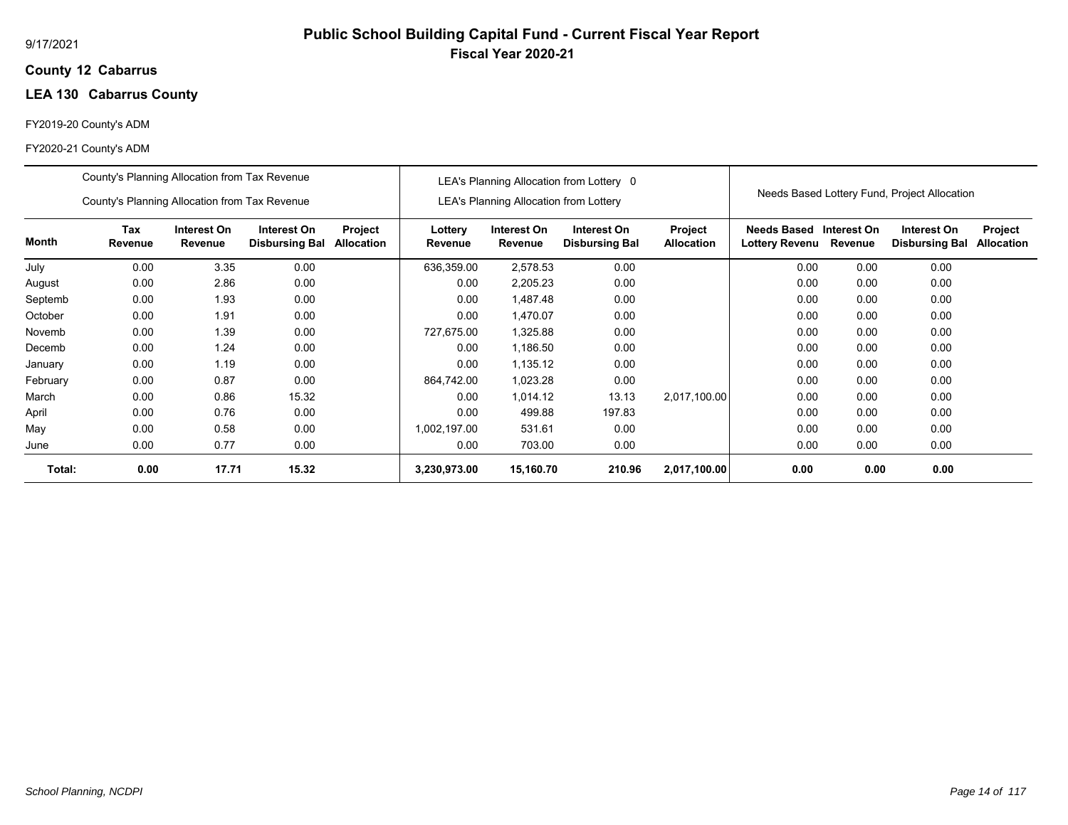9/17/2021

# Public School Building Capital Fund - Current Fiscal Year Report

## Fiscal Year 2020-21

**County 12 Cabarrus**

**LEA 130 Cabarrus County**

FY2019-20 County's ADM

FY2020-21 County's ADM

| | County's Planning Allocation from Tax Revenue<br>County's Planning Allocation from Tax Revenue | | | | LEA's Planning Allocation from Lottery 0<br>LEA's Planning Allocation from Lottery | | | | Needs Based Lottery Fund, Project Allocation | | | |
|---|---|---|---|---|---|---|---|---|---|---|---|---|
| **Month** | **Tax Revenue** | **Interest On Revenue** | **Interest On Disbursing Bal** | **Project Allocation** | **Lottery Revenue** | **Interest On Revenue** | **Interest On Disbursing Bal** | **Project Allocation** | **Needs Based Lottery Revenu** | **Interest On Revenue** | **Interest On Disbursing Bal** | **Project Allocation** |
| July | 0.00 | 3.35 | 0.00 | | 636,359.00 | 2,578.53 | 0.00 | | 0.00 | 0.00 | 0.00 | |
| August | 0.00 | 2.86 | 0.00 | | 0.00 | 2,205.23 | 0.00 | | 0.00 | 0.00 | 0.00 | |
| Septemb | 0.00 | 1.93 | 0.00 | | 0.00 | 1,487.48 | 0.00 | | 0.00 | 0.00 | 0.00 | |
| October | 0.00 | 1.91 | 0.00 | | 0.00 | 1,470.07 | 0.00 | | 0.00 | 0.00 | 0.00 | |
| Novemb | 0.00 | 1.39 | 0.00 | | 727,675.00 | 1,325.88 | 0.00 | | 0.00 | 0.00 | 0.00 | |
| Decemb | 0.00 | 1.24 | 0.00 | | 0.00 | 1,186.50 | 0.00 | | 0.00 | 0.00 | 0.00 | |
| January | 0.00 | 1.19 | 0.00 | | 0.00 | 1,135.12 | 0.00 | | 0.00 | 0.00 | 0.00 | |
| February | 0.00 | 0.87 | 0.00 | | 864,742.00 | 1,023.28 | 0.00 | | 0.00 | 0.00 | 0.00 | |
| March | 0.00 | 0.86 | 15.32 | | 0.00 | 1,014.12 | 13.13 | 2,017,100.00 | 0.00 | 0.00 | 0.00 | |
| April | 0.00 | 0.76 | 0.00 | | 0.00 | 499.88 | 197.83 | | 0.00 | 0.00 | 0.00 | |
| May | 0.00 | 0.58 | 0.00 | | 1,002,197.00 | 531.61 | 0.00 | | 0.00 | 0.00 | 0.00 | |
| June | 0.00 | 0.77 | 0.00 | | 0.00 | 703.00 | 0.00 | | 0.00 | 0.00 | 0.00 | |
| **Total:** | **0.00** | **17.71** | **15.32** | | **3,230,973.00** | **15,160.70** | **210.96** | **2,017,100.00** | **0.00** | **0.00** | **0.00** | |

*School Planning, NCDPI*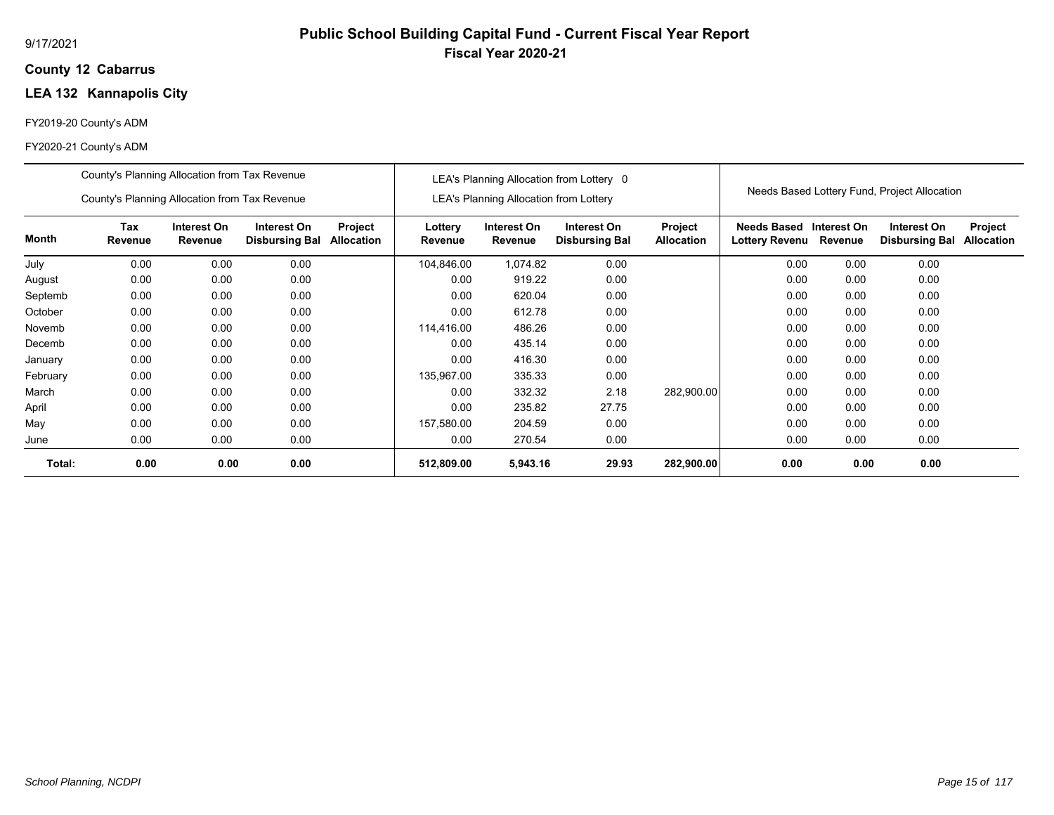9/17/2021

# Public School Building Capital Fund - Current Fiscal Year Report

## Fiscal Year 2020-21

**County 12 Cabarrus**

**LEA 132 Kannapolis City**

FY2019-20 County's ADM

FY2020-21 County's ADM

| | County's Planning Allocation from Tax Revenue / County's Planning Allocation from Tax Revenue | | | | LEA's Planning Allocation from Lottery 0 / LEA's Planning Allocation from Lottery | | | | Needs Based Lottery Fund, Project Allocation | | | |
|---|---|---|---|---|---|---|---|---|---|---|---|---|
| **Month** | **Tax Revenue** | **Interest On Revenue** | **Interest On Disbursing Bal** | **Project Allocation** | **Lottery Revenue** | **Interest On Revenue** | **Interest On Disbursing Bal** | **Project Allocation** | **Needs Based Lottery Revenu** | **Interest On Revenue** | **Interest On Disbursing Bal** | **Project Allocation** |
| July | 0.00 | 0.00 | 0.00 | | 104,846.00 | 1,074.82 | 0.00 | | 0.00 | 0.00 | 0.00 | |
| August | 0.00 | 0.00 | 0.00 | | 0.00 | 919.22 | 0.00 | | 0.00 | 0.00 | 0.00 | |
| Septemb | 0.00 | 0.00 | 0.00 | | 0.00 | 620.04 | 0.00 | | 0.00 | 0.00 | 0.00 | |
| October | 0.00 | 0.00 | 0.00 | | 0.00 | 612.78 | 0.00 | | 0.00 | 0.00 | 0.00 | |
| Novemb | 0.00 | 0.00 | 0.00 | | 114,416.00 | 486.26 | 0.00 | | 0.00 | 0.00 | 0.00 | |
| Decemb | 0.00 | 0.00 | 0.00 | | 0.00 | 435.14 | 0.00 | | 0.00 | 0.00 | 0.00 | |
| January | 0.00 | 0.00 | 0.00 | | 0.00 | 416.30 | 0.00 | | 0.00 | 0.00 | 0.00 | |
| February | 0.00 | 0.00 | 0.00 | | 135,967.00 | 335.33 | 0.00 | | 0.00 | 0.00 | 0.00 | |
| March | 0.00 | 0.00 | 0.00 | | 0.00 | 332.32 | 2.18 | 282,900.00 | 0.00 | 0.00 | 0.00 | |
| April | 0.00 | 0.00 | 0.00 | | 0.00 | 235.82 | 27.75 | | 0.00 | 0.00 | 0.00 | |
| May | 0.00 | 0.00 | 0.00 | | 157,580.00 | 204.59 | 0.00 | | 0.00 | 0.00 | 0.00 | |
| June | 0.00 | 0.00 | 0.00 | | 0.00 | 270.54 | 0.00 | | 0.00 | 0.00 | 0.00 | |
| **Total:** | **0.00** | **0.00** | **0.00** | | **512,809.00** | **5,943.16** | **29.93** | **282,900.00** | **0.00** | **0.00** | **0.00** | |

*School Planning, NCDPI*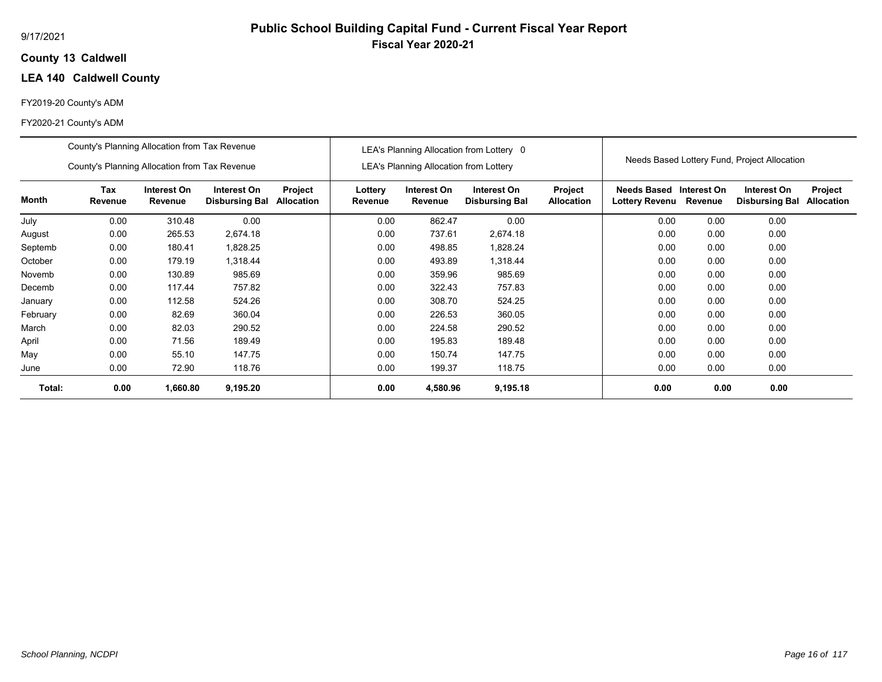# Public School Building Capital Fund - Current Fiscal Year Report

**Fiscal Year 2020-21**

9/17/2021

**County 13 Caldwell**

**LEA 140 Caldwell County**

FY2019-20 County's ADM

FY2020-21 County's ADM

| | County's Planning Allocation from Tax Revenue<br>County's Planning Allocation from Tax Revenue | | | | LEA's Planning Allocation from Lottery 0<br>LEA's Planning Allocation from Lottery | | | | Needs Based Lottery Fund, Project Allocation | | | |
|---|---|---|---|---|---|---|---|---|---|---|---|---|
| **Month** | **Tax Revenue** | **Interest On Revenue** | **Interest On Disbursing Bal** | **Project Allocation** | **Lottery Revenue** | **Interest On Revenue** | **Interest On Disbursing Bal** | **Project Allocation** | **Needs Based Lottery Revenu** | **Interest On Revenue** | **Interest On Disbursing Bal** | **Project Allocation** |
| July | 0.00 | 310.48 | 0.00 | | 0.00 | 862.47 | 0.00 | | 0.00 | 0.00 | 0.00 | |
| August | 0.00 | 265.53 | 2,674.18 | | 0.00 | 737.61 | 2,674.18 | | 0.00 | 0.00 | 0.00 | |
| Septemb | 0.00 | 180.41 | 1,828.25 | | 0.00 | 498.85 | 1,828.24 | | 0.00 | 0.00 | 0.00 | |
| October | 0.00 | 179.19 | 1,318.44 | | 0.00 | 493.89 | 1,318.44 | | 0.00 | 0.00 | 0.00 | |
| Novemb | 0.00 | 130.89 | 985.69 | | 0.00 | 359.96 | 985.69 | | 0.00 | 0.00 | 0.00 | |
| Decemb | 0.00 | 117.44 | 757.82 | | 0.00 | 322.43 | 757.83 | | 0.00 | 0.00 | 0.00 | |
| January | 0.00 | 112.58 | 524.26 | | 0.00 | 308.70 | 524.25 | | 0.00 | 0.00 | 0.00 | |
| February | 0.00 | 82.69 | 360.04 | | 0.00 | 226.53 | 360.05 | | 0.00 | 0.00 | 0.00 | |
| March | 0.00 | 82.03 | 290.52 | | 0.00 | 224.58 | 290.52 | | 0.00 | 0.00 | 0.00 | |
| April | 0.00 | 71.56 | 189.49 | | 0.00 | 195.83 | 189.48 | | 0.00 | 0.00 | 0.00 | |
| May | 0.00 | 55.10 | 147.75 | | 0.00 | 150.74 | 147.75 | | 0.00 | 0.00 | 0.00 | |
| June | 0.00 | 72.90 | 118.76 | | 0.00 | 199.37 | 118.75 | | 0.00 | 0.00 | 0.00 | |
| **Total:** | **0.00** | **1,660.80** | **9,195.20** | | **0.00** | **4,580.96** | **9,195.18** | | **0.00** | **0.00** | **0.00** | |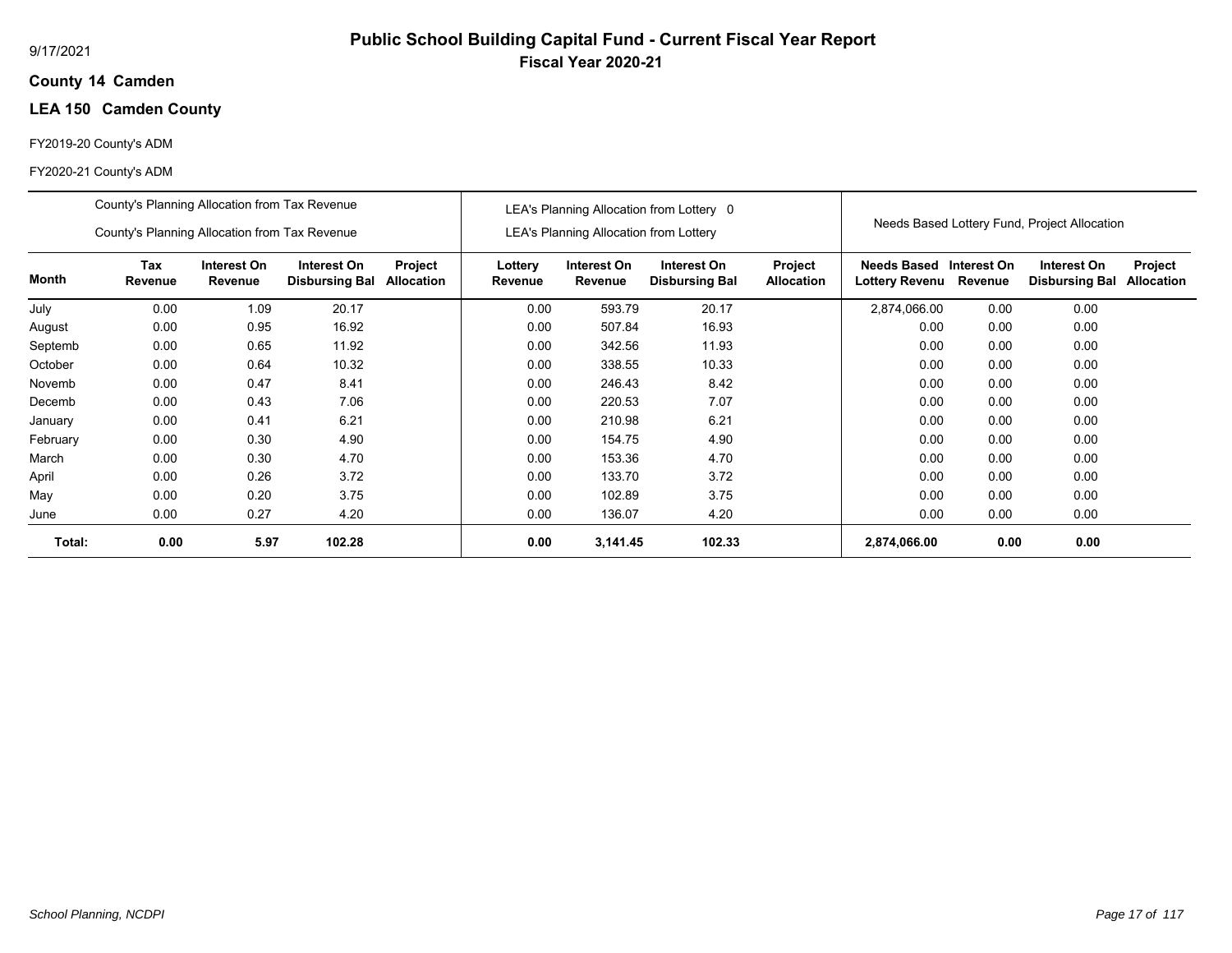# Public School Building Capital Fund - Current Fiscal Year Report

## Fiscal Year 2020-21

9/17/2021

**County 14 Camden**

**LEA 150 Camden County**

FY2019-20 County's ADM

FY2020-21 County's ADM

| | County's Planning Allocation from Tax Revenue / County's Planning Allocation from Tax Revenue | | | | LEA's Planning Allocation from Lottery 0 / LEA's Planning Allocation from Lottery | | | | Needs Based Lottery Fund, Project Allocation | | | |
|---|---|---|---|---|---|---|---|---|---|---|---|---|
| **Month** | **Tax Revenue** | **Interest On Revenue** | **Interest On Disbursing Bal** | **Project Allocation** | **Lottery Revenue** | **Interest On Revenue** | **Interest On Disbursing Bal** | **Project Allocation** | **Needs Based Lottery Revenu** | **Interest On Revenue** | **Interest On Disbursing Bal** | **Project Allocation** |
| July | 0.00 | 1.09 | 20.17 | | 0.00 | 593.79 | 20.17 | | 2,874,066.00 | 0.00 | 0.00 | |
| August | 0.00 | 0.95 | 16.92 | | 0.00 | 507.84 | 16.93 | | 0.00 | 0.00 | 0.00 | |
| Septemb | 0.00 | 0.65 | 11.92 | | 0.00 | 342.56 | 11.93 | | 0.00 | 0.00 | 0.00 | |
| October | 0.00 | 0.64 | 10.32 | | 0.00 | 338.55 | 10.33 | | 0.00 | 0.00 | 0.00 | |
| Novemb | 0.00 | 0.47 | 8.41 | | 0.00 | 246.43 | 8.42 | | 0.00 | 0.00 | 0.00 | |
| Decemb | 0.00 | 0.43 | 7.06 | | 0.00 | 220.53 | 7.07 | | 0.00 | 0.00 | 0.00 | |
| January | 0.00 | 0.41 | 6.21 | | 0.00 | 210.98 | 6.21 | | 0.00 | 0.00 | 0.00 | |
| February | 0.00 | 0.30 | 4.90 | | 0.00 | 154.75 | 4.90 | | 0.00 | 0.00 | 0.00 | |
| March | 0.00 | 0.30 | 4.70 | | 0.00 | 153.36 | 4.70 | | 0.00 | 0.00 | 0.00 | |
| April | 0.00 | 0.26 | 3.72 | | 0.00 | 133.70 | 3.72 | | 0.00 | 0.00 | 0.00 | |
| May | 0.00 | 0.20 | 3.75 | | 0.00 | 102.89 | 3.75 | | 0.00 | 0.00 | 0.00 | |
| June | 0.00 | 0.27 | 4.20 | | 0.00 | 136.07 | 4.20 | | 0.00 | 0.00 | 0.00 | |
| **Total:** | **0.00** | **5.97** | **102.28** | | **0.00** | **3,141.45** | **102.33** | | **2,874,066.00** | **0.00** | **0.00** | |

*School Planning, NCDPI*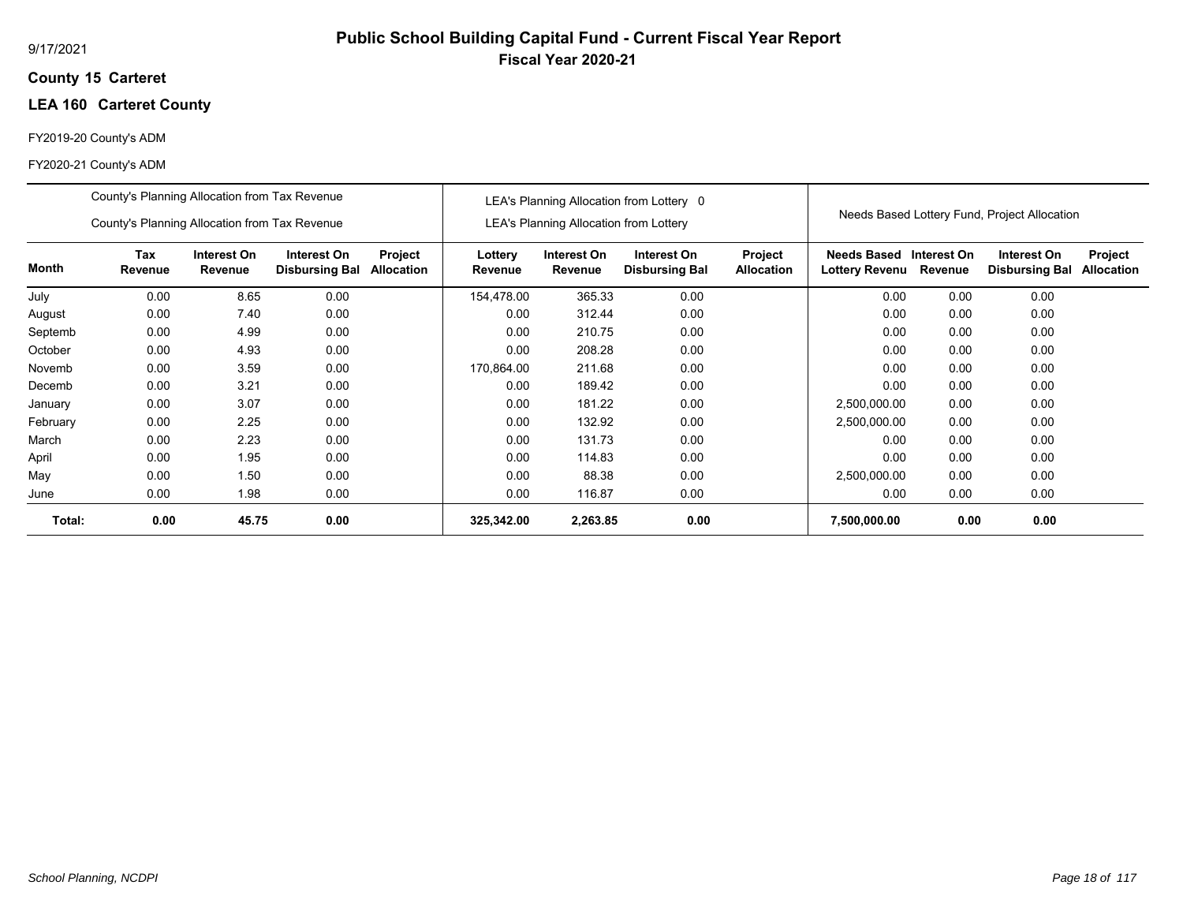# Public School Building Capital Fund - Current Fiscal Year Report

## Fiscal Year 2020-21

9/17/2021

**County 15 Carteret**

**LEA 160 Carteret County**

FY2019-20 County's ADM

FY2020-21 County's ADM

| | County's Planning Allocation from Tax Revenue<br>County's Planning Allocation from Tax Revenue | | | | LEA's Planning Allocation from Lottery 0<br>LEA's Planning Allocation from Lottery | | | | Needs Based Lottery Fund, Project Allocation | | | |
|---|---|---|---|---|---|---|---|---|---|---|---|---|
| **Month** | **Tax Revenue** | **Interest On Revenue** | **Interest On Disbursing Bal** | **Project Allocation** | **Lottery Revenue** | **Interest On Revenue** | **Interest On Disbursing Bal** | **Project Allocation** | **Needs Based Lottery Revenu** | **Interest On Revenue** | **Interest On Disbursing Bal** | **Project Allocation** |
| July | 0.00 | 8.65 | 0.00 | | 154,478.00 | 365.33 | 0.00 | | 0.00 | 0.00 | 0.00 | |
| August | 0.00 | 7.40 | 0.00 | | 0.00 | 312.44 | 0.00 | | 0.00 | 0.00 | 0.00 | |
| Septemb | 0.00 | 4.99 | 0.00 | | 0.00 | 210.75 | 0.00 | | 0.00 | 0.00 | 0.00 | |
| October | 0.00 | 4.93 | 0.00 | | 0.00 | 208.28 | 0.00 | | 0.00 | 0.00 | 0.00 | |
| Novemb | 0.00 | 3.59 | 0.00 | | 170,864.00 | 211.68 | 0.00 | | 0.00 | 0.00 | 0.00 | |
| Decemb | 0.00 | 3.21 | 0.00 | | 0.00 | 189.42 | 0.00 | | 0.00 | 0.00 | 0.00 | |
| January | 0.00 | 3.07 | 0.00 | | 0.00 | 181.22 | 0.00 | | 2,500,000.00 | 0.00 | 0.00 | |
| February | 0.00 | 2.25 | 0.00 | | 0.00 | 132.92 | 0.00 | | 2,500,000.00 | 0.00 | 0.00 | |
| March | 0.00 | 2.23 | 0.00 | | 0.00 | 131.73 | 0.00 | | 0.00 | 0.00 | 0.00 | |
| April | 0.00 | 1.95 | 0.00 | | 0.00 | 114.83 | 0.00 | | 0.00 | 0.00 | 0.00 | |
| May | 0.00 | 1.50 | 0.00 | | 0.00 | 88.38 | 0.00 | | 2,500,000.00 | 0.00 | 0.00 | |
| June | 0.00 | 1.98 | 0.00 | | 0.00 | 116.87 | 0.00 | | 0.00 | 0.00 | 0.00 | |
| **Total:** | **0.00** | **45.75** | **0.00** | | **325,342.00** | **2,263.85** | **0.00** | | **7,500,000.00** | **0.00** | **0.00** | |

*School Planning, NCDPI*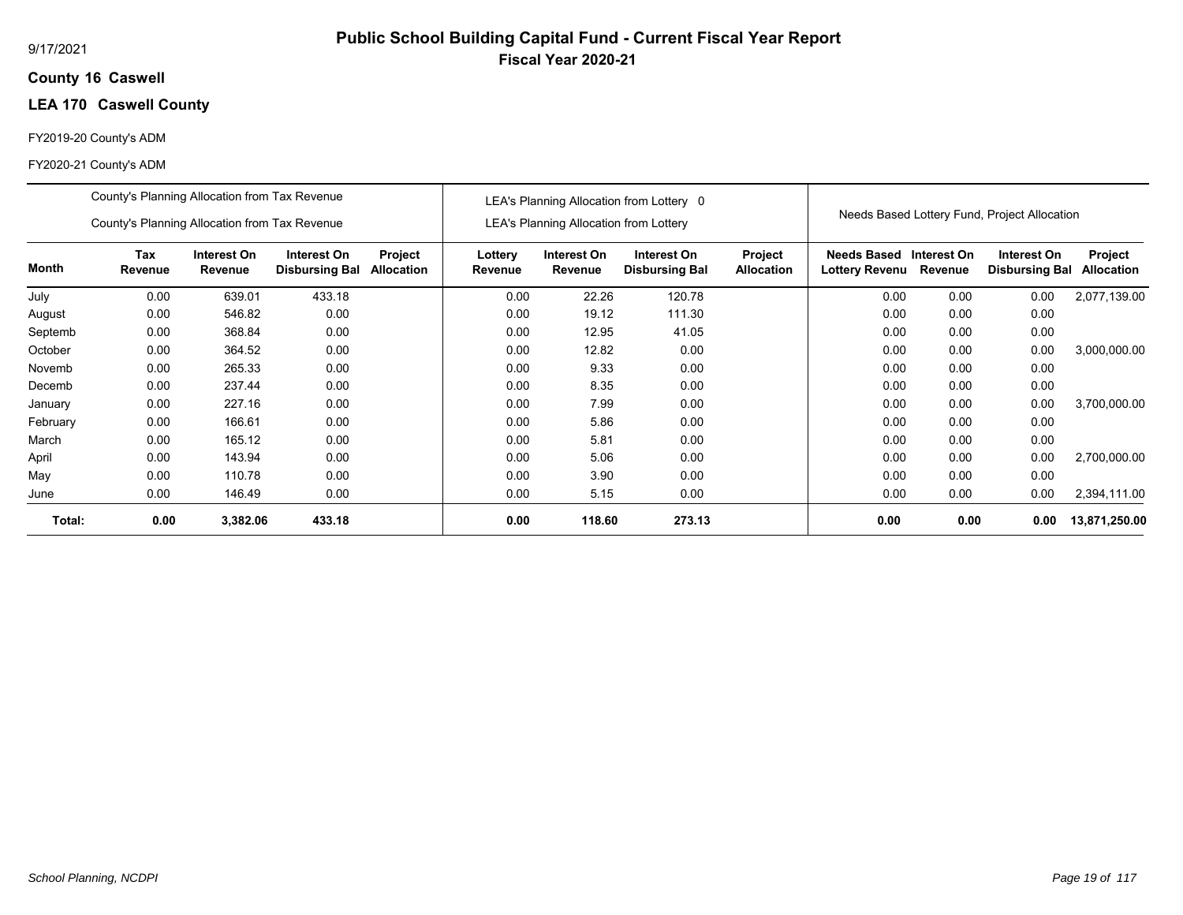# Public School Building Capital Fund - Current Fiscal Year Report

## Fiscal Year 2020-21

9/17/2021

**County 16 Caswell**

**LEA 170 Caswell County**

FY2019-20 County's ADM

FY2020-21 County's ADM

| | County's Planning Allocation from Tax Revenue / County's Planning Allocation from Tax Revenue | | | | LEA's Planning Allocation from Lottery 0 / LEA's Planning Allocation from Lottery | | | | Needs Based Lottery Fund, Project Allocation | | | |
|---|---|---|---|---|---|---|---|---|---|---|---|---|
| **Month** | **Tax Revenue** | **Interest On Revenue** | **Interest On Disbursing Bal** | **Project Allocation** | **Lottery Revenue** | **Interest On Revenue** | **Interest On Disbursing Bal** | **Project Allocation** | **Needs Based Lottery Revenu** | **Interest On Revenue** | **Interest On Disbursing Bal** | **Project Allocation** |
| July | 0.00 | 639.01 | 433.18 | | 0.00 | 22.26 | 120.78 | | 0.00 | 0.00 | 0.00 | 2,077,139.00 |
| August | 0.00 | 546.82 | 0.00 | | 0.00 | 19.12 | 111.30 | | 0.00 | 0.00 | 0.00 | |
| Septemb | 0.00 | 368.84 | 0.00 | | 0.00 | 12.95 | 41.05 | | 0.00 | 0.00 | 0.00 | |
| October | 0.00 | 364.52 | 0.00 | | 0.00 | 12.82 | 0.00 | | 0.00 | 0.00 | 0.00 | 3,000,000.00 |
| Novemb | 0.00 | 265.33 | 0.00 | | 0.00 | 9.33 | 0.00 | | 0.00 | 0.00 | 0.00 | |
| Decemb | 0.00 | 237.44 | 0.00 | | 0.00 | 8.35 | 0.00 | | 0.00 | 0.00 | 0.00 | |
| January | 0.00 | 227.16 | 0.00 | | 0.00 | 7.99 | 0.00 | | 0.00 | 0.00 | 0.00 | 3,700,000.00 |
| February | 0.00 | 166.61 | 0.00 | | 0.00 | 5.86 | 0.00 | | 0.00 | 0.00 | 0.00 | |
| March | 0.00 | 165.12 | 0.00 | | 0.00 | 5.81 | 0.00 | | 0.00 | 0.00 | 0.00 | |
| April | 0.00 | 143.94 | 0.00 | | 0.00 | 5.06 | 0.00 | | 0.00 | 0.00 | 0.00 | 2,700,000.00 |
| May | 0.00 | 110.78 | 0.00 | | 0.00 | 3.90 | 0.00 | | 0.00 | 0.00 | 0.00 | |
| June | 0.00 | 146.49 | 0.00 | | 0.00 | 5.15 | 0.00 | | 0.00 | 0.00 | 0.00 | 2,394,111.00 |
| **Total:** | **0.00** | **3,382.06** | **433.18** | | **0.00** | **118.60** | **273.13** | | **0.00** | **0.00** | **0.00** | **13,871,250.00** |

*School Planning, NCDPI*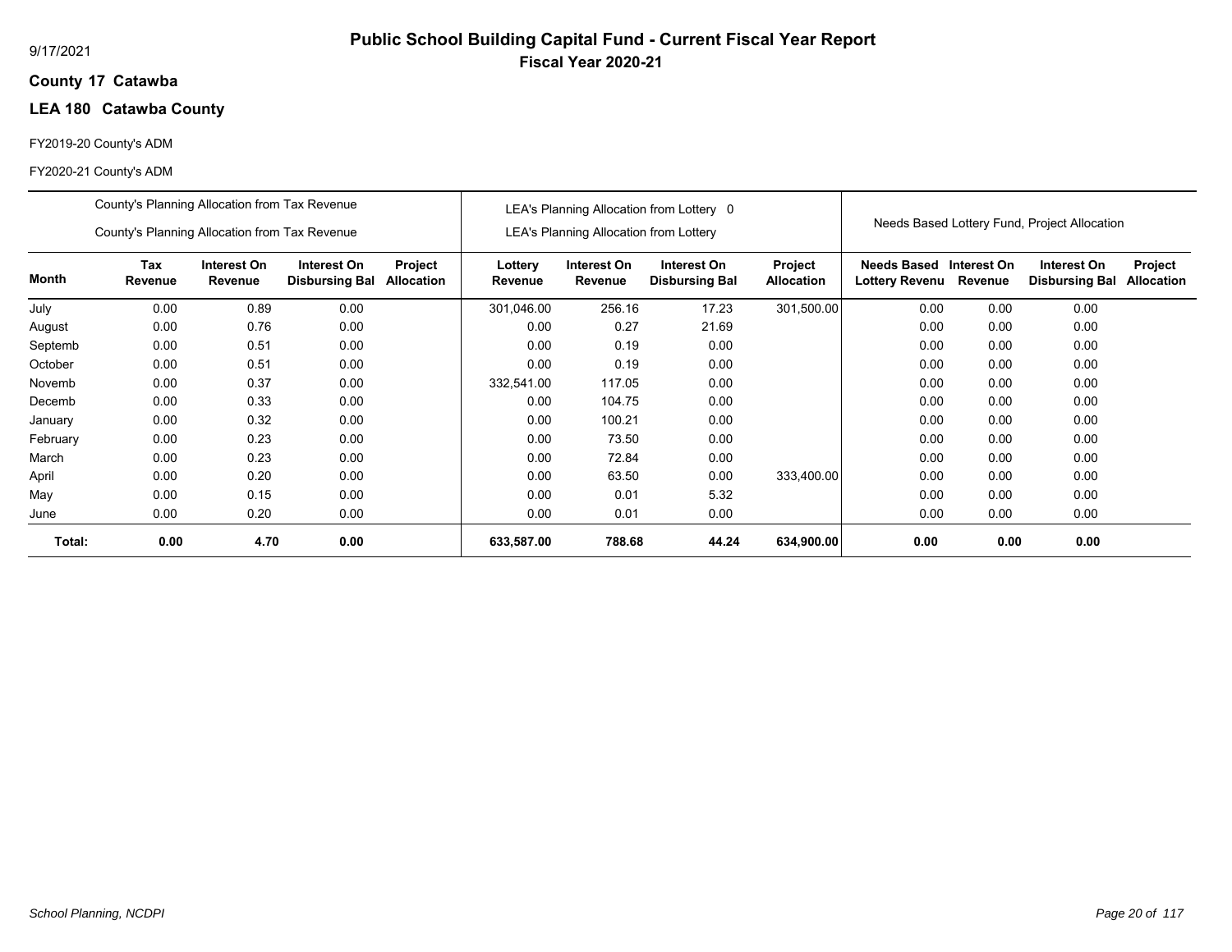# Public School Building Capital Fund - Current Fiscal Year Report

## Fiscal Year 2020-21

9/17/2021

**County 17 Catawba**

**LEA 180 Catawba County**

FY2019-20 County's ADM

FY2020-21 County's ADM

| | County's Planning Allocation from Tax Revenue<br>County's Planning Allocation from Tax Revenue | | | | LEA's Planning Allocation from Lottery 0<br>LEA's Planning Allocation from Lottery | | | | Needs Based Lottery Fund, Project Allocation | | | |
|---|---|---|---|---|---|---|---|---|---|---|---|---|
| **Month** | **Tax Revenue** | **Interest On Revenue** | **Interest On Disbursing Bal** | **Project Allocation** | **Lottery Revenue** | **Interest On Revenue** | **Interest On Disbursing Bal** | **Project Allocation** | **Needs Based Lottery Revenu** | **Interest On Revenue** | **Interest On Disbursing Bal** | **Project Allocation** |
| July | 0.00 | 0.89 | 0.00 | | 301,046.00 | 256.16 | 17.23 | 301,500.00 | 0.00 | 0.00 | 0.00 | |
| August | 0.00 | 0.76 | 0.00 | | 0.00 | 0.27 | 21.69 | | 0.00 | 0.00 | 0.00 | |
| Septemb | 0.00 | 0.51 | 0.00 | | 0.00 | 0.19 | 0.00 | | 0.00 | 0.00 | 0.00 | |
| October | 0.00 | 0.51 | 0.00 | | 0.00 | 0.19 | 0.00 | | 0.00 | 0.00 | 0.00 | |
| Novemb | 0.00 | 0.37 | 0.00 | | 332,541.00 | 117.05 | 0.00 | | 0.00 | 0.00 | 0.00 | |
| Decemb | 0.00 | 0.33 | 0.00 | | 0.00 | 104.75 | 0.00 | | 0.00 | 0.00 | 0.00 | |
| January | 0.00 | 0.32 | 0.00 | | 0.00 | 100.21 | 0.00 | | 0.00 | 0.00 | 0.00 | |
| February | 0.00 | 0.23 | 0.00 | | 0.00 | 73.50 | 0.00 | | 0.00 | 0.00 | 0.00 | |
| March | 0.00 | 0.23 | 0.00 | | 0.00 | 72.84 | 0.00 | | 0.00 | 0.00 | 0.00 | |
| April | 0.00 | 0.20 | 0.00 | | 0.00 | 63.50 | 0.00 | 333,400.00 | 0.00 | 0.00 | 0.00 | |
| May | 0.00 | 0.15 | 0.00 | | 0.00 | 0.01 | 5.32 | | 0.00 | 0.00 | 0.00 | |
| June | 0.00 | 0.20 | 0.00 | | 0.00 | 0.01 | 0.00 | | 0.00 | 0.00 | 0.00 | |
| **Total:** | **0.00** | **4.70** | **0.00** | | **633,587.00** | **788.68** | **44.24** | **634,900.00** | **0.00** | **0.00** | **0.00** | |

*School Planning, NCDPI*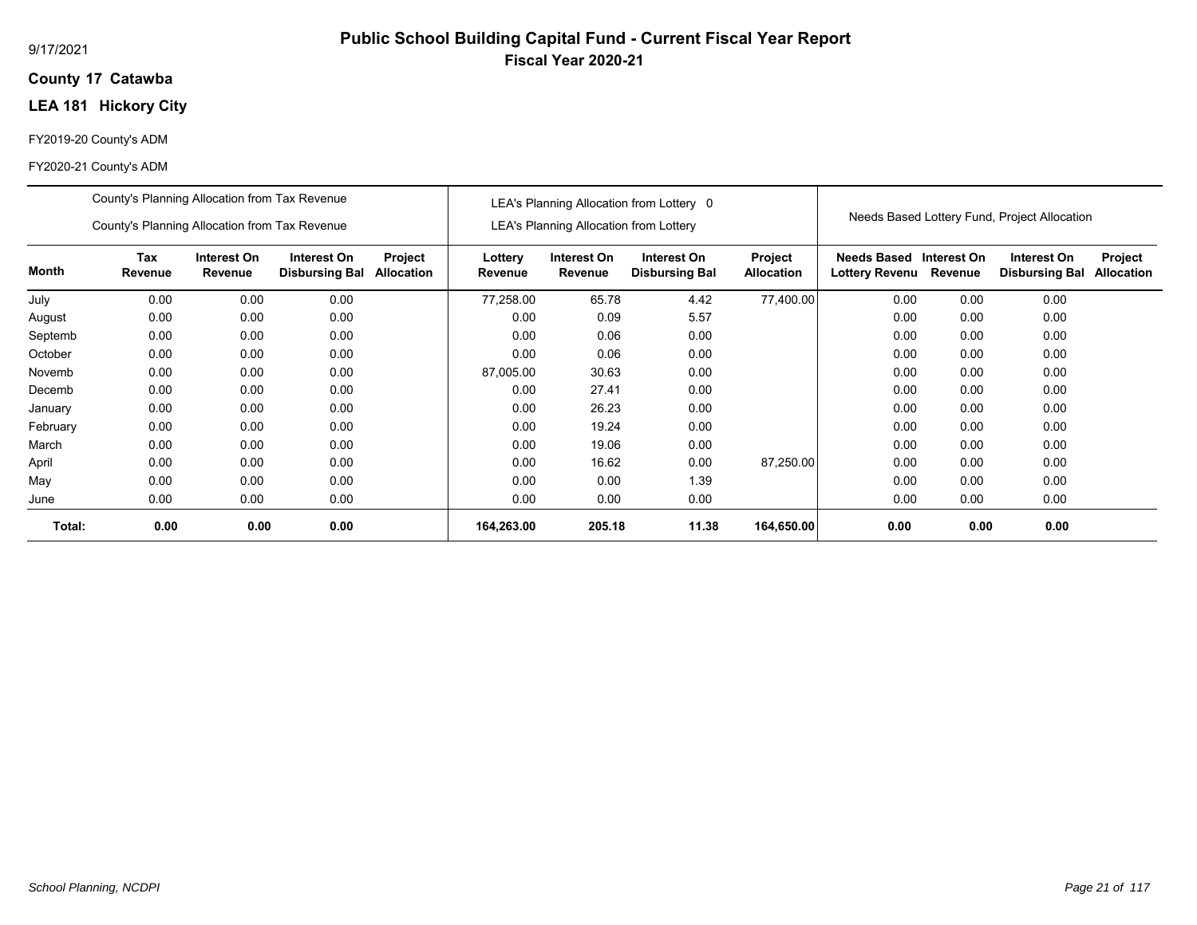9/17/2021

# Public School Building Capital Fund - Current Fiscal Year Report

## Fiscal Year 2020-21

**County 17 Catawba**

**LEA 181 Hickory City**

FY2019-20 County's ADM

FY2020-21 County's ADM

| | County's Planning Allocation from Tax Revenue / County's Planning Allocation from Tax Revenue | | | | LEA's Planning Allocation from Lottery 0 / LEA's Planning Allocation from Lottery | | | | Needs Based Lottery Fund, Project Allocation | | | |
|---|---|---|---|---|---|---|---|---|---|---|---|---|
| **Month** | **Tax Revenue** | **Interest On Revenue** | **Interest On Disbursing Bal** | **Project Allocation** | **Lottery Revenue** | **Interest On Revenue** | **Interest On Disbursing Bal** | **Project Allocation** | **Needs Based Lottery Revenu** | **Interest On Revenue** | **Interest On Disbursing Bal** | **Project Allocation** |
| July | 0.00 | 0.00 | 0.00 | | 77,258.00 | 65.78 | 4.42 | 77,400.00 | 0.00 | 0.00 | 0.00 | |
| August | 0.00 | 0.00 | 0.00 | | 0.00 | 0.09 | 5.57 | | 0.00 | 0.00 | 0.00 | |
| Septemb | 0.00 | 0.00 | 0.00 | | 0.00 | 0.06 | 0.00 | | 0.00 | 0.00 | 0.00 | |
| October | 0.00 | 0.00 | 0.00 | | 0.00 | 0.06 | 0.00 | | 0.00 | 0.00 | 0.00 | |
| Novemb | 0.00 | 0.00 | 0.00 | | 87,005.00 | 30.63 | 0.00 | | 0.00 | 0.00 | 0.00 | |
| Decemb | 0.00 | 0.00 | 0.00 | | 0.00 | 27.41 | 0.00 | | 0.00 | 0.00 | 0.00 | |
| January | 0.00 | 0.00 | 0.00 | | 0.00 | 26.23 | 0.00 | | 0.00 | 0.00 | 0.00 | |
| February | 0.00 | 0.00 | 0.00 | | 0.00 | 19.24 | 0.00 | | 0.00 | 0.00 | 0.00 | |
| March | 0.00 | 0.00 | 0.00 | | 0.00 | 19.06 | 0.00 | | 0.00 | 0.00 | 0.00 | |
| April | 0.00 | 0.00 | 0.00 | | 0.00 | 16.62 | 0.00 | 87,250.00 | 0.00 | 0.00 | 0.00 | |
| May | 0.00 | 0.00 | 0.00 | | 0.00 | 0.00 | 1.39 | | 0.00 | 0.00 | 0.00 | |
| June | 0.00 | 0.00 | 0.00 | | 0.00 | 0.00 | 0.00 | | 0.00 | 0.00 | 0.00 | |
| **Total:** | **0.00** | **0.00** | **0.00** | | **164,263.00** | **205.18** | **11.38** | **164,650.00** | **0.00** | **0.00** | **0.00** | |

*School Planning, NCDPI*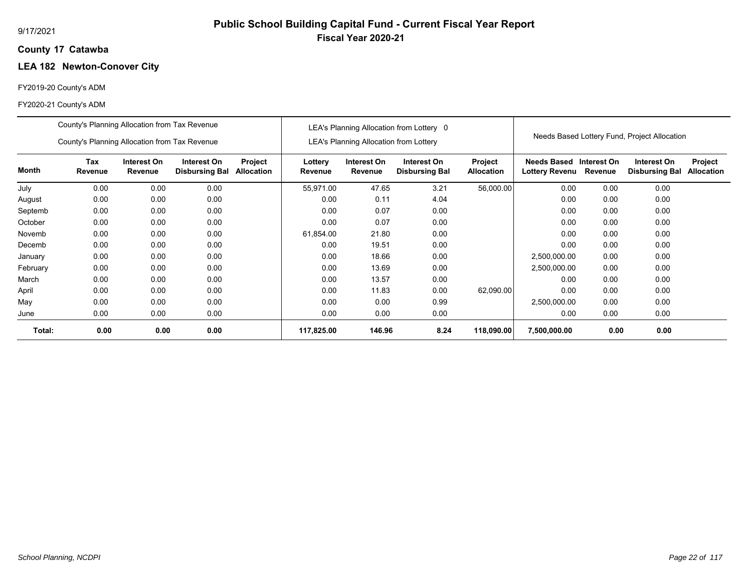9/17/2021

# Public School Building Capital Fund - Current Fiscal Year Report

## Fiscal Year 2020-21

**County 17 Catawba**

### LEA 182 Newton-Conover City

FY2019-20 County's ADM

FY2020-21 County's ADM

| | County's Planning Allocation from Tax Revenue | | | | LEA's Planning Allocation from Lottery 0 | | | | Needs Based Lottery Fund, Project Allocation | | | |
|---|---|---|---|---|---|---|---|---|---|---|---|---|
| | County's Planning Allocation from Tax Revenue | | | | LEA's Planning Allocation from Lottery | | | | | | | |
| **Month** | **Tax Revenue** | **Interest On Revenue** | **Interest On Disbursing Bal** | **Project Allocation** | **Lottery Revenue** | **Interest On Revenue** | **Interest On Disbursing Bal** | **Project Allocation** | **Needs Based Lottery Revenu** | **Interest On Revenue** | **Interest On Disbursing Bal** | **Project Allocation** |
| July | 0.00 | 0.00 | 0.00 | | 55,971.00 | 47.65 | 3.21 | 56,000.00 | 0.00 | 0.00 | 0.00 | |
| August | 0.00 | 0.00 | 0.00 | | 0.00 | 0.11 | 4.04 | | 0.00 | 0.00 | 0.00 | |
| Septemb | 0.00 | 0.00 | 0.00 | | 0.00 | 0.07 | 0.00 | | 0.00 | 0.00 | 0.00 | |
| October | 0.00 | 0.00 | 0.00 | | 0.00 | 0.07 | 0.00 | | 0.00 | 0.00 | 0.00 | |
| Novemb | 0.00 | 0.00 | 0.00 | | 61,854.00 | 21.80 | 0.00 | | 0.00 | 0.00 | 0.00 | |
| Decemb | 0.00 | 0.00 | 0.00 | | 0.00 | 19.51 | 0.00 | | 0.00 | 0.00 | 0.00 | |
| January | 0.00 | 0.00 | 0.00 | | 0.00 | 18.66 | 0.00 | | 2,500,000.00 | 0.00 | 0.00 | |
| February | 0.00 | 0.00 | 0.00 | | 0.00 | 13.69 | 0.00 | | 2,500,000.00 | 0.00 | 0.00 | |
| March | 0.00 | 0.00 | 0.00 | | 0.00 | 13.57 | 0.00 | | 0.00 | 0.00 | 0.00 | |
| April | 0.00 | 0.00 | 0.00 | | 0.00 | 11.83 | 0.00 | 62,090.00 | 0.00 | 0.00 | 0.00 | |
| May | 0.00 | 0.00 | 0.00 | | 0.00 | 0.00 | 0.99 | | 2,500,000.00 | 0.00 | 0.00 | |
| June | 0.00 | 0.00 | 0.00 | | 0.00 | 0.00 | 0.00 | | 0.00 | 0.00 | 0.00 | |
| **Total:** | **0.00** | **0.00** | **0.00** | | **117,825.00** | **146.96** | **8.24** | **118,090.00** | **7,500,000.00** | **0.00** | **0.00** | |

*School Planning, NCDPI*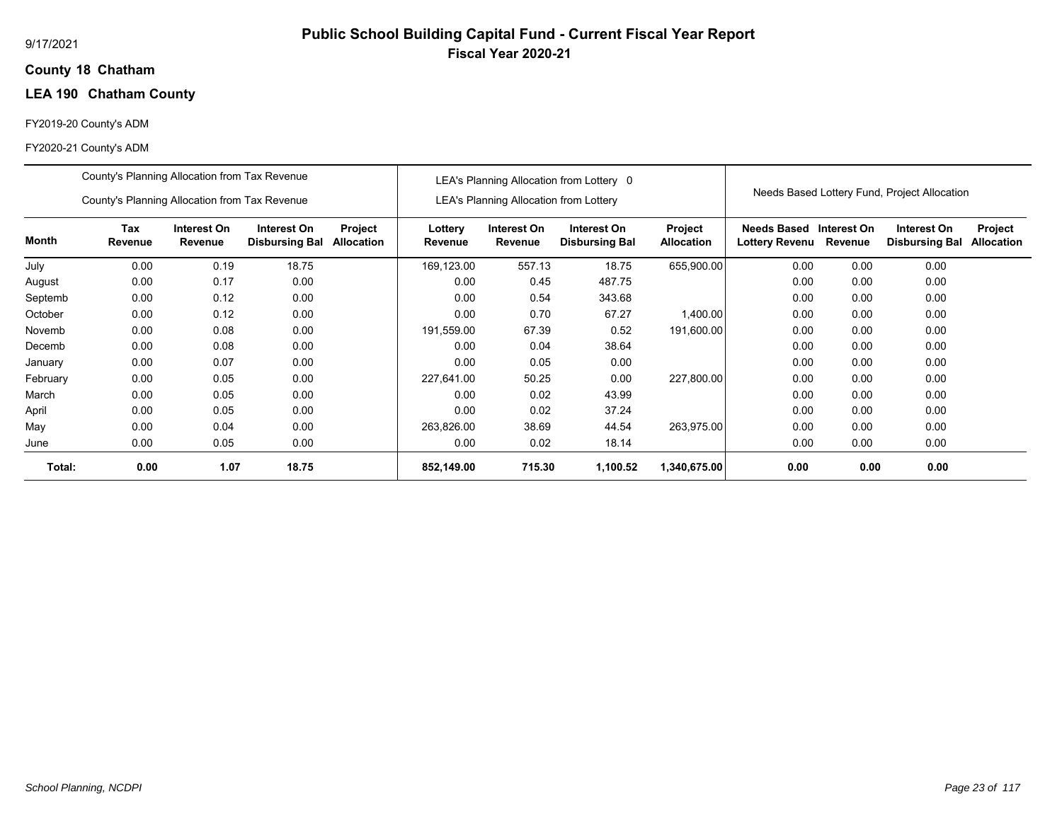9/17/2021

# Public School Building Capital Fund - Current Fiscal Year Report

## Fiscal Year 2020-21

**County 18 Chatham**

**LEA 190 Chatham County**

FY2019-20 County's ADM

FY2020-21 County's ADM

| | County's Planning Allocation from Tax Revenue<br>County's Planning Allocation from Tax Revenue | | | | LEA's Planning Allocation from Lottery 0<br>LEA's Planning Allocation from Lottery | | | | Needs Based Lottery Fund, Project Allocation | | | |
|---|---|---|---|---|---|---|---|---|---|---|---|---|
| **Month** | **Tax Revenue** | **Interest On Revenue** | **Interest On Disbursing Bal** | **Project Allocation** | **Lottery Revenue** | **Interest On Revenue** | **Interest On Disbursing Bal** | **Project Allocation** | **Needs Based Lottery Revenu** | **Interest On Revenue** | **Interest On Disbursing Bal** | **Project Allocation** |
| July | 0.00 | 0.19 | 18.75 | | 169,123.00 | 557.13 | 18.75 | 655,900.00 | 0.00 | 0.00 | 0.00 | |
| August | 0.00 | 0.17 | 0.00 | | 0.00 | 0.45 | 487.75 | | 0.00 | 0.00 | 0.00 | |
| Septemb | 0.00 | 0.12 | 0.00 | | 0.00 | 0.54 | 343.68 | | 0.00 | 0.00 | 0.00 | |
| October | 0.00 | 0.12 | 0.00 | | 0.00 | 0.70 | 67.27 | 1,400.00 | 0.00 | 0.00 | 0.00 | |
| Novemb | 0.00 | 0.08 | 0.00 | | 191,559.00 | 67.39 | 0.52 | 191,600.00 | 0.00 | 0.00 | 0.00 | |
| Decemb | 0.00 | 0.08 | 0.00 | | 0.00 | 0.04 | 38.64 | | 0.00 | 0.00 | 0.00 | |
| January | 0.00 | 0.07 | 0.00 | | 0.00 | 0.05 | 0.00 | | 0.00 | 0.00 | 0.00 | |
| February | 0.00 | 0.05 | 0.00 | | 227,641.00 | 50.25 | 0.00 | 227,800.00 | 0.00 | 0.00 | 0.00 | |
| March | 0.00 | 0.05 | 0.00 | | 0.00 | 0.02 | 43.99 | | 0.00 | 0.00 | 0.00 | |
| April | 0.00 | 0.05 | 0.00 | | 0.00 | 0.02 | 37.24 | | 0.00 | 0.00 | 0.00 | |
| May | 0.00 | 0.04 | 0.00 | | 263,826.00 | 38.69 | 44.54 | 263,975.00 | 0.00 | 0.00 | 0.00 | |
| June | 0.00 | 0.05 | 0.00 | | 0.00 | 0.02 | 18.14 | | 0.00 | 0.00 | 0.00 | |
| **Total:** | **0.00** | **1.07** | **18.75** | | **852,149.00** | **715.30** | **1,100.52** | **1,340,675.00** | **0.00** | **0.00** | **0.00** | |

*School Planning, NCDPI*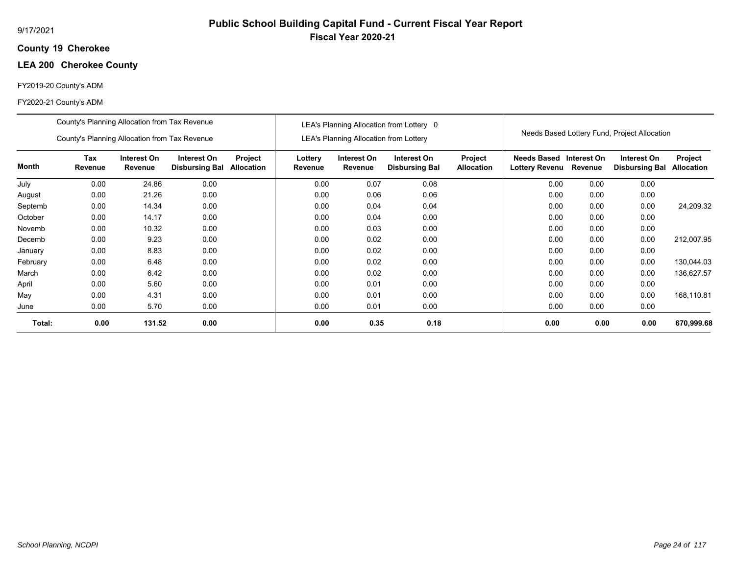# Public School Building Capital Fund - Current Fiscal Year Report

## Fiscal Year 2020-21

9/17/2021

**County 19 Cherokee**

**LEA 200 Cherokee County**

FY2019-20 County's ADM

FY2020-21 County's ADM

| | County's Planning Allocation from Tax Revenue<br>County's Planning Allocation from Tax Revenue | | | | LEA's Planning Allocation from Lottery 0<br>LEA's Planning Allocation from Lottery | | | | Needs Based Lottery Fund, Project Allocation | | | |
|---|---|---|---|---|---|---|---|---|---|---|---|---|
| **Month** | **Tax Revenue** | **Interest On Revenue** | **Interest On Disbursing Bal** | **Project Allocation** | **Lottery Revenue** | **Interest On Revenue** | **Interest On Disbursing Bal** | **Project Allocation** | **Needs Based Lottery Revenu** | **Interest On Revenue** | **Interest On Disbursing Bal** | **Project Allocation** |
| July | 0.00 | 24.86 | 0.00 | | 0.00 | 0.07 | 0.08 | | 0.00 | 0.00 | 0.00 | |
| August | 0.00 | 21.26 | 0.00 | | 0.00 | 0.06 | 0.06 | | 0.00 | 0.00 | 0.00 | |
| Septemb | 0.00 | 14.34 | 0.00 | | 0.00 | 0.04 | 0.04 | | 0.00 | 0.00 | 0.00 | 24,209.32 |
| October | 0.00 | 14.17 | 0.00 | | 0.00 | 0.04 | 0.00 | | 0.00 | 0.00 | 0.00 | |
| Novemb | 0.00 | 10.32 | 0.00 | | 0.00 | 0.03 | 0.00 | | 0.00 | 0.00 | 0.00 | |
| Decemb | 0.00 | 9.23 | 0.00 | | 0.00 | 0.02 | 0.00 | | 0.00 | 0.00 | 0.00 | 212,007.95 |
| January | 0.00 | 8.83 | 0.00 | | 0.00 | 0.02 | 0.00 | | 0.00 | 0.00 | 0.00 | |
| February | 0.00 | 6.48 | 0.00 | | 0.00 | 0.02 | 0.00 | | 0.00 | 0.00 | 0.00 | 130,044.03 |
| March | 0.00 | 6.42 | 0.00 | | 0.00 | 0.02 | 0.00 | | 0.00 | 0.00 | 0.00 | 136,627.57 |
| April | 0.00 | 5.60 | 0.00 | | 0.00 | 0.01 | 0.00 | | 0.00 | 0.00 | 0.00 | |
| May | 0.00 | 4.31 | 0.00 | | 0.00 | 0.01 | 0.00 | | 0.00 | 0.00 | 0.00 | 168,110.81 |
| June | 0.00 | 5.70 | 0.00 | | 0.00 | 0.01 | 0.00 | | 0.00 | 0.00 | 0.00 | |
| **Total:** | **0.00** | **131.52** | **0.00** | | **0.00** | **0.35** | **0.18** | | **0.00** | **0.00** | **0.00** | **670,999.68** |

*School Planning, NCDPI*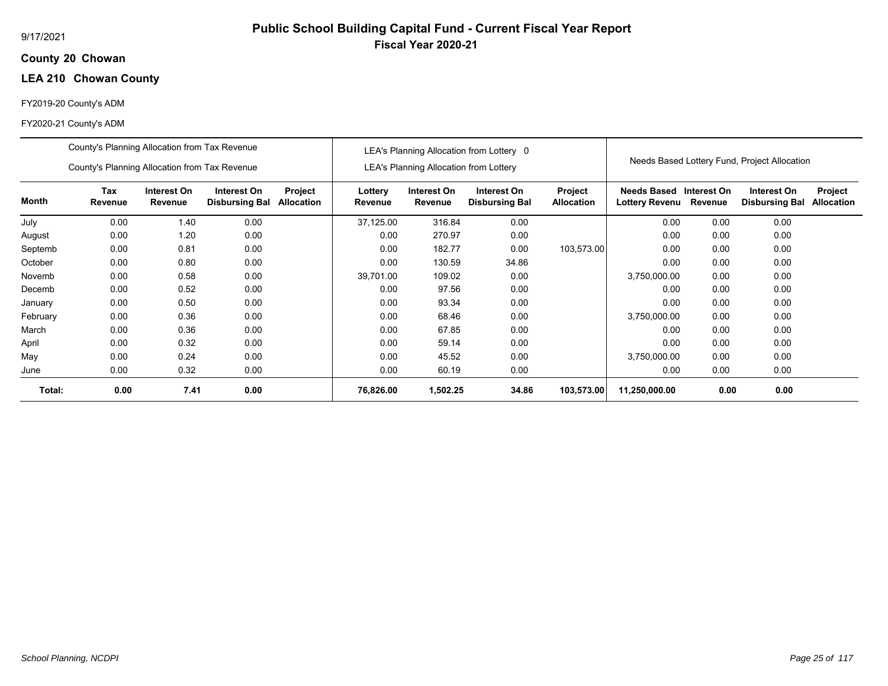# Public School Building Capital Fund - Current Fiscal Year Report

**Fiscal Year 2020-21**

9/17/2021

**County 20 Chowan**

**LEA 210 Chowan County**

FY2019-20 County's ADM

FY2020-21 County's ADM

| | County's Planning Allocation from Tax Revenue / County's Planning Allocation from Tax Revenue | | | | LEA's Planning Allocation from Lottery 0 / LEA's Planning Allocation from Lottery | | | | Needs Based Lottery Fund, Project Allocation | | | |
|---|---|---|---|---|---|---|---|---|---|---|---|---|
| **Month** | **Tax Revenue** | **Interest On Revenue** | **Interest On Disbursing Bal** | **Project Allocation** | **Lottery Revenue** | **Interest On Revenue** | **Interest On Disbursing Bal** | **Project Allocation** | **Needs Based Lottery Revenu** | **Interest On Revenue** | **Interest On Disbursing Bal** | **Project Allocation** |
| July | 0.00 | 1.40 | 0.00 | | 37,125.00 | 316.84 | 0.00 | | 0.00 | 0.00 | 0.00 | |
| August | 0.00 | 1.20 | 0.00 | | 0.00 | 270.97 | 0.00 | | 0.00 | 0.00 | 0.00 | |
| Septemb | 0.00 | 0.81 | 0.00 | | 0.00 | 182.77 | 0.00 | 103,573.00 | 0.00 | 0.00 | 0.00 | |
| October | 0.00 | 0.80 | 0.00 | | 0.00 | 130.59 | 34.86 | | 0.00 | 0.00 | 0.00 | |
| Novemb | 0.00 | 0.58 | 0.00 | | 39,701.00 | 109.02 | 0.00 | | 3,750,000.00 | 0.00 | 0.00 | |
| Decemb | 0.00 | 0.52 | 0.00 | | 0.00 | 97.56 | 0.00 | | 0.00 | 0.00 | 0.00 | |
| January | 0.00 | 0.50 | 0.00 | | 0.00 | 93.34 | 0.00 | | 0.00 | 0.00 | 0.00 | |
| February | 0.00 | 0.36 | 0.00 | | 0.00 | 68.46 | 0.00 | | 3,750,000.00 | 0.00 | 0.00 | |
| March | 0.00 | 0.36 | 0.00 | | 0.00 | 67.85 | 0.00 | | 0.00 | 0.00 | 0.00 | |
| April | 0.00 | 0.32 | 0.00 | | 0.00 | 59.14 | 0.00 | | 0.00 | 0.00 | 0.00 | |
| May | 0.00 | 0.24 | 0.00 | | 0.00 | 45.52 | 0.00 | | 3,750,000.00 | 0.00 | 0.00 | |
| June | 0.00 | 0.32 | 0.00 | | 0.00 | 60.19 | 0.00 | | 0.00 | 0.00 | 0.00 | |
| **Total:** | **0.00** | **7.41** | **0.00** | | **76,826.00** | **1,502.25** | **34.86** | **103,573.00** | **11,250,000.00** | **0.00** | **0.00** | |

*School Planning, NCDPI*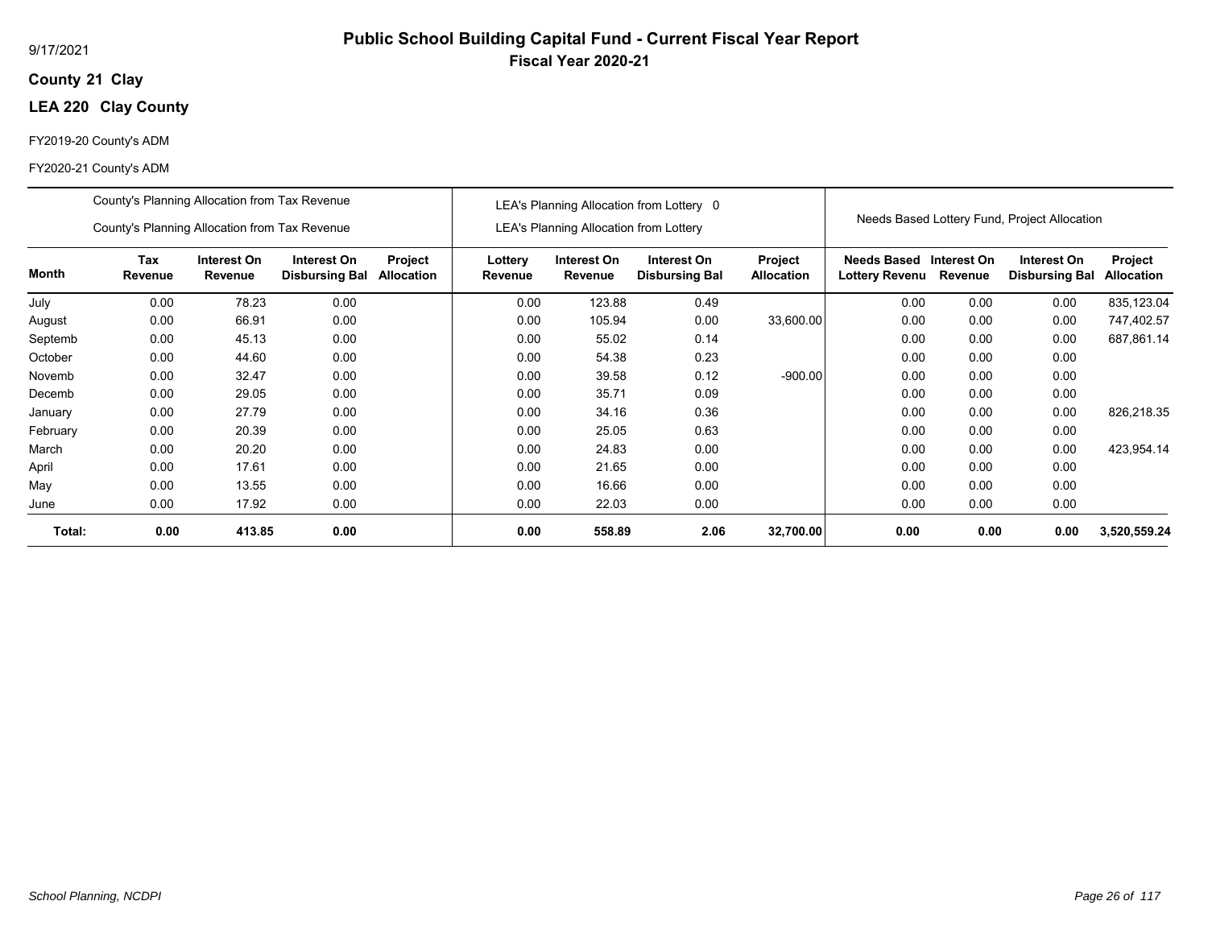9/17/2021

# Public School Building Capital Fund - Current Fiscal Year Report

## Fiscal Year 2020-21

**County 21 Clay**

**LEA 220 Clay County**

FY2019-20 County's ADM

FY2020-21 County's ADM

| | County's Planning Allocation from Tax Revenue<br>County's Planning Allocation from Tax Revenue | | | | LEA's Planning Allocation from Lottery 0<br>LEA's Planning Allocation from Lottery | | | | Needs Based Lottery Fund, Project Allocation | | | |
|---|---|---|---|---|---|---|---|---|---|---|---|---|
| **Month** | **Tax Revenue** | **Interest On Revenue** | **Interest On Disbursing Bal** | **Project Allocation** | **Lottery Revenue** | **Interest On Revenue** | **Interest On Disbursing Bal** | **Project Allocation** | **Needs Based Lottery Revenu** | **Interest On Revenue** | **Interest On Disbursing Bal** | **Project Allocation** |
| July | 0.00 | 78.23 | 0.00 | | 0.00 | 123.88 | 0.49 | | 0.00 | 0.00 | 0.00 | 835,123.04 |
| August | 0.00 | 66.91 | 0.00 | | 0.00 | 105.94 | 0.00 | 33,600.00 | 0.00 | 0.00 | 0.00 | 747,402.57 |
| Septemb | 0.00 | 45.13 | 0.00 | | 0.00 | 55.02 | 0.14 | | 0.00 | 0.00 | 0.00 | 687,861.14 |
| October | 0.00 | 44.60 | 0.00 | | 0.00 | 54.38 | 0.23 | | 0.00 | 0.00 | 0.00 | |
| Novemb | 0.00 | 32.47 | 0.00 | | 0.00 | 39.58 | 0.12 | -900.00 | 0.00 | 0.00 | 0.00 | |
| Decemb | 0.00 | 29.05 | 0.00 | | 0.00 | 35.71 | 0.09 | | 0.00 | 0.00 | 0.00 | |
| January | 0.00 | 27.79 | 0.00 | | 0.00 | 34.16 | 0.36 | | 0.00 | 0.00 | 0.00 | 826,218.35 |
| February | 0.00 | 20.39 | 0.00 | | 0.00 | 25.05 | 0.63 | | 0.00 | 0.00 | 0.00 | |
| March | 0.00 | 20.20 | 0.00 | | 0.00 | 24.83 | 0.00 | | 0.00 | 0.00 | 0.00 | 423,954.14 |
| April | 0.00 | 17.61 | 0.00 | | 0.00 | 21.65 | 0.00 | | 0.00 | 0.00 | 0.00 | |
| May | 0.00 | 13.55 | 0.00 | | 0.00 | 16.66 | 0.00 | | 0.00 | 0.00 | 0.00 | |
| June | 0.00 | 17.92 | 0.00 | | 0.00 | 22.03 | 0.00 | | 0.00 | 0.00 | 0.00 | |
| **Total:** | **0.00** | **413.85** | **0.00** | | **0.00** | **558.89** | **2.06** | **32,700.00** | **0.00** | **0.00** | **0.00** | **3,520,559.24** |

*School Planning, NCDPI*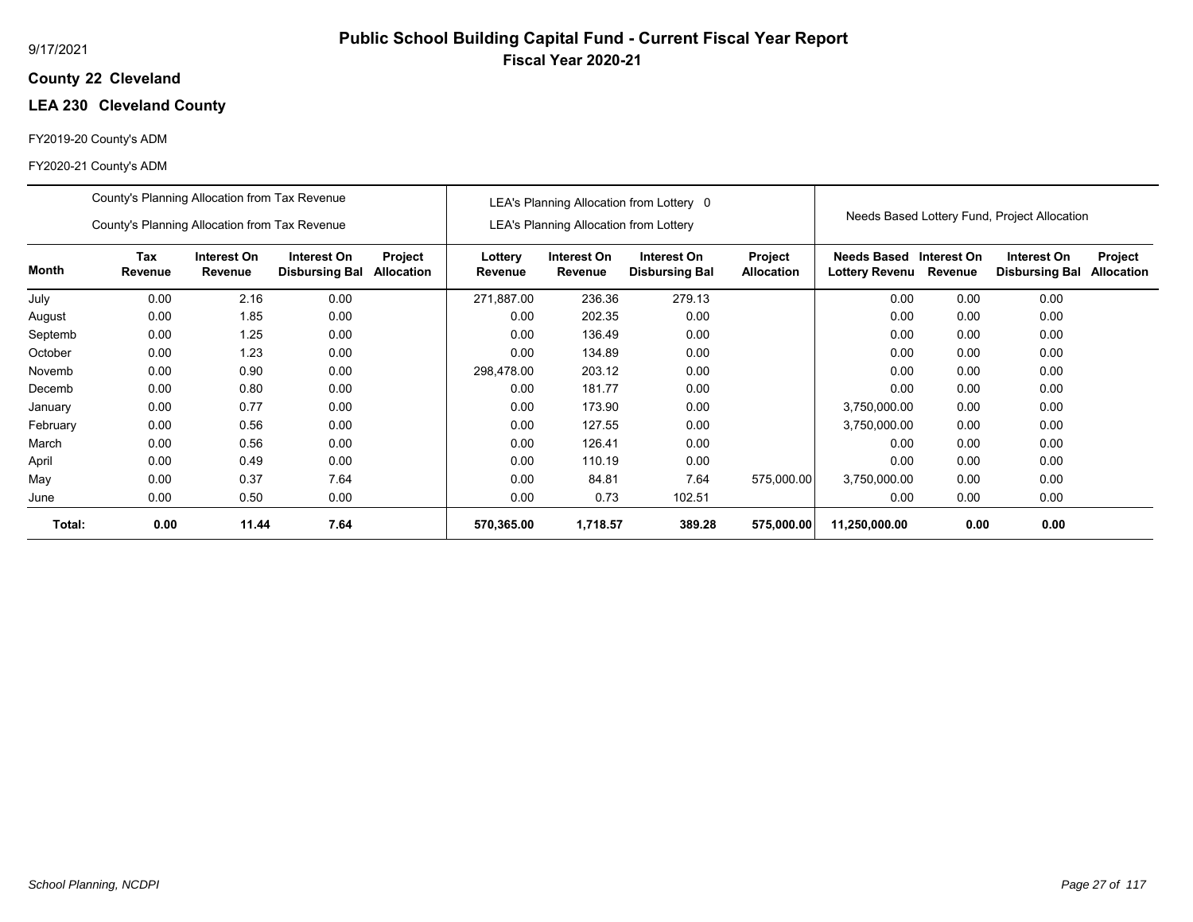# Public School Building Capital Fund - Current Fiscal Year Report

**Fiscal Year 2020-21**

9/17/2021

**County 22 Cleveland**

**LEA 230 Cleveland County**

FY2019-20 County's ADM

FY2020-21 County's ADM

| | County's Planning Allocation from Tax Revenue<br>County's Planning Allocation from Tax Revenue | | | | LEA's Planning Allocation from Lottery 0<br>LEA's Planning Allocation from Lottery | | | | Needs Based Lottery Fund, Project Allocation | | | |
|---|---|---|---|---|---|---|---|---|---|---|---|---|
| **Month** | **Tax Revenue** | **Interest On Revenue** | **Interest On Disbursing Bal** | **Project Allocation** | **Lottery Revenue** | **Interest On Revenue** | **Interest On Disbursing Bal** | **Project Allocation** | **Needs Based Lottery Revenu** | **Interest On Revenue** | **Interest On Disbursing Bal** | **Project Allocation** |
| July | 0.00 | 2.16 | 0.00 | | 271,887.00 | 236.36 | 279.13 | | 0.00 | 0.00 | 0.00 | |
| August | 0.00 | 1.85 | 0.00 | | 0.00 | 202.35 | 0.00 | | 0.00 | 0.00 | 0.00 | |
| Septemb | 0.00 | 1.25 | 0.00 | | 0.00 | 136.49 | 0.00 | | 0.00 | 0.00 | 0.00 | |
| October | 0.00 | 1.23 | 0.00 | | 0.00 | 134.89 | 0.00 | | 0.00 | 0.00 | 0.00 | |
| Novemb | 0.00 | 0.90 | 0.00 | | 298,478.00 | 203.12 | 0.00 | | 0.00 | 0.00 | 0.00 | |
| Decemb | 0.00 | 0.80 | 0.00 | | 0.00 | 181.77 | 0.00 | | 0.00 | 0.00 | 0.00 | |
| January | 0.00 | 0.77 | 0.00 | | 0.00 | 173.90 | 0.00 | | 3,750,000.00 | 0.00 | 0.00 | |
| February | 0.00 | 0.56 | 0.00 | | 0.00 | 127.55 | 0.00 | | 3,750,000.00 | 0.00 | 0.00 | |
| March | 0.00 | 0.56 | 0.00 | | 0.00 | 126.41 | 0.00 | | 0.00 | 0.00 | 0.00 | |
| April | 0.00 | 0.49 | 0.00 | | 0.00 | 110.19 | 0.00 | | 0.00 | 0.00 | 0.00 | |
| May | 0.00 | 0.37 | 7.64 | | 0.00 | 84.81 | 7.64 | 575,000.00 | 3,750,000.00 | 0.00 | 0.00 | |
| June | 0.00 | 0.50 | 0.00 | | 0.00 | 0.73 | 102.51 | | 0.00 | 0.00 | 0.00 | |
| **Total:** | **0.00** | **11.44** | **7.64** | | **570,365.00** | **1,718.57** | **389.28** | **575,000.00** | **11,250,000.00** | **0.00** | **0.00** | |

*School Planning, NCDPI*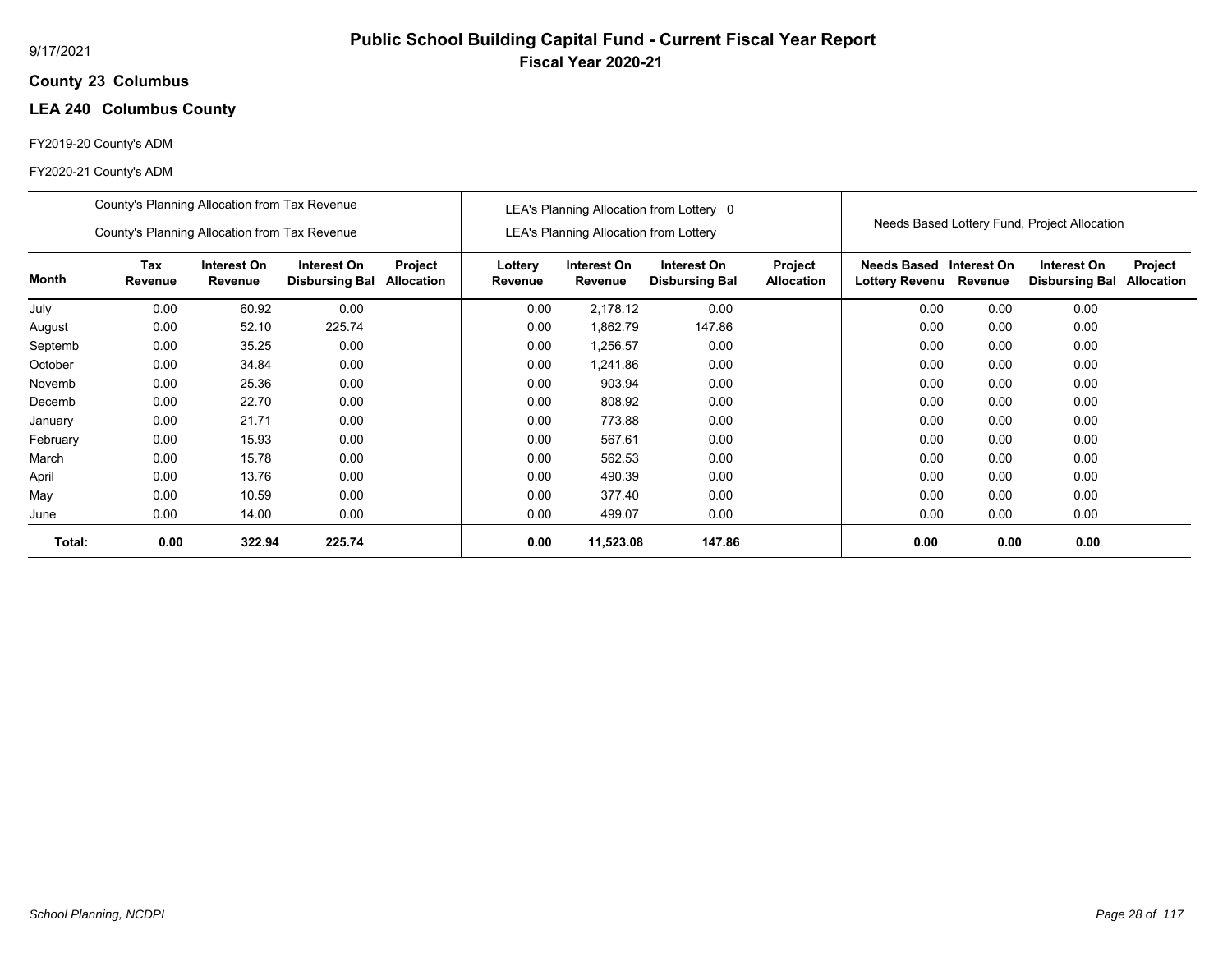9/17/2021

# Public School Building Capital Fund - Current Fiscal Year Report

## Fiscal Year 2020-21

**County 23 Columbus**

**LEA 240 Columbus County**

FY2019-20 County's ADM

FY2020-21 County's ADM

| | County's Planning Allocation from Tax Revenue<br>County's Planning Allocation from Tax Revenue | | | | LEA's Planning Allocation from Lottery 0<br>LEA's Planning Allocation from Lottery | | | | Needs Based Lottery Fund, Project Allocation | | | |
|---|---|---|---|---|---|---|---|---|---|---|---|---|
| **Month** | **Tax Revenue** | **Interest On Revenue** | **Interest On Disbursing Bal** | **Project Allocation** | **Lottery Revenue** | **Interest On Revenue** | **Interest On Disbursing Bal** | **Project Allocation** | **Needs Based Lottery Revenu** | **Interest On Revenue** | **Interest On Disbursing Bal** | **Project Allocation** |
| July | 0.00 | 60.92 | 0.00 | | 0.00 | 2,178.12 | 0.00 | | 0.00 | 0.00 | 0.00 | |
| August | 0.00 | 52.10 | 225.74 | | 0.00 | 1,862.79 | 147.86 | | 0.00 | 0.00 | 0.00 | |
| Septemb | 0.00 | 35.25 | 0.00 | | 0.00 | 1,256.57 | 0.00 | | 0.00 | 0.00 | 0.00 | |
| October | 0.00 | 34.84 | 0.00 | | 0.00 | 1,241.86 | 0.00 | | 0.00 | 0.00 | 0.00 | |
| Novemb | 0.00 | 25.36 | 0.00 | | 0.00 | 903.94 | 0.00 | | 0.00 | 0.00 | 0.00 | |
| Decemb | 0.00 | 22.70 | 0.00 | | 0.00 | 808.92 | 0.00 | | 0.00 | 0.00 | 0.00 | |
| January | 0.00 | 21.71 | 0.00 | | 0.00 | 773.88 | 0.00 | | 0.00 | 0.00 | 0.00 | |
| February | 0.00 | 15.93 | 0.00 | | 0.00 | 567.61 | 0.00 | | 0.00 | 0.00 | 0.00 | |
| March | 0.00 | 15.78 | 0.00 | | 0.00 | 562.53 | 0.00 | | 0.00 | 0.00 | 0.00 | |
| April | 0.00 | 13.76 | 0.00 | | 0.00 | 490.39 | 0.00 | | 0.00 | 0.00 | 0.00 | |
| May | 0.00 | 10.59 | 0.00 | | 0.00 | 377.40 | 0.00 | | 0.00 | 0.00 | 0.00 | |
| June | 0.00 | 14.00 | 0.00 | | 0.00 | 499.07 | 0.00 | | 0.00 | 0.00 | 0.00 | |
| **Total:** | **0.00** | **322.94** | **225.74** | | **0.00** | **11,523.08** | **147.86** | | **0.00** | **0.00** | **0.00** | |

*School Planning, NCDPI*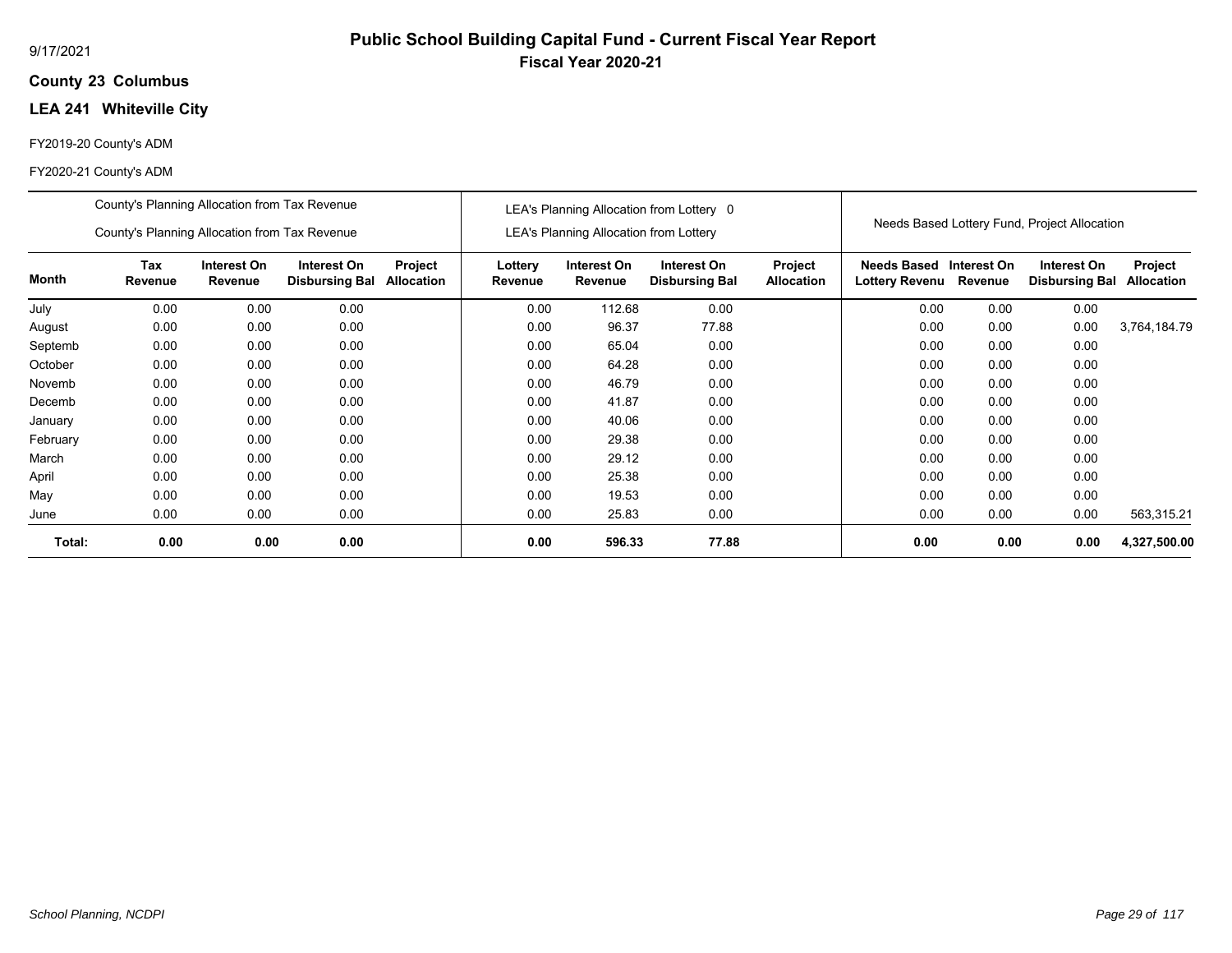9/17/2021

# Public School Building Capital Fund - Current Fiscal Year Report

## Fiscal Year 2020-21

**County 23 Columbus**

**LEA 241 Whiteville City**

FY2019-20 County's ADM

FY2020-21 County's ADM

| | County's Planning Allocation from Tax Revenue<br>County's Planning Allocation from Tax Revenue | | | | LEA's Planning Allocation from Lottery 0<br>LEA's Planning Allocation from Lottery | | | | Needs Based Lottery Fund, Project Allocation | | | |
|---|---|---|---|---|---|---|---|---|---|---|---|---|
| **Month** | **Tax Revenue** | **Interest On Revenue** | **Interest On Disbursing Bal** | **Project Allocation** | **Lottery Revenue** | **Interest On Revenue** | **Interest On Disbursing Bal** | **Project Allocation** | **Needs Based Lottery Revenu** | **Interest On Revenue** | **Interest On Disbursing Bal** | **Project Allocation** |
| July | 0.00 | 0.00 | 0.00 | | 0.00 | 112.68 | 0.00 | | 0.00 | 0.00 | 0.00 | |
| August | 0.00 | 0.00 | 0.00 | | 0.00 | 96.37 | 77.88 | | 0.00 | 0.00 | 0.00 | 3,764,184.79 |
| Septemb | 0.00 | 0.00 | 0.00 | | 0.00 | 65.04 | 0.00 | | 0.00 | 0.00 | 0.00 | |
| October | 0.00 | 0.00 | 0.00 | | 0.00 | 64.28 | 0.00 | | 0.00 | 0.00 | 0.00 | |
| Novemb | 0.00 | 0.00 | 0.00 | | 0.00 | 46.79 | 0.00 | | 0.00 | 0.00 | 0.00 | |
| Decemb | 0.00 | 0.00 | 0.00 | | 0.00 | 41.87 | 0.00 | | 0.00 | 0.00 | 0.00 | |
| January | 0.00 | 0.00 | 0.00 | | 0.00 | 40.06 | 0.00 | | 0.00 | 0.00 | 0.00 | |
| February | 0.00 | 0.00 | 0.00 | | 0.00 | 29.38 | 0.00 | | 0.00 | 0.00 | 0.00 | |
| March | 0.00 | 0.00 | 0.00 | | 0.00 | 29.12 | 0.00 | | 0.00 | 0.00 | 0.00 | |
| April | 0.00 | 0.00 | 0.00 | | 0.00 | 25.38 | 0.00 | | 0.00 | 0.00 | 0.00 | |
| May | 0.00 | 0.00 | 0.00 | | 0.00 | 19.53 | 0.00 | | 0.00 | 0.00 | 0.00 | |
| June | 0.00 | 0.00 | 0.00 | | 0.00 | 25.83 | 0.00 | | 0.00 | 0.00 | 0.00 | 563,315.21 |
| **Total:** | **0.00** | **0.00** | **0.00** | | **0.00** | **596.33** | **77.88** | | **0.00** | **0.00** | **0.00** | **4,327,500.00** |

*School Planning, NCDPI*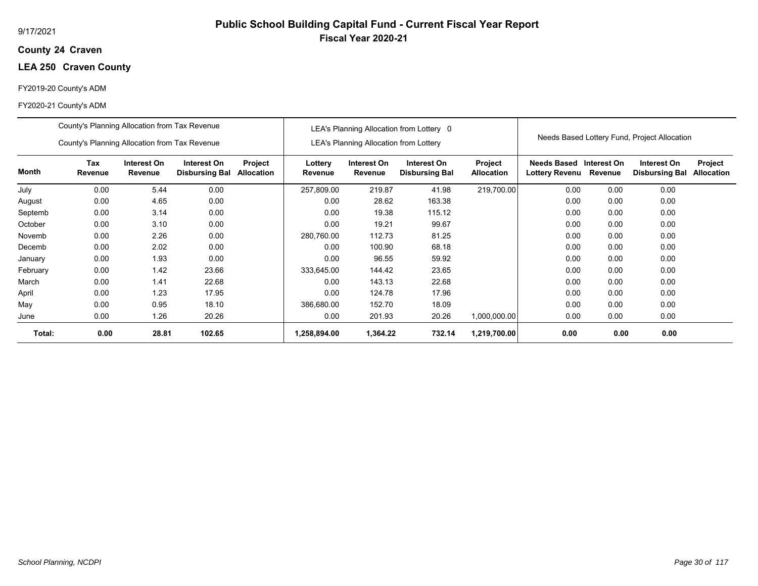# Public School Building Capital Fund - Current Fiscal Year Report

**Fiscal Year 2020-21**

9/17/2021

**County 24 Craven**

**LEA 250 Craven County**

FY2019-20 County's ADM

FY2020-21 County's ADM

| County's Planning Allocation from Tax Revenue<br>County's Planning Allocation from Tax Revenue | | | | | LEA's Planning Allocation from Lottery 0<br>LEA's Planning Allocation from Lottery | | | | Needs Based Lottery Fund, Project Allocation | | | |
|---|---|---|---|---|---|---|---|---|---|---|---|---|
| **Month** | **Tax Revenue** | **Interest On Revenue** | **Interest On Disbursing Bal** | **Project Allocation** | **Lottery Revenue** | **Interest On Revenue** | **Interest On Disbursing Bal** | **Project Allocation** | **Needs Based Lottery Revenu** | **Interest On Revenue** | **Interest On Disbursing Bal** | **Project Allocation** |
| July | 0.00 | 5.44 | 0.00 | | 257,809.00 | 219.87 | 41.98 | 219,700.00 | 0.00 | 0.00 | 0.00 | |
| August | 0.00 | 4.65 | 0.00 | | 0.00 | 28.62 | 163.38 | | 0.00 | 0.00 | 0.00 | |
| Septemb | 0.00 | 3.14 | 0.00 | | 0.00 | 19.38 | 115.12 | | 0.00 | 0.00 | 0.00 | |
| October | 0.00 | 3.10 | 0.00 | | 0.00 | 19.21 | 99.67 | | 0.00 | 0.00 | 0.00 | |
| Novemb | 0.00 | 2.26 | 0.00 | | 280,760.00 | 112.73 | 81.25 | | 0.00 | 0.00 | 0.00 | |
| Decemb | 0.00 | 2.02 | 0.00 | | 0.00 | 100.90 | 68.18 | | 0.00 | 0.00 | 0.00 | |
| January | 0.00 | 1.93 | 0.00 | | 0.00 | 96.55 | 59.92 | | 0.00 | 0.00 | 0.00 | |
| February | 0.00 | 1.42 | 23.66 | | 333,645.00 | 144.42 | 23.65 | | 0.00 | 0.00 | 0.00 | |
| March | 0.00 | 1.41 | 22.68 | | 0.00 | 143.13 | 22.68 | | 0.00 | 0.00 | 0.00 | |
| April | 0.00 | 1.23 | 17.95 | | 0.00 | 124.78 | 17.96 | | 0.00 | 0.00 | 0.00 | |
| May | 0.00 | 0.95 | 18.10 | | 386,680.00 | 152.70 | 18.09 | | 0.00 | 0.00 | 0.00 | |
| June | 0.00 | 1.26 | 20.26 | | 0.00 | 201.93 | 20.26 | 1,000,000.00 | 0.00 | 0.00 | 0.00 | |
| **Total:** | **0.00** | **28.81** | **102.65** | | **1,258,894.00** | **1,364.22** | **732.14** | **1,219,700.00** | **0.00** | **0.00** | **0.00** | |

*School Planning, NCDPI*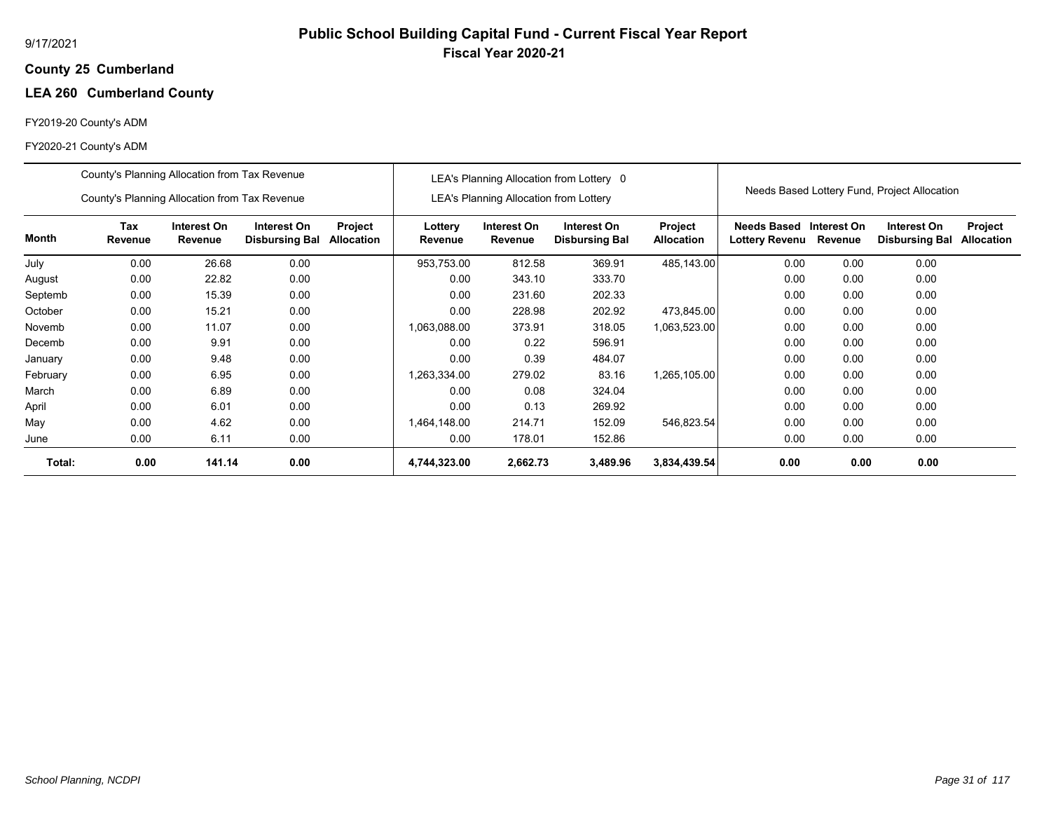# Public School Building Capital Fund - Current Fiscal Year Report

**Fiscal Year 2020-21**

9/17/2021

**County 25 Cumberland**

**LEA 260 Cumberland County**

FY2019-20 County's ADM

FY2020-21 County's ADM

| | County's Planning Allocation from Tax Revenue<br>County's Planning Allocation from Tax Revenue | | | | LEA's Planning Allocation from Lottery 0<br>LEA's Planning Allocation from Lottery | | | | Needs Based Lottery Fund, Project Allocation | | | |
|---|---|---|---|---|---|---|---|---|---|---|---|---|
| **Month** | **Tax Revenue** | **Interest On Revenue** | **Interest On Disbursing Bal** | **Project Allocation** | **Lottery Revenue** | **Interest On Revenue** | **Interest On Disbursing Bal** | **Project Allocation** | **Needs Based Lottery Revenu** | **Interest On Revenue** | **Interest On Disbursing Bal** | **Project Allocation** |
| July | 0.00 | 26.68 | 0.00 | | 953,753.00 | 812.58 | 369.91 | 485,143.00 | 0.00 | 0.00 | 0.00 | |
| August | 0.00 | 22.82 | 0.00 | | 0.00 | 343.10 | 333.70 | | 0.00 | 0.00 | 0.00 | |
| Septemb | 0.00 | 15.39 | 0.00 | | 0.00 | 231.60 | 202.33 | | 0.00 | 0.00 | 0.00 | |
| October | 0.00 | 15.21 | 0.00 | | 0.00 | 228.98 | 202.92 | 473,845.00 | 0.00 | 0.00 | 0.00 | |
| Novemb | 0.00 | 11.07 | 0.00 | | 1,063,088.00 | 373.91 | 318.05 | 1,063,523.00 | 0.00 | 0.00 | 0.00 | |
| Decemb | 0.00 | 9.91 | 0.00 | | 0.00 | 0.22 | 596.91 | | 0.00 | 0.00 | 0.00 | |
| January | 0.00 | 9.48 | 0.00 | | 0.00 | 0.39 | 484.07 | | 0.00 | 0.00 | 0.00 | |
| February | 0.00 | 6.95 | 0.00 | | 1,263,334.00 | 279.02 | 83.16 | 1,265,105.00 | 0.00 | 0.00 | 0.00 | |
| March | 0.00 | 6.89 | 0.00 | | 0.00 | 0.08 | 324.04 | | 0.00 | 0.00 | 0.00 | |
| April | 0.00 | 6.01 | 0.00 | | 0.00 | 0.13 | 269.92 | | 0.00 | 0.00 | 0.00 | |
| May | 0.00 | 4.62 | 0.00 | | 1,464,148.00 | 214.71 | 152.09 | 546,823.54 | 0.00 | 0.00 | 0.00 | |
| June | 0.00 | 6.11 | 0.00 | | 0.00 | 178.01 | 152.86 | | 0.00 | 0.00 | 0.00 | |
| **Total:** | **0.00** | **141.14** | **0.00** | | **4,744,323.00** | **2,662.73** | **3,489.96** | **3,834,439.54** | **0.00** | **0.00** | **0.00** | |

*School Planning, NCDPI*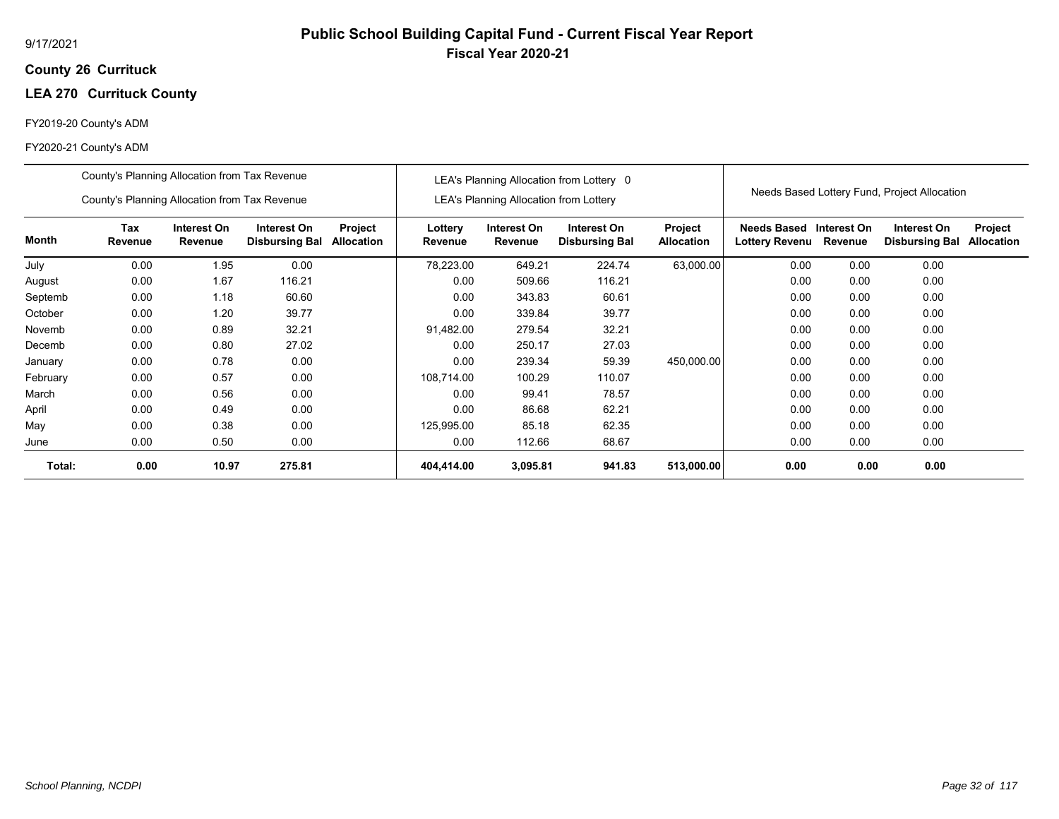# Public School Building Capital Fund - Current Fiscal Year Report

**Fiscal Year 2020-21**

9/17/2021

**County 26 Currituck**

**LEA 270 Currituck County**

FY2019-20 County's ADM

FY2020-21 County's ADM

| | County's Planning Allocation from Tax Revenue<br>County's Planning Allocation from Tax Revenue | | | | LEA's Planning Allocation from Lottery 0<br>LEA's Planning Allocation from Lottery | | | | Needs Based Lottery Fund, Project Allocation | | | |
|---|---|---|---|---|---|---|---|---|---|---|---|---|
| **Month** | **Tax Revenue** | **Interest On Revenue** | **Interest On Disbursing Bal** | **Project Allocation** | **Lottery Revenue** | **Interest On Revenue** | **Interest On Disbursing Bal** | **Project Allocation** | **Needs Based Lottery Revenu** | **Interest On Revenue** | **Interest On Disbursing Bal** | **Project Allocation** |
| July | 0.00 | 1.95 | 0.00 | | 78,223.00 | 649.21 | 224.74 | 63,000.00 | 0.00 | 0.00 | 0.00 | |
| August | 0.00 | 1.67 | 116.21 | | 0.00 | 509.66 | 116.21 | | 0.00 | 0.00 | 0.00 | |
| Septemb | 0.00 | 1.18 | 60.60 | | 0.00 | 343.83 | 60.61 | | 0.00 | 0.00 | 0.00 | |
| October | 0.00 | 1.20 | 39.77 | | 0.00 | 339.84 | 39.77 | | 0.00 | 0.00 | 0.00 | |
| Novemb | 0.00 | 0.89 | 32.21 | | 91,482.00 | 279.54 | 32.21 | | 0.00 | 0.00 | 0.00 | |
| Decemb | 0.00 | 0.80 | 27.02 | | 0.00 | 250.17 | 27.03 | | 0.00 | 0.00 | 0.00 | |
| January | 0.00 | 0.78 | 0.00 | | 0.00 | 239.34 | 59.39 | 450,000.00 | 0.00 | 0.00 | 0.00 | |
| February | 0.00 | 0.57 | 0.00 | | 108,714.00 | 100.29 | 110.07 | | 0.00 | 0.00 | 0.00 | |
| March | 0.00 | 0.56 | 0.00 | | 0.00 | 99.41 | 78.57 | | 0.00 | 0.00 | 0.00 | |
| April | 0.00 | 0.49 | 0.00 | | 0.00 | 86.68 | 62.21 | | 0.00 | 0.00 | 0.00 | |
| May | 0.00 | 0.38 | 0.00 | | 125,995.00 | 85.18 | 62.35 | | 0.00 | 0.00 | 0.00 | |
| June | 0.00 | 0.50 | 0.00 | | 0.00 | 112.66 | 68.67 | | 0.00 | 0.00 | 0.00 | |
| **Total:** | **0.00** | **10.97** | **275.81** | | **404,414.00** | **3,095.81** | **941.83** | **513,000.00** | **0.00** | **0.00** | **0.00** | |

*School Planning, NCDPI*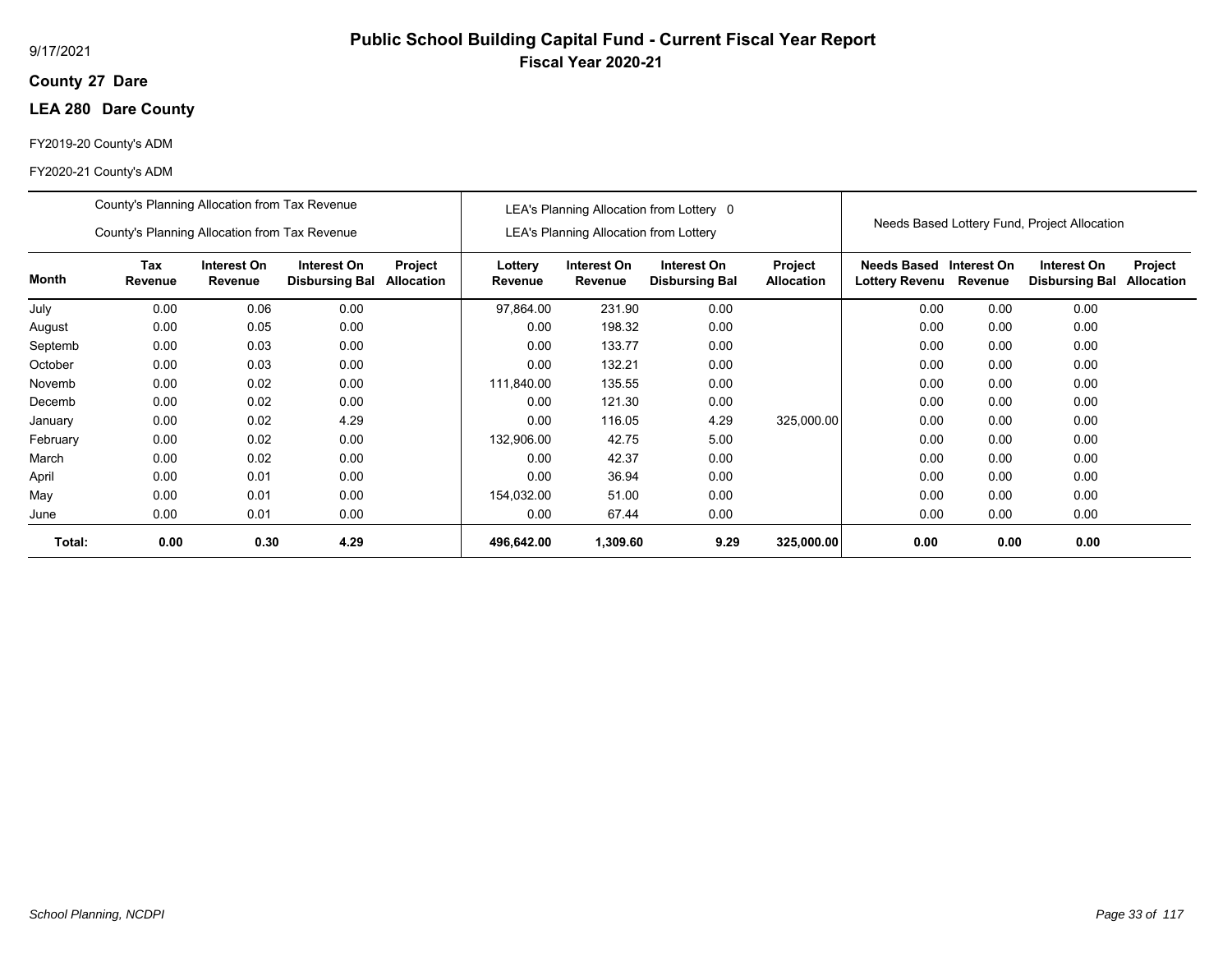9/17/2021

# Public School Building Capital Fund - Current Fiscal Year Report

## Fiscal Year 2020-21

**County 27 Dare**

**LEA 280 Dare County**

FY2019-20 County's ADM

FY2020-21 County's ADM

| | County's Planning Allocation from Tax Revenue<br>County's Planning Allocation from Tax Revenue | | | | LEA's Planning Allocation from Lottery 0<br>LEA's Planning Allocation from Lottery | | | | Needs Based Lottery Fund, Project Allocation | | | |
|---|---|---|---|---|---|---|---|---|---|---|---|---|
| **Month** | **Tax Revenue** | **Interest On Revenue** | **Interest On Disbursing Bal** | **Project Allocation** | **Lottery Revenue** | **Interest On Revenue** | **Interest On Disbursing Bal** | **Project Allocation** | **Needs Based Lottery Revenu** | **Interest On Revenue** | **Interest On Disbursing Bal** | **Project Allocation** |
| July | 0.00 | 0.06 | 0.00 | | 97,864.00 | 231.90 | 0.00 | | 0.00 | 0.00 | 0.00 | |
| August | 0.00 | 0.05 | 0.00 | | 0.00 | 198.32 | 0.00 | | 0.00 | 0.00 | 0.00 | |
| Septemb | 0.00 | 0.03 | 0.00 | | 0.00 | 133.77 | 0.00 | | 0.00 | 0.00 | 0.00 | |
| October | 0.00 | 0.03 | 0.00 | | 0.00 | 132.21 | 0.00 | | 0.00 | 0.00 | 0.00 | |
| Novemb | 0.00 | 0.02 | 0.00 | | 111,840.00 | 135.55 | 0.00 | | 0.00 | 0.00 | 0.00 | |
| Decemb | 0.00 | 0.02 | 0.00 | | 0.00 | 121.30 | 0.00 | | 0.00 | 0.00 | 0.00 | |
| January | 0.00 | 0.02 | 4.29 | | 0.00 | 116.05 | 4.29 | 325,000.00 | 0.00 | 0.00 | 0.00 | |
| February | 0.00 | 0.02 | 0.00 | | 132,906.00 | 42.75 | 5.00 | | 0.00 | 0.00 | 0.00 | |
| March | 0.00 | 0.02 | 0.00 | | 0.00 | 42.37 | 0.00 | | 0.00 | 0.00 | 0.00 | |
| April | 0.00 | 0.01 | 0.00 | | 0.00 | 36.94 | 0.00 | | 0.00 | 0.00 | 0.00 | |
| May | 0.00 | 0.01 | 0.00 | | 154,032.00 | 51.00 | 0.00 | | 0.00 | 0.00 | 0.00 | |
| June | 0.00 | 0.01 | 0.00 | | 0.00 | 67.44 | 0.00 | | 0.00 | 0.00 | 0.00 | |
| **Total:** | **0.00** | **0.30** | **4.29** | | **496,642.00** | **1,309.60** | **9.29** | **325,000.00** | **0.00** | **0.00** | **0.00** | |

*School Planning, NCDPI*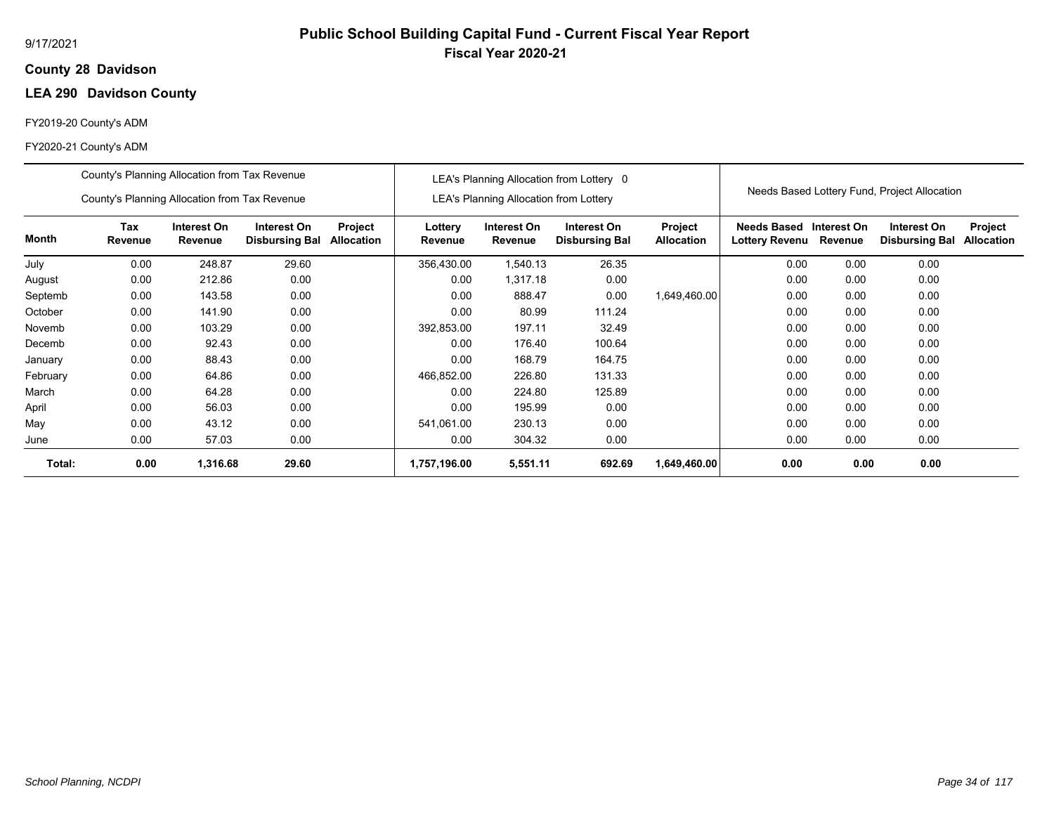# Public School Building Capital Fund - Current Fiscal Year Report

## Fiscal Year 2020-21

9/17/2021

**County 28 Davidson**

**LEA 290 Davidson County**

FY2019-20 County's ADM

FY2020-21 County's ADM

| | County's Planning Allocation from Tax Revenue<br>County's Planning Allocation from Tax Revenue | | | | LEA's Planning Allocation from Lottery 0<br>LEA's Planning Allocation from Lottery | | | | Needs Based Lottery Fund, Project Allocation | | | |
|---|---|---|---|---|---|---|---|---|---|---|---|---|
| **Month** | **Tax Revenue** | **Interest On Revenue** | **Interest On Disbursing Bal** | **Project Allocation** | **Lottery Revenue** | **Interest On Revenue** | **Interest On Disbursing Bal** | **Project Allocation** | **Needs Based Lottery Revenu** | **Interest On Revenue** | **Interest On Disbursing Bal** | **Project Allocation** |
| July | 0.00 | 248.87 | 29.60 | | 356,430.00 | 1,540.13 | 26.35 | | 0.00 | 0.00 | 0.00 | |
| August | 0.00 | 212.86 | 0.00 | | 0.00 | 1,317.18 | 0.00 | | 0.00 | 0.00 | 0.00 | |
| Septemb | 0.00 | 143.58 | 0.00 | | 0.00 | 888.47 | 0.00 | 1,649,460.00 | 0.00 | 0.00 | 0.00 | |
| October | 0.00 | 141.90 | 0.00 | | 0.00 | 80.99 | 111.24 | | 0.00 | 0.00 | 0.00 | |
| Novemb | 0.00 | 103.29 | 0.00 | | 392,853.00 | 197.11 | 32.49 | | 0.00 | 0.00 | 0.00 | |
| Decemb | 0.00 | 92.43 | 0.00 | | 0.00 | 176.40 | 100.64 | | 0.00 | 0.00 | 0.00 | |
| January | 0.00 | 88.43 | 0.00 | | 0.00 | 168.79 | 164.75 | | 0.00 | 0.00 | 0.00 | |
| February | 0.00 | 64.86 | 0.00 | | 466,852.00 | 226.80 | 131.33 | | 0.00 | 0.00 | 0.00 | |
| March | 0.00 | 64.28 | 0.00 | | 0.00 | 224.80 | 125.89 | | 0.00 | 0.00 | 0.00 | |
| April | 0.00 | 56.03 | 0.00 | | 0.00 | 195.99 | 0.00 | | 0.00 | 0.00 | 0.00 | |
| May | 0.00 | 43.12 | 0.00 | | 541,061.00 | 230.13 | 0.00 | | 0.00 | 0.00 | 0.00 | |
| June | 0.00 | 57.03 | 0.00 | | 0.00 | 304.32 | 0.00 | | 0.00 | 0.00 | 0.00 | |
| **Total:** | **0.00** | **1,316.68** | **29.60** | | **1,757,196.00** | **5,551.11** | **692.69** | **1,649,460.00** | **0.00** | **0.00** | **0.00** | |

*School Planning, NCDPI*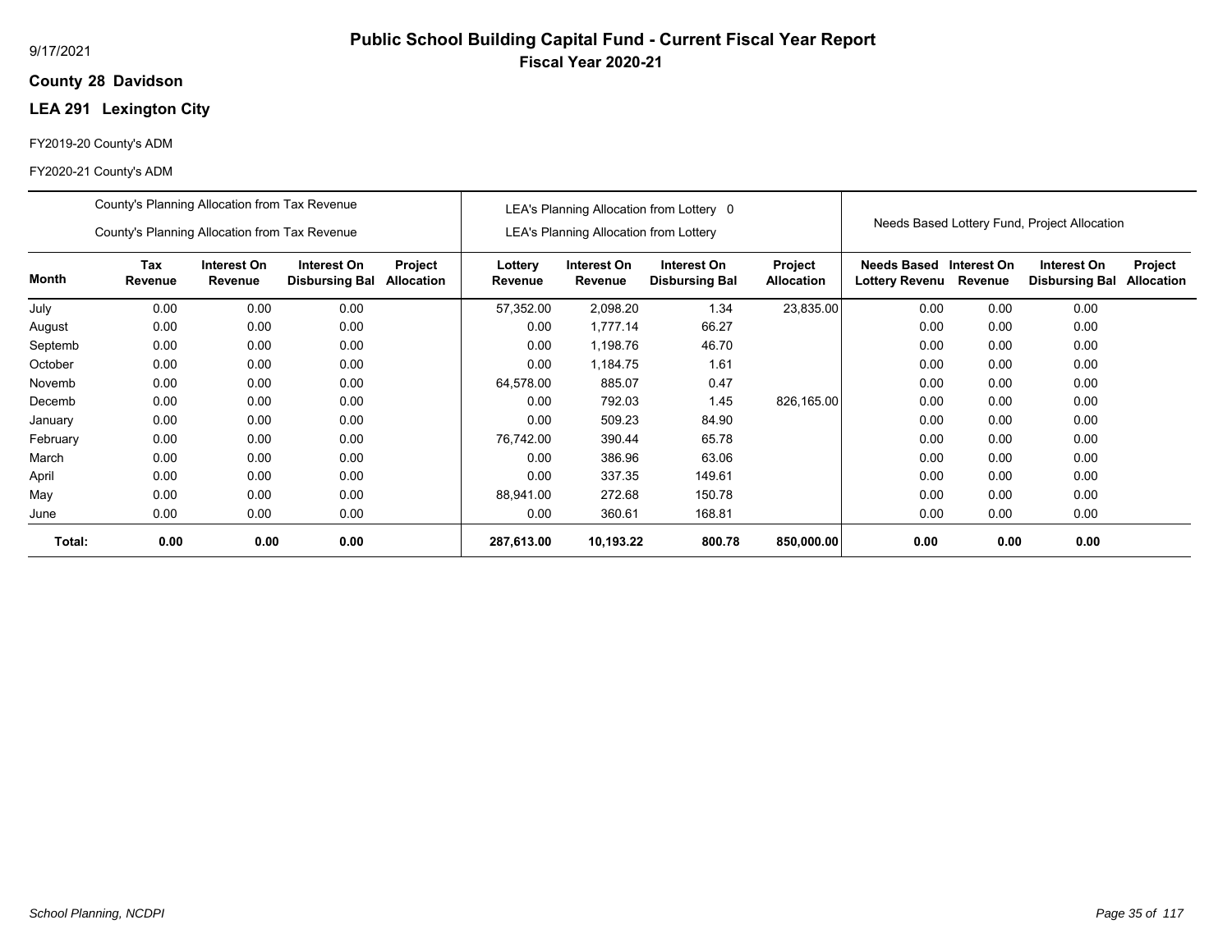9/17/2021

# Public School Building Capital Fund - Current Fiscal Year Report

## Fiscal Year 2020-21

**County 28 Davidson**

**LEA 291 Lexington City**

FY2019-20 County's ADM

FY2020-21 County's ADM

| | County's Planning Allocation from Tax Revenue<br>County's Planning Allocation from Tax Revenue | | | | LEA's Planning Allocation from Lottery 0<br>LEA's Planning Allocation from Lottery | | | | Needs Based Lottery Fund, Project Allocation | | | |
|---|---|---|---|---|---|---|---|---|---|---|---|---|
| **Month** | **Tax Revenue** | **Interest On Revenue** | **Interest On Disbursing Bal** | **Project Allocation** | **Lottery Revenue** | **Interest On Revenue** | **Interest On Disbursing Bal** | **Project Allocation** | **Needs Based Lottery Revenu** | **Interest On Revenue** | **Interest On Disbursing Bal** | **Project Allocation** |
| July | 0.00 | 0.00 | 0.00 | | 57,352.00 | 2,098.20 | 1.34 | 23,835.00 | 0.00 | 0.00 | 0.00 | |
| August | 0.00 | 0.00 | 0.00 | | 0.00 | 1,777.14 | 66.27 | | 0.00 | 0.00 | 0.00 | |
| Septemb | 0.00 | 0.00 | 0.00 | | 0.00 | 1,198.76 | 46.70 | | 0.00 | 0.00 | 0.00 | |
| October | 0.00 | 0.00 | 0.00 | | 0.00 | 1,184.75 | 1.61 | | 0.00 | 0.00 | 0.00 | |
| Novemb | 0.00 | 0.00 | 0.00 | | 64,578.00 | 885.07 | 0.47 | | 0.00 | 0.00 | 0.00 | |
| Decemb | 0.00 | 0.00 | 0.00 | | 0.00 | 792.03 | 1.45 | 826,165.00 | 0.00 | 0.00 | 0.00 | |
| January | 0.00 | 0.00 | 0.00 | | 0.00 | 509.23 | 84.90 | | 0.00 | 0.00 | 0.00 | |
| February | 0.00 | 0.00 | 0.00 | | 76,742.00 | 390.44 | 65.78 | | 0.00 | 0.00 | 0.00 | |
| March | 0.00 | 0.00 | 0.00 | | 0.00 | 386.96 | 63.06 | | 0.00 | 0.00 | 0.00 | |
| April | 0.00 | 0.00 | 0.00 | | 0.00 | 337.35 | 149.61 | | 0.00 | 0.00 | 0.00 | |
| May | 0.00 | 0.00 | 0.00 | | 88,941.00 | 272.68 | 150.78 | | 0.00 | 0.00 | 0.00 | |
| June | 0.00 | 0.00 | 0.00 | | 0.00 | 360.61 | 168.81 | | 0.00 | 0.00 | 0.00 | |
| **Total:** | **0.00** | **0.00** | **0.00** | | **287,613.00** | **10,193.22** | **800.78** | **850,000.00** | **0.00** | **0.00** | **0.00** | |

*School Planning, NCDPI*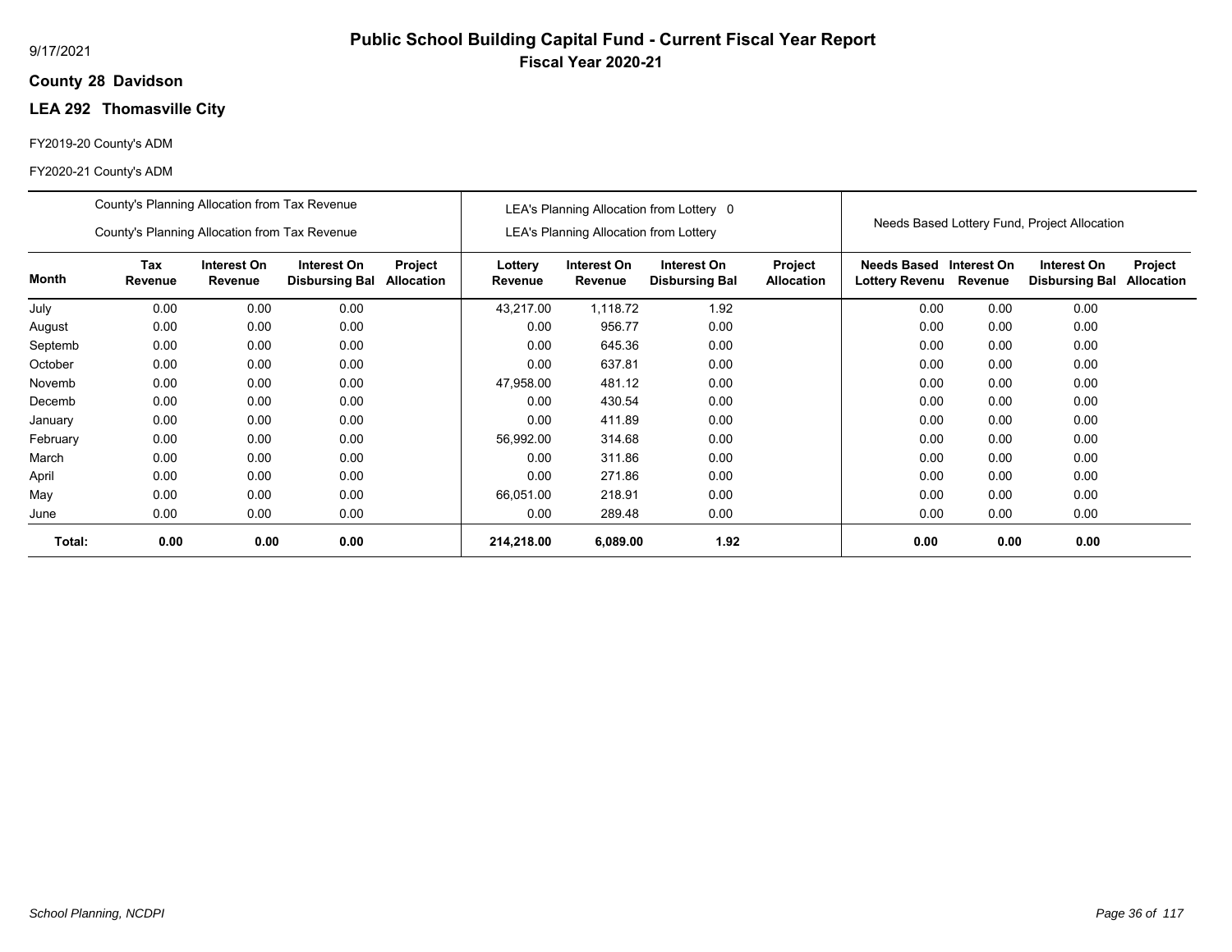9/17/2021

# Public School Building Capital Fund - Current Fiscal Year Report

## Fiscal Year 2020-21

**County 28 Davidson**

**LEA 292 Thomasville City**

FY2019-20 County's ADM

FY2020-21 County's ADM

| | County's Planning Allocation from Tax Revenue<br>County's Planning Allocation from Tax Revenue | | | | LEA's Planning Allocation from Lottery 0<br>LEA's Planning Allocation from Lottery | | | | Needs Based Lottery Fund, Project Allocation | | | |
|---|---|---|---|---|---|---|---|---|---|---|---|---|
| **Month** | **Tax Revenue** | **Interest On Revenue** | **Interest On Disbursing Bal** | **Project Allocation** | **Lottery Revenue** | **Interest On Revenue** | **Interest On Disbursing Bal** | **Project Allocation** | **Needs Based Lottery Revenu** | **Interest On Revenue** | **Interest On Disbursing Bal** | **Project Allocation** |
| July | 0.00 | 0.00 | 0.00 | | 43,217.00 | 1,118.72 | 1.92 | | 0.00 | 0.00 | 0.00 | |
| August | 0.00 | 0.00 | 0.00 | | 0.00 | 956.77 | 0.00 | | 0.00 | 0.00 | 0.00 | |
| Septemb | 0.00 | 0.00 | 0.00 | | 0.00 | 645.36 | 0.00 | | 0.00 | 0.00 | 0.00 | |
| October | 0.00 | 0.00 | 0.00 | | 0.00 | 637.81 | 0.00 | | 0.00 | 0.00 | 0.00 | |
| Novemb | 0.00 | 0.00 | 0.00 | | 47,958.00 | 481.12 | 0.00 | | 0.00 | 0.00 | 0.00 | |
| Decemb | 0.00 | 0.00 | 0.00 | | 0.00 | 430.54 | 0.00 | | 0.00 | 0.00 | 0.00 | |
| January | 0.00 | 0.00 | 0.00 | | 0.00 | 411.89 | 0.00 | | 0.00 | 0.00 | 0.00 | |
| February | 0.00 | 0.00 | 0.00 | | 56,992.00 | 314.68 | 0.00 | | 0.00 | 0.00 | 0.00 | |
| March | 0.00 | 0.00 | 0.00 | | 0.00 | 311.86 | 0.00 | | 0.00 | 0.00 | 0.00 | |
| April | 0.00 | 0.00 | 0.00 | | 0.00 | 271.86 | 0.00 | | 0.00 | 0.00 | 0.00 | |
| May | 0.00 | 0.00 | 0.00 | | 66,051.00 | 218.91 | 0.00 | | 0.00 | 0.00 | 0.00 | |
| June | 0.00 | 0.00 | 0.00 | | 0.00 | 289.48 | 0.00 | | 0.00 | 0.00 | 0.00 | |
| **Total:** | **0.00** | **0.00** | **0.00** | | **214,218.00** | **6,089.00** | **1.92** | | **0.00** | **0.00** | **0.00** | |

*School Planning, NCDPI*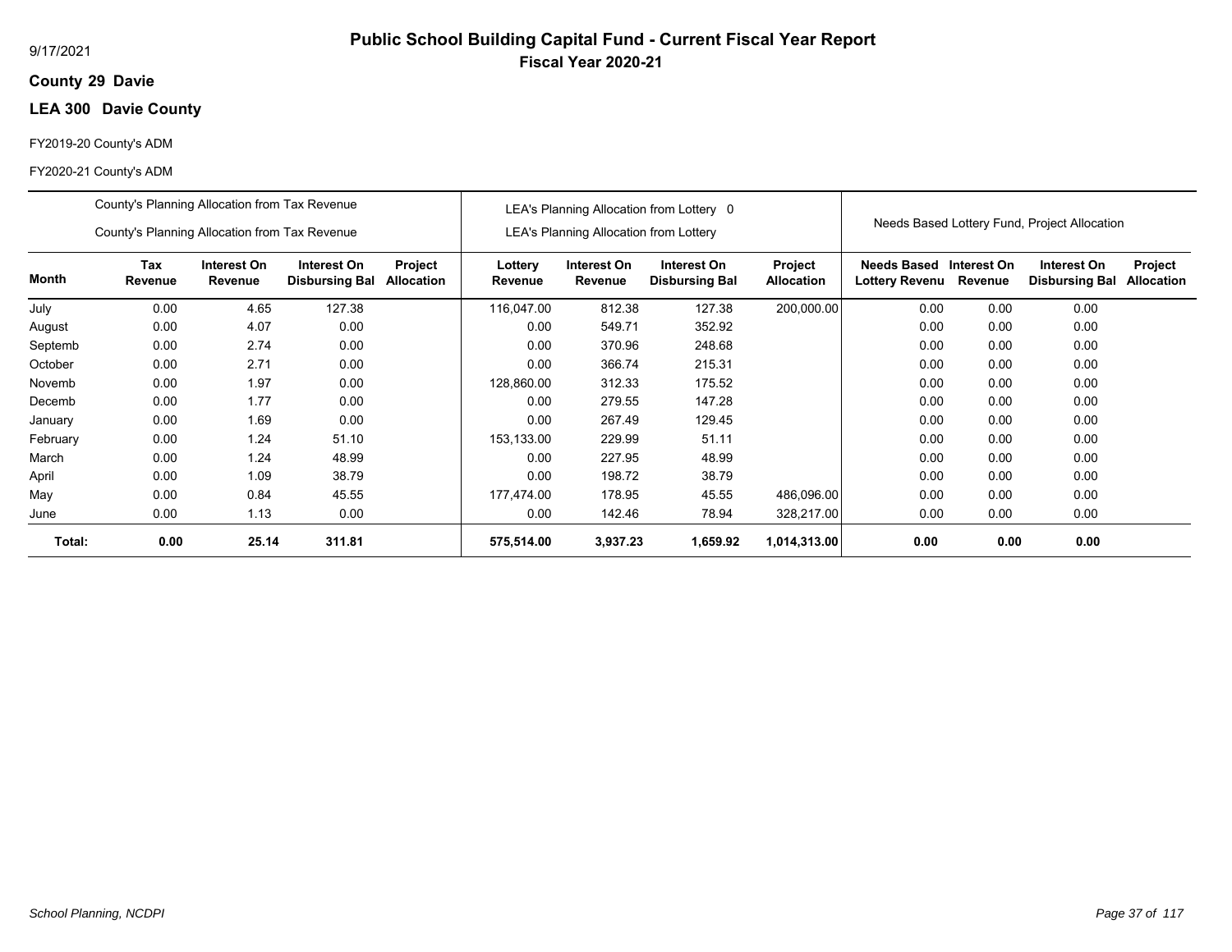9/17/2021

# Public School Building Capital Fund - Current Fiscal Year Report

## Fiscal Year 2020-21

**County 29 Davie**

**LEA 300 Davie County**

FY2019-20 County's ADM

FY2020-21 County's ADM

| | County's Planning Allocation from Tax Revenue / County's Planning Allocation from Tax Revenue | | | | LEA's Planning Allocation from Lottery 0 / LEA's Planning Allocation from Lottery | | | | Needs Based Lottery Fund, Project Allocation | | | |
|---|---|---|---|---|---|---|---|---|---|---|---|---|
| **Month** | **Tax Revenue** | **Interest On Revenue** | **Interest On Disbursing Bal** | **Project Allocation** | **Lottery Revenue** | **Interest On Revenue** | **Interest On Disbursing Bal** | **Project Allocation** | **Needs Based Lottery Revenu** | **Interest On Revenue** | **Interest On Disbursing Bal** | **Project Allocation** |
| July | 0.00 | 4.65 | 127.38 | | 116,047.00 | 812.38 | 127.38 | 200,000.00 | 0.00 | 0.00 | 0.00 | |
| August | 0.00 | 4.07 | 0.00 | | 0.00 | 549.71 | 352.92 | | 0.00 | 0.00 | 0.00 | |
| Septemb | 0.00 | 2.74 | 0.00 | | 0.00 | 370.96 | 248.68 | | 0.00 | 0.00 | 0.00 | |
| October | 0.00 | 2.71 | 0.00 | | 0.00 | 366.74 | 215.31 | | 0.00 | 0.00 | 0.00 | |
| Novemb | 0.00 | 1.97 | 0.00 | | 128,860.00 | 312.33 | 175.52 | | 0.00 | 0.00 | 0.00 | |
| Decemb | 0.00 | 1.77 | 0.00 | | 0.00 | 279.55 | 147.28 | | 0.00 | 0.00 | 0.00 | |
| January | 0.00 | 1.69 | 0.00 | | 0.00 | 267.49 | 129.45 | | 0.00 | 0.00 | 0.00 | |
| February | 0.00 | 1.24 | 51.10 | | 153,133.00 | 229.99 | 51.11 | | 0.00 | 0.00 | 0.00 | |
| March | 0.00 | 1.24 | 48.99 | | 0.00 | 227.95 | 48.99 | | 0.00 | 0.00 | 0.00 | |
| April | 0.00 | 1.09 | 38.79 | | 0.00 | 198.72 | 38.79 | | 0.00 | 0.00 | 0.00 | |
| May | 0.00 | 0.84 | 45.55 | | 177,474.00 | 178.95 | 45.55 | 486,096.00 | 0.00 | 0.00 | 0.00 | |
| June | 0.00 | 1.13 | 0.00 | | 0.00 | 142.46 | 78.94 | 328,217.00 | 0.00 | 0.00 | 0.00 | |
| **Total:** | **0.00** | **25.14** | **311.81** | | **575,514.00** | **3,937.23** | **1,659.92** | **1,014,313.00** | **0.00** | **0.00** | **0.00** | |

*School Planning, NCDPI*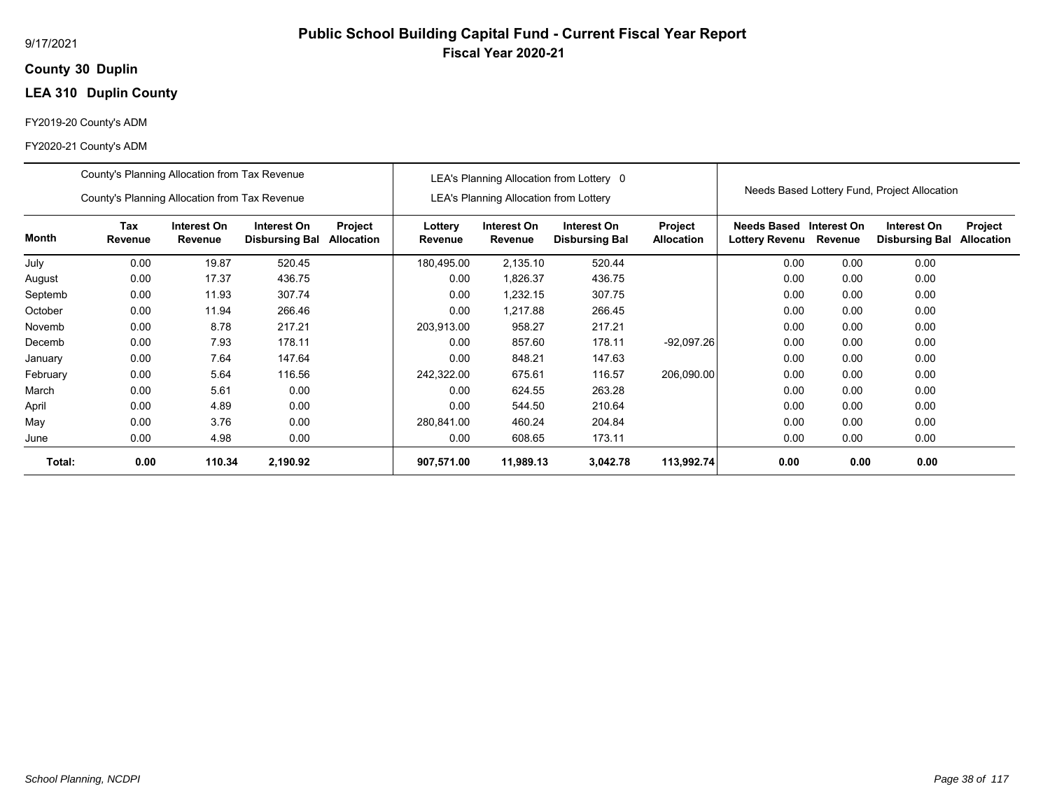9/17/2021

# Public School Building Capital Fund - Current Fiscal Year Report

## Fiscal Year 2020-21

**County 30 Duplin**

**LEA 310 Duplin County**

FY2019-20 County's ADM

FY2020-21 County's ADM

| | County's Planning Allocation from Tax Revenue<br>County's Planning Allocation from Tax Revenue | | | | LEA's Planning Allocation from Lottery 0<br>LEA's Planning Allocation from Lottery | | | | Needs Based Lottery Fund, Project Allocation | | | |
|---|---|---|---|---|---|---|---|---|---|---|---|---|
| **Month** | **Tax Revenue** | **Interest On Revenue** | **Interest On Disbursing Bal** | **Project Allocation** | **Lottery Revenue** | **Interest On Revenue** | **Interest On Disbursing Bal** | **Project Allocation** | **Needs Based Lottery Revenu** | **Interest On Revenue** | **Interest On Disbursing Bal** | **Project Allocation** |
| July | 0.00 | 19.87 | 520.45 | | 180,495.00 | 2,135.10 | 520.44 | | 0.00 | 0.00 | 0.00 | |
| August | 0.00 | 17.37 | 436.75 | | 0.00 | 1,826.37 | 436.75 | | 0.00 | 0.00 | 0.00 | |
| Septemb | 0.00 | 11.93 | 307.74 | | 0.00 | 1,232.15 | 307.75 | | 0.00 | 0.00 | 0.00 | |
| October | 0.00 | 11.94 | 266.46 | | 0.00 | 1,217.88 | 266.45 | | 0.00 | 0.00 | 0.00 | |
| Novemb | 0.00 | 8.78 | 217.21 | | 203,913.00 | 958.27 | 217.21 | | 0.00 | 0.00 | 0.00 | |
| Decemb | 0.00 | 7.93 | 178.11 | | 0.00 | 857.60 | 178.11 | -92,097.26 | 0.00 | 0.00 | 0.00 | |
| January | 0.00 | 7.64 | 147.64 | | 0.00 | 848.21 | 147.63 | | 0.00 | 0.00 | 0.00 | |
| February | 0.00 | 5.64 | 116.56 | | 242,322.00 | 675.61 | 116.57 | 206,090.00 | 0.00 | 0.00 | 0.00 | |
| March | 0.00 | 5.61 | 0.00 | | 0.00 | 624.55 | 263.28 | | 0.00 | 0.00 | 0.00 | |
| April | 0.00 | 4.89 | 0.00 | | 0.00 | 544.50 | 210.64 | | 0.00 | 0.00 | 0.00 | |
| May | 0.00 | 3.76 | 0.00 | | 280,841.00 | 460.24 | 204.84 | | 0.00 | 0.00 | 0.00 | |
| June | 0.00 | 4.98 | 0.00 | | 0.00 | 608.65 | 173.11 | | 0.00 | 0.00 | 0.00 | |
| **Total:** | **0.00** | **110.34** | **2,190.92** | | **907,571.00** | **11,989.13** | **3,042.78** | **113,992.74** | **0.00** | **0.00** | **0.00** | |

*School Planning, NCDPI*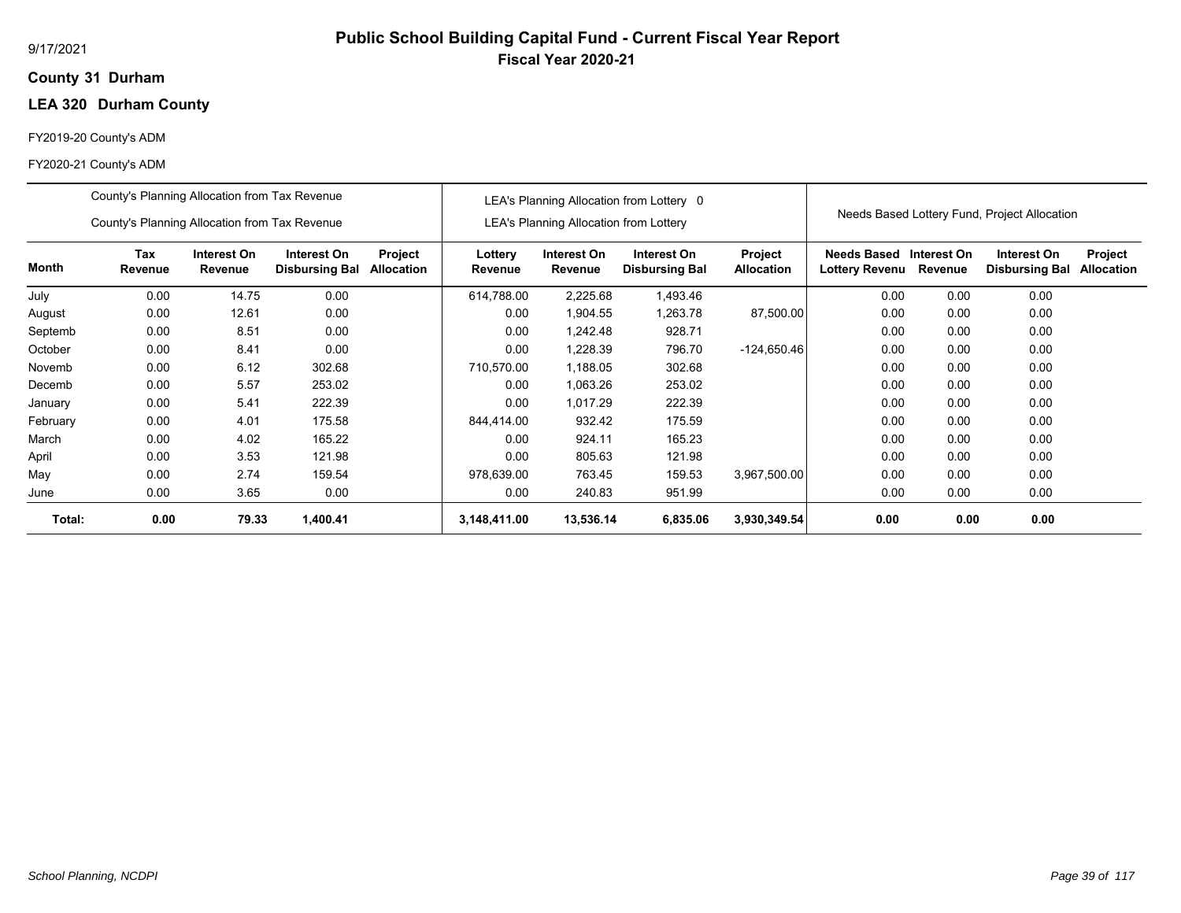# Public School Building Capital Fund - Current Fiscal Year Report

## Fiscal Year 2020-21

9/17/2021

**County 31 Durham**

**LEA 320 Durham County**

FY2019-20 County's ADM

FY2020-21 County's ADM

| | County's Planning Allocation from Tax Revenue<br>County's Planning Allocation from Tax Revenue | | | | LEA's Planning Allocation from Lottery 0<br>LEA's Planning Allocation from Lottery | | | | Needs Based Lottery Fund, Project Allocation | | | |
|---|---|---|---|---|---|---|---|---|---|---|---|---|
| **Month** | **Tax Revenue** | **Interest On Revenue** | **Interest On Disbursing Bal** | **Project Allocation** | **Lottery Revenue** | **Interest On Revenue** | **Interest On Disbursing Bal** | **Project Allocation** | **Needs Based Lottery Revenu** | **Interest On Revenue** | **Interest On Disbursing Bal** | **Project Allocation** |
| July | 0.00 | 14.75 | 0.00 | | 614,788.00 | 2,225.68 | 1,493.46 | | 0.00 | 0.00 | 0.00 | |
| August | 0.00 | 12.61 | 0.00 | | 0.00 | 1,904.55 | 1,263.78 | 87,500.00 | 0.00 | 0.00 | 0.00 | |
| Septemb | 0.00 | 8.51 | 0.00 | | 0.00 | 1,242.48 | 928.71 | | 0.00 | 0.00 | 0.00 | |
| October | 0.00 | 8.41 | 0.00 | | 0.00 | 1,228.39 | 796.70 | -124,650.46 | 0.00 | 0.00 | 0.00 | |
| Novemb | 0.00 | 6.12 | 302.68 | | 710,570.00 | 1,188.05 | 302.68 | | 0.00 | 0.00 | 0.00 | |
| Decemb | 0.00 | 5.57 | 253.02 | | 0.00 | 1,063.26 | 253.02 | | 0.00 | 0.00 | 0.00 | |
| January | 0.00 | 5.41 | 222.39 | | 0.00 | 1,017.29 | 222.39 | | 0.00 | 0.00 | 0.00 | |
| February | 0.00 | 4.01 | 175.58 | | 844,414.00 | 932.42 | 175.59 | | 0.00 | 0.00 | 0.00 | |
| March | 0.00 | 4.02 | 165.22 | | 0.00 | 924.11 | 165.23 | | 0.00 | 0.00 | 0.00 | |
| April | 0.00 | 3.53 | 121.98 | | 0.00 | 805.63 | 121.98 | | 0.00 | 0.00 | 0.00 | |
| May | 0.00 | 2.74 | 159.54 | | 978,639.00 | 763.45 | 159.53 | 3,967,500.00 | 0.00 | 0.00 | 0.00 | |
| June | 0.00 | 3.65 | 0.00 | | 0.00 | 240.83 | 951.99 | | 0.00 | 0.00 | 0.00 | |
| **Total:** | **0.00** | **79.33** | **1,400.41** | | **3,148,411.00** | **13,536.14** | **6,835.06** | **3,930,349.54** | **0.00** | **0.00** | **0.00** | |

*School Planning, NCDPI*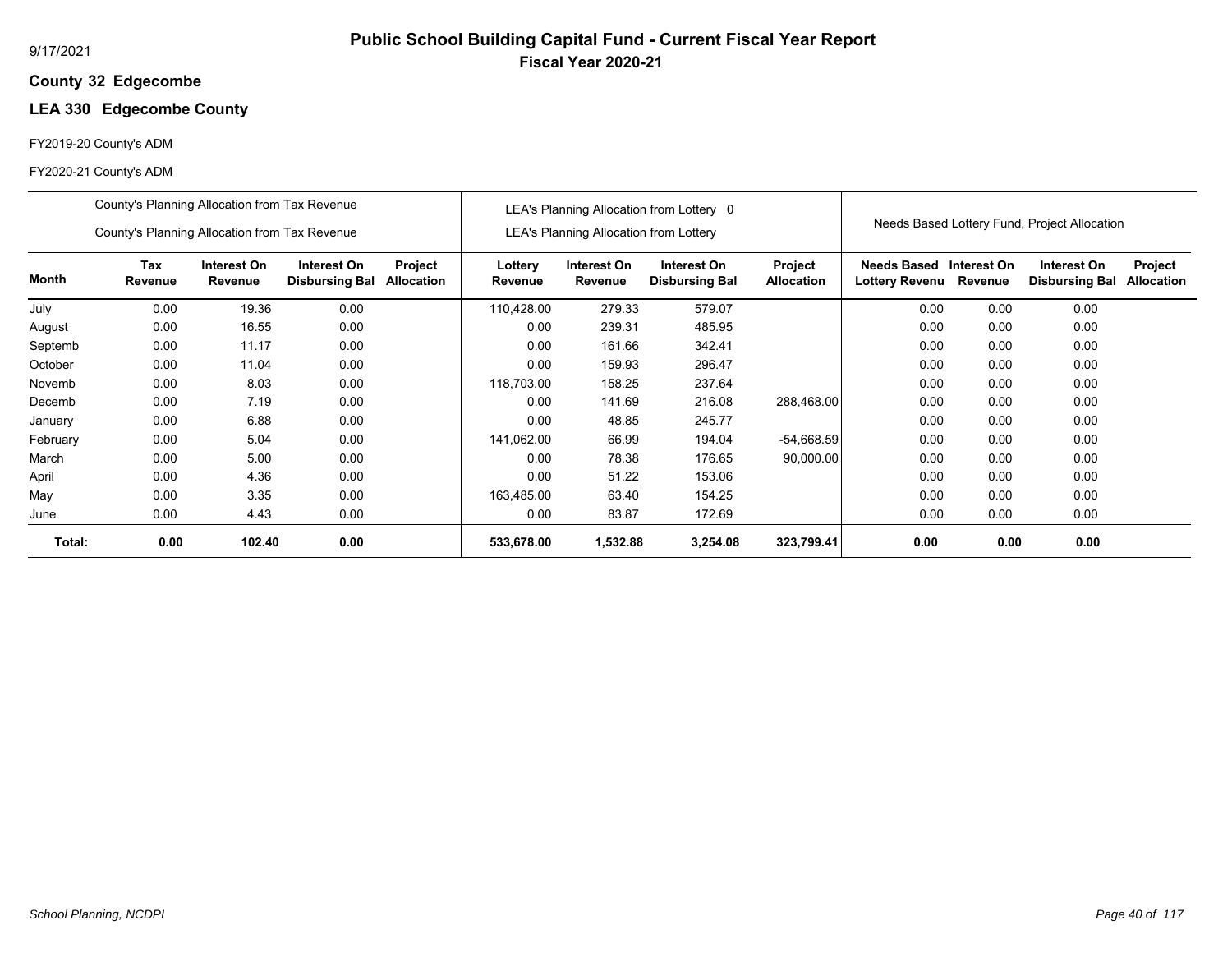# Public School Building Capital Fund - Current Fiscal Year Report

**Fiscal Year 2020-21**

9/17/2021

**County 32 Edgecombe**

**LEA 330 Edgecombe County**

FY2019-20 County's ADM

FY2020-21 County's ADM

| | County's Planning Allocation from Tax Revenue<br>County's Planning Allocation from Tax Revenue | | | | LEA's Planning Allocation from Lottery 0<br>LEA's Planning Allocation from Lottery | | | | Needs Based Lottery Fund, Project Allocation | | | |
|---|---|---|---|---|---|---|---|---|---|---|---|---|
| **Month** | **Tax Revenue** | **Interest On Revenue** | **Interest On Disbursing Bal** | **Project Allocation** | **Lottery Revenue** | **Interest On Revenue** | **Interest On Disbursing Bal** | **Project Allocation** | **Needs Based Lottery Revenu** | **Interest On Revenue** | **Interest On Disbursing Bal** | **Project Allocation** |
| July | 0.00 | 19.36 | 0.00 | | 110,428.00 | 279.33 | 579.07 | | 0.00 | 0.00 | 0.00 | |
| August | 0.00 | 16.55 | 0.00 | | 0.00 | 239.31 | 485.95 | | 0.00 | 0.00 | 0.00 | |
| Septemb | 0.00 | 11.17 | 0.00 | | 0.00 | 161.66 | 342.41 | | 0.00 | 0.00 | 0.00 | |
| October | 0.00 | 11.04 | 0.00 | | 0.00 | 159.93 | 296.47 | | 0.00 | 0.00 | 0.00 | |
| Novemb | 0.00 | 8.03 | 0.00 | | 118,703.00 | 158.25 | 237.64 | | 0.00 | 0.00 | 0.00 | |
| Decemb | 0.00 | 7.19 | 0.00 | | 0.00 | 141.69 | 216.08 | 288,468.00 | 0.00 | 0.00 | 0.00 | |
| January | 0.00 | 6.88 | 0.00 | | 0.00 | 48.85 | 245.77 | | 0.00 | 0.00 | 0.00 | |
| February | 0.00 | 5.04 | 0.00 | | 141,062.00 | 66.99 | 194.04 | -54,668.59 | 0.00 | 0.00 | 0.00 | |
| March | 0.00 | 5.00 | 0.00 | | 0.00 | 78.38 | 176.65 | 90,000.00 | 0.00 | 0.00 | 0.00 | |
| April | 0.00 | 4.36 | 0.00 | | 0.00 | 51.22 | 153.06 | | 0.00 | 0.00 | 0.00 | |
| May | 0.00 | 3.35 | 0.00 | | 163,485.00 | 63.40 | 154.25 | | 0.00 | 0.00 | 0.00 | |
| June | 0.00 | 4.43 | 0.00 | | 0.00 | 83.87 | 172.69 | | 0.00 | 0.00 | 0.00 | |
| **Total:** | **0.00** | **102.40** | **0.00** | | **533,678.00** | **1,532.88** | **3,254.08** | **323,799.41** | **0.00** | **0.00** | **0.00** | |

*School Planning, NCDPI*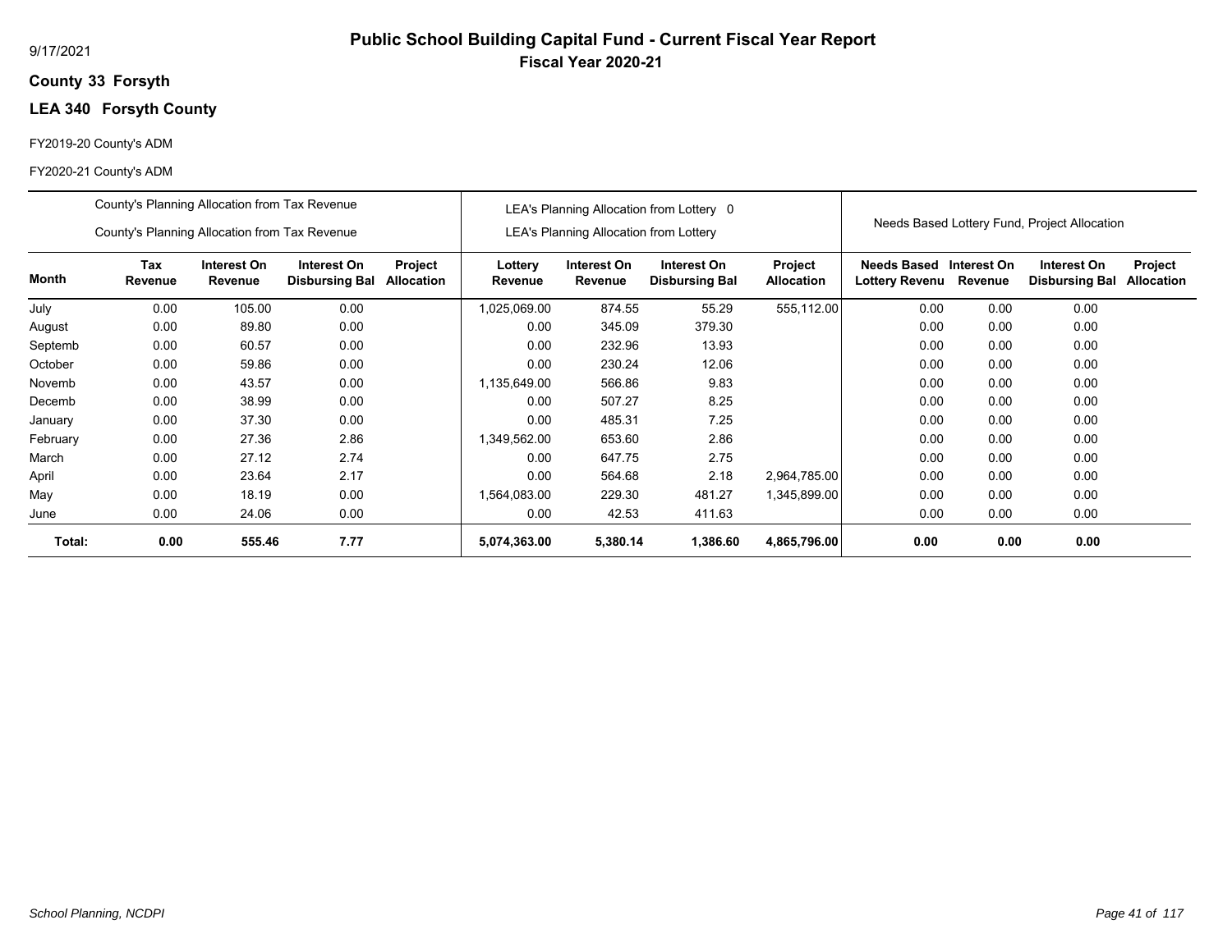9/17/2021

# Public School Building Capital Fund - Current Fiscal Year Report

## Fiscal Year 2020-21

**County 33 Forsyth**

**LEA 340 Forsyth County**

FY2019-20 County's ADM

FY2020-21 County's ADM

| | County's Planning Allocation from Tax Revenue<br>County's Planning Allocation from Tax Revenue | | | | LEA's Planning Allocation from Lottery 0<br>LEA's Planning Allocation from Lottery | | | | Needs Based Lottery Fund, Project Allocation | | | |
|---|---|---|---|---|---|---|---|---|---|---|---|---|
| **Month** | **Tax Revenue** | **Interest On Revenue** | **Interest On Disbursing Bal** | **Project Allocation** | **Lottery Revenue** | **Interest On Revenue** | **Interest On Disbursing Bal** | **Project Allocation** | **Needs Based Lottery Revenu** | **Interest On Revenue** | **Interest On Disbursing Bal** | **Project Allocation** |
| July | 0.00 | 105.00 | 0.00 | | 1,025,069.00 | 874.55 | 55.29 | 555,112.00 | 0.00 | 0.00 | 0.00 | |
| August | 0.00 | 89.80 | 0.00 | | 0.00 | 345.09 | 379.30 | | 0.00 | 0.00 | 0.00 | |
| Septemb | 0.00 | 60.57 | 0.00 | | 0.00 | 232.96 | 13.93 | | 0.00 | 0.00 | 0.00 | |
| October | 0.00 | 59.86 | 0.00 | | 0.00 | 230.24 | 12.06 | | 0.00 | 0.00 | 0.00 | |
| Novemb | 0.00 | 43.57 | 0.00 | | 1,135,649.00 | 566.86 | 9.83 | | 0.00 | 0.00 | 0.00 | |
| Decemb | 0.00 | 38.99 | 0.00 | | 0.00 | 507.27 | 8.25 | | 0.00 | 0.00 | 0.00 | |
| January | 0.00 | 37.30 | 0.00 | | 0.00 | 485.31 | 7.25 | | 0.00 | 0.00 | 0.00 | |
| February | 0.00 | 27.36 | 2.86 | | 1,349,562.00 | 653.60 | 2.86 | | 0.00 | 0.00 | 0.00 | |
| March | 0.00 | 27.12 | 2.74 | | 0.00 | 647.75 | 2.75 | | 0.00 | 0.00 | 0.00 | |
| April | 0.00 | 23.64 | 2.17 | | 0.00 | 564.68 | 2.18 | 2,964,785.00 | 0.00 | 0.00 | 0.00 | |
| May | 0.00 | 18.19 | 0.00 | | 1,564,083.00 | 229.30 | 481.27 | 1,345,899.00 | 0.00 | 0.00 | 0.00 | |
| June | 0.00 | 24.06 | 0.00 | | 0.00 | 42.53 | 411.63 | | 0.00 | 0.00 | 0.00 | |
| **Total:** | **0.00** | **555.46** | **7.77** | | **5,074,363.00** | **5,380.14** | **1,386.60** | **4,865,796.00** | **0.00** | **0.00** | **0.00** | |

*School Planning, NCDPI*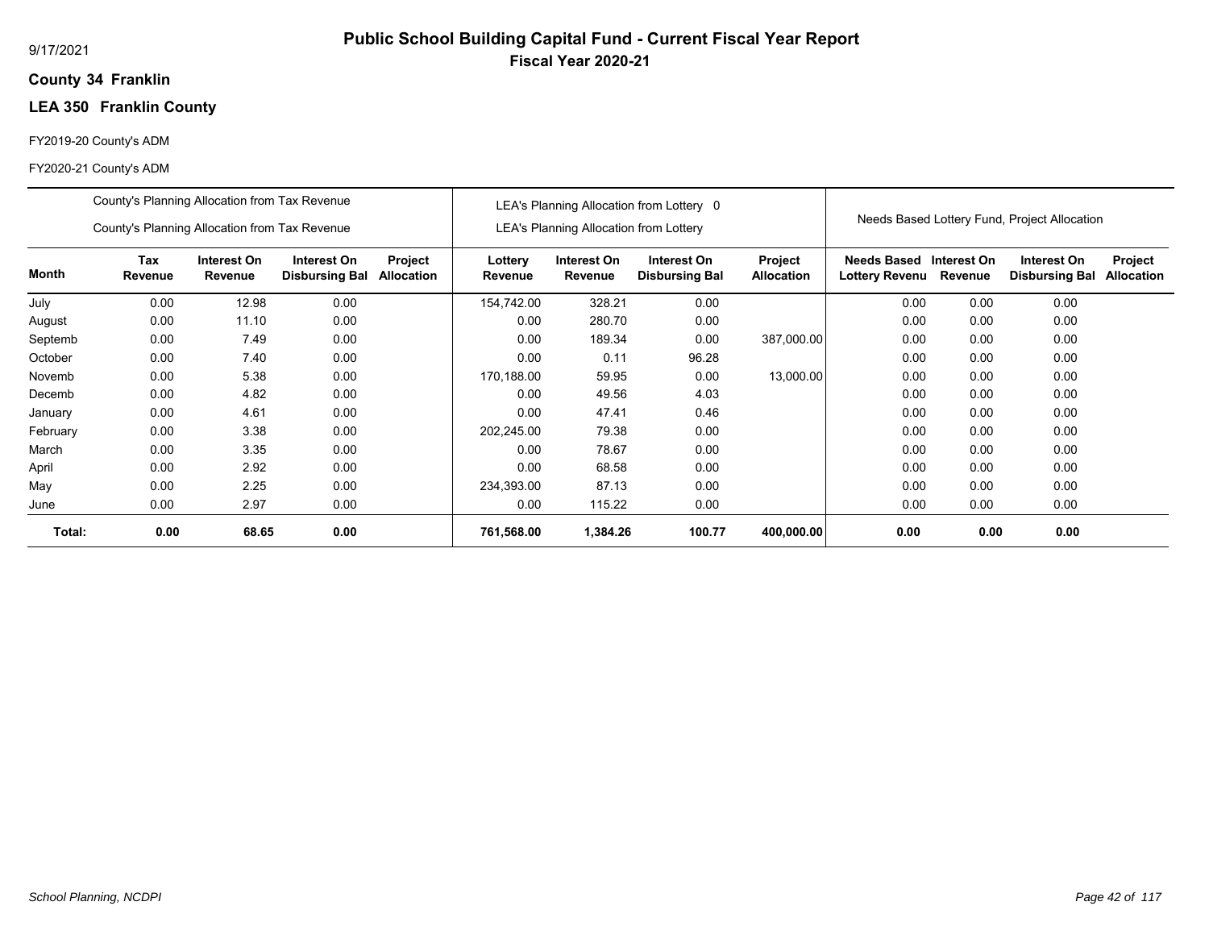9/17/2021

# Public School Building Capital Fund - Current Fiscal Year Report

## Fiscal Year 2020-21

**County 34 Franklin**

**LEA 350 Franklin County**

FY2019-20 County's ADM

FY2020-21 County's ADM

| | County's Planning Allocation from Tax Revenue / County's Planning Allocation from Tax Revenue | | | | LEA's Planning Allocation from Lottery 0 / LEA's Planning Allocation from Lottery | | | | Needs Based Lottery Fund, Project Allocation | | | |
|---|---|---|---|---|---|---|---|---|---|---|---|---|
| **Month** | **Tax Revenue** | **Interest On Revenue** | **Interest On Disbursing Bal** | **Project Allocation** | **Lottery Revenue** | **Interest On Revenue** | **Interest On Disbursing Bal** | **Project Allocation** | **Needs Based Lottery Revenu** | **Interest On Revenue** | **Interest On Disbursing Bal** | **Project Allocation** |
| July | 0.00 | 12.98 | 0.00 | | 154,742.00 | 328.21 | 0.00 | | 0.00 | 0.00 | 0.00 | |
| August | 0.00 | 11.10 | 0.00 | | 0.00 | 280.70 | 0.00 | | 0.00 | 0.00 | 0.00 | |
| Septemb | 0.00 | 7.49 | 0.00 | | 0.00 | 189.34 | 0.00 | 387,000.00 | 0.00 | 0.00 | 0.00 | |
| October | 0.00 | 7.40 | 0.00 | | 0.00 | 0.11 | 96.28 | | 0.00 | 0.00 | 0.00 | |
| Novemb | 0.00 | 5.38 | 0.00 | | 170,188.00 | 59.95 | 0.00 | 13,000.00 | 0.00 | 0.00 | 0.00 | |
| Decemb | 0.00 | 4.82 | 0.00 | | 0.00 | 49.56 | 4.03 | | 0.00 | 0.00 | 0.00 | |
| January | 0.00 | 4.61 | 0.00 | | 0.00 | 47.41 | 0.46 | | 0.00 | 0.00 | 0.00 | |
| February | 0.00 | 3.38 | 0.00 | | 202,245.00 | 79.38 | 0.00 | | 0.00 | 0.00 | 0.00 | |
| March | 0.00 | 3.35 | 0.00 | | 0.00 | 78.67 | 0.00 | | 0.00 | 0.00 | 0.00 | |
| April | 0.00 | 2.92 | 0.00 | | 0.00 | 68.58 | 0.00 | | 0.00 | 0.00 | 0.00 | |
| May | 0.00 | 2.25 | 0.00 | | 234,393.00 | 87.13 | 0.00 | | 0.00 | 0.00 | 0.00 | |
| June | 0.00 | 2.97 | 0.00 | | 0.00 | 115.22 | 0.00 | | 0.00 | 0.00 | 0.00 | |
| **Total:** | **0.00** | **68.65** | **0.00** | | **761,568.00** | **1,384.26** | **100.77** | **400,000.00** | **0.00** | **0.00** | **0.00** | |

*School Planning, NCDPI*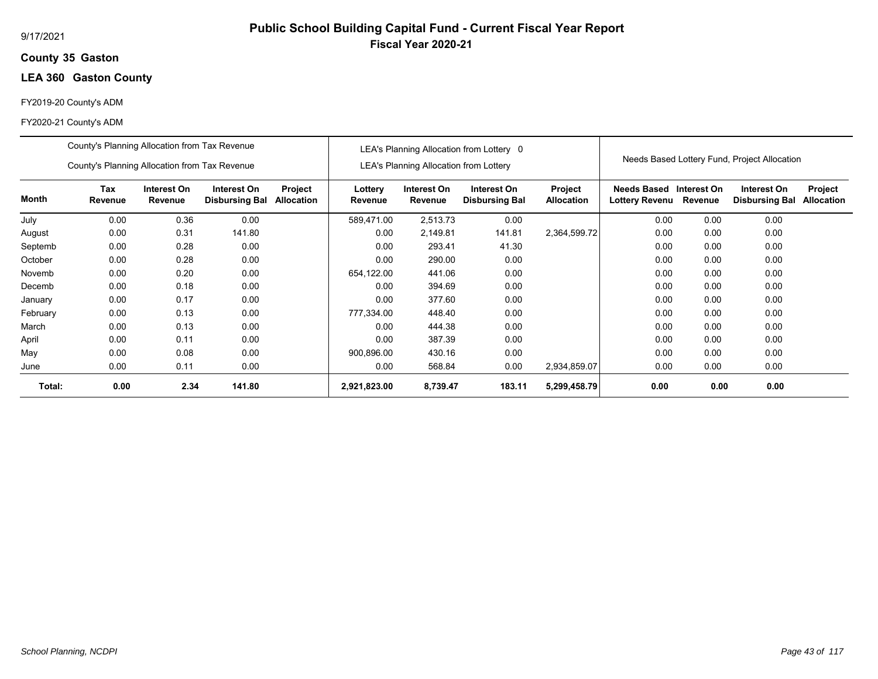# Public School Building Capital Fund - Current Fiscal Year Report

## Fiscal Year 2020-21

9/17/2021

**County 35 Gaston**

**LEA 360 Gaston County**

FY2019-20 County's ADM

FY2020-21 County's ADM

| | County's Planning Allocation from Tax Revenue<br>County's Planning Allocation from Tax Revenue | | | | LEA's Planning Allocation from Lottery 0<br>LEA's Planning Allocation from Lottery | | | | Needs Based Lottery Fund, Project Allocation | | | |
|---|---|---|---|---|---|---|---|---|---|---|---|---|
| **Month** | **Tax Revenue** | **Interest On Revenue** | **Interest On Disbursing Bal** | **Project Allocation** | **Lottery Revenue** | **Interest On Revenue** | **Interest On Disbursing Bal** | **Project Allocation** | **Needs Based Lottery Revenu** | **Interest On Revenue** | **Interest On Disbursing Bal** | **Project Allocation** |
| July | 0.00 | 0.36 | 0.00 | | 589,471.00 | 2,513.73 | 0.00 | | 0.00 | 0.00 | 0.00 | |
| August | 0.00 | 0.31 | 141.80 | | 0.00 | 2,149.81 | 141.81 | 2,364,599.72 | 0.00 | 0.00 | 0.00 | |
| Septemb | 0.00 | 0.28 | 0.00 | | 0.00 | 293.41 | 41.30 | | 0.00 | 0.00 | 0.00 | |
| October | 0.00 | 0.28 | 0.00 | | 0.00 | 290.00 | 0.00 | | 0.00 | 0.00 | 0.00 | |
| Novemb | 0.00 | 0.20 | 0.00 | | 654,122.00 | 441.06 | 0.00 | | 0.00 | 0.00 | 0.00 | |
| Decemb | 0.00 | 0.18 | 0.00 | | 0.00 | 394.69 | 0.00 | | 0.00 | 0.00 | 0.00 | |
| January | 0.00 | 0.17 | 0.00 | | 0.00 | 377.60 | 0.00 | | 0.00 | 0.00 | 0.00 | |
| February | 0.00 | 0.13 | 0.00 | | 777,334.00 | 448.40 | 0.00 | | 0.00 | 0.00 | 0.00 | |
| March | 0.00 | 0.13 | 0.00 | | 0.00 | 444.38 | 0.00 | | 0.00 | 0.00 | 0.00 | |
| April | 0.00 | 0.11 | 0.00 | | 0.00 | 387.39 | 0.00 | | 0.00 | 0.00 | 0.00 | |
| May | 0.00 | 0.08 | 0.00 | | 900,896.00 | 430.16 | 0.00 | | 0.00 | 0.00 | 0.00 | |
| June | 0.00 | 0.11 | 0.00 | | 0.00 | 568.84 | 0.00 | 2,934,859.07 | 0.00 | 0.00 | 0.00 | |
| **Total:** | **0.00** | **2.34** | **141.80** | | **2,921,823.00** | **8,739.47** | **183.11** | **5,299,458.79** | **0.00** | **0.00** | **0.00** | |

*School Planning, NCDPI*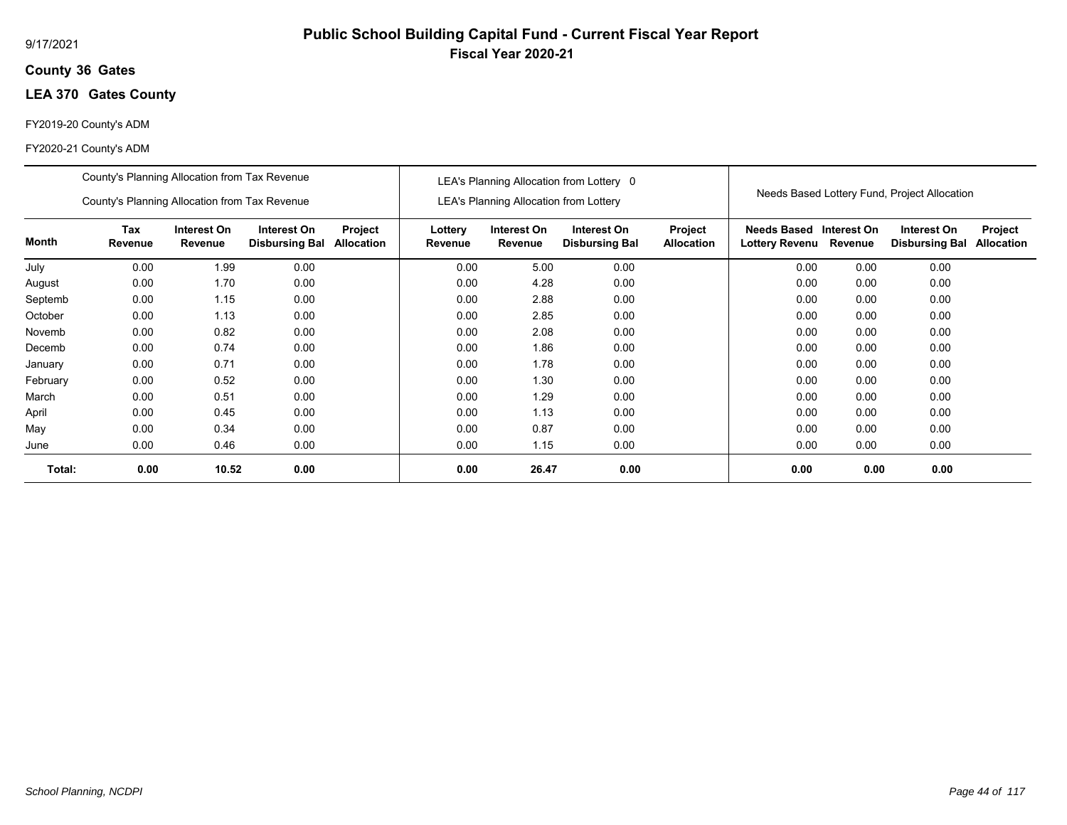# Public School Building Capital Fund - Current Fiscal Year Report

## Fiscal Year 2020-21

9/17/2021

**County 36 Gates**

**LEA 370 Gates County**

FY2019-20 County's ADM

FY2020-21 County's ADM

| | County's Planning Allocation from Tax Revenue / County's Planning Allocation from Tax Revenue | | | | LEA's Planning Allocation from Lottery 0 / LEA's Planning Allocation from Lottery | | | | Needs Based Lottery Fund, Project Allocation | | | |
|---|---|---|---|---|---|---|---|---|---|---|---|---|
| **Month** | **Tax Revenue** | **Interest On Revenue** | **Interest On Disbursing Bal** | **Project Allocation** | **Lottery Revenue** | **Interest On Revenue** | **Interest On Disbursing Bal** | **Project Allocation** | **Needs Based Lottery Revenu** | **Interest On Revenue** | **Interest On Disbursing Bal** | **Project Allocation** |
| July | 0.00 | 1.99 | 0.00 | | 0.00 | 5.00 | 0.00 | | 0.00 | 0.00 | 0.00 | |
| August | 0.00 | 1.70 | 0.00 | | 0.00 | 4.28 | 0.00 | | 0.00 | 0.00 | 0.00 | |
| Septemb | 0.00 | 1.15 | 0.00 | | 0.00 | 2.88 | 0.00 | | 0.00 | 0.00 | 0.00 | |
| October | 0.00 | 1.13 | 0.00 | | 0.00 | 2.85 | 0.00 | | 0.00 | 0.00 | 0.00 | |
| Novemb | 0.00 | 0.82 | 0.00 | | 0.00 | 2.08 | 0.00 | | 0.00 | 0.00 | 0.00 | |
| Decemb | 0.00 | 0.74 | 0.00 | | 0.00 | 1.86 | 0.00 | | 0.00 | 0.00 | 0.00 | |
| January | 0.00 | 0.71 | 0.00 | | 0.00 | 1.78 | 0.00 | | 0.00 | 0.00 | 0.00 | |
| February | 0.00 | 0.52 | 0.00 | | 0.00 | 1.30 | 0.00 | | 0.00 | 0.00 | 0.00 | |
| March | 0.00 | 0.51 | 0.00 | | 0.00 | 1.29 | 0.00 | | 0.00 | 0.00 | 0.00 | |
| April | 0.00 | 0.45 | 0.00 | | 0.00 | 1.13 | 0.00 | | 0.00 | 0.00 | 0.00 | |
| May | 0.00 | 0.34 | 0.00 | | 0.00 | 0.87 | 0.00 | | 0.00 | 0.00 | 0.00 | |
| June | 0.00 | 0.46 | 0.00 | | 0.00 | 1.15 | 0.00 | | 0.00 | 0.00 | 0.00 | |
| **Total:** | **0.00** | **10.52** | **0.00** | | **0.00** | **26.47** | **0.00** | | **0.00** | **0.00** | **0.00** | |

*School Planning, NCDPI*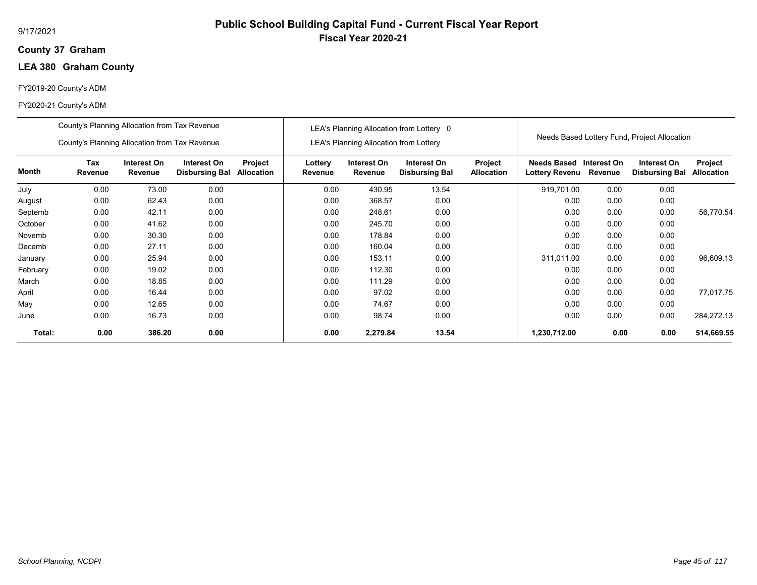9/17/2021

# Public School Building Capital Fund - Current Fiscal Year Report

## Fiscal Year 2020-21

**County 37 Graham**

**LEA 380 Graham County**

FY2019-20 County's ADM

FY2020-21 County's ADM

| | County's Planning Allocation from Tax Revenue<br>County's Planning Allocation from Tax Revenue | | | | LEA's Planning Allocation from Lottery 0<br>LEA's Planning Allocation from Lottery | | | | Needs Based Lottery Fund, Project Allocation | | | |
|---|---|---|---|---|---|---|---|---|---|---|---|---|
| **Month** | **Tax Revenue** | **Interest On Revenue** | **Interest On Disbursing Bal** | **Project Allocation** | **Lottery Revenue** | **Interest On Revenue** | **Interest On Disbursing Bal** | **Project Allocation** | **Needs Based Lottery Revenu** | **Interest On Revenue** | **Interest On Disbursing Bal** | **Project Allocation** |
| July | 0.00 | 73.00 | 0.00 | | 0.00 | 430.95 | 13.54 | | 919,701.00 | 0.00 | 0.00 | |
| August | 0.00 | 62.43 | 0.00 | | 0.00 | 368.57 | 0.00 | | 0.00 | 0.00 | 0.00 | |
| Septemb | 0.00 | 42.11 | 0.00 | | 0.00 | 248.61 | 0.00 | | 0.00 | 0.00 | 0.00 | 56,770.54 |
| October | 0.00 | 41.62 | 0.00 | | 0.00 | 245.70 | 0.00 | | 0.00 | 0.00 | 0.00 | |
| Novemb | 0.00 | 30.30 | 0.00 | | 0.00 | 178.84 | 0.00 | | 0.00 | 0.00 | 0.00 | |
| Decemb | 0.00 | 27.11 | 0.00 | | 0.00 | 160.04 | 0.00 | | 0.00 | 0.00 | 0.00 | |
| January | 0.00 | 25.94 | 0.00 | | 0.00 | 153.11 | 0.00 | | 311,011.00 | 0.00 | 0.00 | 96,609.13 |
| February | 0.00 | 19.02 | 0.00 | | 0.00 | 112.30 | 0.00 | | 0.00 | 0.00 | 0.00 | |
| March | 0.00 | 18.85 | 0.00 | | 0.00 | 111.29 | 0.00 | | 0.00 | 0.00 | 0.00 | |
| April | 0.00 | 16.44 | 0.00 | | 0.00 | 97.02 | 0.00 | | 0.00 | 0.00 | 0.00 | 77,017.75 |
| May | 0.00 | 12.65 | 0.00 | | 0.00 | 74.67 | 0.00 | | 0.00 | 0.00 | 0.00 | |
| June | 0.00 | 16.73 | 0.00 | | 0.00 | 98.74 | 0.00 | | 0.00 | 0.00 | 0.00 | 284,272.13 |
| **Total:** | **0.00** | **386.20** | **0.00** | | **0.00** | **2,279.84** | **13.54** | | **1,230,712.00** | **0.00** | **0.00** | **514,669.55** |

*School Planning, NCDPI*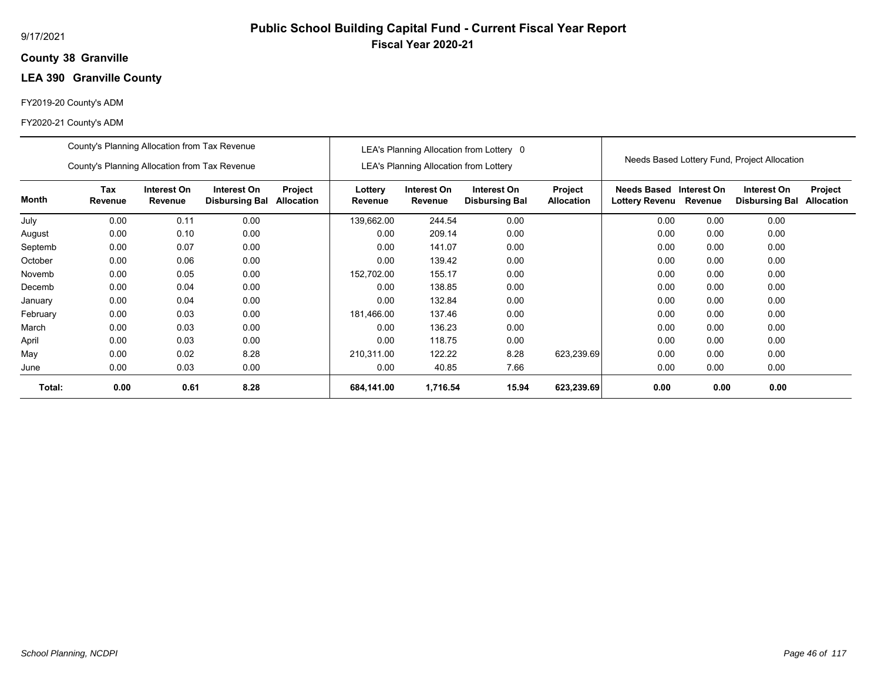9/17/2021

# Public School Building Capital Fund - Current Fiscal Year Report

## Fiscal Year 2020-21

**County 38 Granville**

**LEA 390 Granville County**

FY2019-20 County's ADM

FY2020-21 County's ADM

| | County's Planning Allocation from Tax Revenue<br>County's Planning Allocation from Tax Revenue | | | | LEA's Planning Allocation from Lottery 0<br>LEA's Planning Allocation from Lottery | | | | Needs Based Lottery Fund, Project Allocation | | | |
|---|---|---|---|---|---|---|---|---|---|---|---|---|
| **Month** | **Tax Revenue** | **Interest On Revenue** | **Interest On Disbursing Bal** | **Project Allocation** | **Lottery Revenue** | **Interest On Revenue** | **Interest On Disbursing Bal** | **Project Allocation** | **Needs Based Lottery Revenu** | **Interest On Revenue** | **Interest On Disbursing Bal** | **Project Allocation** |
| July | 0.00 | 0.11 | 0.00 | | 139,662.00 | 244.54 | 0.00 | | 0.00 | 0.00 | 0.00 | |
| August | 0.00 | 0.10 | 0.00 | | 0.00 | 209.14 | 0.00 | | 0.00 | 0.00 | 0.00 | |
| Septemb | 0.00 | 0.07 | 0.00 | | 0.00 | 141.07 | 0.00 | | 0.00 | 0.00 | 0.00 | |
| October | 0.00 | 0.06 | 0.00 | | 0.00 | 139.42 | 0.00 | | 0.00 | 0.00 | 0.00 | |
| Novemb | 0.00 | 0.05 | 0.00 | | 152,702.00 | 155.17 | 0.00 | | 0.00 | 0.00 | 0.00 | |
| Decemb | 0.00 | 0.04 | 0.00 | | 0.00 | 138.85 | 0.00 | | 0.00 | 0.00 | 0.00 | |
| January | 0.00 | 0.04 | 0.00 | | 0.00 | 132.84 | 0.00 | | 0.00 | 0.00 | 0.00 | |
| February | 0.00 | 0.03 | 0.00 | | 181,466.00 | 137.46 | 0.00 | | 0.00 | 0.00 | 0.00 | |
| March | 0.00 | 0.03 | 0.00 | | 0.00 | 136.23 | 0.00 | | 0.00 | 0.00 | 0.00 | |
| April | 0.00 | 0.03 | 0.00 | | 0.00 | 118.75 | 0.00 | | 0.00 | 0.00 | 0.00 | |
| May | 0.00 | 0.02 | 8.28 | | 210,311.00 | 122.22 | 8.28 | 623,239.69 | 0.00 | 0.00 | 0.00 | |
| June | 0.00 | 0.03 | 0.00 | | 0.00 | 40.85 | 7.66 | | 0.00 | 0.00 | 0.00 | |
| **Total:** | **0.00** | **0.61** | **8.28** | | **684,141.00** | **1,716.54** | **15.94** | **623,239.69** | **0.00** | **0.00** | **0.00** | |

*School Planning, NCDPI*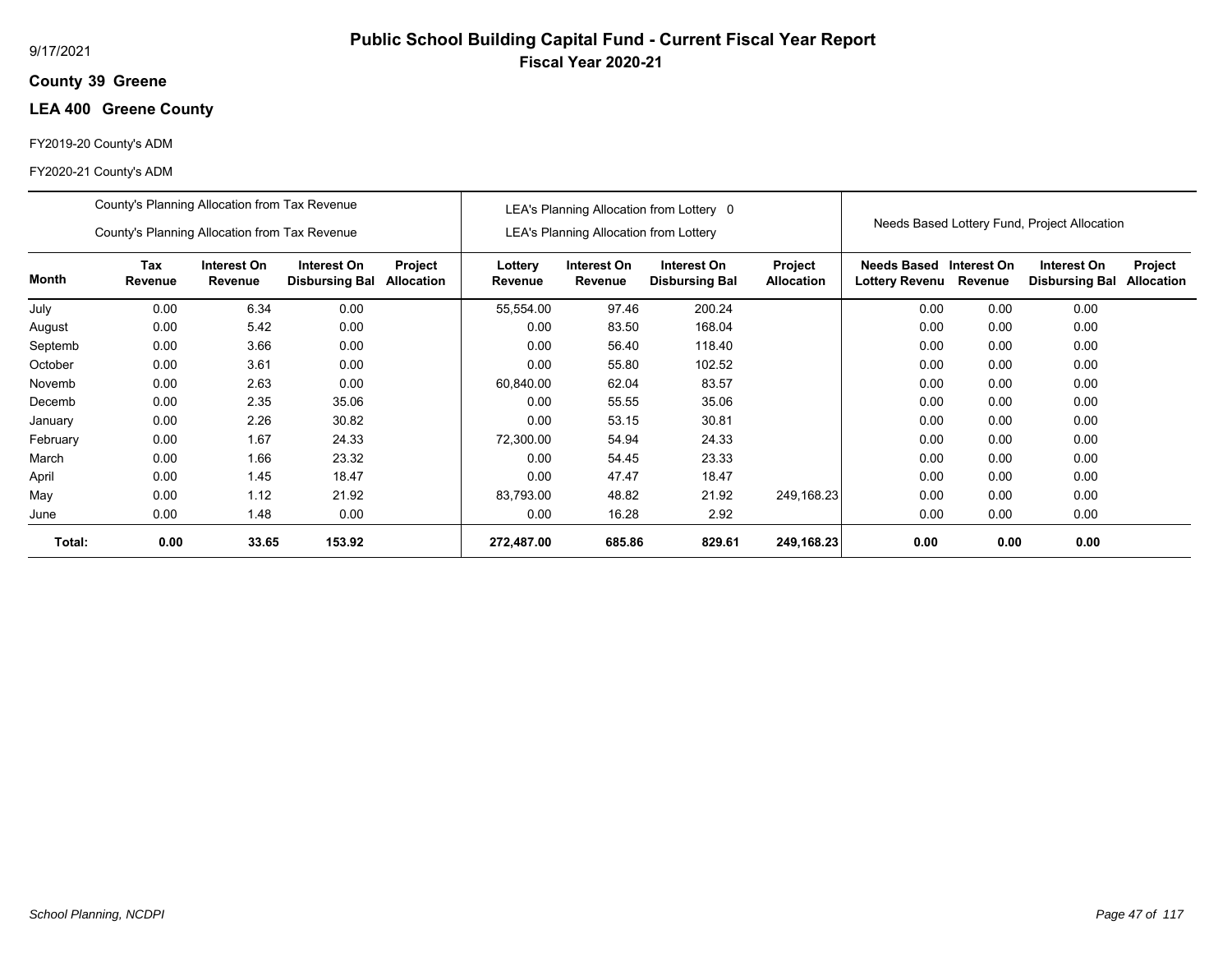9/17/2021

# Public School Building Capital Fund - Current Fiscal Year Report

## Fiscal Year 2020-21

**County 39 Greene**

**LEA 400 Greene County**

FY2019-20 County's ADM

FY2020-21 County's ADM

| | County's Planning Allocation from Tax Revenue<br>County's Planning Allocation from Tax Revenue | | | | LEA's Planning Allocation from Lottery 0<br>LEA's Planning Allocation from Lottery | | | | Needs Based Lottery Fund, Project Allocation | | | |
|---|---|---|---|---|---|---|---|---|---|---|---|---|
| **Month** | **Tax Revenue** | **Interest On Revenue** | **Interest On Disbursing Bal** | **Project Allocation** | **Lottery Revenue** | **Interest On Revenue** | **Interest On Disbursing Bal** | **Project Allocation** | **Needs Based Lottery Revenu** | **Interest On Revenue** | **Interest On Disbursing Bal** | **Project Allocation** |
| July | 0.00 | 6.34 | 0.00 | | 55,554.00 | 97.46 | 200.24 | | 0.00 | 0.00 | 0.00 | |
| August | 0.00 | 5.42 | 0.00 | | 0.00 | 83.50 | 168.04 | | 0.00 | 0.00 | 0.00 | |
| Septemb | 0.00 | 3.66 | 0.00 | | 0.00 | 56.40 | 118.40 | | 0.00 | 0.00 | 0.00 | |
| October | 0.00 | 3.61 | 0.00 | | 0.00 | 55.80 | 102.52 | | 0.00 | 0.00 | 0.00 | |
| Novemb | 0.00 | 2.63 | 0.00 | | 60,840.00 | 62.04 | 83.57 | | 0.00 | 0.00 | 0.00 | |
| Decemb | 0.00 | 2.35 | 35.06 | | 0.00 | 55.55 | 35.06 | | 0.00 | 0.00 | 0.00 | |
| January | 0.00 | 2.26 | 30.82 | | 0.00 | 53.15 | 30.81 | | 0.00 | 0.00 | 0.00 | |
| February | 0.00 | 1.67 | 24.33 | | 72,300.00 | 54.94 | 24.33 | | 0.00 | 0.00 | 0.00 | |
| March | 0.00 | 1.66 | 23.32 | | 0.00 | 54.45 | 23.33 | | 0.00 | 0.00 | 0.00 | |
| April | 0.00 | 1.45 | 18.47 | | 0.00 | 47.47 | 18.47 | | 0.00 | 0.00 | 0.00 | |
| May | 0.00 | 1.12 | 21.92 | | 83,793.00 | 48.82 | 21.92 | 249,168.23 | 0.00 | 0.00 | 0.00 | |
| June | 0.00 | 1.48 | 0.00 | | 0.00 | 16.28 | 2.92 | | 0.00 | 0.00 | 0.00 | |
| **Total:** | **0.00** | **33.65** | **153.92** | | **272,487.00** | **685.86** | **829.61** | **249,168.23** | **0.00** | **0.00** | **0.00** | |

*School Planning, NCDPI*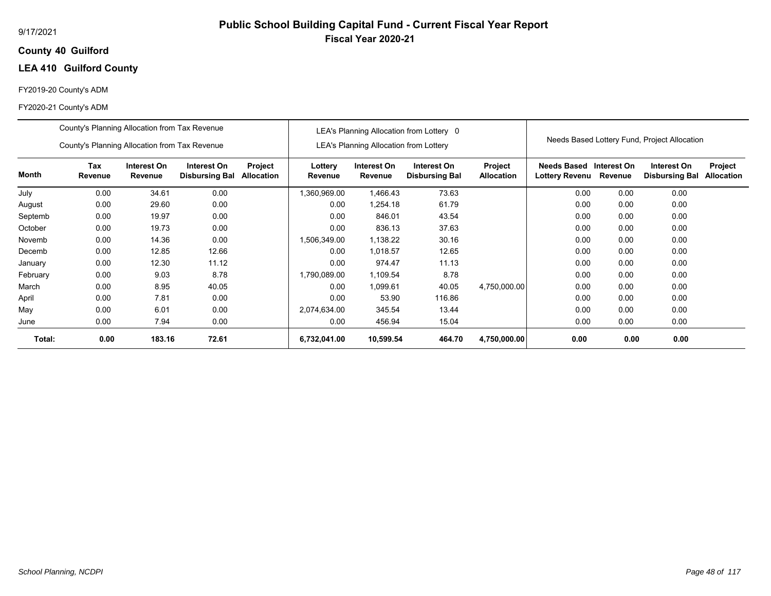# Public School Building Capital Fund - Current Fiscal Year Report

## Fiscal Year 2020-21

9/17/2021

**County 40 Guilford**

**LEA 410 Guilford County**

FY2019-20 County's ADM

FY2020-21 County's ADM

| | County's Planning Allocation from Tax Revenue<br>County's Planning Allocation from Tax Revenue | | | | LEA's Planning Allocation from Lottery 0<br>LEA's Planning Allocation from Lottery | | | | Needs Based Lottery Fund, Project Allocation | | | |
|---|---|---|---|---|---|---|---|---|---|---|---|---|
| **Month** | **Tax Revenue** | **Interest On Revenue** | **Interest On Disbursing Bal** | **Project Allocation** | **Lottery Revenue** | **Interest On Revenue** | **Interest On Disbursing Bal** | **Project Allocation** | **Needs Based Lottery Revenu** | **Interest On Revenue** | **Interest On Disbursing Bal** | **Project Allocation** |
| July | 0.00 | 34.61 | 0.00 | | 1,360,969.00 | 1,466.43 | 73.63 | | 0.00 | 0.00 | 0.00 | |
| August | 0.00 | 29.60 | 0.00 | | 0.00 | 1,254.18 | 61.79 | | 0.00 | 0.00 | 0.00 | |
| Septemb | 0.00 | 19.97 | 0.00 | | 0.00 | 846.01 | 43.54 | | 0.00 | 0.00 | 0.00 | |
| October | 0.00 | 19.73 | 0.00 | | 0.00 | 836.13 | 37.63 | | 0.00 | 0.00 | 0.00 | |
| Novemb | 0.00 | 14.36 | 0.00 | | 1,506,349.00 | 1,138.22 | 30.16 | | 0.00 | 0.00 | 0.00 | |
| Decemb | 0.00 | 12.85 | 12.66 | | 0.00 | 1,018.57 | 12.65 | | 0.00 | 0.00 | 0.00 | |
| January | 0.00 | 12.30 | 11.12 | | 0.00 | 974.47 | 11.13 | | 0.00 | 0.00 | 0.00 | |
| February | 0.00 | 9.03 | 8.78 | | 1,790,089.00 | 1,109.54 | 8.78 | | 0.00 | 0.00 | 0.00 | |
| March | 0.00 | 8.95 | 40.05 | | 0.00 | 1,099.61 | 40.05 | 4,750,000.00 | 0.00 | 0.00 | 0.00 | |
| April | 0.00 | 7.81 | 0.00 | | 0.00 | 53.90 | 116.86 | | 0.00 | 0.00 | 0.00 | |
| May | 0.00 | 6.01 | 0.00 | | 2,074,634.00 | 345.54 | 13.44 | | 0.00 | 0.00 | 0.00 | |
| June | 0.00 | 7.94 | 0.00 | | 0.00 | 456.94 | 15.04 | | 0.00 | 0.00 | 0.00 | |
| **Total:** | **0.00** | **183.16** | **72.61** | | **6,732,041.00** | **10,599.54** | **464.70** | **4,750,000.00** | **0.00** | **0.00** | **0.00** | |

*School Planning, NCDPI*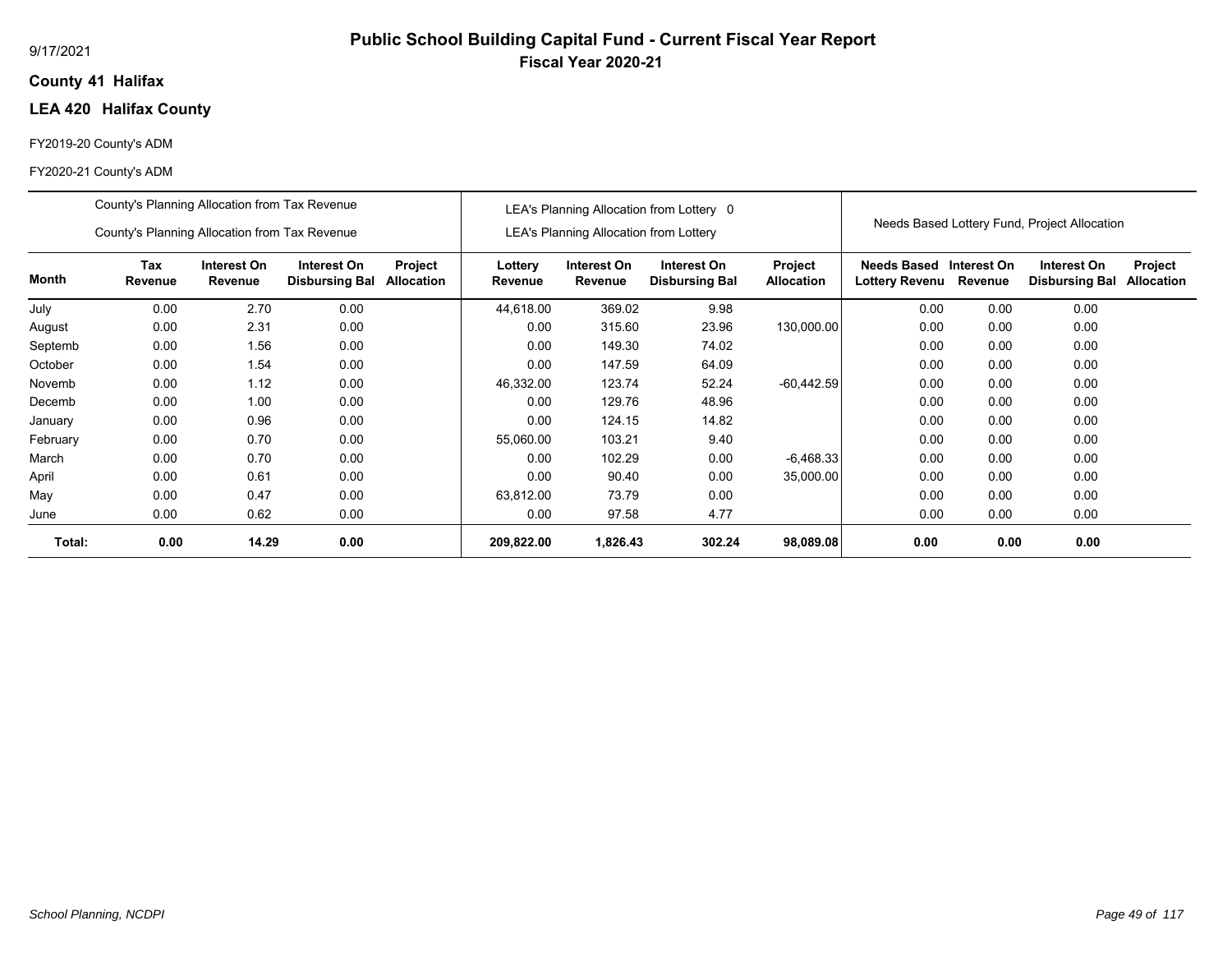# Public School Building Capital Fund - Current Fiscal Year Report

**Fiscal Year 2020-21**

9/17/2021

**County 41 Halifax**

**LEA 420 Halifax County**

FY2019-20 County's ADM

FY2020-21 County's ADM

| | County's Planning Allocation from Tax Revenue<br>County's Planning Allocation from Tax Revenue | | | | LEA's Planning Allocation from Lottery 0<br>LEA's Planning Allocation from Lottery | | | | Needs Based Lottery Fund, Project Allocation | | | |
|---|---|---|---|---|---|---|---|---|---|---|---|---|
| **Month** | **Tax Revenue** | **Interest On Revenue** | **Interest On Disbursing Bal** | **Project Allocation** | **Lottery Revenue** | **Interest On Revenue** | **Interest On Disbursing Bal** | **Project Allocation** | **Needs Based Lottery Revenu** | **Interest On Revenue** | **Interest On Disbursing Bal** | **Project Allocation** |
| July | 0.00 | 2.70 | 0.00 | | 44,618.00 | 369.02 | 9.98 | | 0.00 | 0.00 | 0.00 | |
| August | 0.00 | 2.31 | 0.00 | | 0.00 | 315.60 | 23.96 | 130,000.00 | 0.00 | 0.00 | 0.00 | |
| Septemb | 0.00 | 1.56 | 0.00 | | 0.00 | 149.30 | 74.02 | | 0.00 | 0.00 | 0.00 | |
| October | 0.00 | 1.54 | 0.00 | | 0.00 | 147.59 | 64.09 | | 0.00 | 0.00 | 0.00 | |
| Novemb | 0.00 | 1.12 | 0.00 | | 46,332.00 | 123.74 | 52.24 | -60,442.59 | 0.00 | 0.00 | 0.00 | |
| Decemb | 0.00 | 1.00 | 0.00 | | 0.00 | 129.76 | 48.96 | | 0.00 | 0.00 | 0.00 | |
| January | 0.00 | 0.96 | 0.00 | | 0.00 | 124.15 | 14.82 | | 0.00 | 0.00 | 0.00 | |
| February | 0.00 | 0.70 | 0.00 | | 55,060.00 | 103.21 | 9.40 | | 0.00 | 0.00 | 0.00 | |
| March | 0.00 | 0.70 | 0.00 | | 0.00 | 102.29 | 0.00 | -6,468.33 | 0.00 | 0.00 | 0.00 | |
| April | 0.00 | 0.61 | 0.00 | | 0.00 | 90.40 | 0.00 | 35,000.00 | 0.00 | 0.00 | 0.00 | |
| May | 0.00 | 0.47 | 0.00 | | 63,812.00 | 73.79 | 0.00 | | 0.00 | 0.00 | 0.00 | |
| June | 0.00 | 0.62 | 0.00 | | 0.00 | 97.58 | 4.77 | | 0.00 | 0.00 | 0.00 | |
| **Total:** | **0.00** | **14.29** | **0.00** | | **209,822.00** | **1,826.43** | **302.24** | **98,089.08** | **0.00** | **0.00** | **0.00** | |

*School Planning, NCDPI*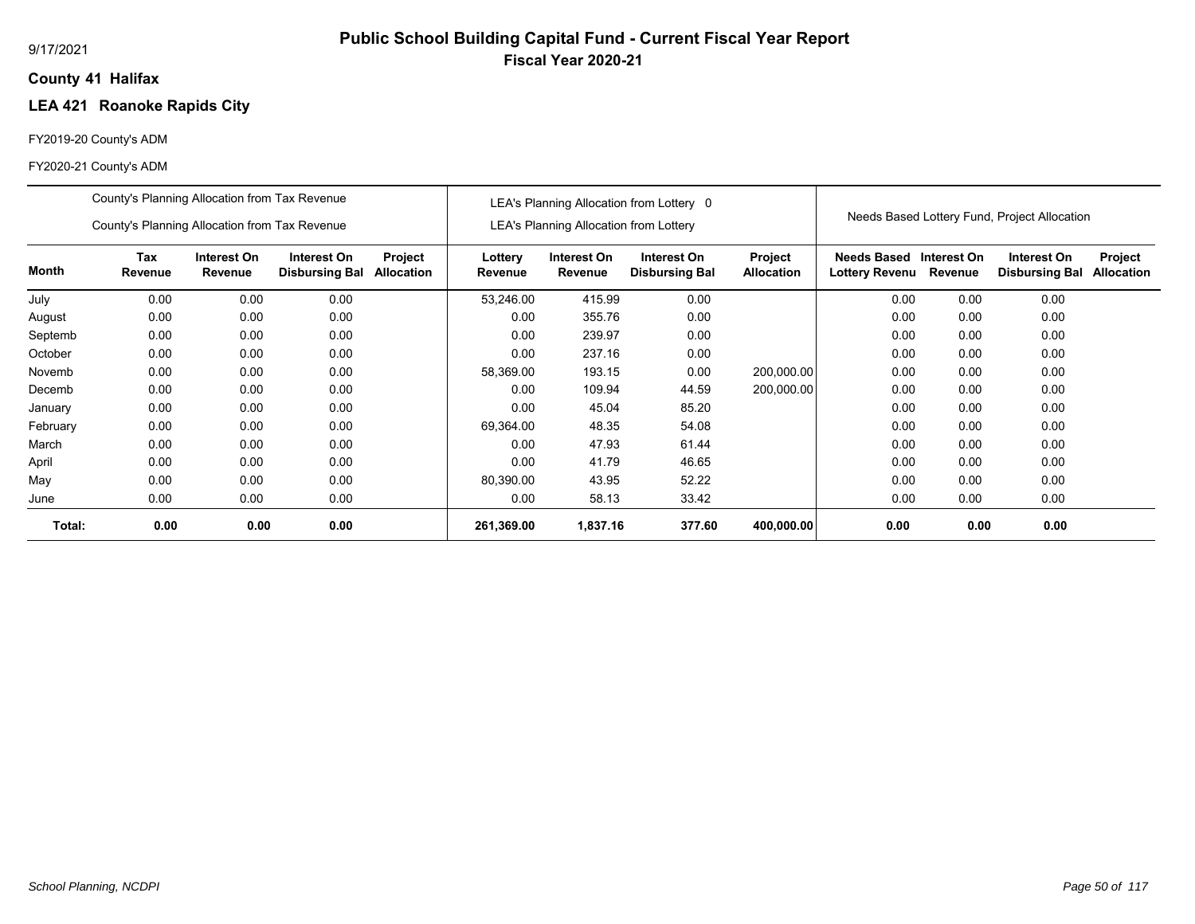# Public School Building Capital Fund - Current Fiscal Year Report

**Fiscal Year 2020-21**

9/17/2021

**County 41 Halifax**

## LEA 421 Roanoke Rapids City

FY2019-20 County's ADM

FY2020-21 County's ADM

| | County's Planning Allocation from Tax Revenue<br>County's Planning Allocation from Tax Revenue | | | | LEA's Planning Allocation from Lottery 0<br>LEA's Planning Allocation from Lottery | | | | Needs Based Lottery Fund, Project Allocation | | | |
|---|---|---|---|---|---|---|---|---|---|---|---|---|
| **Month** | **Tax Revenue** | **Interest On Revenue** | **Interest On Disbursing Bal** | **Project Allocation** | **Lottery Revenue** | **Interest On Revenue** | **Interest On Disbursing Bal** | **Project Allocation** | **Needs Based Lottery Revenu** | **Interest On Revenue** | **Interest On Disbursing Bal** | **Project Allocation** |
| July | 0.00 | 0.00 | 0.00 | | 53,246.00 | 415.99 | 0.00 | | 0.00 | 0.00 | 0.00 | |
| August | 0.00 | 0.00 | 0.00 | | 0.00 | 355.76 | 0.00 | | 0.00 | 0.00 | 0.00 | |
| Septemb | 0.00 | 0.00 | 0.00 | | 0.00 | 239.97 | 0.00 | | 0.00 | 0.00 | 0.00 | |
| October | 0.00 | 0.00 | 0.00 | | 0.00 | 237.16 | 0.00 | | 0.00 | 0.00 | 0.00 | |
| Novemb | 0.00 | 0.00 | 0.00 | | 58,369.00 | 193.15 | 0.00 | 200,000.00 | 0.00 | 0.00 | 0.00 | |
| Decemb | 0.00 | 0.00 | 0.00 | | 0.00 | 109.94 | 44.59 | 200,000.00 | 0.00 | 0.00 | 0.00 | |
| January | 0.00 | 0.00 | 0.00 | | 0.00 | 45.04 | 85.20 | | 0.00 | 0.00 | 0.00 | |
| February | 0.00 | 0.00 | 0.00 | | 69,364.00 | 48.35 | 54.08 | | 0.00 | 0.00 | 0.00 | |
| March | 0.00 | 0.00 | 0.00 | | 0.00 | 47.93 | 61.44 | | 0.00 | 0.00 | 0.00 | |
| April | 0.00 | 0.00 | 0.00 | | 0.00 | 41.79 | 46.65 | | 0.00 | 0.00 | 0.00 | |
| May | 0.00 | 0.00 | 0.00 | | 80,390.00 | 43.95 | 52.22 | | 0.00 | 0.00 | 0.00 | |
| June | 0.00 | 0.00 | 0.00 | | 0.00 | 58.13 | 33.42 | | 0.00 | 0.00 | 0.00 | |
| **Total:** | **0.00** | **0.00** | **0.00** | | **261,369.00** | **1,837.16** | **377.60** | **400,000.00** | **0.00** | **0.00** | **0.00** | |

*School Planning, NCDPI*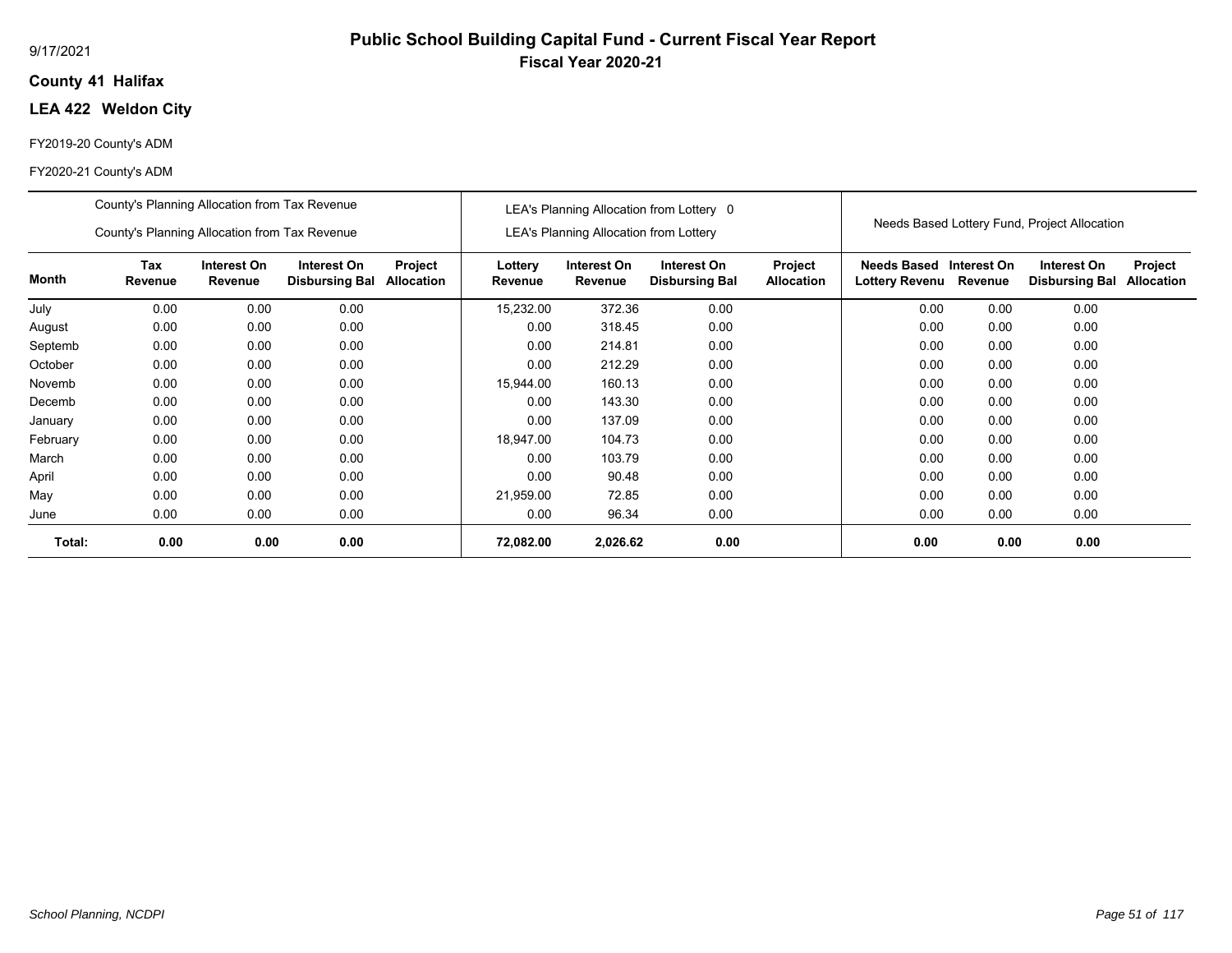# Public School Building Capital Fund - Current Fiscal Year Report

## Fiscal Year 2020-21

9/17/2021

**County 41 Halifax**

**LEA 422 Weldon City**

FY2019-20 County's ADM

FY2020-21 County's ADM

| | County's Planning Allocation from Tax Revenue / County's Planning Allocation from Tax Revenue | | | | LEA's Planning Allocation from Lottery 0 / LEA's Planning Allocation from Lottery | | | | Needs Based Lottery Fund, Project Allocation | | | |
|---|---|---|---|---|---|---|---|---|---|---|---|---|
| **Month** | **Tax Revenue** | **Interest On Revenue** | **Interest On Disbursing Bal** | **Project Allocation** | **Lottery Revenue** | **Interest On Revenue** | **Interest On Disbursing Bal** | **Project Allocation** | **Needs Based Lottery Revenu** | **Interest On Revenue** | **Interest On Disbursing Bal** | **Project Allocation** |
| July | 0.00 | 0.00 | 0.00 | | 15,232.00 | 372.36 | 0.00 | | 0.00 | 0.00 | 0.00 | |
| August | 0.00 | 0.00 | 0.00 | | 0.00 | 318.45 | 0.00 | | 0.00 | 0.00 | 0.00 | |
| Septemb | 0.00 | 0.00 | 0.00 | | 0.00 | 214.81 | 0.00 | | 0.00 | 0.00 | 0.00 | |
| October | 0.00 | 0.00 | 0.00 | | 0.00 | 212.29 | 0.00 | | 0.00 | 0.00 | 0.00 | |
| Novemb | 0.00 | 0.00 | 0.00 | | 15,944.00 | 160.13 | 0.00 | | 0.00 | 0.00 | 0.00 | |
| Decemb | 0.00 | 0.00 | 0.00 | | 0.00 | 143.30 | 0.00 | | 0.00 | 0.00 | 0.00 | |
| January | 0.00 | 0.00 | 0.00 | | 0.00 | 137.09 | 0.00 | | 0.00 | 0.00 | 0.00 | |
| February | 0.00 | 0.00 | 0.00 | | 18,947.00 | 104.73 | 0.00 | | 0.00 | 0.00 | 0.00 | |
| March | 0.00 | 0.00 | 0.00 | | 0.00 | 103.79 | 0.00 | | 0.00 | 0.00 | 0.00 | |
| April | 0.00 | 0.00 | 0.00 | | 0.00 | 90.48 | 0.00 | | 0.00 | 0.00 | 0.00 | |
| May | 0.00 | 0.00 | 0.00 | | 21,959.00 | 72.85 | 0.00 | | 0.00 | 0.00 | 0.00 | |
| June | 0.00 | 0.00 | 0.00 | | 0.00 | 96.34 | 0.00 | | 0.00 | 0.00 | 0.00 | |
| **Total:** | **0.00** | **0.00** | **0.00** | | **72,082.00** | **2,026.62** | **0.00** | | **0.00** | **0.00** | **0.00** | |

*School Planning, NCDPI*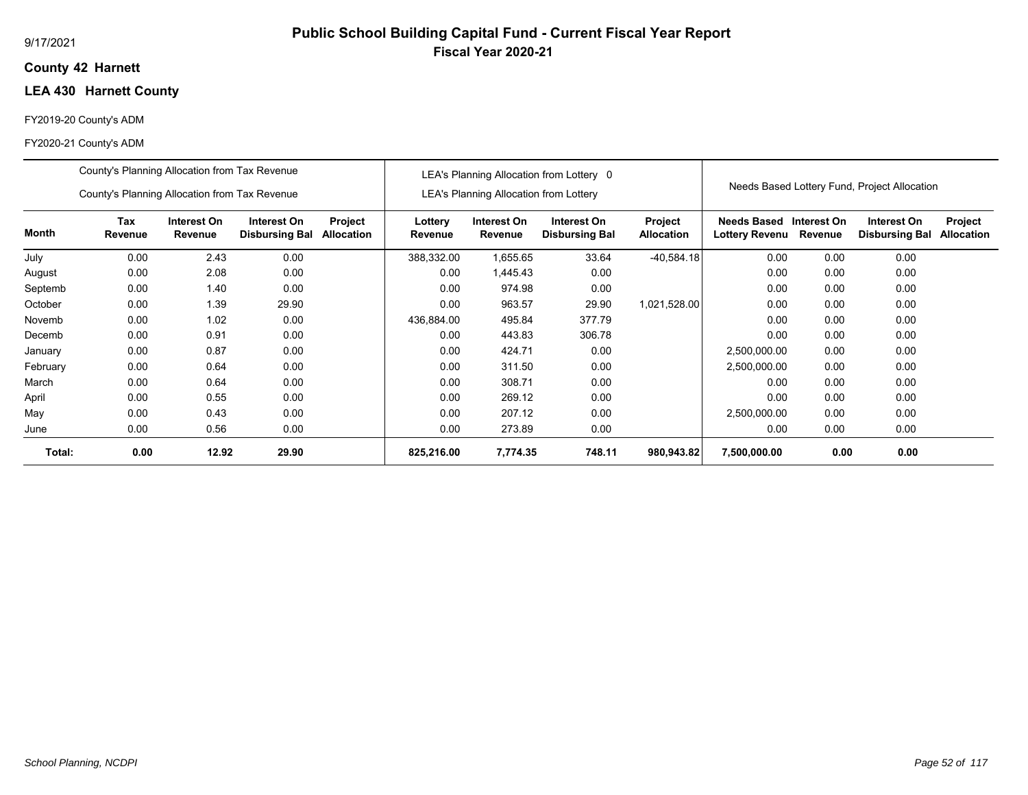# Public School Building Capital Fund - Current Fiscal Year Report

## Fiscal Year 2020-21

9/17/2021

**County 42 Harnett**

**LEA 430 Harnett County**

FY2019-20 County's ADM

FY2020-21 County's ADM

| | County's Planning Allocation from Tax Revenue / County's Planning Allocation from Tax Revenue | | | | LEA's Planning Allocation from Lottery 0 / LEA's Planning Allocation from Lottery | | | | Needs Based Lottery Fund, Project Allocation | | | |
|---|---|---|---|---|---|---|---|---|---|---|---|---|
| **Month** | **Tax Revenue** | **Interest On Revenue** | **Interest On Disbursing Bal** | **Project Allocation** | **Lottery Revenue** | **Interest On Revenue** | **Interest On Disbursing Bal** | **Project Allocation** | **Needs Based Lottery Revenu** | **Interest On Revenue** | **Interest On Disbursing Bal** | **Project Allocation** |
| July | 0.00 | 2.43 | 0.00 | | 388,332.00 | 1,655.65 | 33.64 | -40,584.18 | 0.00 | 0.00 | 0.00 | |
| August | 0.00 | 2.08 | 0.00 | | 0.00 | 1,445.43 | 0.00 | | 0.00 | 0.00 | 0.00 | |
| Septemb | 0.00 | 1.40 | 0.00 | | 0.00 | 974.98 | 0.00 | | 0.00 | 0.00 | 0.00 | |
| October | 0.00 | 1.39 | 29.90 | | 0.00 | 963.57 | 29.90 | 1,021,528.00 | 0.00 | 0.00 | 0.00 | |
| Novemb | 0.00 | 1.02 | 0.00 | | 436,884.00 | 495.84 | 377.79 | | 0.00 | 0.00 | 0.00 | |
| Decemb | 0.00 | 0.91 | 0.00 | | 0.00 | 443.83 | 306.78 | | 0.00 | 0.00 | 0.00 | |
| January | 0.00 | 0.87 | 0.00 | | 0.00 | 424.71 | 0.00 | | 2,500,000.00 | 0.00 | 0.00 | |
| February | 0.00 | 0.64 | 0.00 | | 0.00 | 311.50 | 0.00 | | 2,500,000.00 | 0.00 | 0.00 | |
| March | 0.00 | 0.64 | 0.00 | | 0.00 | 308.71 | 0.00 | | 0.00 | 0.00 | 0.00 | |
| April | 0.00 | 0.55 | 0.00 | | 0.00 | 269.12 | 0.00 | | 0.00 | 0.00 | 0.00 | |
| May | 0.00 | 0.43 | 0.00 | | 0.00 | 207.12 | 0.00 | | 2,500,000.00 | 0.00 | 0.00 | |
| June | 0.00 | 0.56 | 0.00 | | 0.00 | 273.89 | 0.00 | | 0.00 | 0.00 | 0.00 | |
| **Total:** | **0.00** | **12.92** | **29.90** | | **825,216.00** | **7,774.35** | **748.11** | **980,943.82** | **7,500,000.00** | **0.00** | **0.00** | |

*School Planning, NCDPI*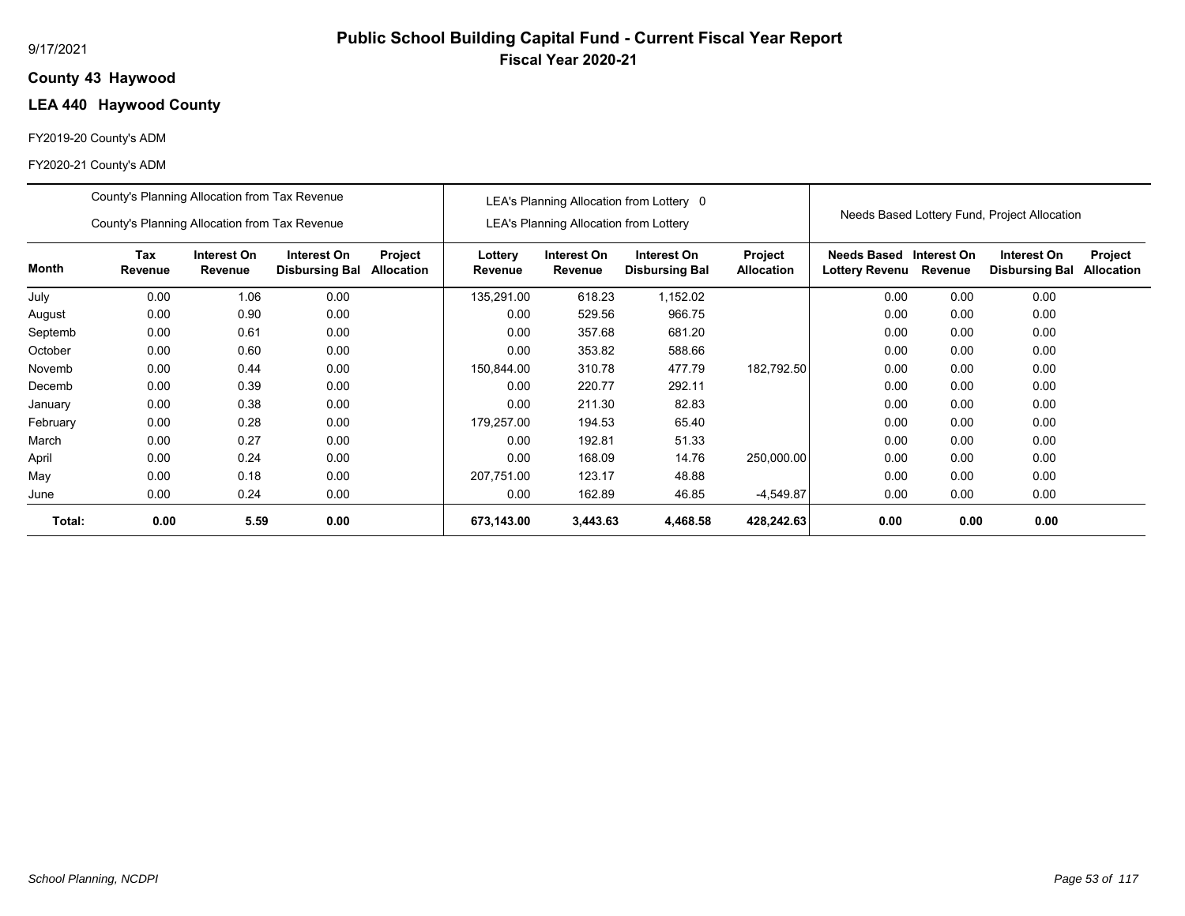# Public School Building Capital Fund - Current Fiscal Year Report

**Fiscal Year 2020-21**

9/17/2021

**County 43 Haywood**

**LEA 440 Haywood County**

FY2019-20 County's ADM

FY2020-21 County's ADM

| | County's Planning Allocation from Tax Revenue / County's Planning Allocation from Tax Revenue | | | | LEA's Planning Allocation from Lottery 0 / LEA's Planning Allocation from Lottery | | | | Needs Based Lottery Fund, Project Allocation | | | |
|---|---|---|---|---|---|---|---|---|---|---|---|---|
| **Month** | **Tax Revenue** | **Interest On Revenue** | **Interest On Disbursing Bal** | **Project Allocation** | **Lottery Revenue** | **Interest On Revenue** | **Interest On Disbursing Bal** | **Project Allocation** | **Needs Based Lottery Revenu** | **Interest On Revenue** | **Interest On Disbursing Bal** | **Project Allocation** |
| July | 0.00 | 1.06 | 0.00 | | 135,291.00 | 618.23 | 1,152.02 | | 0.00 | 0.00 | 0.00 | |
| August | 0.00 | 0.90 | 0.00 | | 0.00 | 529.56 | 966.75 | | 0.00 | 0.00 | 0.00 | |
| Septemb | 0.00 | 0.61 | 0.00 | | 0.00 | 357.68 | 681.20 | | 0.00 | 0.00 | 0.00 | |
| October | 0.00 | 0.60 | 0.00 | | 0.00 | 353.82 | 588.66 | | 0.00 | 0.00 | 0.00 | |
| Novemb | 0.00 | 0.44 | 0.00 | | 150,844.00 | 310.78 | 477.79 | 182,792.50 | 0.00 | 0.00 | 0.00 | |
| Decemb | 0.00 | 0.39 | 0.00 | | 0.00 | 220.77 | 292.11 | | 0.00 | 0.00 | 0.00 | |
| January | 0.00 | 0.38 | 0.00 | | 0.00 | 211.30 | 82.83 | | 0.00 | 0.00 | 0.00 | |
| February | 0.00 | 0.28 | 0.00 | | 179,257.00 | 194.53 | 65.40 | | 0.00 | 0.00 | 0.00 | |
| March | 0.00 | 0.27 | 0.00 | | 0.00 | 192.81 | 51.33 | | 0.00 | 0.00 | 0.00 | |
| April | 0.00 | 0.24 | 0.00 | | 0.00 | 168.09 | 14.76 | 250,000.00 | 0.00 | 0.00 | 0.00 | |
| May | 0.00 | 0.18 | 0.00 | | 207,751.00 | 123.17 | 48.88 | | 0.00 | 0.00 | 0.00 | |
| June | 0.00 | 0.24 | 0.00 | | 0.00 | 162.89 | 46.85 | -4,549.87 | 0.00 | 0.00 | 0.00 | |
| **Total:** | **0.00** | **5.59** | **0.00** | | **673,143.00** | **3,443.63** | **4,468.58** | **428,242.63** | **0.00** | **0.00** | **0.00** | |

*School Planning, NCDPI*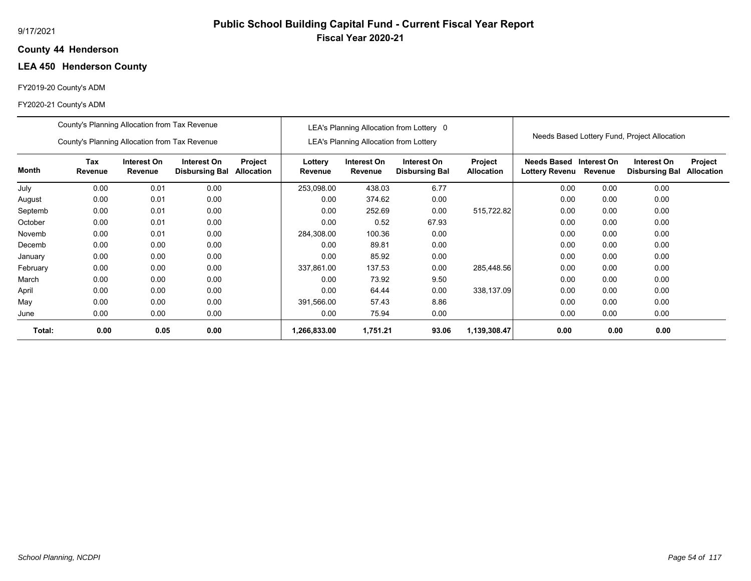# Public School Building Capital Fund - Current Fiscal Year Report

## Fiscal Year 2020-21

9/17/2021

**County 44 Henderson**

**LEA 450 Henderson County**

FY2019-20 County's ADM

FY2020-21 County's ADM

| | County's Planning Allocation from Tax Revenue / County's Planning Allocation from Tax Revenue | | | | LEA's Planning Allocation from Lottery 0 / LEA's Planning Allocation from Lottery | | | | Needs Based Lottery Fund, Project Allocation | | | |
|---|---|---|---|---|---|---|---|---|---|---|---|---|
| **Month** | **Tax Revenue** | **Interest On Revenue** | **Interest On Disbursing Bal** | **Project Allocation** | **Lottery Revenue** | **Interest On Revenue** | **Interest On Disbursing Bal** | **Project Allocation** | **Needs Based Lottery Revenu** | **Interest On Revenue** | **Interest On Disbursing Bal** | **Project Allocation** |
| July | 0.00 | 0.01 | 0.00 | | 253,098.00 | 438.03 | 6.77 | | 0.00 | 0.00 | 0.00 | |
| August | 0.00 | 0.01 | 0.00 | | 0.00 | 374.62 | 0.00 | | 0.00 | 0.00 | 0.00 | |
| Septemb | 0.00 | 0.01 | 0.00 | | 0.00 | 252.69 | 0.00 | 515,722.82 | 0.00 | 0.00 | 0.00 | |
| October | 0.00 | 0.01 | 0.00 | | 0.00 | 0.52 | 67.93 | | 0.00 | 0.00 | 0.00 | |
| Novemb | 0.00 | 0.01 | 0.00 | | 284,308.00 | 100.36 | 0.00 | | 0.00 | 0.00 | 0.00 | |
| Decemb | 0.00 | 0.00 | 0.00 | | 0.00 | 89.81 | 0.00 | | 0.00 | 0.00 | 0.00 | |
| January | 0.00 | 0.00 | 0.00 | | 0.00 | 85.92 | 0.00 | | 0.00 | 0.00 | 0.00 | |
| February | 0.00 | 0.00 | 0.00 | | 337,861.00 | 137.53 | 0.00 | 285,448.56 | 0.00 | 0.00 | 0.00 | |
| March | 0.00 | 0.00 | 0.00 | | 0.00 | 73.92 | 9.50 | | 0.00 | 0.00 | 0.00 | |
| April | 0.00 | 0.00 | 0.00 | | 0.00 | 64.44 | 0.00 | 338,137.09 | 0.00 | 0.00 | 0.00 | |
| May | 0.00 | 0.00 | 0.00 | | 391,566.00 | 57.43 | 8.86 | | 0.00 | 0.00 | 0.00 | |
| June | 0.00 | 0.00 | 0.00 | | 0.00 | 75.94 | 0.00 | | 0.00 | 0.00 | 0.00 | |
| **Total:** | **0.00** | **0.05** | **0.00** | | **1,266,833.00** | **1,751.21** | **93.06** | **1,139,308.47** | **0.00** | **0.00** | **0.00** | |

*School Planning, NCDPI*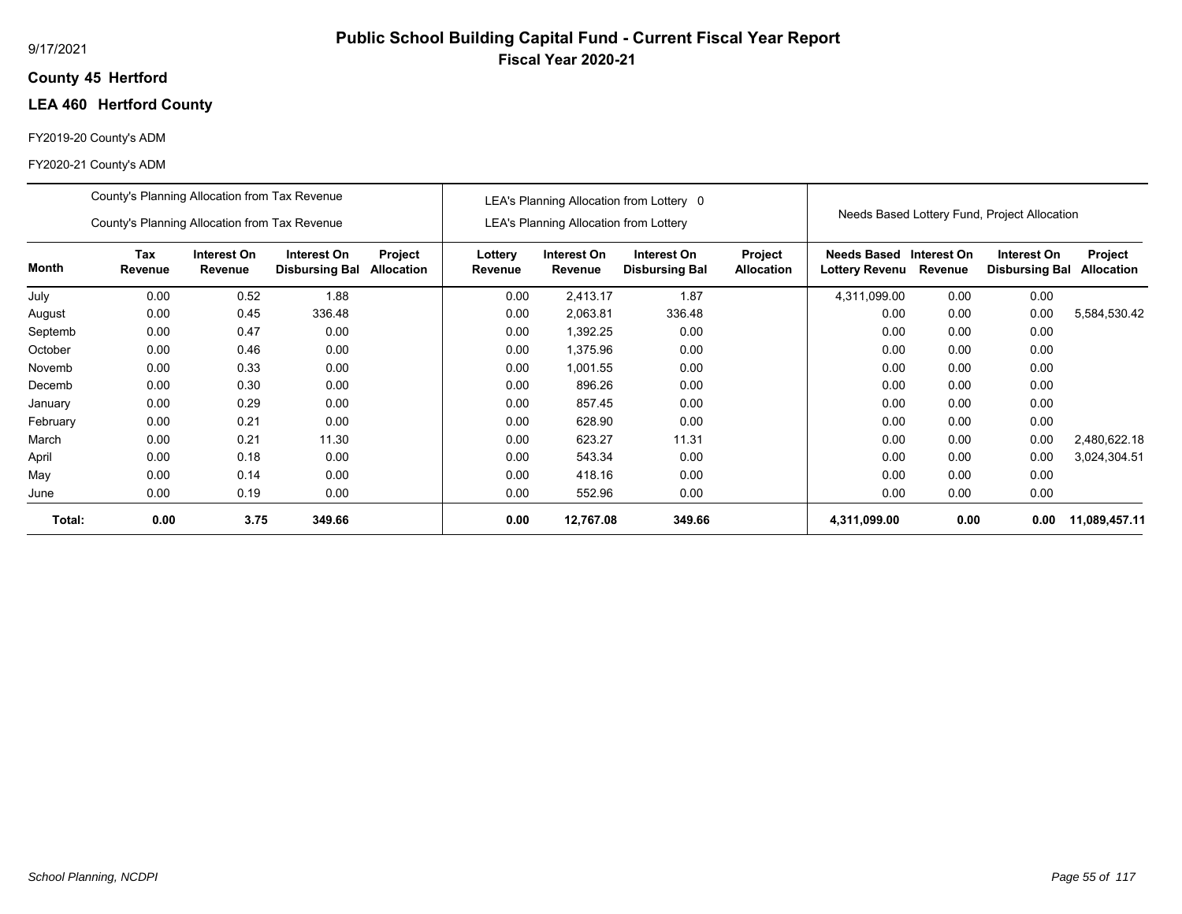# Public School Building Capital Fund - Current Fiscal Year Report

## Fiscal Year 2020-21

9/17/2021

**County 45 Hertford**

**LEA 460 Hertford County**

FY2019-20 County's ADM

FY2020-21 County's ADM

| | County's Planning Allocation from Tax Revenue<br>County's Planning Allocation from Tax Revenue | | | | LEA's Planning Allocation from Lottery 0<br>LEA's Planning Allocation from Lottery | | | | Needs Based Lottery Fund, Project Allocation | | | |
|---|---|---|---|---|---|---|---|---|---|---|---|---|
| **Month** | **Tax Revenue** | **Interest On Revenue** | **Interest On Disbursing Bal** | **Project Allocation** | **Lottery Revenue** | **Interest On Revenue** | **Interest On Disbursing Bal** | **Project Allocation** | **Needs Based Lottery Revenu** | **Interest On Revenue** | **Interest On Disbursing Bal** | **Project Allocation** |
| July | 0.00 | 0.52 | 1.88 | | 0.00 | 2,413.17 | 1.87 | | 4,311,099.00 | 0.00 | 0.00 | |
| August | 0.00 | 0.45 | 336.48 | | 0.00 | 2,063.81 | 336.48 | | 0.00 | 0.00 | 0.00 | 5,584,530.42 |
| Septemb | 0.00 | 0.47 | 0.00 | | 0.00 | 1,392.25 | 0.00 | | 0.00 | 0.00 | 0.00 | |
| October | 0.00 | 0.46 | 0.00 | | 0.00 | 1,375.96 | 0.00 | | 0.00 | 0.00 | 0.00 | |
| Novemb | 0.00 | 0.33 | 0.00 | | 0.00 | 1,001.55 | 0.00 | | 0.00 | 0.00 | 0.00 | |
| Decemb | 0.00 | 0.30 | 0.00 | | 0.00 | 896.26 | 0.00 | | 0.00 | 0.00 | 0.00 | |
| January | 0.00 | 0.29 | 0.00 | | 0.00 | 857.45 | 0.00 | | 0.00 | 0.00 | 0.00 | |
| February | 0.00 | 0.21 | 0.00 | | 0.00 | 628.90 | 0.00 | | 0.00 | 0.00 | 0.00 | |
| March | 0.00 | 0.21 | 11.30 | | 0.00 | 623.27 | 11.31 | | 0.00 | 0.00 | 0.00 | 2,480,622.18 |
| April | 0.00 | 0.18 | 0.00 | | 0.00 | 543.34 | 0.00 | | 0.00 | 0.00 | 0.00 | 3,024,304.51 |
| May | 0.00 | 0.14 | 0.00 | | 0.00 | 418.16 | 0.00 | | 0.00 | 0.00 | 0.00 | |
| June | 0.00 | 0.19 | 0.00 | | 0.00 | 552.96 | 0.00 | | 0.00 | 0.00 | 0.00 | |
| **Total:** | **0.00** | **3.75** | **349.66** | | **0.00** | **12,767.08** | **349.66** | | **4,311,099.00** | **0.00** | **0.00** | **11,089,457.11** |

*School Planning, NCDPI*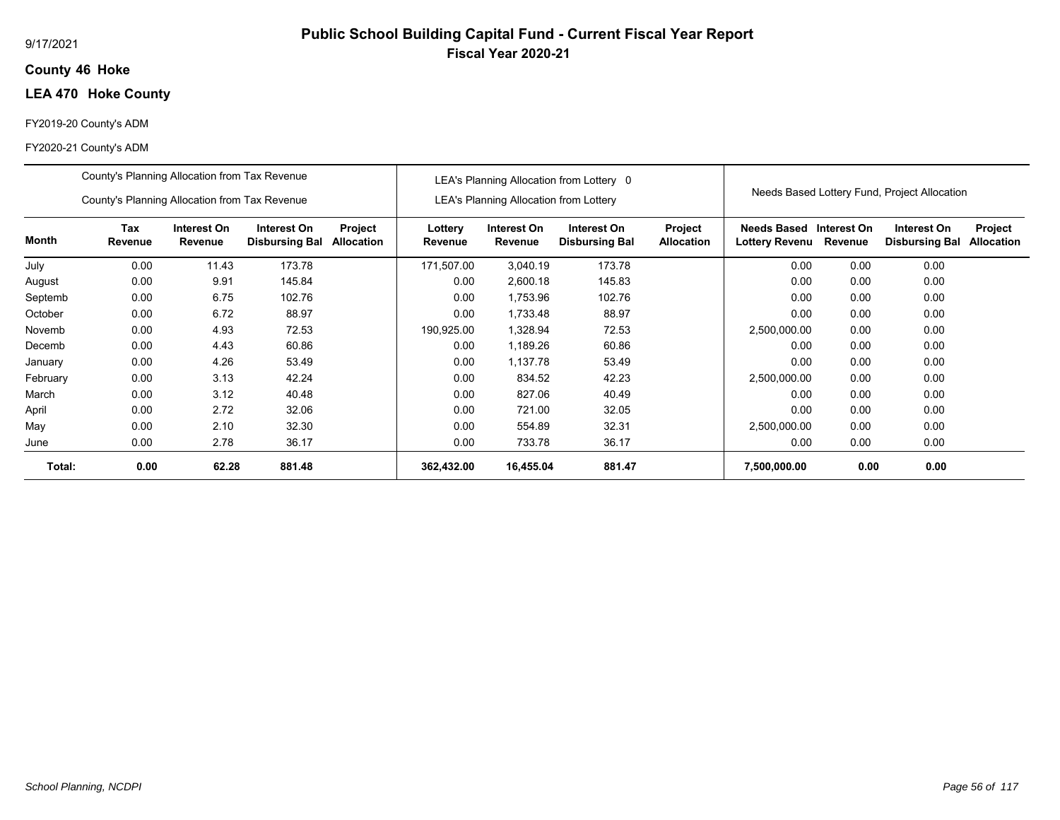# Public School Building Capital Fund - Current Fiscal Year Report

## Fiscal Year 2020-21

9/17/2021

**County 46 Hoke**

**LEA 470 Hoke County**

FY2019-20 County's ADM

FY2020-21 County's ADM

| | County's Planning Allocation from Tax Revenue / County's Planning Allocation from Tax Revenue | | | | LEA's Planning Allocation from Lottery 0 / LEA's Planning Allocation from Lottery | | | | Needs Based Lottery Fund, Project Allocation | | | |
|---|---|---|---|---|---|---|---|---|---|---|---|---|
| **Month** | **Tax Revenue** | **Interest On Revenue** | **Interest On Disbursing Bal** | **Project Allocation** | **Lottery Revenue** | **Interest On Revenue** | **Interest On Disbursing Bal** | **Project Allocation** | **Needs Based Lottery Revenu** | **Interest On Revenue** | **Interest On Disbursing Bal** | **Project Allocation** |
| July | 0.00 | 11.43 | 173.78 | | 171,507.00 | 3,040.19 | 173.78 | | 0.00 | 0.00 | 0.00 | |
| August | 0.00 | 9.91 | 145.84 | | 0.00 | 2,600.18 | 145.83 | | 0.00 | 0.00 | 0.00 | |
| Septemb | 0.00 | 6.75 | 102.76 | | 0.00 | 1,753.96 | 102.76 | | 0.00 | 0.00 | 0.00 | |
| October | 0.00 | 6.72 | 88.97 | | 0.00 | 1,733.48 | 88.97 | | 0.00 | 0.00 | 0.00 | |
| Novemb | 0.00 | 4.93 | 72.53 | | 190,925.00 | 1,328.94 | 72.53 | | 2,500,000.00 | 0.00 | 0.00 | |
| Decemb | 0.00 | 4.43 | 60.86 | | 0.00 | 1,189.26 | 60.86 | | 0.00 | 0.00 | 0.00 | |
| January | 0.00 | 4.26 | 53.49 | | 0.00 | 1,137.78 | 53.49 | | 0.00 | 0.00 | 0.00 | |
| February | 0.00 | 3.13 | 42.24 | | 0.00 | 834.52 | 42.23 | | 2,500,000.00 | 0.00 | 0.00 | |
| March | 0.00 | 3.12 | 40.48 | | 0.00 | 827.06 | 40.49 | | 0.00 | 0.00 | 0.00 | |
| April | 0.00 | 2.72 | 32.06 | | 0.00 | 721.00 | 32.05 | | 0.00 | 0.00 | 0.00 | |
| May | 0.00 | 2.10 | 32.30 | | 0.00 | 554.89 | 32.31 | | 2,500,000.00 | 0.00 | 0.00 | |
| June | 0.00 | 2.78 | 36.17 | | 0.00 | 733.78 | 36.17 | | 0.00 | 0.00 | 0.00 | |
| **Total:** | **0.00** | **62.28** | **881.48** | | **362,432.00** | **16,455.04** | **881.47** | | **7,500,000.00** | **0.00** | **0.00** | |

*School Planning, NCDPI*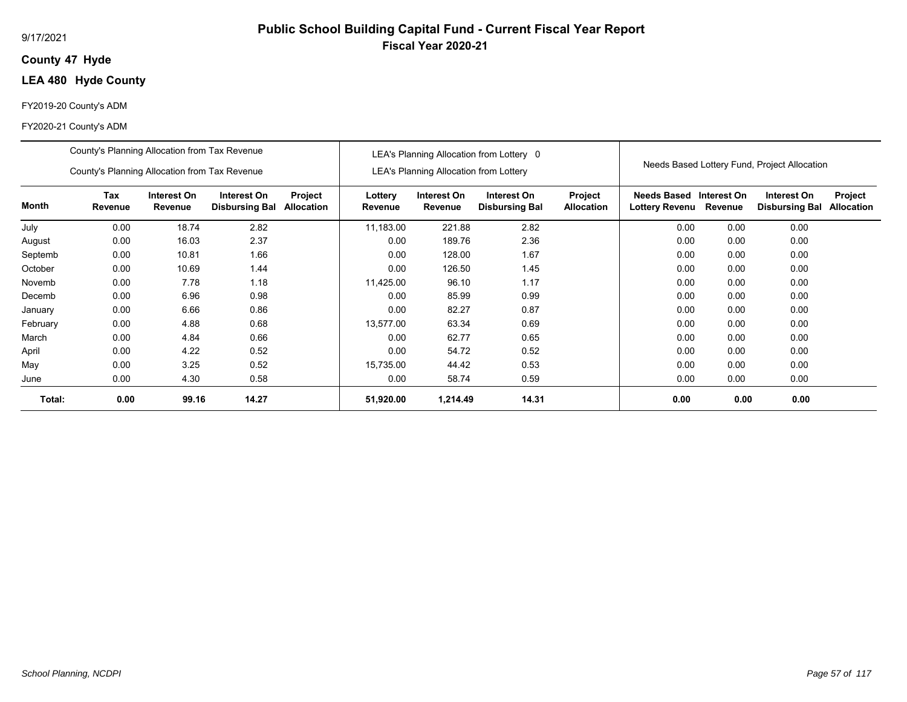# Public School Building Capital Fund - Current Fiscal Year Report

**Fiscal Year 2020-21**

9/17/2021

**County 47 Hyde**

**LEA 480 Hyde County**

FY2019-20 County's ADM

FY2020-21 County's ADM

| | County's Planning Allocation from Tax Revenue / County's Planning Allocation from Tax Revenue | | | | LEA's Planning Allocation from Lottery 0 / LEA's Planning Allocation from Lottery | | | | Needs Based Lottery Fund, Project Allocation | | | |
|---|---|---|---|---|---|---|---|---|---|---|---|---|
| **Month** | **Tax Revenue** | **Interest On Revenue** | **Interest On Disbursing Bal** | **Project Allocation** | **Lottery Revenue** | **Interest On Revenue** | **Interest On Disbursing Bal** | **Project Allocation** | **Needs Based Lottery Revenu** | **Interest On Revenue** | **Interest On Disbursing Bal** | **Project Allocation** |
| July | 0.00 | 18.74 | 2.82 | | 11,183.00 | 221.88 | 2.82 | | 0.00 | 0.00 | 0.00 | |
| August | 0.00 | 16.03 | 2.37 | | 0.00 | 189.76 | 2.36 | | 0.00 | 0.00 | 0.00 | |
| Septemb | 0.00 | 10.81 | 1.66 | | 0.00 | 128.00 | 1.67 | | 0.00 | 0.00 | 0.00 | |
| October | 0.00 | 10.69 | 1.44 | | 0.00 | 126.50 | 1.45 | | 0.00 | 0.00 | 0.00 | |
| Novemb | 0.00 | 7.78 | 1.18 | | 11,425.00 | 96.10 | 1.17 | | 0.00 | 0.00 | 0.00 | |
| Decemb | 0.00 | 6.96 | 0.98 | | 0.00 | 85.99 | 0.99 | | 0.00 | 0.00 | 0.00 | |
| January | 0.00 | 6.66 | 0.86 | | 0.00 | 82.27 | 0.87 | | 0.00 | 0.00 | 0.00 | |
| February | 0.00 | 4.88 | 0.68 | | 13,577.00 | 63.34 | 0.69 | | 0.00 | 0.00 | 0.00 | |
| March | 0.00 | 4.84 | 0.66 | | 0.00 | 62.77 | 0.65 | | 0.00 | 0.00 | 0.00 | |
| April | 0.00 | 4.22 | 0.52 | | 0.00 | 54.72 | 0.52 | | 0.00 | 0.00 | 0.00 | |
| May | 0.00 | 3.25 | 0.52 | | 15,735.00 | 44.42 | 0.53 | | 0.00 | 0.00 | 0.00 | |
| June | 0.00 | 4.30 | 0.58 | | 0.00 | 58.74 | 0.59 | | 0.00 | 0.00 | 0.00 | |
| **Total:** | **0.00** | **99.16** | **14.27** | | **51,920.00** | **1,214.49** | **14.31** | | **0.00** | **0.00** | **0.00** | |

*School Planning, NCDPI*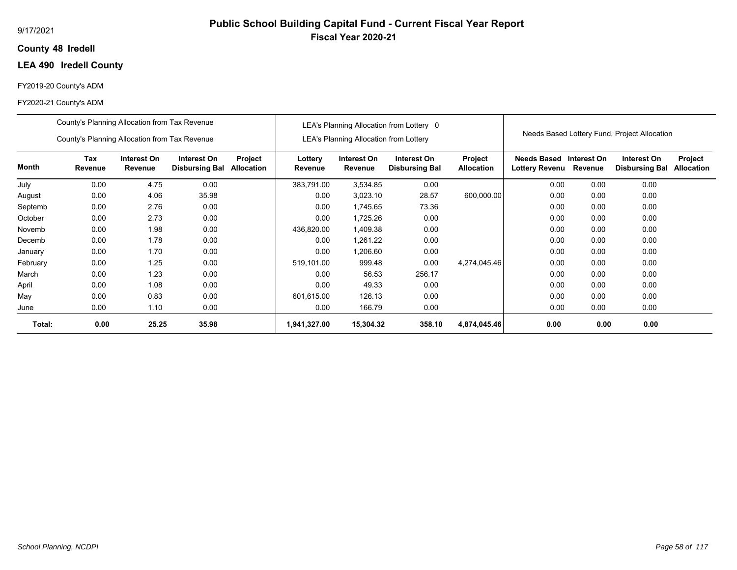# Public School Building Capital Fund - Current Fiscal Year Report

## Fiscal Year 2020-21

9/17/2021

**County 48 Iredell**

**LEA 490 Iredell County**

FY2019-20 County's ADM

FY2020-21 County's ADM

| | County's Planning Allocation from Tax Revenue / County's Planning Allocation from Tax Revenue | | | | LEA's Planning Allocation from Lottery 0 / LEA's Planning Allocation from Lottery | | | | Needs Based Lottery Fund, Project Allocation | | | |
|---|---|---|---|---|---|---|---|---|---|---|---|---|
| **Month** | **Tax Revenue** | **Interest On Revenue** | **Interest On Disbursing Bal** | **Project Allocation** | **Lottery Revenue** | **Interest On Revenue** | **Interest On Disbursing Bal** | **Project Allocation** | **Needs Based Lottery Revenu** | **Interest On Revenue** | **Interest On Disbursing Bal** | **Project Allocation** |
| July | 0.00 | 4.75 | 0.00 | | 383,791.00 | 3,534.85 | 0.00 | | 0.00 | 0.00 | 0.00 | |
| August | 0.00 | 4.06 | 35.98 | | 0.00 | 3,023.10 | 28.57 | 600,000.00 | 0.00 | 0.00 | 0.00 | |
| Septemb | 0.00 | 2.76 | 0.00 | | 0.00 | 1,745.65 | 73.36 | | 0.00 | 0.00 | 0.00 | |
| October | 0.00 | 2.73 | 0.00 | | 0.00 | 1,725.26 | 0.00 | | 0.00 | 0.00 | 0.00 | |
| Novemb | 0.00 | 1.98 | 0.00 | | 436,820.00 | 1,409.38 | 0.00 | | 0.00 | 0.00 | 0.00 | |
| Decemb | 0.00 | 1.78 | 0.00 | | 0.00 | 1,261.22 | 0.00 | | 0.00 | 0.00 | 0.00 | |
| January | 0.00 | 1.70 | 0.00 | | 0.00 | 1,206.60 | 0.00 | | 0.00 | 0.00 | 0.00 | |
| February | 0.00 | 1.25 | 0.00 | | 519,101.00 | 999.48 | 0.00 | 4,274,045.46 | 0.00 | 0.00 | 0.00 | |
| March | 0.00 | 1.23 | 0.00 | | 0.00 | 56.53 | 256.17 | | 0.00 | 0.00 | 0.00 | |
| April | 0.00 | 1.08 | 0.00 | | 0.00 | 49.33 | 0.00 | | 0.00 | 0.00 | 0.00 | |
| May | 0.00 | 0.83 | 0.00 | | 601,615.00 | 126.13 | 0.00 | | 0.00 | 0.00 | 0.00 | |
| June | 0.00 | 1.10 | 0.00 | | 0.00 | 166.79 | 0.00 | | 0.00 | 0.00 | 0.00 | |
| **Total:** | **0.00** | **25.25** | **35.98** | | **1,941,327.00** | **15,304.32** | **358.10** | **4,874,045.46** | **0.00** | **0.00** | **0.00** | |

*School Planning, NCDPI*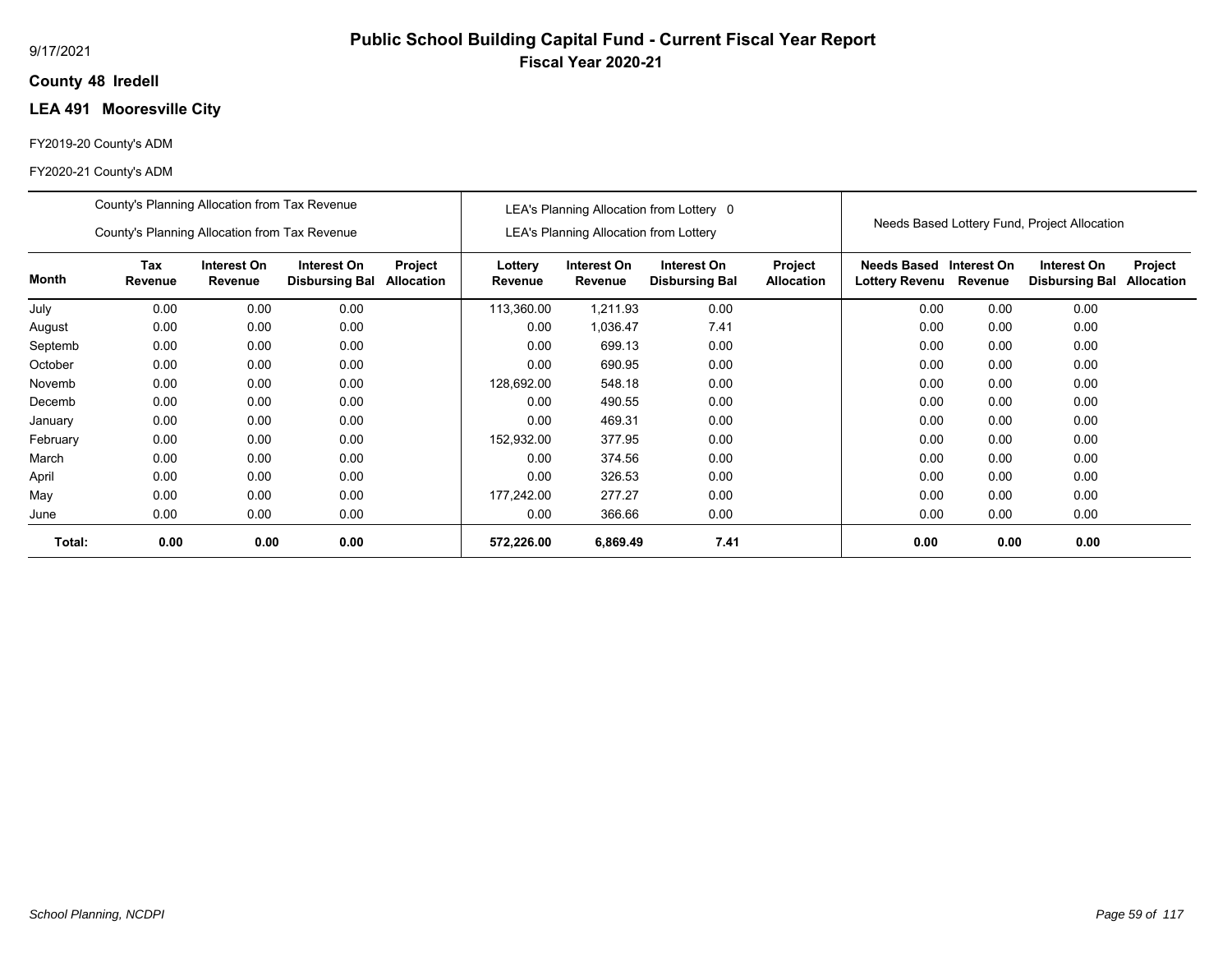9/17/2021

# Public School Building Capital Fund - Current Fiscal Year Report

## Fiscal Year 2020-21

**County 48 Iredell**

**LEA 491 Mooresville City**

FY2019-20 County's ADM

FY2020-21 County's ADM

| | County's Planning Allocation from Tax Revenue / County's Planning Allocation from Tax Revenue | | | | LEA's Planning Allocation from Lottery 0 / LEA's Planning Allocation from Lottery | | | | Needs Based Lottery Fund, Project Allocation | | | |
|---|---|---|---|---|---|---|---|---|---|---|---|---|
| **Month** | **Tax Revenue** | **Interest On Revenue** | **Interest On Disbursing Bal** | **Project Allocation** | **Lottery Revenue** | **Interest On Revenue** | **Interest On Disbursing Bal** | **Project Allocation** | **Needs Based Lottery Revenu** | **Interest On Revenue** | **Interest On Disbursing Bal** | **Project Allocation** |
| July | 0.00 | 0.00 | 0.00 | | 113,360.00 | 1,211.93 | 0.00 | | 0.00 | 0.00 | 0.00 | |
| August | 0.00 | 0.00 | 0.00 | | 0.00 | 1,036.47 | 7.41 | | 0.00 | 0.00 | 0.00 | |
| Septemb | 0.00 | 0.00 | 0.00 | | 0.00 | 699.13 | 0.00 | | 0.00 | 0.00 | 0.00 | |
| October | 0.00 | 0.00 | 0.00 | | 0.00 | 690.95 | 0.00 | | 0.00 | 0.00 | 0.00 | |
| Novemb | 0.00 | 0.00 | 0.00 | | 128,692.00 | 548.18 | 0.00 | | 0.00 | 0.00 | 0.00 | |
| Decemb | 0.00 | 0.00 | 0.00 | | 0.00 | 490.55 | 0.00 | | 0.00 | 0.00 | 0.00 | |
| January | 0.00 | 0.00 | 0.00 | | 0.00 | 469.31 | 0.00 | | 0.00 | 0.00 | 0.00 | |
| February | 0.00 | 0.00 | 0.00 | | 152,932.00 | 377.95 | 0.00 | | 0.00 | 0.00 | 0.00 | |
| March | 0.00 | 0.00 | 0.00 | | 0.00 | 374.56 | 0.00 | | 0.00 | 0.00 | 0.00 | |
| April | 0.00 | 0.00 | 0.00 | | 0.00 | 326.53 | 0.00 | | 0.00 | 0.00 | 0.00 | |
| May | 0.00 | 0.00 | 0.00 | | 177,242.00 | 277.27 | 0.00 | | 0.00 | 0.00 | 0.00 | |
| June | 0.00 | 0.00 | 0.00 | | 0.00 | 366.66 | 0.00 | | 0.00 | 0.00 | 0.00 | |
| **Total:** | **0.00** | **0.00** | **0.00** | | **572,226.00** | **6,869.49** | **7.41** | | **0.00** | **0.00** | **0.00** | |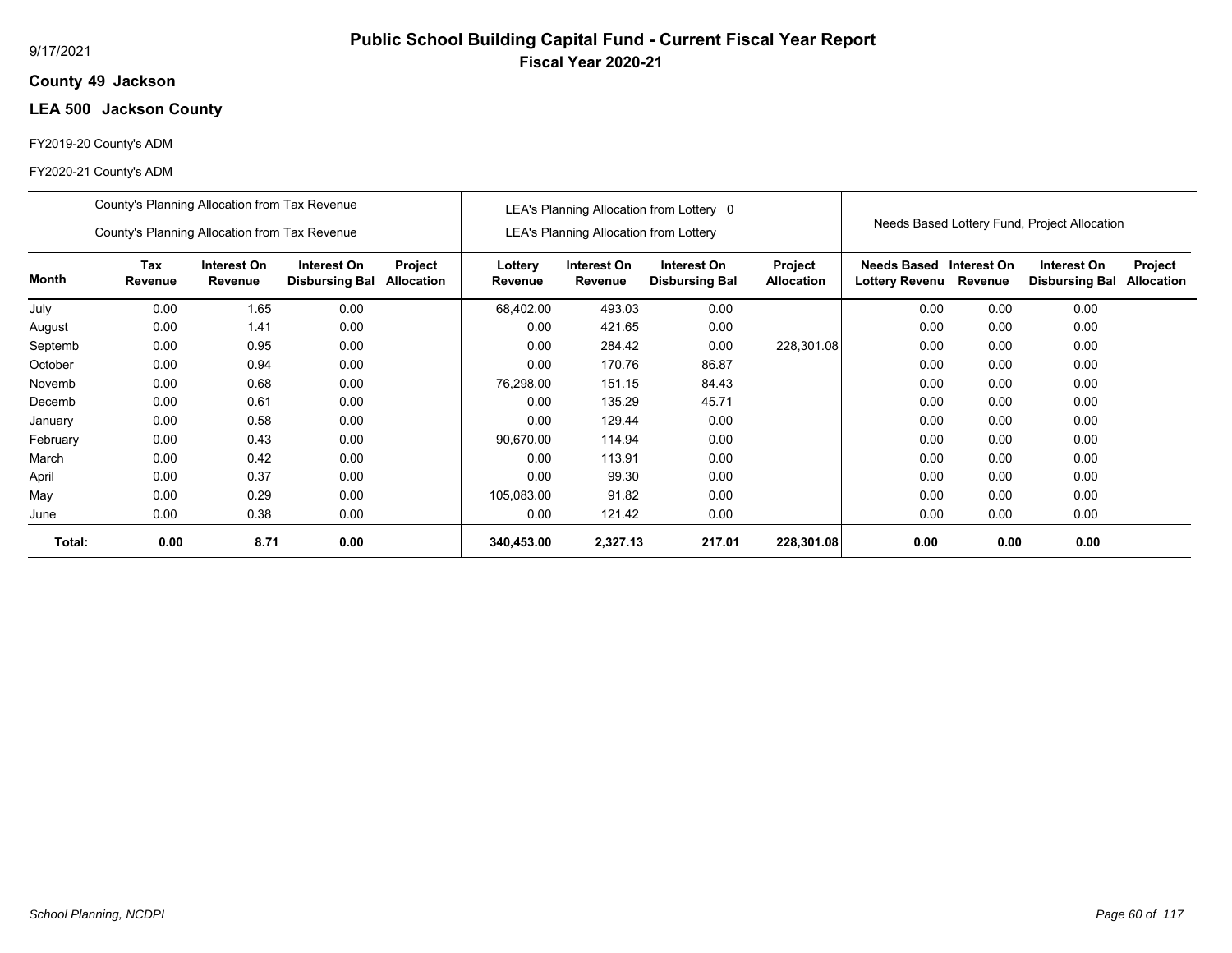# Public School Building Capital Fund - Current Fiscal Year Report

## Fiscal Year 2020-21

9/17/2021

**County 49 Jackson**

**LEA 500 Jackson County**

FY2019-20 County's ADM

FY2020-21 County's ADM

| | County's Planning Allocation from Tax Revenue<br>County's Planning Allocation from Tax Revenue | | | | LEA's Planning Allocation from Lottery 0<br>LEA's Planning Allocation from Lottery | | | | Needs Based Lottery Fund, Project Allocation | | | |
|---|---|---|---|---|---|---|---|---|---|---|---|---|
| **Month** | **Tax Revenue** | **Interest On Revenue** | **Interest On Disbursing Bal** | **Project Allocation** | **Lottery Revenue** | **Interest On Revenue** | **Interest On Disbursing Bal** | **Project Allocation** | **Needs Based Lottery Revenu** | **Interest On Revenue** | **Interest On Disbursing Bal** | **Project Allocation** |
| July | 0.00 | 1.65 | 0.00 | | 68,402.00 | 493.03 | 0.00 | | 0.00 | 0.00 | 0.00 | |
| August | 0.00 | 1.41 | 0.00 | | 0.00 | 421.65 | 0.00 | | 0.00 | 0.00 | 0.00 | |
| Septemb | 0.00 | 0.95 | 0.00 | | 0.00 | 284.42 | 0.00 | 228,301.08 | 0.00 | 0.00 | 0.00 | |
| October | 0.00 | 0.94 | 0.00 | | 0.00 | 170.76 | 86.87 | | 0.00 | 0.00 | 0.00 | |
| Novemb | 0.00 | 0.68 | 0.00 | | 76,298.00 | 151.15 | 84.43 | | 0.00 | 0.00 | 0.00 | |
| Decemb | 0.00 | 0.61 | 0.00 | | 0.00 | 135.29 | 45.71 | | 0.00 | 0.00 | 0.00 | |
| January | 0.00 | 0.58 | 0.00 | | 0.00 | 129.44 | 0.00 | | 0.00 | 0.00 | 0.00 | |
| February | 0.00 | 0.43 | 0.00 | | 90,670.00 | 114.94 | 0.00 | | 0.00 | 0.00 | 0.00 | |
| March | 0.00 | 0.42 | 0.00 | | 0.00 | 113.91 | 0.00 | | 0.00 | 0.00 | 0.00 | |
| April | 0.00 | 0.37 | 0.00 | | 0.00 | 99.30 | 0.00 | | 0.00 | 0.00 | 0.00 | |
| May | 0.00 | 0.29 | 0.00 | | 105,083.00 | 91.82 | 0.00 | | 0.00 | 0.00 | 0.00 | |
| June | 0.00 | 0.38 | 0.00 | | 0.00 | 121.42 | 0.00 | | 0.00 | 0.00 | 0.00 | |
| **Total:** | **0.00** | **8.71** | **0.00** | | **340,453.00** | **2,327.13** | **217.01** | **228,301.08** | **0.00** | **0.00** | **0.00** | |

*School Planning, NCDPI*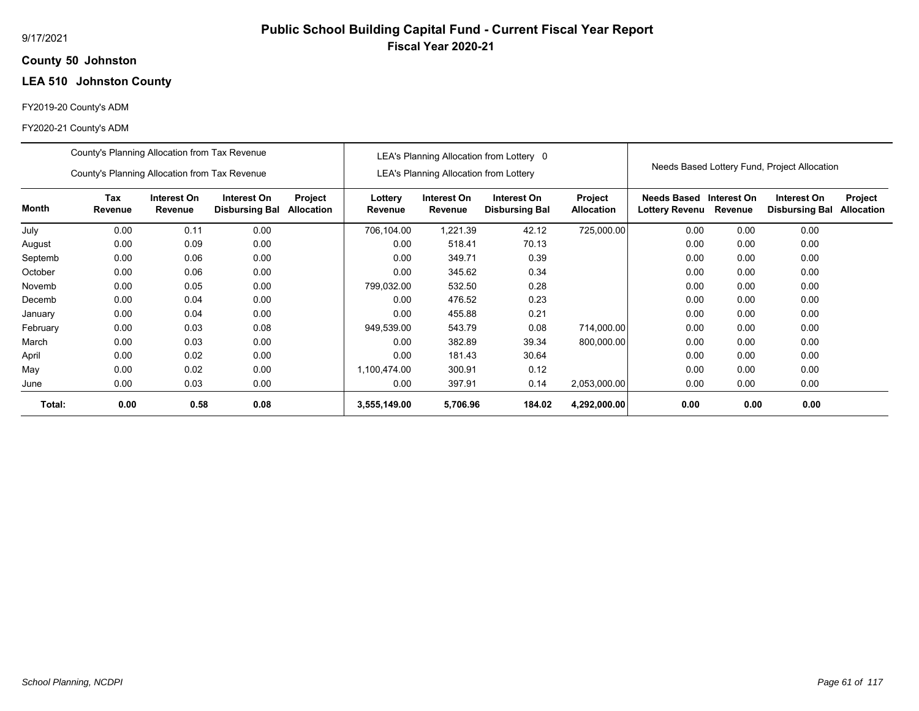9/17/2021

# Public School Building Capital Fund - Current Fiscal Year Report

## Fiscal Year 2020-21

**County 50 Johnston**

**LEA 510 Johnston County**

FY2019-20 County's ADM

FY2020-21 County's ADM

| | County's Planning Allocation from Tax Revenue / County's Planning Allocation from Tax Revenue | | | | LEA's Planning Allocation from Lottery 0 / LEA's Planning Allocation from Lottery | | | | Needs Based Lottery Fund, Project Allocation | | | |
|---|---|---|---|---|---|---|---|---|---|---|---|---|
| **Month** | **Tax Revenue** | **Interest On Revenue** | **Interest On Disbursing Bal** | **Project Allocation** | **Lottery Revenue** | **Interest On Revenue** | **Interest On Disbursing Bal** | **Project Allocation** | **Needs Based Lottery Revenu** | **Interest On Revenue** | **Interest On Disbursing Bal** | **Project Allocation** |
| July | 0.00 | 0.11 | 0.00 | | 706,104.00 | 1,221.39 | 42.12 | 725,000.00 | 0.00 | 0.00 | 0.00 | |
| August | 0.00 | 0.09 | 0.00 | | 0.00 | 518.41 | 70.13 | | 0.00 | 0.00 | 0.00 | |
| Septemb | 0.00 | 0.06 | 0.00 | | 0.00 | 349.71 | 0.39 | | 0.00 | 0.00 | 0.00 | |
| October | 0.00 | 0.06 | 0.00 | | 0.00 | 345.62 | 0.34 | | 0.00 | 0.00 | 0.00 | |
| Novemb | 0.00 | 0.05 | 0.00 | | 799,032.00 | 532.50 | 0.28 | | 0.00 | 0.00 | 0.00 | |
| Decemb | 0.00 | 0.04 | 0.00 | | 0.00 | 476.52 | 0.23 | | 0.00 | 0.00 | 0.00 | |
| January | 0.00 | 0.04 | 0.00 | | 0.00 | 455.88 | 0.21 | | 0.00 | 0.00 | 0.00 | |
| February | 0.00 | 0.03 | 0.08 | | 949,539.00 | 543.79 | 0.08 | 714,000.00 | 0.00 | 0.00 | 0.00 | |
| March | 0.00 | 0.03 | 0.00 | | 0.00 | 382.89 | 39.34 | 800,000.00 | 0.00 | 0.00 | 0.00 | |
| April | 0.00 | 0.02 | 0.00 | | 0.00 | 181.43 | 30.64 | | 0.00 | 0.00 | 0.00 | |
| May | 0.00 | 0.02 | 0.00 | | 1,100,474.00 | 300.91 | 0.12 | | 0.00 | 0.00 | 0.00 | |
| June | 0.00 | 0.03 | 0.00 | | 0.00 | 397.91 | 0.14 | 2,053,000.00 | 0.00 | 0.00 | 0.00 | |
| **Total:** | **0.00** | **0.58** | **0.08** | | **3,555,149.00** | **5,706.96** | **184.02** | **4,292,000.00** | **0.00** | **0.00** | **0.00** | |

*School Planning, NCDPI*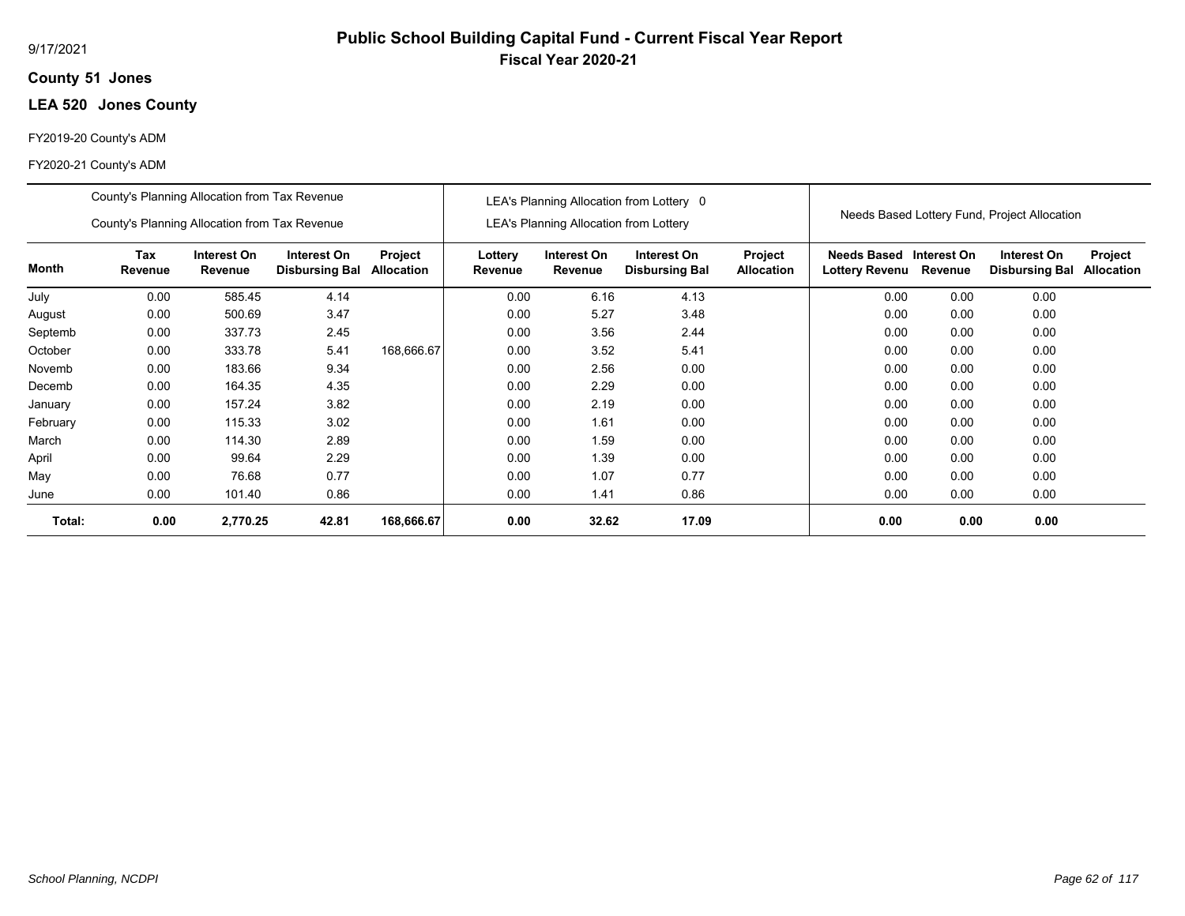# Public School Building Capital Fund - Current Fiscal Year Report

## Fiscal Year 2020-21

9/17/2021

**County 51 Jones**

**LEA 520 Jones County**

FY2019-20 County's ADM

FY2020-21 County's ADM

| | County's Planning Allocation from Tax Revenue<br>County's Planning Allocation from Tax Revenue | | | | LEA's Planning Allocation from Lottery 0<br>LEA's Planning Allocation from Lottery | | | | Needs Based Lottery Fund, Project Allocation | | | |
|---|---|---|---|---|---|---|---|---|---|---|---|---|
| **Month** | **Tax Revenue** | **Interest On Revenue** | **Interest On Disbursing Bal** | **Project Allocation** | **Lottery Revenue** | **Interest On Revenue** | **Interest On Disbursing Bal** | **Project Allocation** | **Needs Based Lottery Revenu** | **Interest On Revenue** | **Interest On Disbursing Bal** | **Project Allocation** |
| July | 0.00 | 585.45 | 4.14 | | 0.00 | 6.16 | 4.13 | | 0.00 | 0.00 | 0.00 | |
| August | 0.00 | 500.69 | 3.47 | | 0.00 | 5.27 | 3.48 | | 0.00 | 0.00 | 0.00 | |
| Septemb | 0.00 | 337.73 | 2.45 | | 0.00 | 3.56 | 2.44 | | 0.00 | 0.00 | 0.00 | |
| October | 0.00 | 333.78 | 5.41 | 168,666.67 | 0.00 | 3.52 | 5.41 | | 0.00 | 0.00 | 0.00 | |
| Novemb | 0.00 | 183.66 | 9.34 | | 0.00 | 2.56 | 0.00 | | 0.00 | 0.00 | 0.00 | |
| Decemb | 0.00 | 164.35 | 4.35 | | 0.00 | 2.29 | 0.00 | | 0.00 | 0.00 | 0.00 | |
| January | 0.00 | 157.24 | 3.82 | | 0.00 | 2.19 | 0.00 | | 0.00 | 0.00 | 0.00 | |
| February | 0.00 | 115.33 | 3.02 | | 0.00 | 1.61 | 0.00 | | 0.00 | 0.00 | 0.00 | |
| March | 0.00 | 114.30 | 2.89 | | 0.00 | 1.59 | 0.00 | | 0.00 | 0.00 | 0.00 | |
| April | 0.00 | 99.64 | 2.29 | | 0.00 | 1.39 | 0.00 | | 0.00 | 0.00 | 0.00 | |
| May | 0.00 | 76.68 | 0.77 | | 0.00 | 1.07 | 0.77 | | 0.00 | 0.00 | 0.00 | |
| June | 0.00 | 101.40 | 0.86 | | 0.00 | 1.41 | 0.86 | | 0.00 | 0.00 | 0.00 | |
| **Total:** | **0.00** | **2,770.25** | **42.81** | **168,666.67** | **0.00** | **32.62** | **17.09** | | **0.00** | **0.00** | **0.00** | |

*School Planning, NCDPI*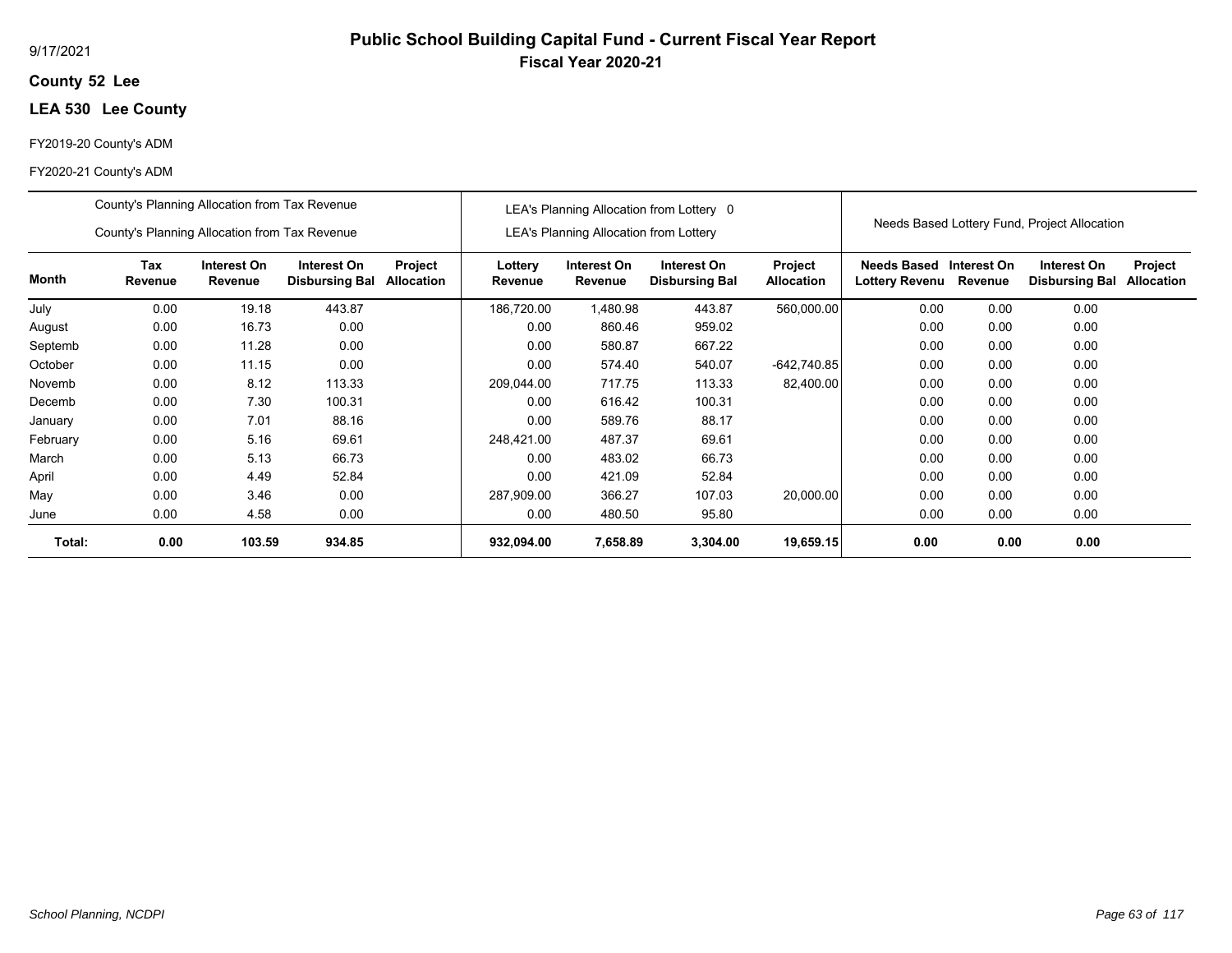9/17/2021

# Public School Building Capital Fund - Current Fiscal Year Report

## Fiscal Year 2020-21

**County 52 Lee**

**LEA 530 Lee County**

FY2019-20 County's ADM

FY2020-21 County's ADM

| | County's Planning Allocation from Tax Revenue / County's Planning Allocation from Tax Revenue | | | | LEA's Planning Allocation from Lottery 0 / LEA's Planning Allocation from Lottery | | | | Needs Based Lottery Fund, Project Allocation | | | |
|---|---|---|---|---|---|---|---|---|---|---|---|---|
| **Month** | **Tax Revenue** | **Interest On Revenue** | **Interest On Disbursing Bal** | **Project Allocation** | **Lottery Revenue** | **Interest On Revenue** | **Interest On Disbursing Bal** | **Project Allocation** | **Needs Based Lottery Revenu** | **Interest On Revenue** | **Interest On Disbursing Bal** | **Project Allocation** |
| July | 0.00 | 19.18 | 443.87 | | 186,720.00 | 1,480.98 | 443.87 | 560,000.00 | 0.00 | 0.00 | 0.00 | |
| August | 0.00 | 16.73 | 0.00 | | 0.00 | 860.46 | 959.02 | | 0.00 | 0.00 | 0.00 | |
| Septemb | 0.00 | 11.28 | 0.00 | | 0.00 | 580.87 | 667.22 | | 0.00 | 0.00 | 0.00 | |
| October | 0.00 | 11.15 | 0.00 | | 0.00 | 574.40 | 540.07 | -642,740.85 | 0.00 | 0.00 | 0.00 | |
| Novemb | 0.00 | 8.12 | 113.33 | | 209,044.00 | 717.75 | 113.33 | 82,400.00 | 0.00 | 0.00 | 0.00 | |
| Decemb | 0.00 | 7.30 | 100.31 | | 0.00 | 616.42 | 100.31 | | 0.00 | 0.00 | 0.00 | |
| January | 0.00 | 7.01 | 88.16 | | 0.00 | 589.76 | 88.17 | | 0.00 | 0.00 | 0.00 | |
| February | 0.00 | 5.16 | 69.61 | | 248,421.00 | 487.37 | 69.61 | | 0.00 | 0.00 | 0.00 | |
| March | 0.00 | 5.13 | 66.73 | | 0.00 | 483.02 | 66.73 | | 0.00 | 0.00 | 0.00 | |
| April | 0.00 | 4.49 | 52.84 | | 0.00 | 421.09 | 52.84 | | 0.00 | 0.00 | 0.00 | |
| May | 0.00 | 3.46 | 0.00 | | 287,909.00 | 366.27 | 107.03 | 20,000.00 | 0.00 | 0.00 | 0.00 | |
| June | 0.00 | 4.58 | 0.00 | | 0.00 | 480.50 | 95.80 | | 0.00 | 0.00 | 0.00 | |
| **Total:** | **0.00** | **103.59** | **934.85** | | **932,094.00** | **7,658.89** | **3,304.00** | **19,659.15** | **0.00** | **0.00** | **0.00** | |

*School Planning, NCDPI*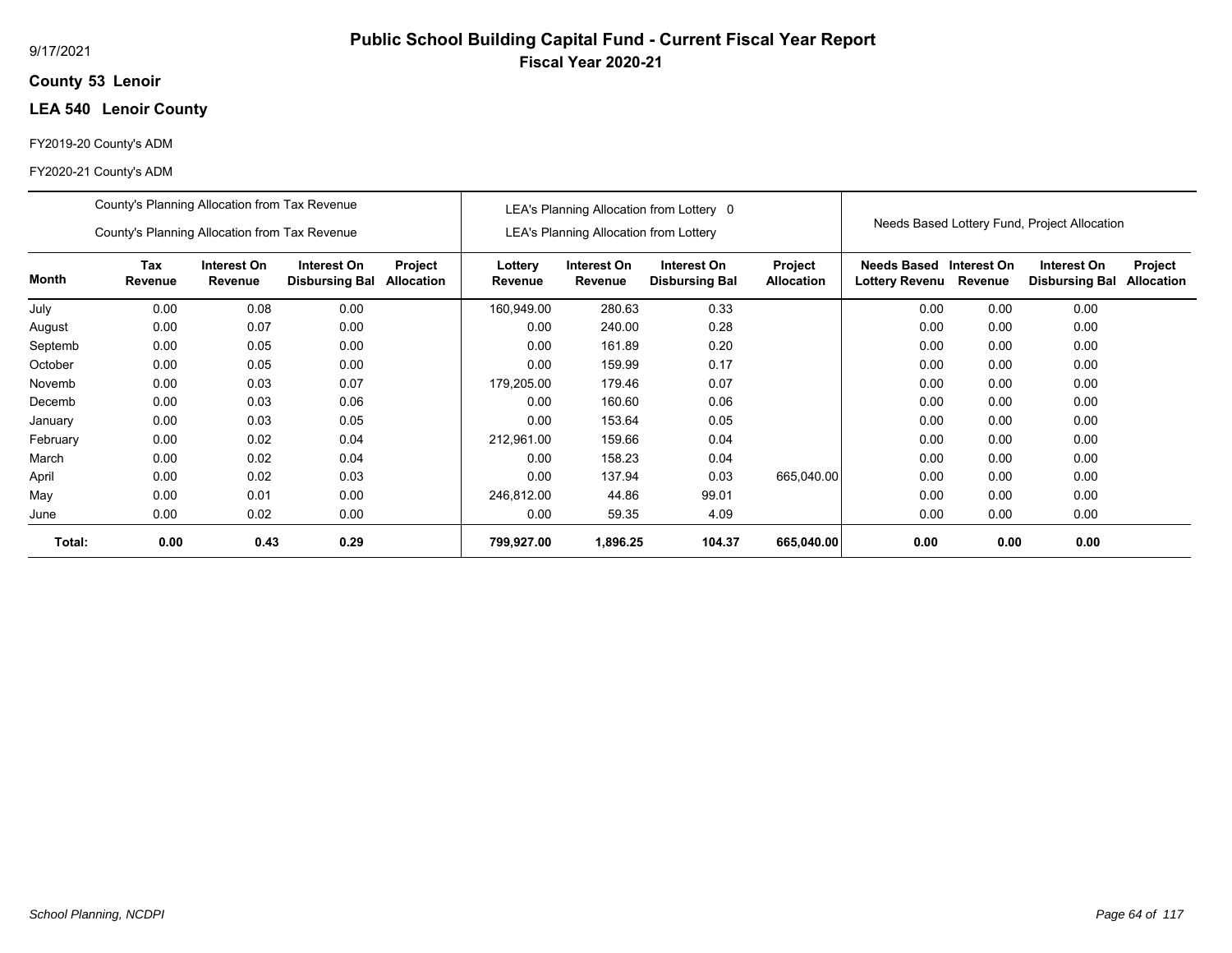9/17/2021

# Public School Building Capital Fund - Current Fiscal Year Report

## Fiscal Year 2020-21

**County 53 Lenoir**

**LEA 540 Lenoir County**

FY2019-20 County's ADM

FY2020-21 County's ADM

| | County's Planning Allocation from Tax Revenue<br>County's Planning Allocation from Tax Revenue | | | | LEA's Planning Allocation from Lottery 0<br>LEA's Planning Allocation from Lottery | | | | Needs Based Lottery Fund, Project Allocation | | | |
|---|---|---|---|---|---|---|---|---|---|---|---|---|
| **Month** | **Tax Revenue** | **Interest On Revenue** | **Interest On Disbursing Bal** | **Project Allocation** | **Lottery Revenue** | **Interest On Revenue** | **Interest On Disbursing Bal** | **Project Allocation** | **Needs Based Lottery Revenu** | **Interest On Revenue** | **Interest On Disbursing Bal** | **Project Allocation** |
| July | 0.00 | 0.08 | 0.00 | | 160,949.00 | 280.63 | 0.33 | | 0.00 | 0.00 | 0.00 | |
| August | 0.00 | 0.07 | 0.00 | | 0.00 | 240.00 | 0.28 | | 0.00 | 0.00 | 0.00 | |
| Septemb | 0.00 | 0.05 | 0.00 | | 0.00 | 161.89 | 0.20 | | 0.00 | 0.00 | 0.00 | |
| October | 0.00 | 0.05 | 0.00 | | 0.00 | 159.99 | 0.17 | | 0.00 | 0.00 | 0.00 | |
| Novemb | 0.00 | 0.03 | 0.07 | | 179,205.00 | 179.46 | 0.07 | | 0.00 | 0.00 | 0.00 | |
| Decemb | 0.00 | 0.03 | 0.06 | | 0.00 | 160.60 | 0.06 | | 0.00 | 0.00 | 0.00 | |
| January | 0.00 | 0.03 | 0.05 | | 0.00 | 153.64 | 0.05 | | 0.00 | 0.00 | 0.00 | |
| February | 0.00 | 0.02 | 0.04 | | 212,961.00 | 159.66 | 0.04 | | 0.00 | 0.00 | 0.00 | |
| March | 0.00 | 0.02 | 0.04 | | 0.00 | 158.23 | 0.04 | | 0.00 | 0.00 | 0.00 | |
| April | 0.00 | 0.02 | 0.03 | | 0.00 | 137.94 | 0.03 | 665,040.00 | 0.00 | 0.00 | 0.00 | |
| May | 0.00 | 0.01 | 0.00 | | 246,812.00 | 44.86 | 99.01 | | 0.00 | 0.00 | 0.00 | |
| June | 0.00 | 0.02 | 0.00 | | 0.00 | 59.35 | 4.09 | | 0.00 | 0.00 | 0.00 | |
| **Total:** | **0.00** | **0.43** | **0.29** | | **799,927.00** | **1,896.25** | **104.37** | **665,040.00** | **0.00** | **0.00** | **0.00** | |

*School Planning, NCDPI*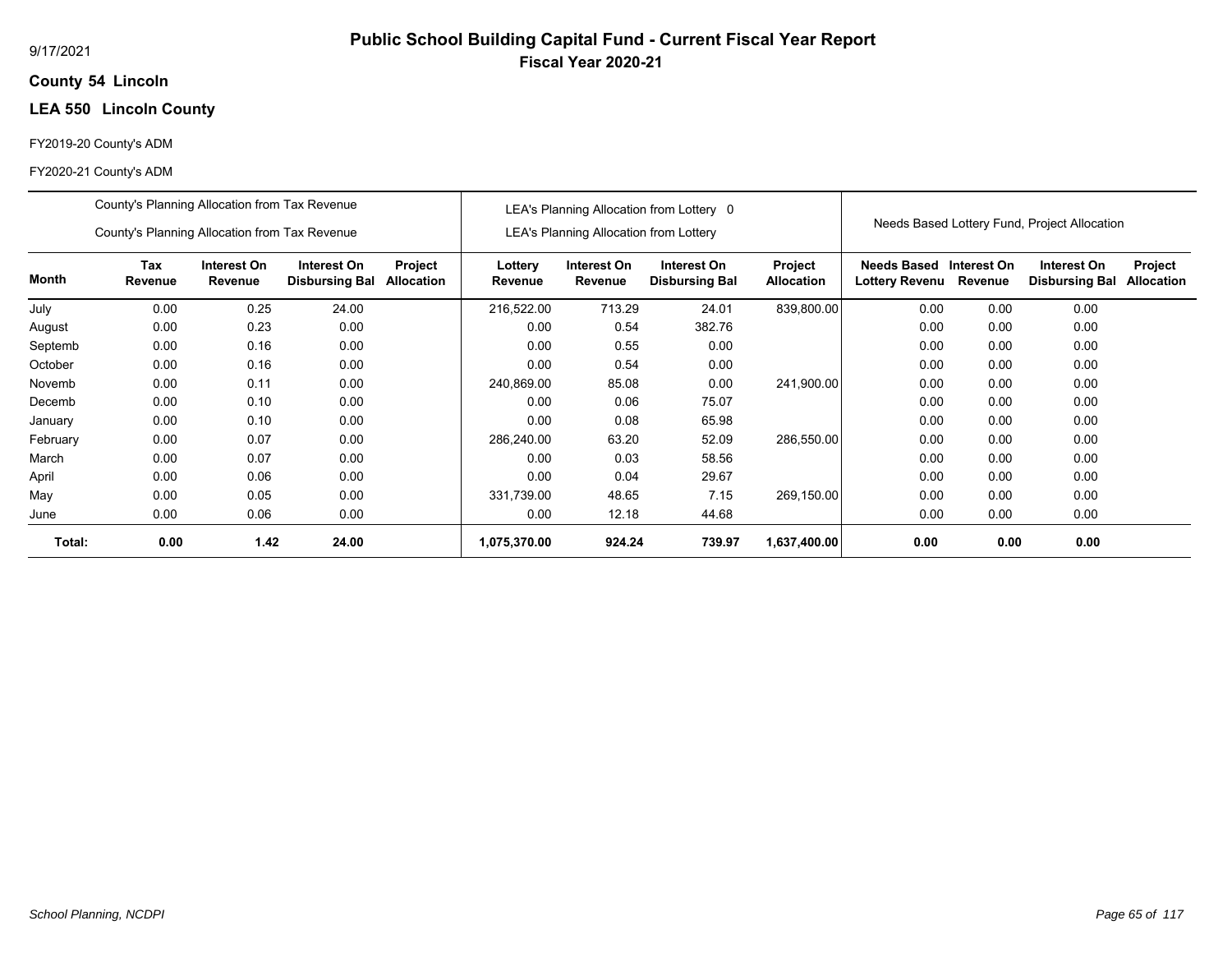# Public School Building Capital Fund - Current Fiscal Year Report

**Fiscal Year 2020-21**

**County 54 Lincoln**

**LEA 550 Lincoln County**

FY2019-20 County's ADM

FY2020-21 County's ADM

| | County's Planning Allocation from Tax Revenue / County's Planning Allocation from Tax Revenue | | | | LEA's Planning Allocation from Lottery 0 / LEA's Planning Allocation from Lottery | | | | Needs Based Lottery Fund, Project Allocation | | | |
|---|---|---|---|---|---|---|---|---|---|---|---|---|
| **Month** | **Tax Revenue** | **Interest On Revenue** | **Interest On Disbursing Bal** | **Project Allocation** | **Lottery Revenue** | **Interest On Revenue** | **Interest On Disbursing Bal** | **Project Allocation** | **Needs Based Lottery Revenu** | **Interest On Revenue** | **Interest On Disbursing Bal** | **Project Allocation** |
| July | 0.00 | 0.25 | 24.00 | | 216,522.00 | 713.29 | 24.01 | 839,800.00 | 0.00 | 0.00 | 0.00 | |
| August | 0.00 | 0.23 | 0.00 | | 0.00 | 0.54 | 382.76 | | 0.00 | 0.00 | 0.00 | |
| Septemb | 0.00 | 0.16 | 0.00 | | 0.00 | 0.55 | 0.00 | | 0.00 | 0.00 | 0.00 | |
| October | 0.00 | 0.16 | 0.00 | | 0.00 | 0.54 | 0.00 | | 0.00 | 0.00 | 0.00 | |
| Novemb | 0.00 | 0.11 | 0.00 | | 240,869.00 | 85.08 | 0.00 | 241,900.00 | 0.00 | 0.00 | 0.00 | |
| Decemb | 0.00 | 0.10 | 0.00 | | 0.00 | 0.06 | 75.07 | | 0.00 | 0.00 | 0.00 | |
| January | 0.00 | 0.10 | 0.00 | | 0.00 | 0.08 | 65.98 | | 0.00 | 0.00 | 0.00 | |
| February | 0.00 | 0.07 | 0.00 | | 286,240.00 | 63.20 | 52.09 | 286,550.00 | 0.00 | 0.00 | 0.00 | |
| March | 0.00 | 0.07 | 0.00 | | 0.00 | 0.03 | 58.56 | | 0.00 | 0.00 | 0.00 | |
| April | 0.00 | 0.06 | 0.00 | | 0.00 | 0.04 | 29.67 | | 0.00 | 0.00 | 0.00 | |
| May | 0.00 | 0.05 | 0.00 | | 331,739.00 | 48.65 | 7.15 | 269,150.00 | 0.00 | 0.00 | 0.00 | |
| June | 0.00 | 0.06 | 0.00 | | 0.00 | 12.18 | 44.68 | | 0.00 | 0.00 | 0.00 | |
| **Total:** | **0.00** | **1.42** | **24.00** | | **1,075,370.00** | **924.24** | **739.97** | **1,637,400.00** | **0.00** | **0.00** | **0.00** | |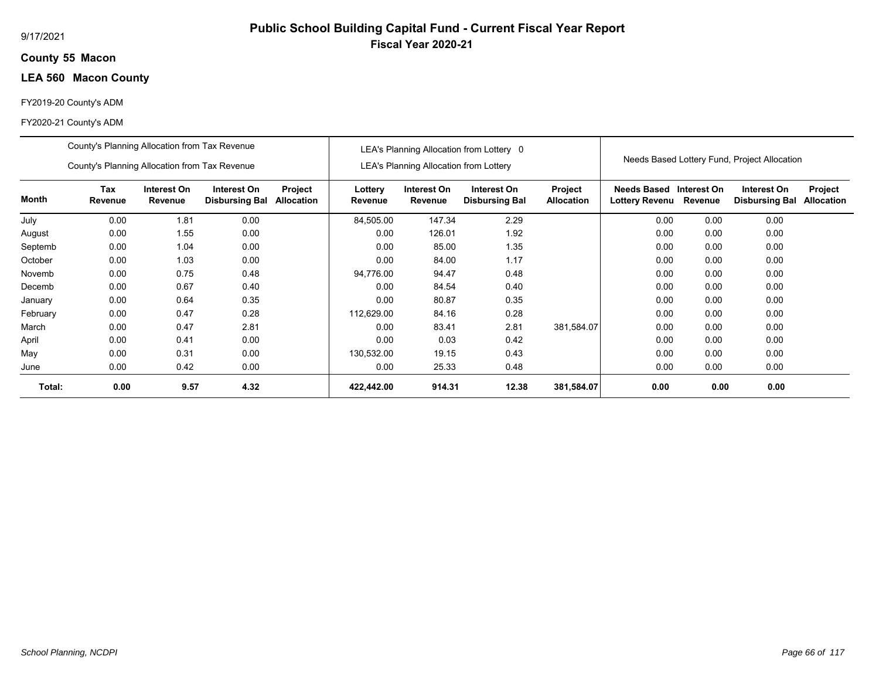# Public School Building Capital Fund - Current Fiscal Year Report

**Fiscal Year 2020-21**

9/17/2021

**County 55 Macon**

**LEA 560 Macon County**

FY2019-20 County's ADM

FY2020-21 County's ADM

| | County's Planning Allocation from Tax Revenue<br>County's Planning Allocation from Tax Revenue | | | | LEA's Planning Allocation from Lottery 0<br>LEA's Planning Allocation from Lottery | | | | Needs Based Lottery Fund, Project Allocation | | | |
|---|---|---|---|---|---|---|---|---|---|---|---|---|
| **Month** | **Tax Revenue** | **Interest On Revenue** | **Interest On Disbursing Bal** | **Project Allocation** | **Lottery Revenue** | **Interest On Revenue** | **Interest On Disbursing Bal** | **Project Allocation** | **Needs Based Lottery Revenu** | **Interest On Revenue** | **Interest On Disbursing Bal** | **Project Allocation** |
| July | 0.00 | 1.81 | 0.00 | | 84,505.00 | 147.34 | 2.29 | | 0.00 | 0.00 | 0.00 | |
| August | 0.00 | 1.55 | 0.00 | | 0.00 | 126.01 | 1.92 | | 0.00 | 0.00 | 0.00 | |
| Septemb | 0.00 | 1.04 | 0.00 | | 0.00 | 85.00 | 1.35 | | 0.00 | 0.00 | 0.00 | |
| October | 0.00 | 1.03 | 0.00 | | 0.00 | 84.00 | 1.17 | | 0.00 | 0.00 | 0.00 | |
| Novemb | 0.00 | 0.75 | 0.48 | | 94,776.00 | 94.47 | 0.48 | | 0.00 | 0.00 | 0.00 | |
| Decemb | 0.00 | 0.67 | 0.40 | | 0.00 | 84.54 | 0.40 | | 0.00 | 0.00 | 0.00 | |
| January | 0.00 | 0.64 | 0.35 | | 0.00 | 80.87 | 0.35 | | 0.00 | 0.00 | 0.00 | |
| February | 0.00 | 0.47 | 0.28 | | 112,629.00 | 84.16 | 0.28 | | 0.00 | 0.00 | 0.00 | |
| March | 0.00 | 0.47 | 2.81 | | 0.00 | 83.41 | 2.81 | 381,584.07 | 0.00 | 0.00 | 0.00 | |
| April | 0.00 | 0.41 | 0.00 | | 0.00 | 0.03 | 0.42 | | 0.00 | 0.00 | 0.00 | |
| May | 0.00 | 0.31 | 0.00 | | 130,532.00 | 19.15 | 0.43 | | 0.00 | 0.00 | 0.00 | |
| June | 0.00 | 0.42 | 0.00 | | 0.00 | 25.33 | 0.48 | | 0.00 | 0.00 | 0.00 | |
| **Total:** | **0.00** | **9.57** | **4.32** | | **422,442.00** | **914.31** | **12.38** | **381,584.07** | **0.00** | **0.00** | **0.00** | |

*School Planning, NCDPI*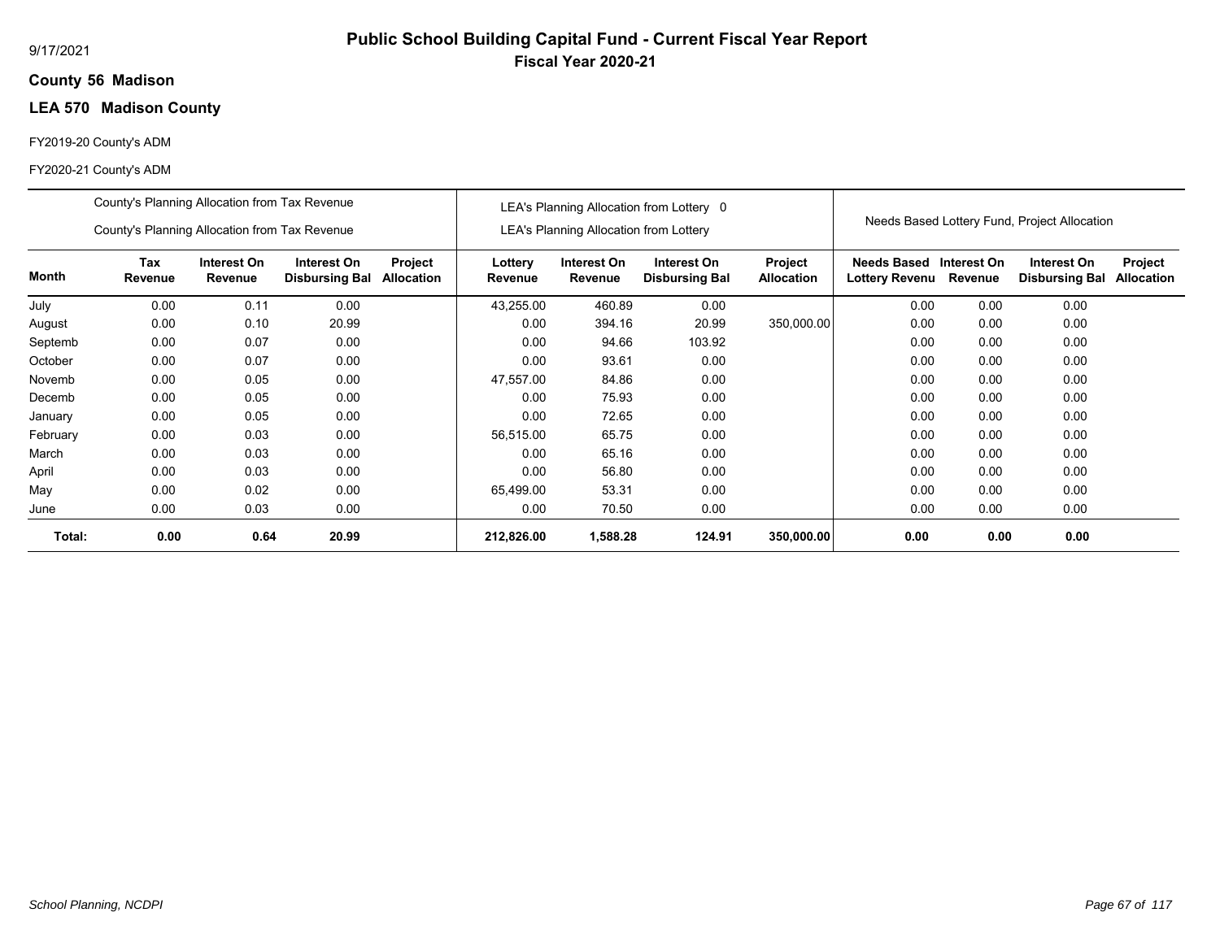9/17/2021

# Public School Building Capital Fund - Current Fiscal Year Report

## Fiscal Year 2020-21

**County 56 Madison**

**LEA 570 Madison County**

FY2019-20 County's ADM

FY2020-21 County's ADM

| | County's Planning Allocation from Tax Revenue<br>County's Planning Allocation from Tax Revenue | | | | LEA's Planning Allocation from Lottery 0<br>LEA's Planning Allocation from Lottery | | | | Needs Based Lottery Fund, Project Allocation | | | |
|---|---|---|---|---|---|---|---|---|---|---|---|---|
| **Month** | **Tax Revenue** | **Interest On Revenue** | **Interest On Disbursing Bal** | **Project Allocation** | **Lottery Revenue** | **Interest On Revenue** | **Interest On Disbursing Bal** | **Project Allocation** | **Needs Based Lottery Revenu** | **Interest On Revenue** | **Interest On Disbursing Bal** | **Project Allocation** |
| July | 0.00 | 0.11 | 0.00 | | 43,255.00 | 460.89 | 0.00 | | 0.00 | 0.00 | 0.00 | |
| August | 0.00 | 0.10 | 20.99 | | 0.00 | 394.16 | 20.99 | 350,000.00 | 0.00 | 0.00 | 0.00 | |
| Septemb | 0.00 | 0.07 | 0.00 | | 0.00 | 94.66 | 103.92 | | 0.00 | 0.00 | 0.00 | |
| October | 0.00 | 0.07 | 0.00 | | 0.00 | 93.61 | 0.00 | | 0.00 | 0.00 | 0.00 | |
| Novemb | 0.00 | 0.05 | 0.00 | | 47,557.00 | 84.86 | 0.00 | | 0.00 | 0.00 | 0.00 | |
| Decemb | 0.00 | 0.05 | 0.00 | | 0.00 | 75.93 | 0.00 | | 0.00 | 0.00 | 0.00 | |
| January | 0.00 | 0.05 | 0.00 | | 0.00 | 72.65 | 0.00 | | 0.00 | 0.00 | 0.00 | |
| February | 0.00 | 0.03 | 0.00 | | 56,515.00 | 65.75 | 0.00 | | 0.00 | 0.00 | 0.00 | |
| March | 0.00 | 0.03 | 0.00 | | 0.00 | 65.16 | 0.00 | | 0.00 | 0.00 | 0.00 | |
| April | 0.00 | 0.03 | 0.00 | | 0.00 | 56.80 | 0.00 | | 0.00 | 0.00 | 0.00 | |
| May | 0.00 | 0.02 | 0.00 | | 65,499.00 | 53.31 | 0.00 | | 0.00 | 0.00 | 0.00 | |
| June | 0.00 | 0.03 | 0.00 | | 0.00 | 70.50 | 0.00 | | 0.00 | 0.00 | 0.00 | |
| **Total:** | **0.00** | **0.64** | **20.99** | | **212,826.00** | **1,588.28** | **124.91** | **350,000.00** | **0.00** | **0.00** | **0.00** | |

*School Planning, NCDPI*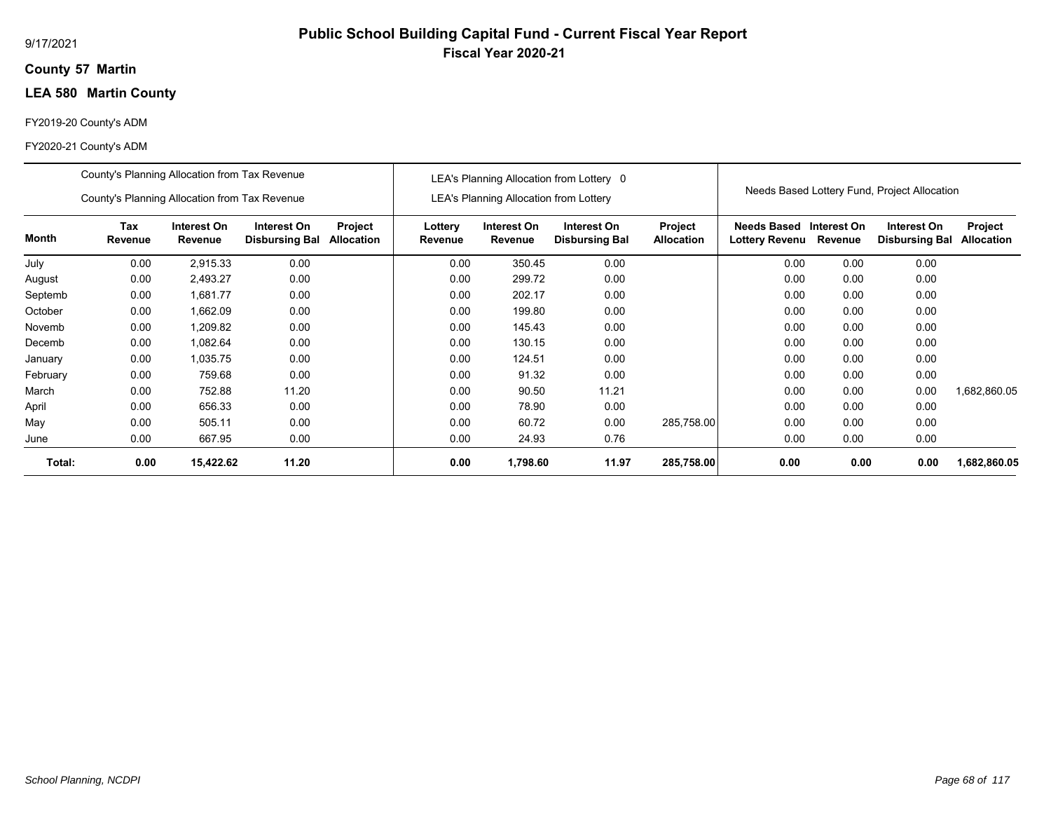9/17/2021

# Public School Building Capital Fund - Current Fiscal Year Report

## Fiscal Year 2020-21

**County 57 Martin**

**LEA 580 Martin County**

FY2019-20 County's ADM

FY2020-21 County's ADM

| | County's Planning Allocation from Tax Revenue<br>County's Planning Allocation from Tax Revenue | | | | LEA's Planning Allocation from Lottery 0<br>LEA's Planning Allocation from Lottery | | | | Needs Based Lottery Fund, Project Allocation | | | |
|---|---|---|---|---|---|---|---|---|---|---|---|---|
| **Month** | **Tax Revenue** | **Interest On Revenue** | **Interest On Disbursing Bal** | **Project Allocation** | **Lottery Revenue** | **Interest On Revenue** | **Interest On Disbursing Bal** | **Project Allocation** | **Needs Based Lottery Revenu** | **Interest On Revenue** | **Interest On Disbursing Bal** | **Project Allocation** |
| July | 0.00 | 2,915.33 | 0.00 | | 0.00 | 350.45 | 0.00 | | 0.00 | 0.00 | 0.00 | |
| August | 0.00 | 2,493.27 | 0.00 | | 0.00 | 299.72 | 0.00 | | 0.00 | 0.00 | 0.00 | |
| Septemb | 0.00 | 1,681.77 | 0.00 | | 0.00 | 202.17 | 0.00 | | 0.00 | 0.00 | 0.00 | |
| October | 0.00 | 1,662.09 | 0.00 | | 0.00 | 199.80 | 0.00 | | 0.00 | 0.00 | 0.00 | |
| Novemb | 0.00 | 1,209.82 | 0.00 | | 0.00 | 145.43 | 0.00 | | 0.00 | 0.00 | 0.00 | |
| Decemb | 0.00 | 1,082.64 | 0.00 | | 0.00 | 130.15 | 0.00 | | 0.00 | 0.00 | 0.00 | |
| January | 0.00 | 1,035.75 | 0.00 | | 0.00 | 124.51 | 0.00 | | 0.00 | 0.00 | 0.00 | |
| February | 0.00 | 759.68 | 0.00 | | 0.00 | 91.32 | 0.00 | | 0.00 | 0.00 | 0.00 | |
| March | 0.00 | 752.88 | 11.20 | | 0.00 | 90.50 | 11.21 | | 0.00 | 0.00 | 0.00 | 1,682,860.05 |
| April | 0.00 | 656.33 | 0.00 | | 0.00 | 78.90 | 0.00 | | 0.00 | 0.00 | 0.00 | |
| May | 0.00 | 505.11 | 0.00 | | 0.00 | 60.72 | 0.00 | 285,758.00 | 0.00 | 0.00 | 0.00 | |
| June | 0.00 | 667.95 | 0.00 | | 0.00 | 24.93 | 0.76 | | 0.00 | 0.00 | 0.00 | |
| **Total:** | **0.00** | **15,422.62** | **11.20** | | **0.00** | **1,798.60** | **11.97** | **285,758.00** | **0.00** | **0.00** | **0.00** | **1,682,860.05** |

*School Planning, NCDPI*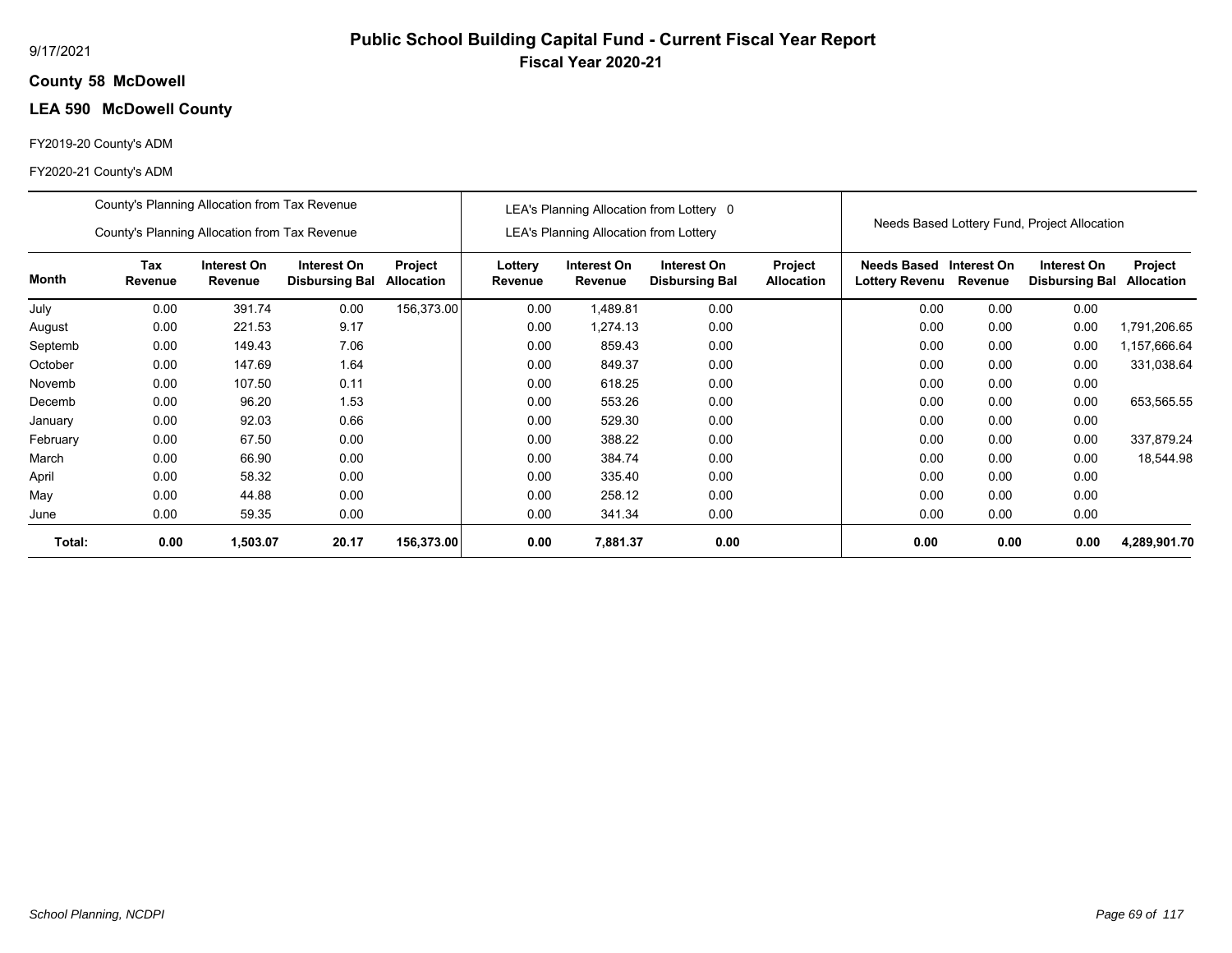# Public School Building Capital Fund - Current Fiscal Year Report

## Fiscal Year 2020-21

9/17/2021

**County 58 McDowell**

**LEA 590 McDowell County**

FY2019-20 County's ADM

FY2020-21 County's ADM

| | County's Planning Allocation from Tax Revenue / County's Planning Allocation from Tax Revenue | | | | LEA's Planning Allocation from Lottery 0 / LEA's Planning Allocation from Lottery | | | | Needs Based Lottery Fund, Project Allocation | | | |
|---|---|---|---|---|---|---|---|---|---|---|---|---|
| **Month** | **Tax Revenue** | **Interest On Revenue** | **Interest On Disbursing Bal** | **Project Allocation** | **Lottery Revenue** | **Interest On Revenue** | **Interest On Disbursing Bal** | **Project Allocation** | **Needs Based Lottery Revenu** | **Interest On Revenue** | **Interest On Disbursing Bal** | **Project Allocation** |
| July | 0.00 | 391.74 | 0.00 | 156,373.00 | 0.00 | 1,489.81 | 0.00 | | 0.00 | 0.00 | 0.00 | |
| August | 0.00 | 221.53 | 9.17 | | 0.00 | 1,274.13 | 0.00 | | 0.00 | 0.00 | 0.00 | 1,791,206.65 |
| Septemb | 0.00 | 149.43 | 7.06 | | 0.00 | 859.43 | 0.00 | | 0.00 | 0.00 | 0.00 | 1,157,666.64 |
| October | 0.00 | 147.69 | 1.64 | | 0.00 | 849.37 | 0.00 | | 0.00 | 0.00 | 0.00 | 331,038.64 |
| Novemb | 0.00 | 107.50 | 0.11 | | 0.00 | 618.25 | 0.00 | | 0.00 | 0.00 | 0.00 | |
| Decemb | 0.00 | 96.20 | 1.53 | | 0.00 | 553.26 | 0.00 | | 0.00 | 0.00 | 0.00 | 653,565.55 |
| January | 0.00 | 92.03 | 0.66 | | 0.00 | 529.30 | 0.00 | | 0.00 | 0.00 | 0.00 | |
| February | 0.00 | 67.50 | 0.00 | | 0.00 | 388.22 | 0.00 | | 0.00 | 0.00 | 0.00 | 337,879.24 |
| March | 0.00 | 66.90 | 0.00 | | 0.00 | 384.74 | 0.00 | | 0.00 | 0.00 | 0.00 | 18,544.98 |
| April | 0.00 | 58.32 | 0.00 | | 0.00 | 335.40 | 0.00 | | 0.00 | 0.00 | 0.00 | |
| May | 0.00 | 44.88 | 0.00 | | 0.00 | 258.12 | 0.00 | | 0.00 | 0.00 | 0.00 | |
| June | 0.00 | 59.35 | 0.00 | | 0.00 | 341.34 | 0.00 | | 0.00 | 0.00 | 0.00 | |
| **Total:** | **0.00** | **1,503.07** | **20.17** | **156,373.00** | **0.00** | **7,881.37** | **0.00** | | **0.00** | **0.00** | **0.00** | **4,289,901.70** |

*School Planning, NCDPI*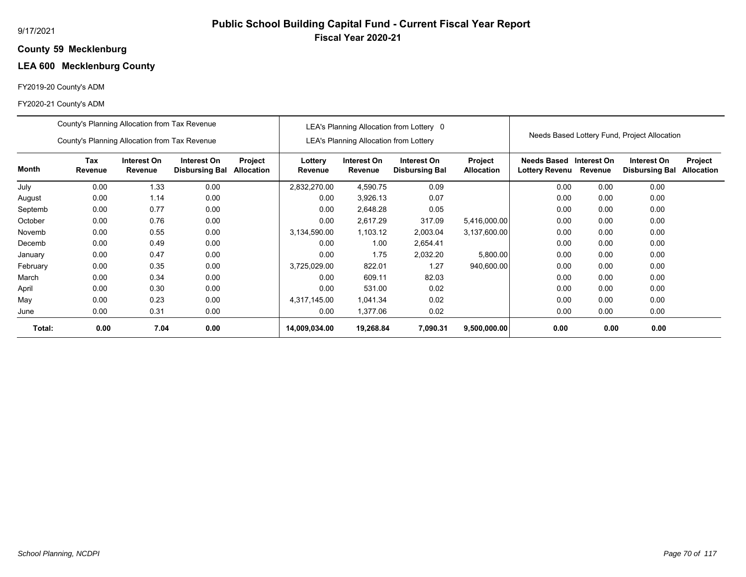# Public School Building Capital Fund - Current Fiscal Year Report

**Fiscal Year 2020-21**

9/17/2021

**County 59 Mecklenburg**

**LEA 600 Mecklenburg County**

FY2019-20 County's ADM

FY2020-21 County's ADM

| | County's Planning Allocation from Tax Revenue / County's Planning Allocation from Tax Revenue | | | | LEA's Planning Allocation from Lottery 0 / LEA's Planning Allocation from Lottery | | | | Needs Based Lottery Fund, Project Allocation | | | |
|---|---|---|---|---|---|---|---|---|---|---|---|---|
| **Month** | **Tax Revenue** | **Interest On Revenue** | **Interest On Disbursing Bal** | **Project Allocation** | **Lottery Revenue** | **Interest On Revenue** | **Interest On Disbursing Bal** | **Project Allocation** | **Needs Based Lottery Revenu** | **Interest On Revenue** | **Interest On Disbursing Bal** | **Project Allocation** |
| July | 0.00 | 1.33 | 0.00 | | 2,832,270.00 | 4,590.75 | 0.09 | | 0.00 | 0.00 | 0.00 | |
| August | 0.00 | 1.14 | 0.00 | | 0.00 | 3,926.13 | 0.07 | | 0.00 | 0.00 | 0.00 | |
| Septemb | 0.00 | 0.77 | 0.00 | | 0.00 | 2,648.28 | 0.05 | | 0.00 | 0.00 | 0.00 | |
| October | 0.00 | 0.76 | 0.00 | | 0.00 | 2,617.29 | 317.09 | 5,416,000.00 | 0.00 | 0.00 | 0.00 | |
| Novemb | 0.00 | 0.55 | 0.00 | | 3,134,590.00 | 1,103.12 | 2,003.04 | 3,137,600.00 | 0.00 | 0.00 | 0.00 | |
| Decemb | 0.00 | 0.49 | 0.00 | | 0.00 | 1.00 | 2,654.41 | | 0.00 | 0.00 | 0.00 | |
| January | 0.00 | 0.47 | 0.00 | | 0.00 | 1.75 | 2,032.20 | 5,800.00 | 0.00 | 0.00 | 0.00 | |
| February | 0.00 | 0.35 | 0.00 | | 3,725,029.00 | 822.01 | 1.27 | 940,600.00 | 0.00 | 0.00 | 0.00 | |
| March | 0.00 | 0.34 | 0.00 | | 0.00 | 609.11 | 82.03 | | 0.00 | 0.00 | 0.00 | |
| April | 0.00 | 0.30 | 0.00 | | 0.00 | 531.00 | 0.02 | | 0.00 | 0.00 | 0.00 | |
| May | 0.00 | 0.23 | 0.00 | | 4,317,145.00 | 1,041.34 | 0.02 | | 0.00 | 0.00 | 0.00 | |
| June | 0.00 | 0.31 | 0.00 | | 0.00 | 1,377.06 | 0.02 | | 0.00 | 0.00 | 0.00 | |
| **Total:** | **0.00** | **7.04** | **0.00** | | **14,009,034.00** | **19,268.84** | **7,090.31** | **9,500,000.00** | **0.00** | **0.00** | **0.00** | |

*School Planning, NCDPI*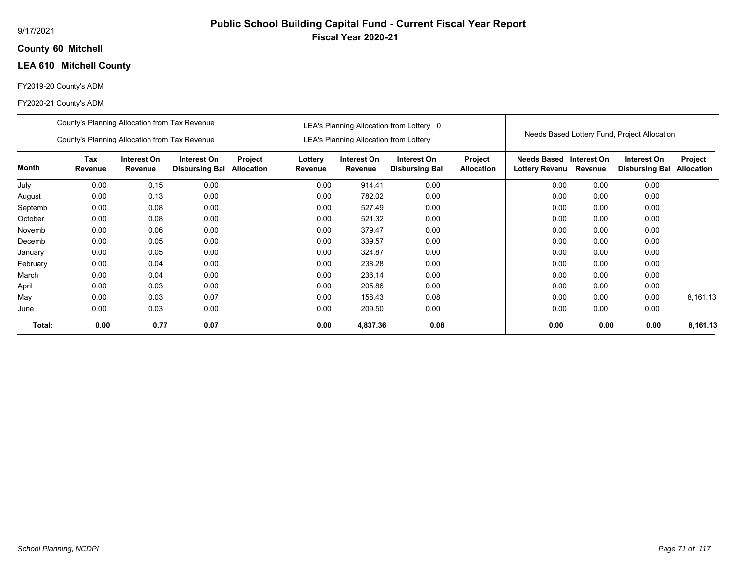9/17/2021

# Public School Building Capital Fund - Current Fiscal Year Report

## Fiscal Year 2020-21

**County 60 Mitchell**

**LEA 610 Mitchell County**

FY2019-20 County's ADM

FY2020-21 County's ADM

| | County's Planning Allocation from Tax Revenue / County's Planning Allocation from Tax Revenue | | | | LEA's Planning Allocation from Lottery 0 / LEA's Planning Allocation from Lottery | | | | Needs Based Lottery Fund, Project Allocation | | | |
|---|---|---|---|---|---|---|---|---|---|---|---|---|
| **Month** | **Tax Revenue** | **Interest On Revenue** | **Interest On Disbursing Bal** | **Project Allocation** | **Lottery Revenue** | **Interest On Revenue** | **Interest On Disbursing Bal** | **Project Allocation** | **Needs Based Lottery Revenu** | **Interest On Revenue** | **Interest On Disbursing Bal** | **Project Allocation** |
| July | 0.00 | 0.15 | 0.00 | | 0.00 | 914.41 | 0.00 | | 0.00 | 0.00 | 0.00 | |
| August | 0.00 | 0.13 | 0.00 | | 0.00 | 782.02 | 0.00 | | 0.00 | 0.00 | 0.00 | |
| Septemb | 0.00 | 0.08 | 0.00 | | 0.00 | 527.49 | 0.00 | | 0.00 | 0.00 | 0.00 | |
| October | 0.00 | 0.08 | 0.00 | | 0.00 | 521.32 | 0.00 | | 0.00 | 0.00 | 0.00 | |
| Novemb | 0.00 | 0.06 | 0.00 | | 0.00 | 379.47 | 0.00 | | 0.00 | 0.00 | 0.00 | |
| Decemb | 0.00 | 0.05 | 0.00 | | 0.00 | 339.57 | 0.00 | | 0.00 | 0.00 | 0.00 | |
| January | 0.00 | 0.05 | 0.00 | | 0.00 | 324.87 | 0.00 | | 0.00 | 0.00 | 0.00 | |
| February | 0.00 | 0.04 | 0.00 | | 0.00 | 238.28 | 0.00 | | 0.00 | 0.00 | 0.00 | |
| March | 0.00 | 0.04 | 0.00 | | 0.00 | 236.14 | 0.00 | | 0.00 | 0.00 | 0.00 | |
| April | 0.00 | 0.03 | 0.00 | | 0.00 | 205.86 | 0.00 | | 0.00 | 0.00 | 0.00 | |
| May | 0.00 | 0.03 | 0.07 | | 0.00 | 158.43 | 0.08 | | 0.00 | 0.00 | 0.00 | 8,161.13 |
| June | 0.00 | 0.03 | 0.00 | | 0.00 | 209.50 | 0.00 | | 0.00 | 0.00 | 0.00 | |
| **Total:** | **0.00** | **0.77** | **0.07** | | **0.00** | **4,837.36** | **0.08** | | **0.00** | **0.00** | **0.00** | **8,161.13** |

*School Planning, NCDPI*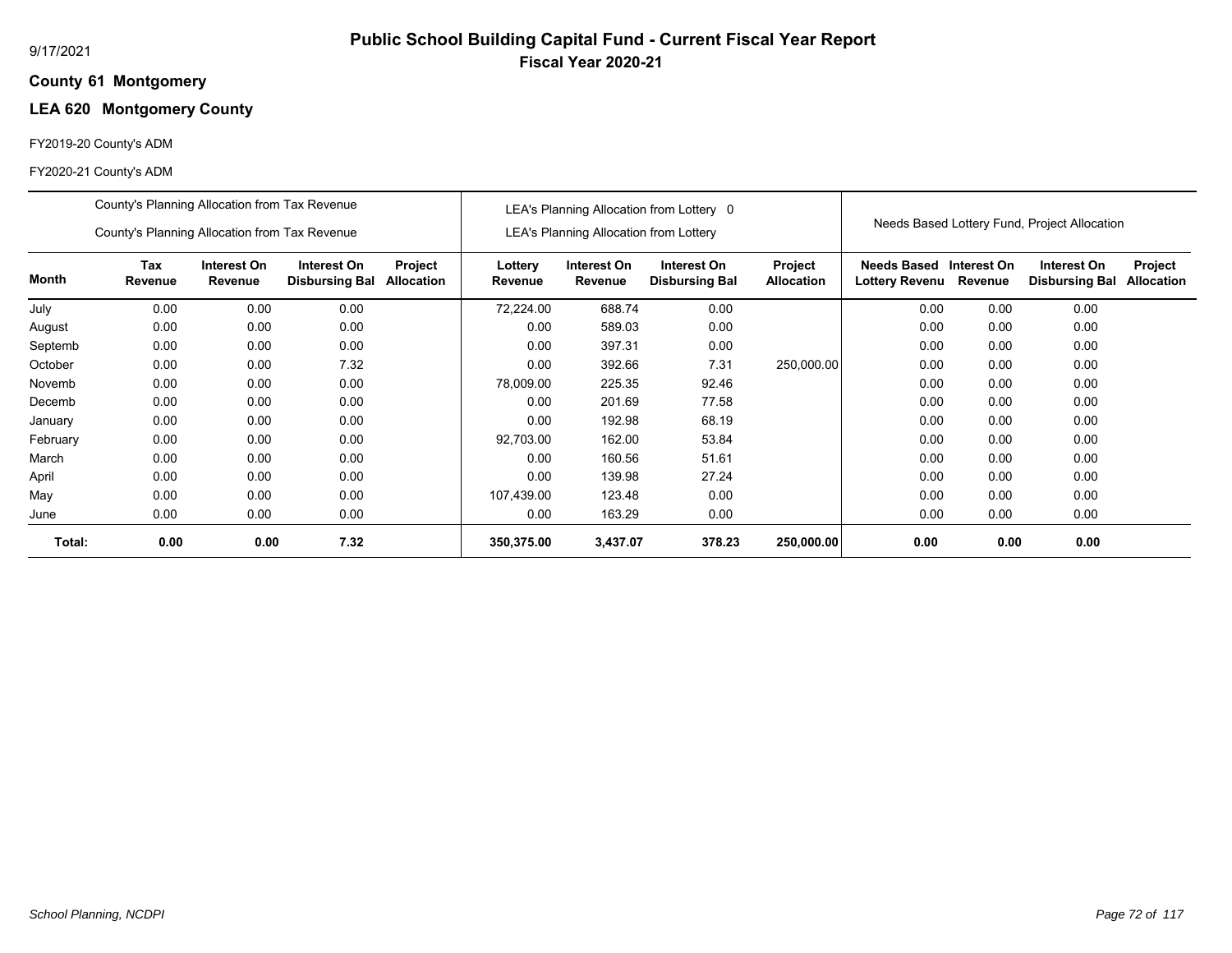# Public School Building Capital Fund - Current Fiscal Year Report

**Fiscal Year 2020-21**

9/17/2021

**County 61 Montgomery**

## LEA 620 Montgomery County

FY2019-20 County's ADM

FY2020-21 County's ADM

| | County's Planning Allocation from Tax Revenue<br>County's Planning Allocation from Tax Revenue | | | | LEA's Planning Allocation from Lottery 0<br>LEA's Planning Allocation from Lottery | | | | Needs Based Lottery Fund, Project Allocation | | | |
|---|---|---|---|---|---|---|---|---|---|---|---|---|
| **Month** | **Tax Revenue** | **Interest On Revenue** | **Interest On Disbursing Bal** | **Project Allocation** | **Lottery Revenue** | **Interest On Revenue** | **Interest On Disbursing Bal** | **Project Allocation** | **Needs Based Lottery Revenu** | **Interest On Revenue** | **Interest On Disbursing Bal** | **Project Allocation** |
| July | 0.00 | 0.00 | 0.00 | | 72,224.00 | 688.74 | 0.00 | | 0.00 | 0.00 | 0.00 | |
| August | 0.00 | 0.00 | 0.00 | | 0.00 | 589.03 | 0.00 | | 0.00 | 0.00 | 0.00 | |
| Septemb | 0.00 | 0.00 | 0.00 | | 0.00 | 397.31 | 0.00 | | 0.00 | 0.00 | 0.00 | |
| October | 0.00 | 0.00 | 7.32 | | 0.00 | 392.66 | 7.31 | 250,000.00 | 0.00 | 0.00 | 0.00 | |
| Novemb | 0.00 | 0.00 | 0.00 | | 78,009.00 | 225.35 | 92.46 | | 0.00 | 0.00 | 0.00 | |
| Decemb | 0.00 | 0.00 | 0.00 | | 0.00 | 201.69 | 77.58 | | 0.00 | 0.00 | 0.00 | |
| January | 0.00 | 0.00 | 0.00 | | 0.00 | 192.98 | 68.19 | | 0.00 | 0.00 | 0.00 | |
| February | 0.00 | 0.00 | 0.00 | | 92,703.00 | 162.00 | 53.84 | | 0.00 | 0.00 | 0.00 | |
| March | 0.00 | 0.00 | 0.00 | | 0.00 | 160.56 | 51.61 | | 0.00 | 0.00 | 0.00 | |
| April | 0.00 | 0.00 | 0.00 | | 0.00 | 139.98 | 27.24 | | 0.00 | 0.00 | 0.00 | |
| May | 0.00 | 0.00 | 0.00 | | 107,439.00 | 123.48 | 0.00 | | 0.00 | 0.00 | 0.00 | |
| June | 0.00 | 0.00 | 0.00 | | 0.00 | 163.29 | 0.00 | | 0.00 | 0.00 | 0.00 | |
| **Total:** | **0.00** | **0.00** | **7.32** | | **350,375.00** | **3,437.07** | **378.23** | **250,000.00** | **0.00** | **0.00** | **0.00** | |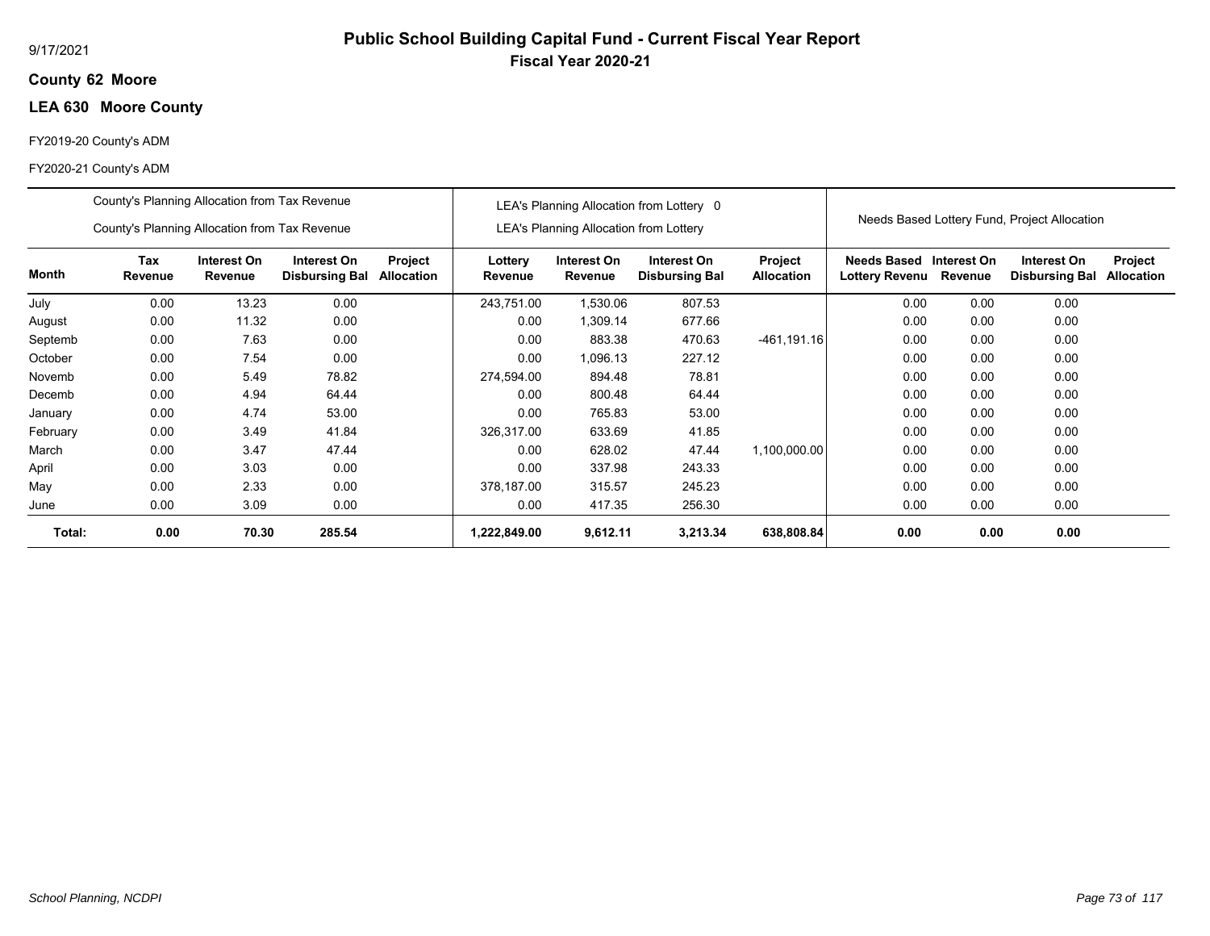# Public School Building Capital Fund - Current Fiscal Year Report

## Fiscal Year 2020-21

9/17/2021

**County 62 Moore**

**LEA 630 Moore County**

FY2019-20 County's ADM

FY2020-21 County's ADM

| | County's Planning Allocation from Tax Revenue / County's Planning Allocation from Tax Revenue | | | | LEA's Planning Allocation from Lottery 0 / LEA's Planning Allocation from Lottery | | | | Needs Based Lottery Fund, Project Allocation | | | |
|---|---|---|---|---|---|---|---|---|---|---|---|---|
| **Month** | **Tax Revenue** | **Interest On Revenue** | **Interest On Disbursing Bal** | **Project Allocation** | **Lottery Revenue** | **Interest On Revenue** | **Interest On Disbursing Bal** | **Project Allocation** | **Needs Based Lottery Revenu** | **Interest On Revenue** | **Interest On Disbursing Bal** | **Project Allocation** |
| July | 0.00 | 13.23 | 0.00 | | 243,751.00 | 1,530.06 | 807.53 | | 0.00 | 0.00 | 0.00 | |
| August | 0.00 | 11.32 | 0.00 | | 0.00 | 1,309.14 | 677.66 | | 0.00 | 0.00 | 0.00 | |
| Septemb | 0.00 | 7.63 | 0.00 | | 0.00 | 883.38 | 470.63 | -461,191.16 | 0.00 | 0.00 | 0.00 | |
| October | 0.00 | 7.54 | 0.00 | | 0.00 | 1,096.13 | 227.12 | | 0.00 | 0.00 | 0.00 | |
| Novemb | 0.00 | 5.49 | 78.82 | | 274,594.00 | 894.48 | 78.81 | | 0.00 | 0.00 | 0.00 | |
| Decemb | 0.00 | 4.94 | 64.44 | | 0.00 | 800.48 | 64.44 | | 0.00 | 0.00 | 0.00 | |
| January | 0.00 | 4.74 | 53.00 | | 0.00 | 765.83 | 53.00 | | 0.00 | 0.00 | 0.00 | |
| February | 0.00 | 3.49 | 41.84 | | 326,317.00 | 633.69 | 41.85 | | 0.00 | 0.00 | 0.00 | |
| March | 0.00 | 3.47 | 47.44 | | 0.00 | 628.02 | 47.44 | 1,100,000.00 | 0.00 | 0.00 | 0.00 | |
| April | 0.00 | 3.03 | 0.00 | | 0.00 | 337.98 | 243.33 | | 0.00 | 0.00 | 0.00 | |
| May | 0.00 | 2.33 | 0.00 | | 378,187.00 | 315.57 | 245.23 | | 0.00 | 0.00 | 0.00 | |
| June | 0.00 | 3.09 | 0.00 | | 0.00 | 417.35 | 256.30 | | 0.00 | 0.00 | 0.00 | |
| **Total:** | **0.00** | **70.30** | **285.54** | | **1,222,849.00** | **9,612.11** | **3,213.34** | **638,808.84** | **0.00** | **0.00** | **0.00** | |

*School Planning, NCDPI*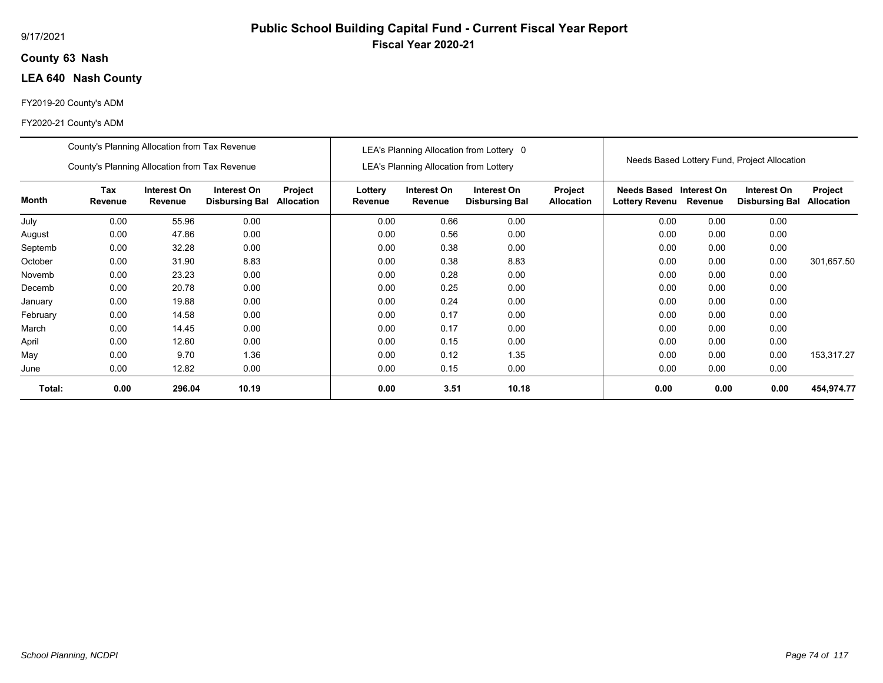9/17/2021

# Public School Building Capital Fund - Current Fiscal Year Report

## Fiscal Year 2020-21

**County 63 Nash**

**LEA 640 Nash County**

FY2019-20 County's ADM

FY2020-21 County's ADM

| | County's Planning Allocation from Tax Revenue / County's Planning Allocation from Tax Revenue | | | | LEA's Planning Allocation from Lottery 0 / LEA's Planning Allocation from Lottery | | | | Needs Based Lottery Fund, Project Allocation | | | |
|---|---|---|---|---|---|---|---|---|---|---|---|---|
| **Month** | **Tax Revenue** | **Interest On Revenue** | **Interest On Disbursing Bal** | **Project Allocation** | **Lottery Revenue** | **Interest On Revenue** | **Interest On Disbursing Bal** | **Project Allocation** | **Needs Based Lottery Revenu** | **Interest On Revenue** | **Interest On Disbursing Bal** | **Project Allocation** |
| July | 0.00 | 55.96 | 0.00 | | 0.00 | 0.66 | 0.00 | | 0.00 | 0.00 | 0.00 | |
| August | 0.00 | 47.86 | 0.00 | | 0.00 | 0.56 | 0.00 | | 0.00 | 0.00 | 0.00 | |
| Septemb | 0.00 | 32.28 | 0.00 | | 0.00 | 0.38 | 0.00 | | 0.00 | 0.00 | 0.00 | |
| October | 0.00 | 31.90 | 8.83 | | 0.00 | 0.38 | 8.83 | | 0.00 | 0.00 | 0.00 | 301,657.50 |
| Novemb | 0.00 | 23.23 | 0.00 | | 0.00 | 0.28 | 0.00 | | 0.00 | 0.00 | 0.00 | |
| Decemb | 0.00 | 20.78 | 0.00 | | 0.00 | 0.25 | 0.00 | | 0.00 | 0.00 | 0.00 | |
| January | 0.00 | 19.88 | 0.00 | | 0.00 | 0.24 | 0.00 | | 0.00 | 0.00 | 0.00 | |
| February | 0.00 | 14.58 | 0.00 | | 0.00 | 0.17 | 0.00 | | 0.00 | 0.00 | 0.00 | |
| March | 0.00 | 14.45 | 0.00 | | 0.00 | 0.17 | 0.00 | | 0.00 | 0.00 | 0.00 | |
| April | 0.00 | 12.60 | 0.00 | | 0.00 | 0.15 | 0.00 | | 0.00 | 0.00 | 0.00 | |
| May | 0.00 | 9.70 | 1.36 | | 0.00 | 0.12 | 1.35 | | 0.00 | 0.00 | 0.00 | 153,317.27 |
| June | 0.00 | 12.82 | 0.00 | | 0.00 | 0.15 | 0.00 | | 0.00 | 0.00 | 0.00 | |
| **Total:** | **0.00** | **296.04** | **10.19** | | **0.00** | **3.51** | **10.18** | | **0.00** | **0.00** | **0.00** | **454,974.77** |

*School Planning, NCDPI*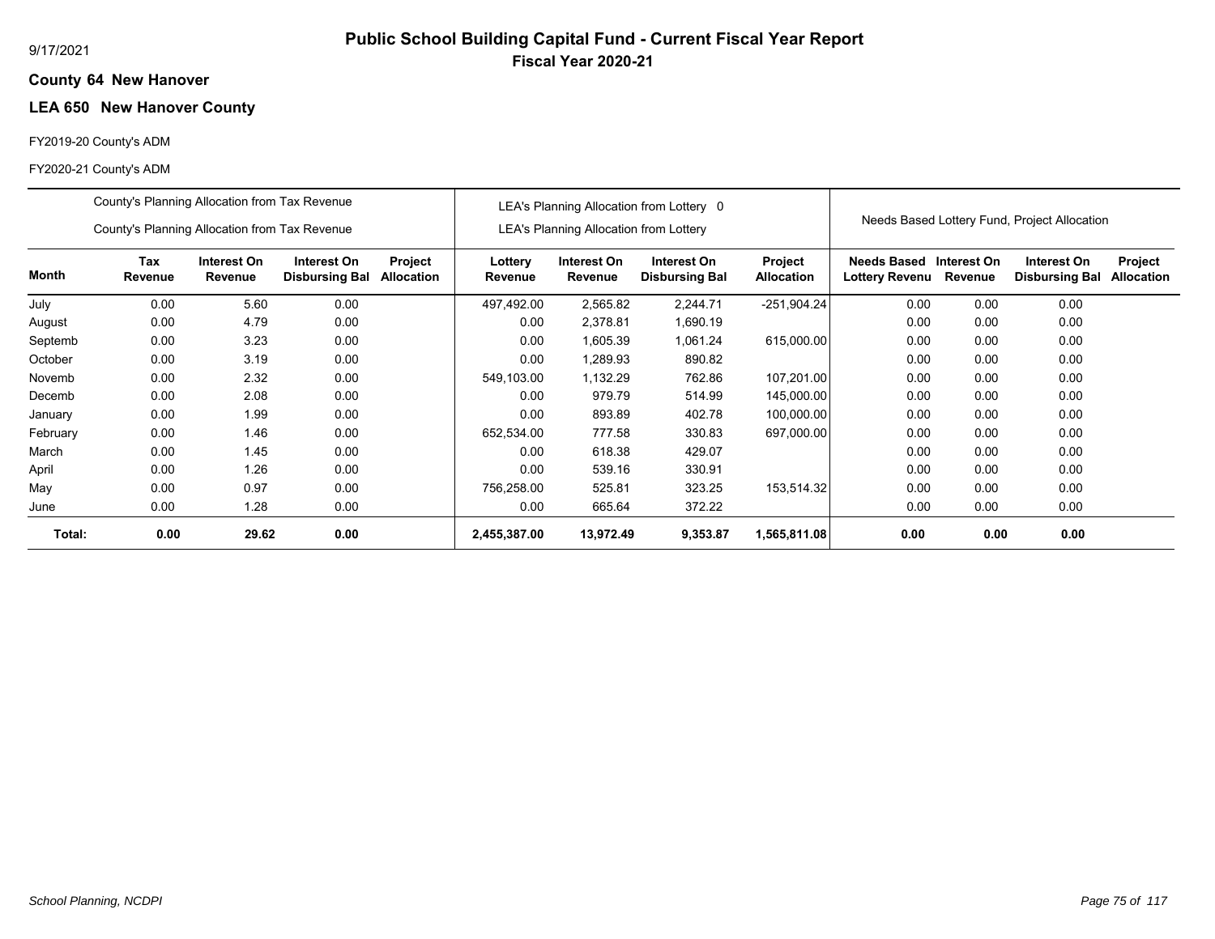9/17/2021

# Public School Building Capital Fund - Current Fiscal Year Report

## Fiscal Year 2020-21

**County 64 New Hanover**

**LEA 650 New Hanover County**

FY2019-20 County's ADM

FY2020-21 County's ADM

| | County's Planning Allocation from Tax Revenue<br>County's Planning Allocation from Tax Revenue | | | | LEA's Planning Allocation from Lottery 0<br>LEA's Planning Allocation from Lottery | | | | Needs Based Lottery Fund, Project Allocation | | | |
|---|---|---|---|---|---|---|---|---|---|---|---|---|
| **Month** | **Tax Revenue** | **Interest On Revenue** | **Interest On Disbursing Bal** | **Project Allocation** | **Lottery Revenue** | **Interest On Revenue** | **Interest On Disbursing Bal** | **Project Allocation** | **Needs Based Lottery Revenu** | **Interest On Revenue** | **Interest On Disbursing Bal** | **Project Allocation** |
| July | 0.00 | 5.60 | 0.00 | | 497,492.00 | 2,565.82 | 2,244.71 | -251,904.24 | 0.00 | 0.00 | 0.00 | |
| August | 0.00 | 4.79 | 0.00 | | 0.00 | 2,378.81 | 1,690.19 | | 0.00 | 0.00 | 0.00 | |
| Septemb | 0.00 | 3.23 | 0.00 | | 0.00 | 1,605.39 | 1,061.24 | 615,000.00 | 0.00 | 0.00 | 0.00 | |
| October | 0.00 | 3.19 | 0.00 | | 0.00 | 1,289.93 | 890.82 | | 0.00 | 0.00 | 0.00 | |
| Novemb | 0.00 | 2.32 | 0.00 | | 549,103.00 | 1,132.29 | 762.86 | 107,201.00 | 0.00 | 0.00 | 0.00 | |
| Decemb | 0.00 | 2.08 | 0.00 | | 0.00 | 979.79 | 514.99 | 145,000.00 | 0.00 | 0.00 | 0.00 | |
| January | 0.00 | 1.99 | 0.00 | | 0.00 | 893.89 | 402.78 | 100,000.00 | 0.00 | 0.00 | 0.00 | |
| February | 0.00 | 1.46 | 0.00 | | 652,534.00 | 777.58 | 330.83 | 697,000.00 | 0.00 | 0.00 | 0.00 | |
| March | 0.00 | 1.45 | 0.00 | | 0.00 | 618.38 | 429.07 | | 0.00 | 0.00 | 0.00 | |
| April | 0.00 | 1.26 | 0.00 | | 0.00 | 539.16 | 330.91 | | 0.00 | 0.00 | 0.00 | |
| May | 0.00 | 0.97 | 0.00 | | 756,258.00 | 525.81 | 323.25 | 153,514.32 | 0.00 | 0.00 | 0.00 | |
| June | 0.00 | 1.28 | 0.00 | | 0.00 | 665.64 | 372.22 | | 0.00 | 0.00 | 0.00 | |
| **Total:** | **0.00** | **29.62** | **0.00** | | **2,455,387.00** | **13,972.49** | **9,353.87** | **1,565,811.08** | **0.00** | **0.00** | **0.00** | |

*School Planning, NCDPI*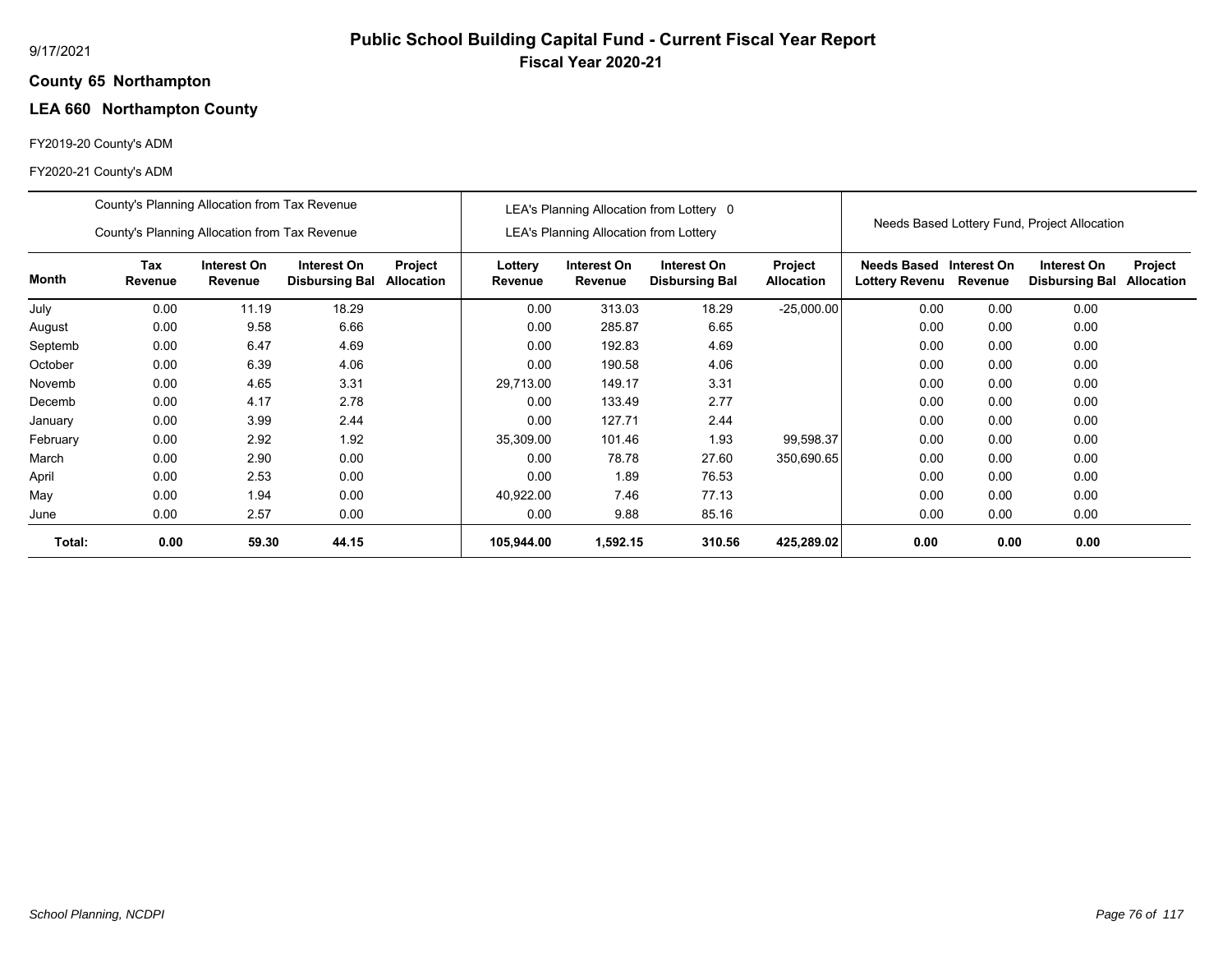9/17/2021

# Public School Building Capital Fund - Current Fiscal Year Report

## Fiscal Year 2020-21

**County 65 Northampton**

**LEA 660 Northampton County**

FY2019-20 County's ADM

FY2020-21 County's ADM

| | County's Planning Allocation from Tax Revenue / County's Planning Allocation from Tax Revenue | | | | LEA's Planning Allocation from Lottery 0 / LEA's Planning Allocation from Lottery | | | | Needs Based Lottery Fund, Project Allocation | | | |
|---|---|---|---|---|---|---|---|---|---|---|---|---|
| **Month** | **Tax Revenue** | **Interest On Revenue** | **Interest On Disbursing Bal** | **Project Allocation** | **Lottery Revenue** | **Interest On Revenue** | **Interest On Disbursing Bal** | **Project Allocation** | **Needs Based Lottery Revenu** | **Interest On Revenue** | **Interest On Disbursing Bal** | **Project Allocation** |
| July | 0.00 | 11.19 | 18.29 | | 0.00 | 313.03 | 18.29 | -25,000.00 | 0.00 | 0.00 | 0.00 | |
| August | 0.00 | 9.58 | 6.66 | | 0.00 | 285.87 | 6.65 | | 0.00 | 0.00 | 0.00 | |
| Septemb | 0.00 | 6.47 | 4.69 | | 0.00 | 192.83 | 4.69 | | 0.00 | 0.00 | 0.00 | |
| October | 0.00 | 6.39 | 4.06 | | 0.00 | 190.58 | 4.06 | | 0.00 | 0.00 | 0.00 | |
| Novemb | 0.00 | 4.65 | 3.31 | | 29,713.00 | 149.17 | 3.31 | | 0.00 | 0.00 | 0.00 | |
| Decemb | 0.00 | 4.17 | 2.78 | | 0.00 | 133.49 | 2.77 | | 0.00 | 0.00 | 0.00 | |
| January | 0.00 | 3.99 | 2.44 | | 0.00 | 127.71 | 2.44 | | 0.00 | 0.00 | 0.00 | |
| February | 0.00 | 2.92 | 1.92 | | 35,309.00 | 101.46 | 1.93 | 99,598.37 | 0.00 | 0.00 | 0.00 | |
| March | 0.00 | 2.90 | 0.00 | | 0.00 | 78.78 | 27.60 | 350,690.65 | 0.00 | 0.00 | 0.00 | |
| April | 0.00 | 2.53 | 0.00 | | 0.00 | 1.89 | 76.53 | | 0.00 | 0.00 | 0.00 | |
| May | 0.00 | 1.94 | 0.00 | | 40,922.00 | 7.46 | 77.13 | | 0.00 | 0.00 | 0.00 | |
| June | 0.00 | 2.57 | 0.00 | | 0.00 | 9.88 | 85.16 | | 0.00 | 0.00 | 0.00 | |
| **Total:** | **0.00** | **59.30** | **44.15** | | **105,944.00** | **1,592.15** | **310.56** | **425,289.02** | **0.00** | **0.00** | **0.00** | |

*School Planning, NCDPI*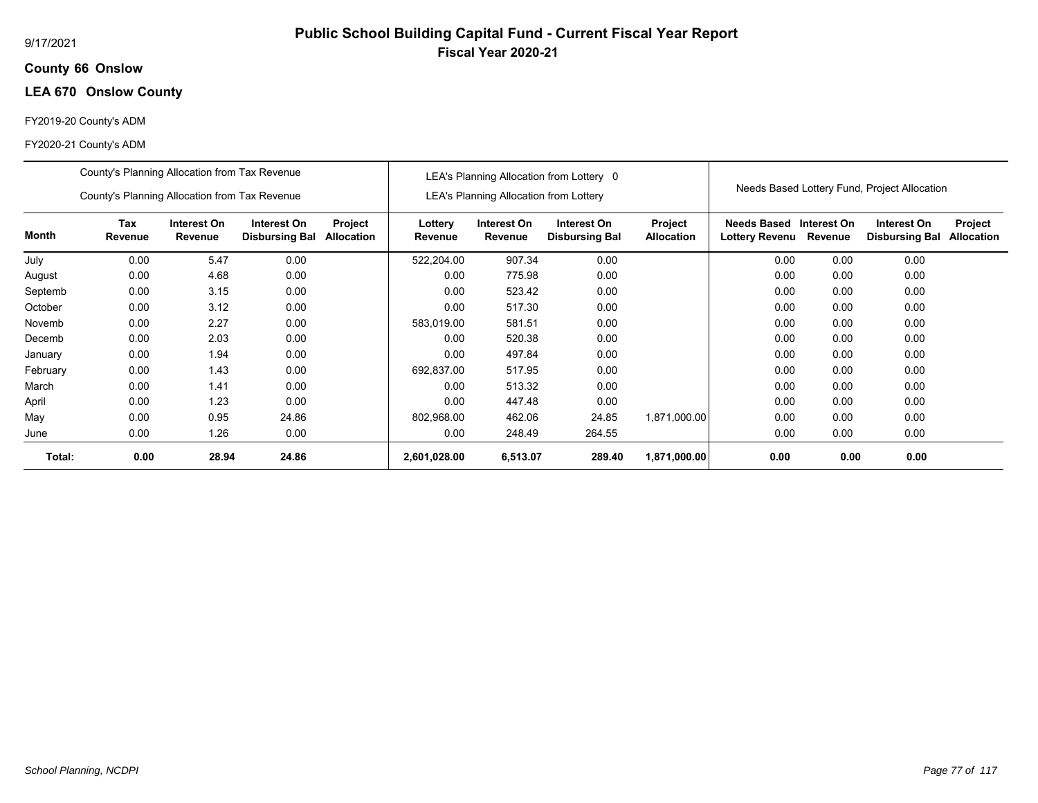# Public School Building Capital Fund - Current Fiscal Year Report

## Fiscal Year 2020-21

9/17/2021

**County 66 Onslow**

**LEA 670 Onslow County**

FY2019-20 County's ADM

FY2020-21 County's ADM

| | County's Planning Allocation from Tax Revenue / County's Planning Allocation from Tax Revenue | | | | LEA's Planning Allocation from Lottery 0 / LEA's Planning Allocation from Lottery | | | | Needs Based Lottery Fund, Project Allocation | | | |
|---|---|---|---|---|---|---|---|---|---|---|---|---|
| **Month** | **Tax Revenue** | **Interest On Revenue** | **Interest On Disbursing Bal** | **Project Allocation** | **Lottery Revenue** | **Interest On Revenue** | **Interest On Disbursing Bal** | **Project Allocation** | **Needs Based Lottery Revenu** | **Interest On Revenue** | **Interest On Disbursing Bal** | **Project Allocation** |
| July | 0.00 | 5.47 | 0.00 | | 522,204.00 | 907.34 | 0.00 | | 0.00 | 0.00 | 0.00 | |
| August | 0.00 | 4.68 | 0.00 | | 0.00 | 775.98 | 0.00 | | 0.00 | 0.00 | 0.00 | |
| Septemb | 0.00 | 3.15 | 0.00 | | 0.00 | 523.42 | 0.00 | | 0.00 | 0.00 | 0.00 | |
| October | 0.00 | 3.12 | 0.00 | | 0.00 | 517.30 | 0.00 | | 0.00 | 0.00 | 0.00 | |
| Novemb | 0.00 | 2.27 | 0.00 | | 583,019.00 | 581.51 | 0.00 | | 0.00 | 0.00 | 0.00 | |
| Decemb | 0.00 | 2.03 | 0.00 | | 0.00 | 520.38 | 0.00 | | 0.00 | 0.00 | 0.00 | |
| January | 0.00 | 1.94 | 0.00 | | 0.00 | 497.84 | 0.00 | | 0.00 | 0.00 | 0.00 | |
| February | 0.00 | 1.43 | 0.00 | | 692,837.00 | 517.95 | 0.00 | | 0.00 | 0.00 | 0.00 | |
| March | 0.00 | 1.41 | 0.00 | | 0.00 | 513.32 | 0.00 | | 0.00 | 0.00 | 0.00 | |
| April | 0.00 | 1.23 | 0.00 | | 0.00 | 447.48 | 0.00 | | 0.00 | 0.00 | 0.00 | |
| May | 0.00 | 0.95 | 24.86 | | 802,968.00 | 462.06 | 24.85 | 1,871,000.00 | 0.00 | 0.00 | 0.00 | |
| June | 0.00 | 1.26 | 0.00 | | 0.00 | 248.49 | 264.55 | | 0.00 | 0.00 | 0.00 | |
| **Total:** | **0.00** | **28.94** | **24.86** | | **2,601,028.00** | **6,513.07** | **289.40** | **1,871,000.00** | **0.00** | **0.00** | **0.00** | |

*School Planning, NCDPI*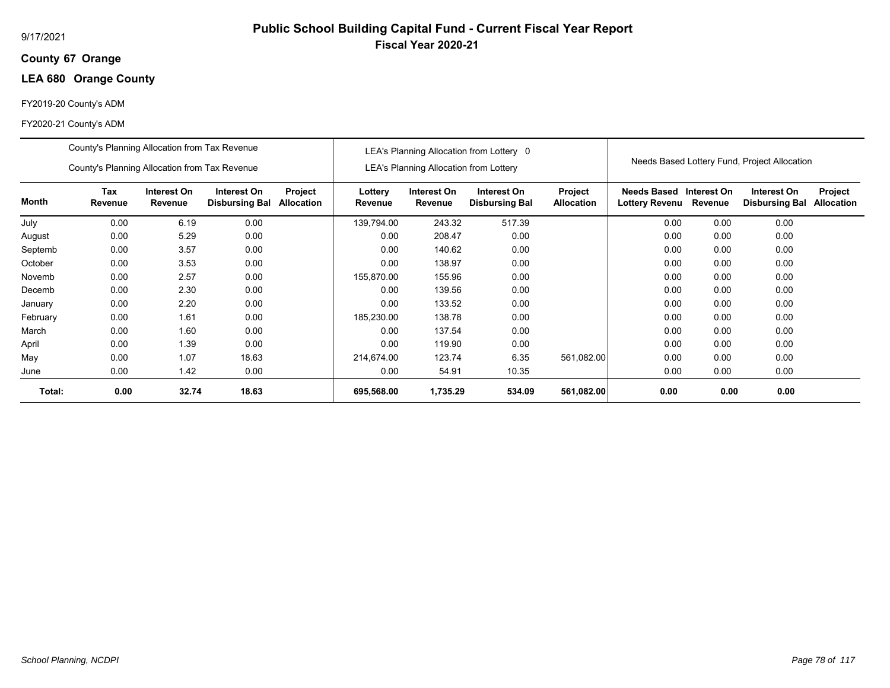9/17/2021

# Public School Building Capital Fund - Current Fiscal Year Report

## Fiscal Year 2020-21

**County 67 Orange**

**LEA 680 Orange County**

FY2019-20 County's ADM

FY2020-21 County's ADM

| | County's Planning Allocation from Tax Revenue<br>County's Planning Allocation from Tax Revenue | | | | LEA's Planning Allocation from Lottery 0<br>LEA's Planning Allocation from Lottery | | | | Needs Based Lottery Fund, Project Allocation | | | |
|---|---|---|---|---|---|---|---|---|---|---|---|---|
| **Month** | **Tax Revenue** | **Interest On Revenue** | **Interest On Disbursing Bal** | **Project Allocation** | **Lottery Revenue** | **Interest On Revenue** | **Interest On Disbursing Bal** | **Project Allocation** | **Needs Based Lottery Revenu** | **Interest On Revenue** | **Interest On Disbursing Bal** | **Project Allocation** |
| July | 0.00 | 6.19 | 0.00 | | 139,794.00 | 243.32 | 517.39 | | 0.00 | 0.00 | 0.00 | |
| August | 0.00 | 5.29 | 0.00 | | 0.00 | 208.47 | 0.00 | | 0.00 | 0.00 | 0.00 | |
| Septemb | 0.00 | 3.57 | 0.00 | | 0.00 | 140.62 | 0.00 | | 0.00 | 0.00 | 0.00 | |
| October | 0.00 | 3.53 | 0.00 | | 0.00 | 138.97 | 0.00 | | 0.00 | 0.00 | 0.00 | |
| Novemb | 0.00 | 2.57 | 0.00 | | 155,870.00 | 155.96 | 0.00 | | 0.00 | 0.00 | 0.00 | |
| Decemb | 0.00 | 2.30 | 0.00 | | 0.00 | 139.56 | 0.00 | | 0.00 | 0.00 | 0.00 | |
| January | 0.00 | 2.20 | 0.00 | | 0.00 | 133.52 | 0.00 | | 0.00 | 0.00 | 0.00 | |
| February | 0.00 | 1.61 | 0.00 | | 185,230.00 | 138.78 | 0.00 | | 0.00 | 0.00 | 0.00 | |
| March | 0.00 | 1.60 | 0.00 | | 0.00 | 137.54 | 0.00 | | 0.00 | 0.00 | 0.00 | |
| April | 0.00 | 1.39 | 0.00 | | 0.00 | 119.90 | 0.00 | | 0.00 | 0.00 | 0.00 | |
| May | 0.00 | 1.07 | 18.63 | | 214,674.00 | 123.74 | 6.35 | 561,082.00 | 0.00 | 0.00 | 0.00 | |
| June | 0.00 | 1.42 | 0.00 | | 0.00 | 54.91 | 10.35 | | 0.00 | 0.00 | 0.00 | |
| **Total:** | **0.00** | **32.74** | **18.63** | | **695,568.00** | **1,735.29** | **534.09** | **561,082.00** | **0.00** | **0.00** | **0.00** | |

*School Planning, NCDPI*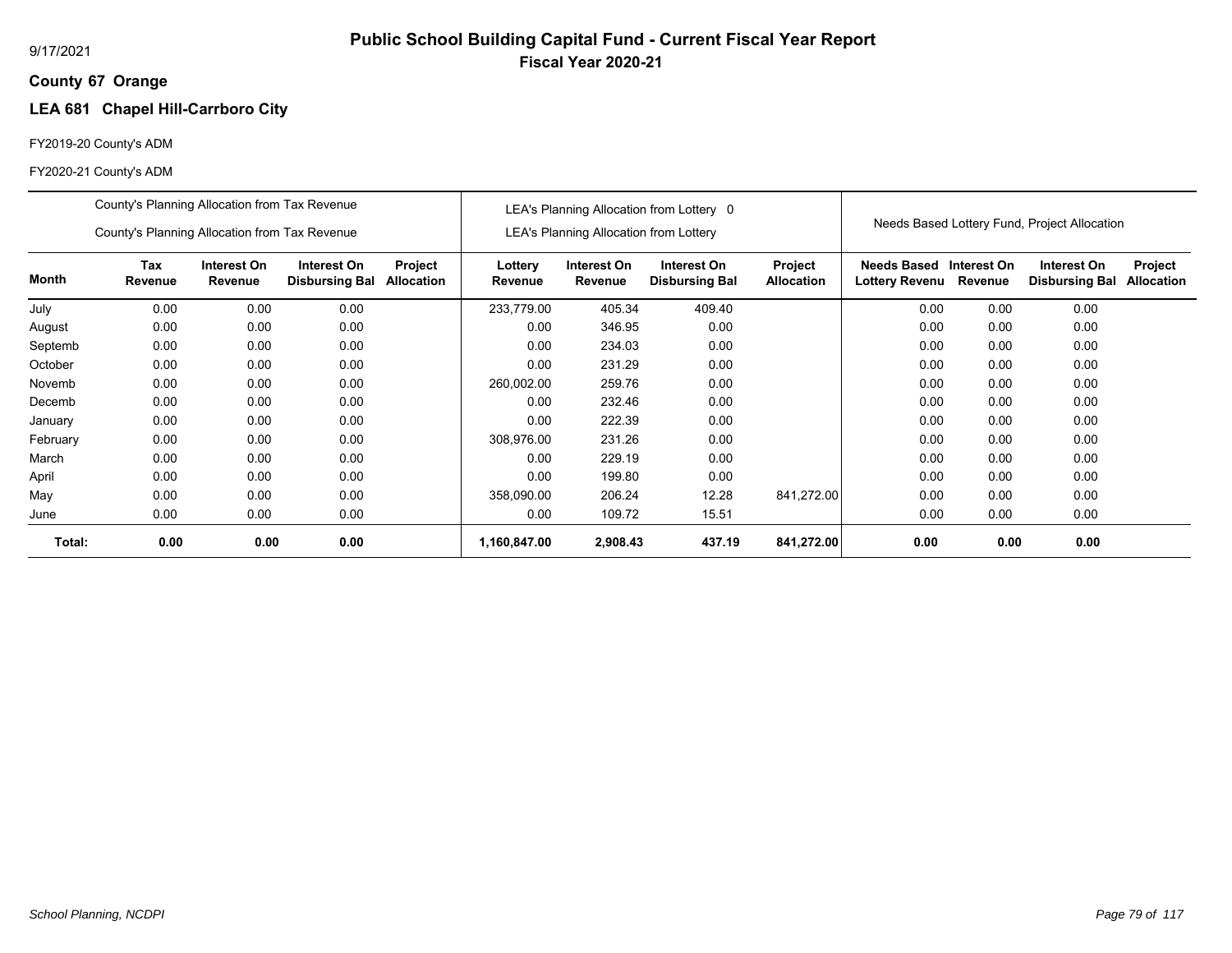9/17/2021

# Public School Building Capital Fund - Current Fiscal Year Report

## Fiscal Year 2020-21

**County 67 Orange**

### LEA 681 Chapel Hill-Carrboro City

FY2019-20 County's ADM

FY2020-21 County's ADM

| | County's Planning Allocation from Tax Revenue / County's Planning Allocation from Tax Revenue | | | | LEA's Planning Allocation from Lottery 0 / LEA's Planning Allocation from Lottery | | | | Needs Based Lottery Fund, Project Allocation | | | |
|---|---|---|---|---|---|---|---|---|---|---|---|---|
| **Month** | **Tax Revenue** | **Interest On Revenue** | **Interest On Disbursing Bal** | **Project Allocation** | **Lottery Revenue** | **Interest On Revenue** | **Interest On Disbursing Bal** | **Project Allocation** | **Needs Based Lottery Revenu** | **Interest On Revenue** | **Interest On Disbursing Bal** | **Project Allocation** |
| July | 0.00 | 0.00 | 0.00 | | 233,779.00 | 405.34 | 409.40 | | 0.00 | 0.00 | 0.00 | |
| August | 0.00 | 0.00 | 0.00 | | 0.00 | 346.95 | 0.00 | | 0.00 | 0.00 | 0.00 | |
| Septemb | 0.00 | 0.00 | 0.00 | | 0.00 | 234.03 | 0.00 | | 0.00 | 0.00 | 0.00 | |
| October | 0.00 | 0.00 | 0.00 | | 0.00 | 231.29 | 0.00 | | 0.00 | 0.00 | 0.00 | |
| Novemb | 0.00 | 0.00 | 0.00 | | 260,002.00 | 259.76 | 0.00 | | 0.00 | 0.00 | 0.00 | |
| Decemb | 0.00 | 0.00 | 0.00 | | 0.00 | 232.46 | 0.00 | | 0.00 | 0.00 | 0.00 | |
| January | 0.00 | 0.00 | 0.00 | | 0.00 | 222.39 | 0.00 | | 0.00 | 0.00 | 0.00 | |
| February | 0.00 | 0.00 | 0.00 | | 308,976.00 | 231.26 | 0.00 | | 0.00 | 0.00 | 0.00 | |
| March | 0.00 | 0.00 | 0.00 | | 0.00 | 229.19 | 0.00 | | 0.00 | 0.00 | 0.00 | |
| April | 0.00 | 0.00 | 0.00 | | 0.00 | 199.80 | 0.00 | | 0.00 | 0.00 | 0.00 | |
| May | 0.00 | 0.00 | 0.00 | | 358,090.00 | 206.24 | 12.28 | 841,272.00 | 0.00 | 0.00 | 0.00 | |
| June | 0.00 | 0.00 | 0.00 | | 0.00 | 109.72 | 15.51 | | 0.00 | 0.00 | 0.00 | |
| **Total:** | **0.00** | **0.00** | **0.00** | | **1,160,847.00** | **2,908.43** | **437.19** | **841,272.00** | **0.00** | **0.00** | **0.00** | |

*School Planning, NCDPI*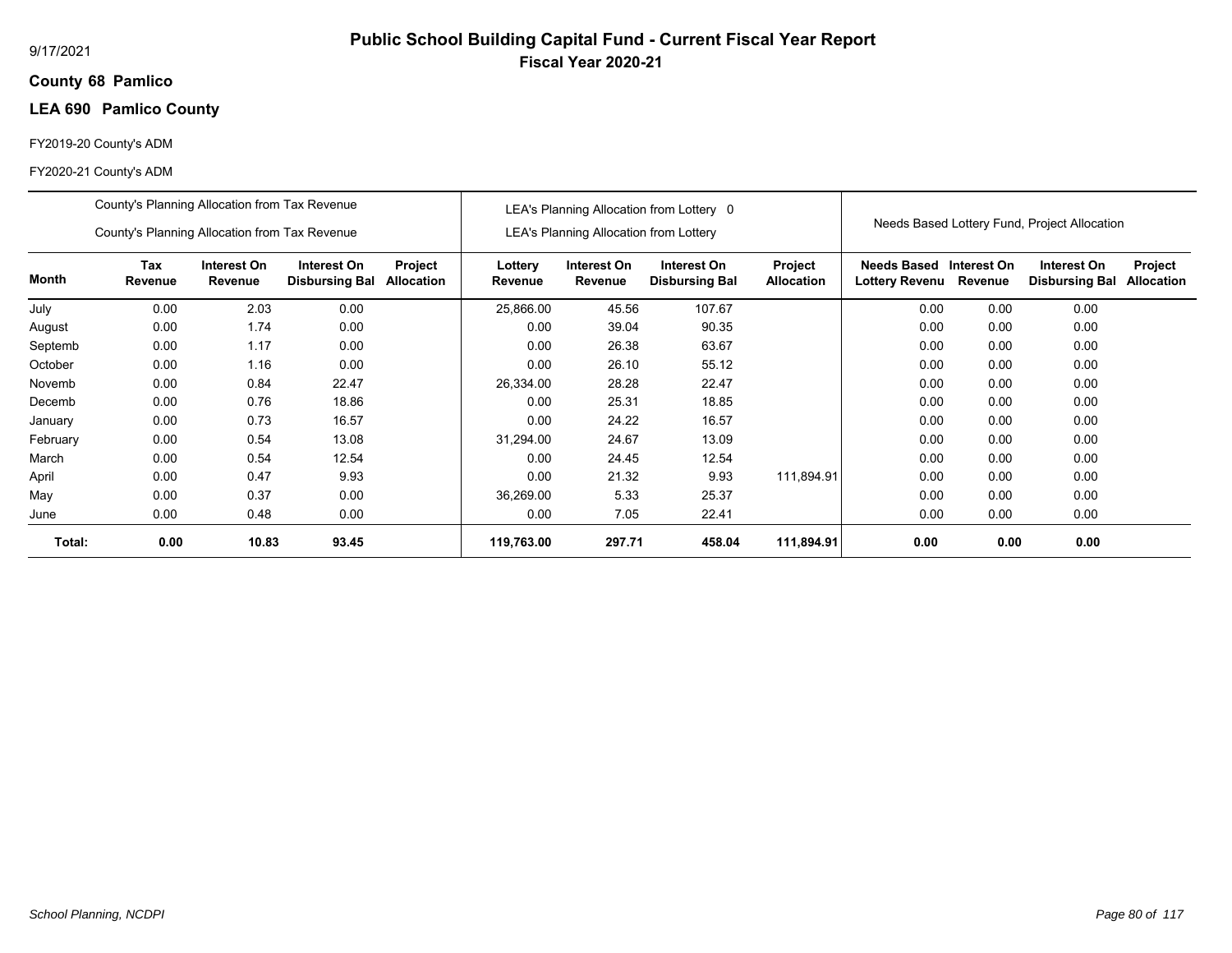9/17/2021

# Public School Building Capital Fund - Current Fiscal Year Report

## Fiscal Year 2020-21

**County 68 Pamlico**

**LEA 690 Pamlico County**

FY2019-20 County's ADM

FY2020-21 County's ADM

| | County's Planning Allocation from Tax Revenue<br>County's Planning Allocation from Tax Revenue | | | | LEA's Planning Allocation from Lottery 0<br>LEA's Planning Allocation from Lottery | | | | Needs Based Lottery Fund, Project Allocation | | | |
|---|---|---|---|---|---|---|---|---|---|---|---|---|
| **Month** | **Tax Revenue** | **Interest On Revenue** | **Interest On Disbursing Bal** | **Project Allocation** | **Lottery Revenue** | **Interest On Revenue** | **Interest On Disbursing Bal** | **Project Allocation** | **Needs Based Lottery Revenu** | **Interest On Revenue** | **Interest On Disbursing Bal** | **Project Allocation** |
| July | 0.00 | 2.03 | 0.00 | | 25,866.00 | 45.56 | 107.67 | | 0.00 | 0.00 | 0.00 | |
| August | 0.00 | 1.74 | 0.00 | | 0.00 | 39.04 | 90.35 | | 0.00 | 0.00 | 0.00 | |
| Septemb | 0.00 | 1.17 | 0.00 | | 0.00 | 26.38 | 63.67 | | 0.00 | 0.00 | 0.00 | |
| October | 0.00 | 1.16 | 0.00 | | 0.00 | 26.10 | 55.12 | | 0.00 | 0.00 | 0.00 | |
| Novemb | 0.00 | 0.84 | 22.47 | | 26,334.00 | 28.28 | 22.47 | | 0.00 | 0.00 | 0.00 | |
| Decemb | 0.00 | 0.76 | 18.86 | | 0.00 | 25.31 | 18.85 | | 0.00 | 0.00 | 0.00 | |
| January | 0.00 | 0.73 | 16.57 | | 0.00 | 24.22 | 16.57 | | 0.00 | 0.00 | 0.00 | |
| February | 0.00 | 0.54 | 13.08 | | 31,294.00 | 24.67 | 13.09 | | 0.00 | 0.00 | 0.00 | |
| March | 0.00 | 0.54 | 12.54 | | 0.00 | 24.45 | 12.54 | | 0.00 | 0.00 | 0.00 | |
| April | 0.00 | 0.47 | 9.93 | | 0.00 | 21.32 | 9.93 | 111,894.91 | 0.00 | 0.00 | 0.00 | |
| May | 0.00 | 0.37 | 0.00 | | 36,269.00 | 5.33 | 25.37 | | 0.00 | 0.00 | 0.00 | |
| June | 0.00 | 0.48 | 0.00 | | 0.00 | 7.05 | 22.41 | | 0.00 | 0.00 | 0.00 | |
| **Total:** | **0.00** | **10.83** | **93.45** | | **119,763.00** | **297.71** | **458.04** | **111,894.91** | **0.00** | **0.00** | **0.00** | |

*School Planning, NCDPI*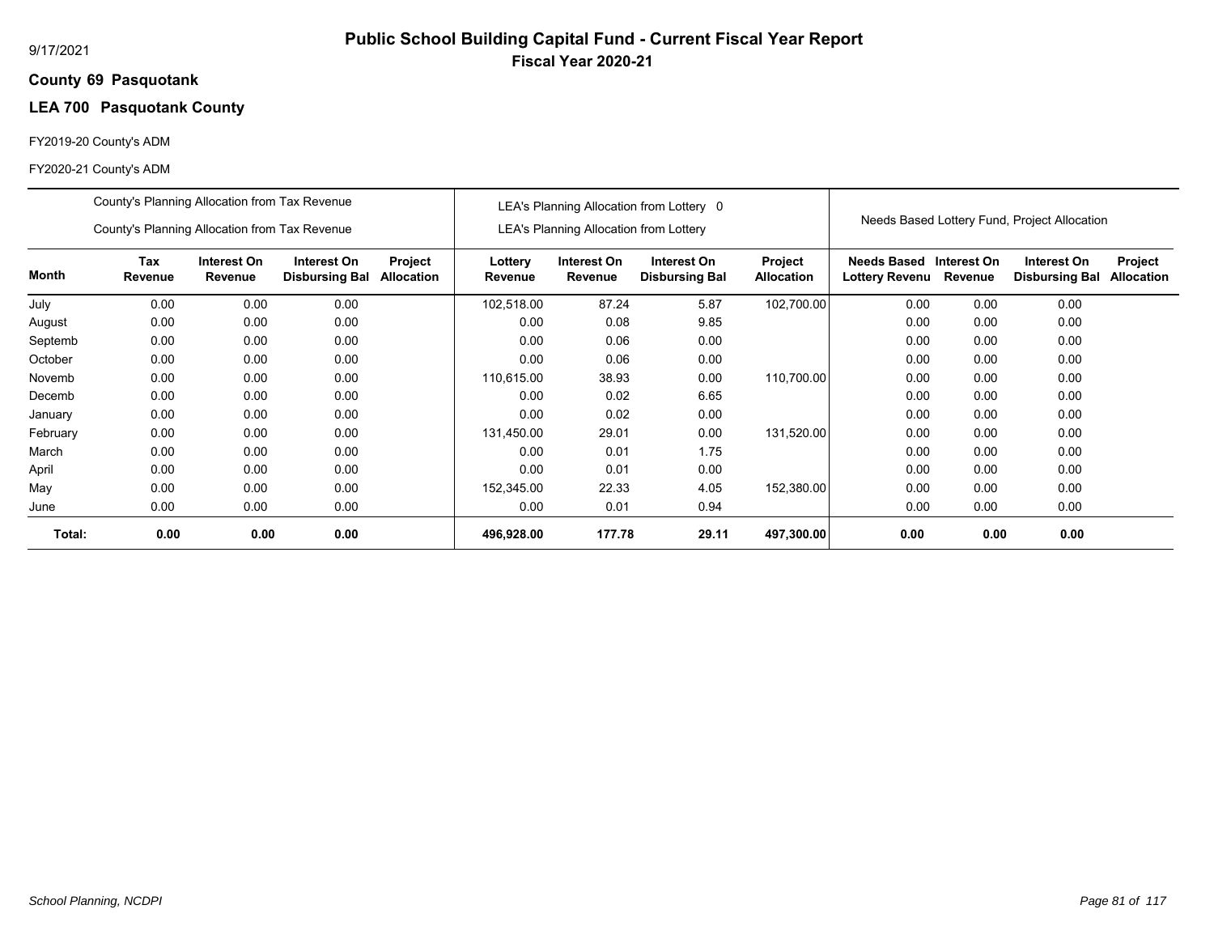# Public School Building Capital Fund - Current Fiscal Year Report

## Fiscal Year 2020-21

9/17/2021

**County 69 Pasquotank**

**LEA 700 Pasquotank County**

FY2019-20 County's ADM

FY2020-21 County's ADM

| | County's Planning Allocation from Tax Revenue<br>County's Planning Allocation from Tax Revenue | | | | LEA's Planning Allocation from Lottery 0<br>LEA's Planning Allocation from Lottery | | | | Needs Based Lottery Fund, Project Allocation | | | |
|---|---|---|---|---|---|---|---|---|---|---|---|---|
| **Month** | **Tax Revenue** | **Interest On Revenue** | **Interest On Disbursing Bal** | **Project Allocation** | **Lottery Revenue** | **Interest On Revenue** | **Interest On Disbursing Bal** | **Project Allocation** | **Needs Based Lottery Revenu** | **Interest On Revenue** | **Interest On Disbursing Bal** | **Project Allocation** |
| July | 0.00 | 0.00 | 0.00 | | 102,518.00 | 87.24 | 5.87 | 102,700.00 | 0.00 | 0.00 | 0.00 | |
| August | 0.00 | 0.00 | 0.00 | | 0.00 | 0.08 | 9.85 | | 0.00 | 0.00 | 0.00 | |
| Septemb | 0.00 | 0.00 | 0.00 | | 0.00 | 0.06 | 0.00 | | 0.00 | 0.00 | 0.00 | |
| October | 0.00 | 0.00 | 0.00 | | 0.00 | 0.06 | 0.00 | | 0.00 | 0.00 | 0.00 | |
| Novemb | 0.00 | 0.00 | 0.00 | | 110,615.00 | 38.93 | 0.00 | 110,700.00 | 0.00 | 0.00 | 0.00 | |
| Decemb | 0.00 | 0.00 | 0.00 | | 0.00 | 0.02 | 6.65 | | 0.00 | 0.00 | 0.00 | |
| January | 0.00 | 0.00 | 0.00 | | 0.00 | 0.02 | 0.00 | | 0.00 | 0.00 | 0.00 | |
| February | 0.00 | 0.00 | 0.00 | | 131,450.00 | 29.01 | 0.00 | 131,520.00 | 0.00 | 0.00 | 0.00 | |
| March | 0.00 | 0.00 | 0.00 | | 0.00 | 0.01 | 1.75 | | 0.00 | 0.00 | 0.00 | |
| April | 0.00 | 0.00 | 0.00 | | 0.00 | 0.01 | 0.00 | | 0.00 | 0.00 | 0.00 | |
| May | 0.00 | 0.00 | 0.00 | | 152,345.00 | 22.33 | 4.05 | 152,380.00 | 0.00 | 0.00 | 0.00 | |
| June | 0.00 | 0.00 | 0.00 | | 0.00 | 0.01 | 0.94 | | 0.00 | 0.00 | 0.00 | |
| **Total:** | **0.00** | **0.00** | **0.00** | | **496,928.00** | **177.78** | **29.11** | **497,300.00** | **0.00** | **0.00** | **0.00** | |

*School Planning, NCDPI*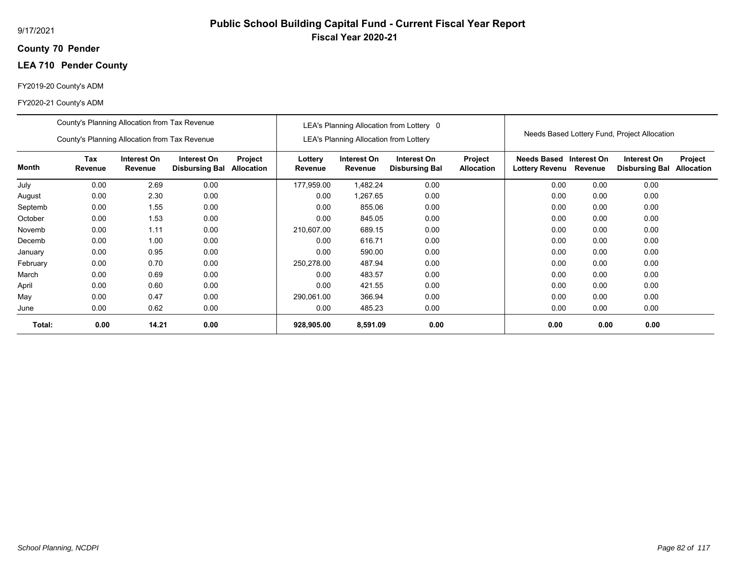# Public School Building Capital Fund - Current Fiscal Year Report

**Fiscal Year 2020-21**

9/17/2021

**County 70 Pender**

**LEA 710 Pender County**

FY2019-20 County's ADM

FY2020-21 County's ADM

| | County's Planning Allocation from Tax Revenue / County's Planning Allocation from Tax Revenue | | | | LEA's Planning Allocation from Lottery 0 / LEA's Planning Allocation from Lottery | | | | Needs Based Lottery Fund, Project Allocation | | | |
|---|---|---|---|---|---|---|---|---|---|---|---|---|
| **Month** | **Tax Revenue** | **Interest On Revenue** | **Interest On Disbursing Bal** | **Project Allocation** | **Lottery Revenue** | **Interest On Revenue** | **Interest On Disbursing Bal** | **Project Allocation** | **Needs Based Lottery Revenu** | **Interest On Revenue** | **Interest On Disbursing Bal** | **Project Allocation** |
| July | 0.00 | 2.69 | 0.00 | | 177,959.00 | 1,482.24 | 0.00 | | 0.00 | 0.00 | 0.00 | |
| August | 0.00 | 2.30 | 0.00 | | 0.00 | 1,267.65 | 0.00 | | 0.00 | 0.00 | 0.00 | |
| Septemb | 0.00 | 1.55 | 0.00 | | 0.00 | 855.06 | 0.00 | | 0.00 | 0.00 | 0.00 | |
| October | 0.00 | 1.53 | 0.00 | | 0.00 | 845.05 | 0.00 | | 0.00 | 0.00 | 0.00 | |
| Novemb | 0.00 | 1.11 | 0.00 | | 210,607.00 | 689.15 | 0.00 | | 0.00 | 0.00 | 0.00 | |
| Decemb | 0.00 | 1.00 | 0.00 | | 0.00 | 616.71 | 0.00 | | 0.00 | 0.00 | 0.00 | |
| January | 0.00 | 0.95 | 0.00 | | 0.00 | 590.00 | 0.00 | | 0.00 | 0.00 | 0.00 | |
| February | 0.00 | 0.70 | 0.00 | | 250,278.00 | 487.94 | 0.00 | | 0.00 | 0.00 | 0.00 | |
| March | 0.00 | 0.69 | 0.00 | | 0.00 | 483.57 | 0.00 | | 0.00 | 0.00 | 0.00 | |
| April | 0.00 | 0.60 | 0.00 | | 0.00 | 421.55 | 0.00 | | 0.00 | 0.00 | 0.00 | |
| May | 0.00 | 0.47 | 0.00 | | 290,061.00 | 366.94 | 0.00 | | 0.00 | 0.00 | 0.00 | |
| June | 0.00 | 0.62 | 0.00 | | 0.00 | 485.23 | 0.00 | | 0.00 | 0.00 | 0.00 | |
| **Total:** | **0.00** | **14.21** | **0.00** | | **928,905.00** | **8,591.09** | **0.00** | | **0.00** | **0.00** | **0.00** | |

*School Planning, NCDPI*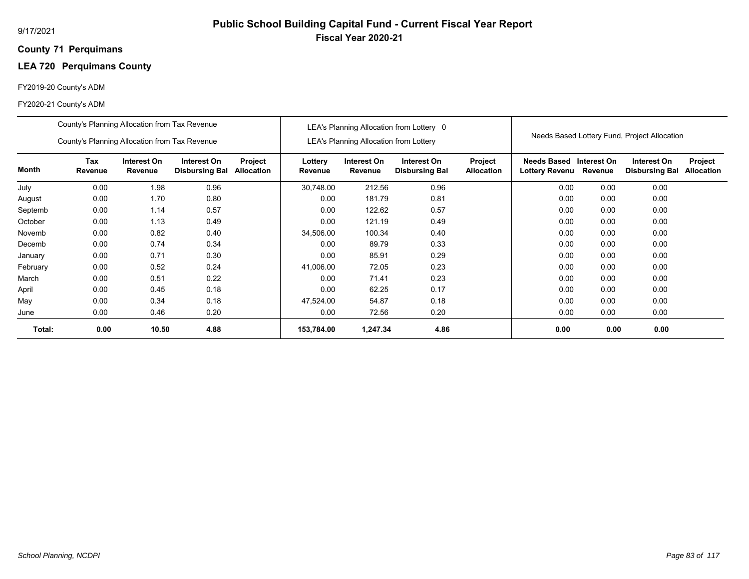9/17/2021

# Public School Building Capital Fund - Current Fiscal Year Report

## Fiscal Year 2020-21

**County 71 Perquimans**

### LEA 720 Perquimans County

FY2019-20 County's ADM

FY2020-21 County's ADM

| | County's Planning Allocation from Tax Revenue<br>County's Planning Allocation from Tax Revenue | | | | LEA's Planning Allocation from Lottery 0<br>LEA's Planning Allocation from Lottery | | | | Needs Based Lottery Fund, Project Allocation | | | |
|---|---|---|---|---|---|---|---|---|---|---|---|---|
| **Month** | **Tax Revenue** | **Interest On Revenue** | **Interest On Disbursing Bal** | **Project Allocation** | **Lottery Revenue** | **Interest On Revenue** | **Interest On Disbursing Bal** | **Project Allocation** | **Needs Based Lottery Revenu** | **Interest On Revenue** | **Interest On Disbursing Bal** | **Project Allocation** |
| July | 0.00 | 1.98 | 0.96 | | 30,748.00 | 212.56 | 0.96 | | 0.00 | 0.00 | 0.00 | |
| August | 0.00 | 1.70 | 0.80 | | 0.00 | 181.79 | 0.81 | | 0.00 | 0.00 | 0.00 | |
| Septemb | 0.00 | 1.14 | 0.57 | | 0.00 | 122.62 | 0.57 | | 0.00 | 0.00 | 0.00 | |
| October | 0.00 | 1.13 | 0.49 | | 0.00 | 121.19 | 0.49 | | 0.00 | 0.00 | 0.00 | |
| Novemb | 0.00 | 0.82 | 0.40 | | 34,506.00 | 100.34 | 0.40 | | 0.00 | 0.00 | 0.00 | |
| Decemb | 0.00 | 0.74 | 0.34 | | 0.00 | 89.79 | 0.33 | | 0.00 | 0.00 | 0.00 | |
| January | 0.00 | 0.71 | 0.30 | | 0.00 | 85.91 | 0.29 | | 0.00 | 0.00 | 0.00 | |
| February | 0.00 | 0.52 | 0.24 | | 41,006.00 | 72.05 | 0.23 | | 0.00 | 0.00 | 0.00 | |
| March | 0.00 | 0.51 | 0.22 | | 0.00 | 71.41 | 0.23 | | 0.00 | 0.00 | 0.00 | |
| April | 0.00 | 0.45 | 0.18 | | 0.00 | 62.25 | 0.17 | | 0.00 | 0.00 | 0.00 | |
| May | 0.00 | 0.34 | 0.18 | | 47,524.00 | 54.87 | 0.18 | | 0.00 | 0.00 | 0.00 | |
| June | 0.00 | 0.46 | 0.20 | | 0.00 | 72.56 | 0.20 | | 0.00 | 0.00 | 0.00 | |
| **Total:** | **0.00** | **10.50** | **4.88** | | **153,784.00** | **1,247.34** | **4.86** | | **0.00** | **0.00** | **0.00** | |

*School Planning, NCDPI*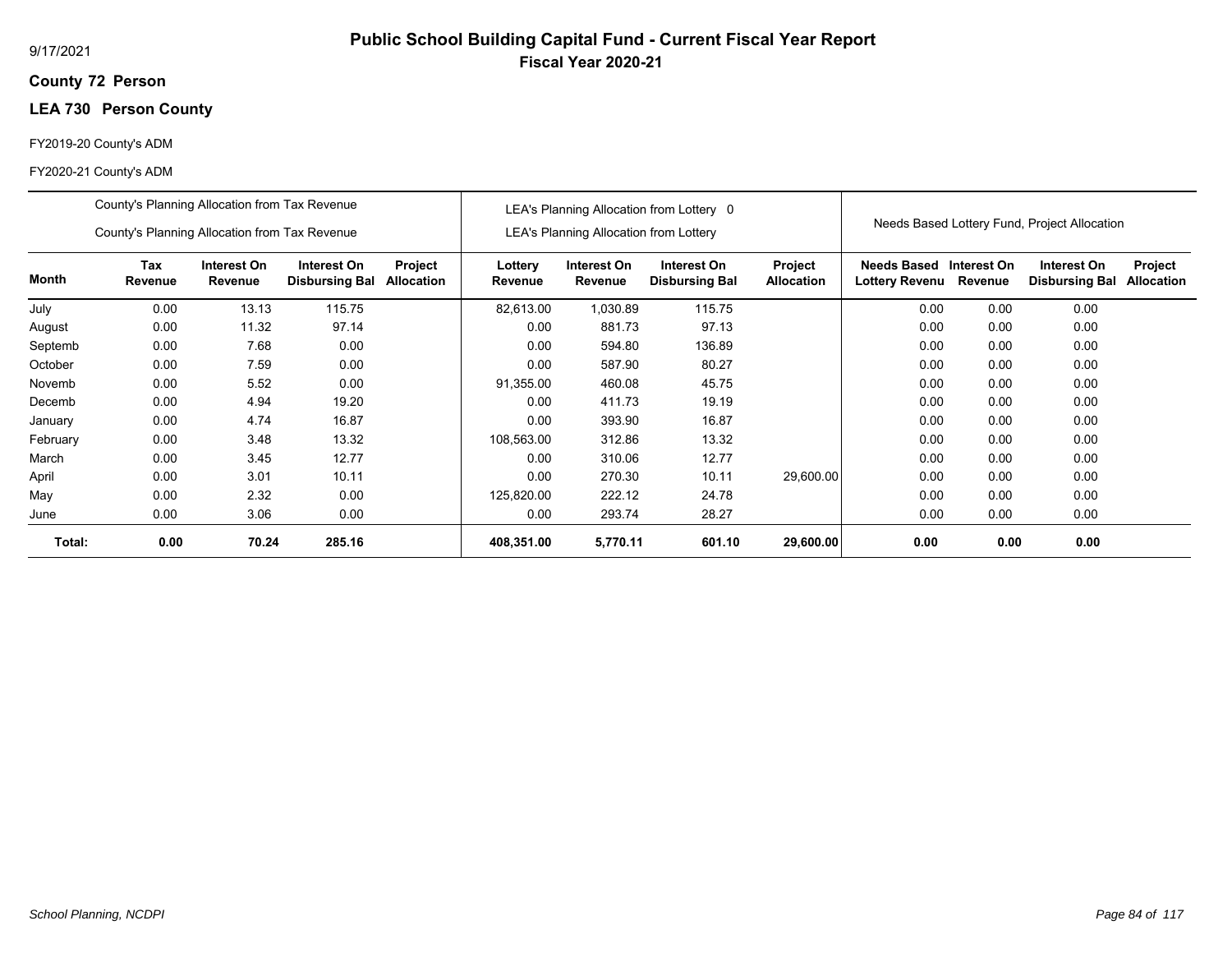9/17/2021

# Public School Building Capital Fund - Current Fiscal Year Report

## Fiscal Year 2020-21

**County 72 Person**

**LEA 730 Person County**

FY2019-20 County's ADM

FY2020-21 County's ADM

| | County's Planning Allocation from Tax Revenue<br>County's Planning Allocation from Tax Revenue | | | | LEA's Planning Allocation from Lottery 0<br>LEA's Planning Allocation from Lottery | | | | Needs Based Lottery Fund, Project Allocation | | | |
|---|---|---|---|---|---|---|---|---|---|---|---|---|
| **Month** | **Tax Revenue** | **Interest On Revenue** | **Interest On Disbursing Bal** | **Project Allocation** | **Lottery Revenue** | **Interest On Revenue** | **Interest On Disbursing Bal** | **Project Allocation** | **Needs Based Lottery Revenu** | **Interest On Revenue** | **Interest On Disbursing Bal** | **Project Allocation** |
| July | 0.00 | 13.13 | 115.75 | | 82,613.00 | 1,030.89 | 115.75 | | 0.00 | 0.00 | 0.00 | |
| August | 0.00 | 11.32 | 97.14 | | 0.00 | 881.73 | 97.13 | | 0.00 | 0.00 | 0.00 | |
| Septemb | 0.00 | 7.68 | 0.00 | | 0.00 | 594.80 | 136.89 | | 0.00 | 0.00 | 0.00 | |
| October | 0.00 | 7.59 | 0.00 | | 0.00 | 587.90 | 80.27 | | 0.00 | 0.00 | 0.00 | |
| Novemb | 0.00 | 5.52 | 0.00 | | 91,355.00 | 460.08 | 45.75 | | 0.00 | 0.00 | 0.00 | |
| Decemb | 0.00 | 4.94 | 19.20 | | 0.00 | 411.73 | 19.19 | | 0.00 | 0.00 | 0.00 | |
| January | 0.00 | 4.74 | 16.87 | | 0.00 | 393.90 | 16.87 | | 0.00 | 0.00 | 0.00 | |
| February | 0.00 | 3.48 | 13.32 | | 108,563.00 | 312.86 | 13.32 | | 0.00 | 0.00 | 0.00 | |
| March | 0.00 | 3.45 | 12.77 | | 0.00 | 310.06 | 12.77 | | 0.00 | 0.00 | 0.00 | |
| April | 0.00 | 3.01 | 10.11 | | 0.00 | 270.30 | 10.11 | 29,600.00 | 0.00 | 0.00 | 0.00 | |
| May | 0.00 | 2.32 | 0.00 | | 125,820.00 | 222.12 | 24.78 | | 0.00 | 0.00 | 0.00 | |
| June | 0.00 | 3.06 | 0.00 | | 0.00 | 293.74 | 28.27 | | 0.00 | 0.00 | 0.00 | |
| **Total:** | **0.00** | **70.24** | **285.16** | | **408,351.00** | **5,770.11** | **601.10** | **29,600.00** | **0.00** | **0.00** | **0.00** | |

*School Planning, NCDPI*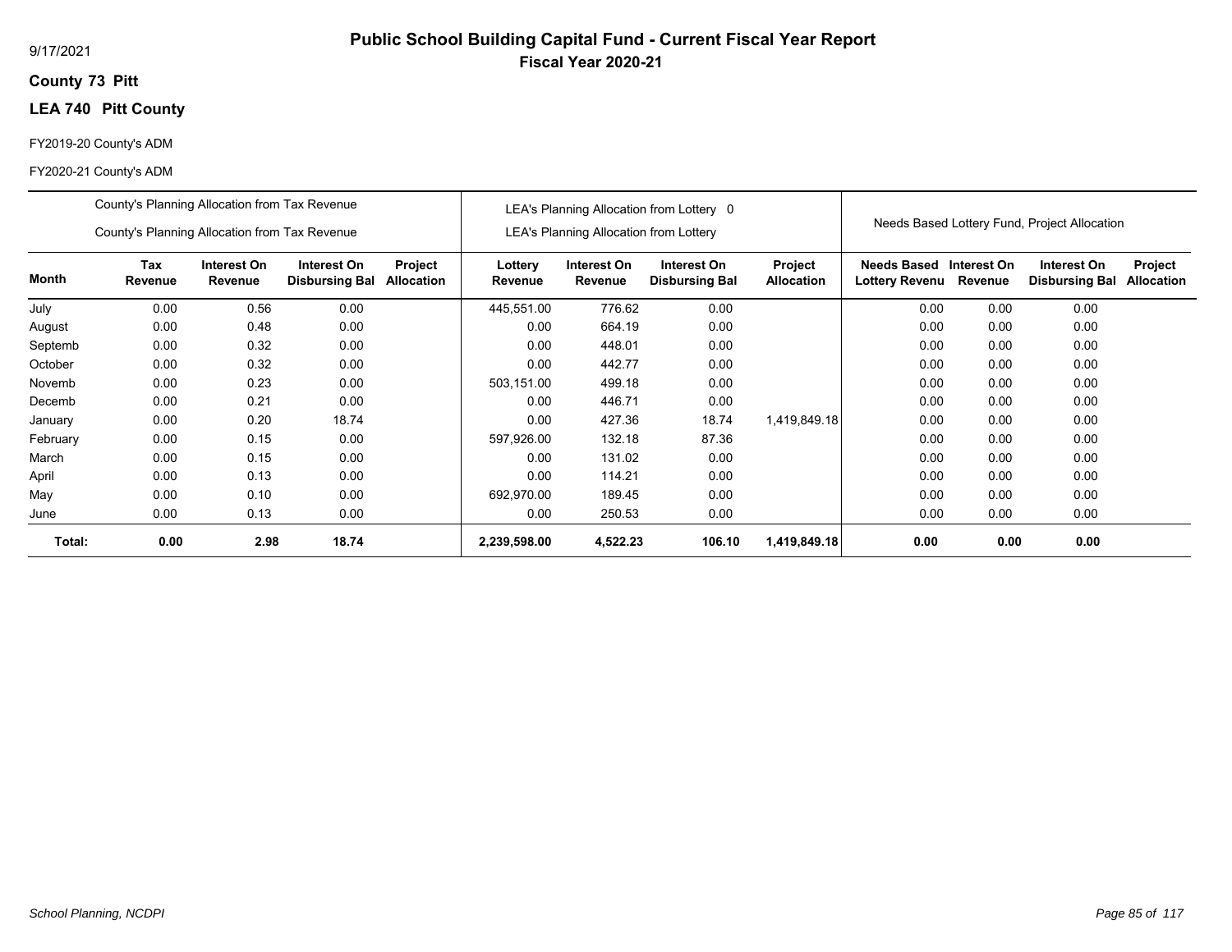9/17/2021

# Public School Building Capital Fund - Current Fiscal Year Report

## Fiscal Year 2020-21

**County 73 Pitt**

**LEA 740 Pitt County**

FY2019-20 County's ADM

FY2020-21 County's ADM

| | County's Planning Allocation from Tax Revenue<br>County's Planning Allocation from Tax Revenue | | | | LEA's Planning Allocation from Lottery 0<br>LEA's Planning Allocation from Lottery | | | | Needs Based Lottery Fund, Project Allocation | | | |
|---|---|---|---|---|---|---|---|---|---|---|---|---|
| **Month** | **Tax Revenue** | **Interest On Revenue** | **Interest On Disbursing Bal** | **Project Allocation** | **Lottery Revenue** | **Interest On Revenue** | **Interest On Disbursing Bal** | **Project Allocation** | **Needs Based Lottery Revenu** | **Interest On Revenue** | **Interest On Disbursing Bal** | **Project Allocation** |
| July | 0.00 | 0.56 | 0.00 | | 445,551.00 | 776.62 | 0.00 | | 0.00 | 0.00 | 0.00 | |
| August | 0.00 | 0.48 | 0.00 | | 0.00 | 664.19 | 0.00 | | 0.00 | 0.00 | 0.00 | |
| Septemb | 0.00 | 0.32 | 0.00 | | 0.00 | 448.01 | 0.00 | | 0.00 | 0.00 | 0.00 | |
| October | 0.00 | 0.32 | 0.00 | | 0.00 | 442.77 | 0.00 | | 0.00 | 0.00 | 0.00 | |
| Novemb | 0.00 | 0.23 | 0.00 | | 503,151.00 | 499.18 | 0.00 | | 0.00 | 0.00 | 0.00 | |
| Decemb | 0.00 | 0.21 | 0.00 | | 0.00 | 446.71 | 0.00 | | 0.00 | 0.00 | 0.00 | |
| January | 0.00 | 0.20 | 18.74 | | 0.00 | 427.36 | 18.74 | 1,419,849.18 | 0.00 | 0.00 | 0.00 | |
| February | 0.00 | 0.15 | 0.00 | | 597,926.00 | 132.18 | 87.36 | | 0.00 | 0.00 | 0.00 | |
| March | 0.00 | 0.15 | 0.00 | | 0.00 | 131.02 | 0.00 | | 0.00 | 0.00 | 0.00 | |
| April | 0.00 | 0.13 | 0.00 | | 0.00 | 114.21 | 0.00 | | 0.00 | 0.00 | 0.00 | |
| May | 0.00 | 0.10 | 0.00 | | 692,970.00 | 189.45 | 0.00 | | 0.00 | 0.00 | 0.00 | |
| June | 0.00 | 0.13 | 0.00 | | 0.00 | 250.53 | 0.00 | | 0.00 | 0.00 | 0.00 | |
| **Total:** | **0.00** | **2.98** | **18.74** | | **2,239,598.00** | **4,522.23** | **106.10** | **1,419,849.18** | **0.00** | **0.00** | **0.00** | |

*School Planning, NCDPI*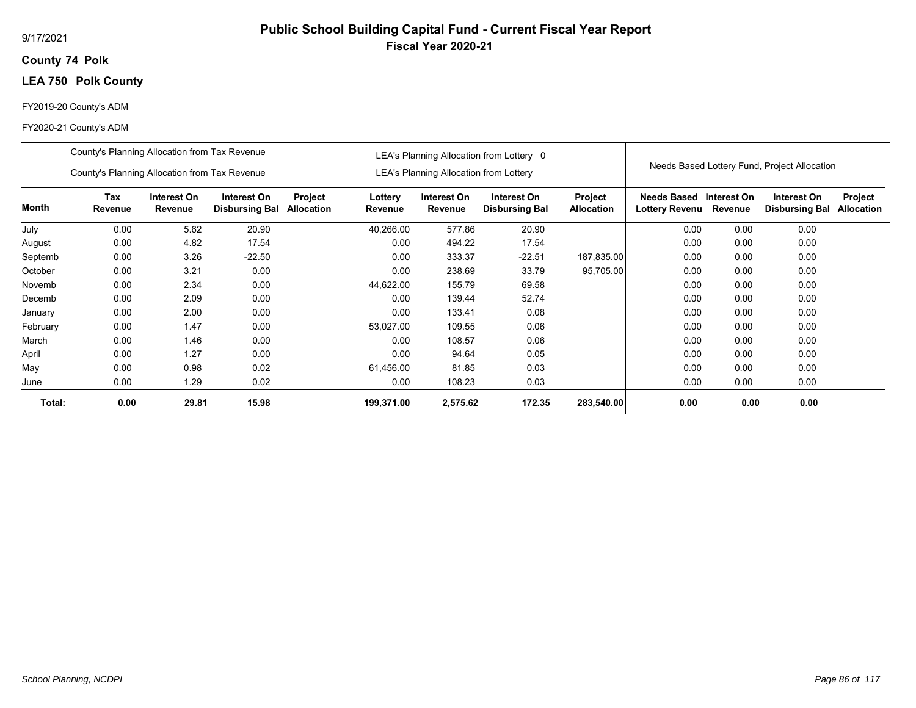9/17/2021

# Public School Building Capital Fund - Current Fiscal Year Report

## Fiscal Year 2020-21

**County 74 Polk**

**LEA 750 Polk County**

FY2019-20 County's ADM

FY2020-21 County's ADM

| | County's Planning Allocation from Tax Revenue / County's Planning Allocation from Tax Revenue | | | | LEA's Planning Allocation from Lottery 0 / LEA's Planning Allocation from Lottery | | | | Needs Based Lottery Fund, Project Allocation | | | |
|---|---|---|---|---|---|---|---|---|---|---|---|---|
| **Month** | **Tax Revenue** | **Interest On Revenue** | **Interest On Disbursing Bal** | **Project Allocation** | **Lottery Revenue** | **Interest On Revenue** | **Interest On Disbursing Bal** | **Project Allocation** | **Needs Based Lottery Revenu** | **Interest On Revenue** | **Interest On Disbursing Bal** | **Project Allocation** |
| July | 0.00 | 5.62 | 20.90 | | 40,266.00 | 577.86 | 20.90 | | 0.00 | 0.00 | 0.00 | |
| August | 0.00 | 4.82 | 17.54 | | 0.00 | 494.22 | 17.54 | | 0.00 | 0.00 | 0.00 | |
| Septemb | 0.00 | 3.26 | -22.50 | | 0.00 | 333.37 | -22.51 | 187,835.00 | 0.00 | 0.00 | 0.00 | |
| October | 0.00 | 3.21 | 0.00 | | 0.00 | 238.69 | 33.79 | 95,705.00 | 0.00 | 0.00 | 0.00 | |
| Novemb | 0.00 | 2.34 | 0.00 | | 44,622.00 | 155.79 | 69.58 | | 0.00 | 0.00 | 0.00 | |
| Decemb | 0.00 | 2.09 | 0.00 | | 0.00 | 139.44 | 52.74 | | 0.00 | 0.00 | 0.00 | |
| January | 0.00 | 2.00 | 0.00 | | 0.00 | 133.41 | 0.08 | | 0.00 | 0.00 | 0.00 | |
| February | 0.00 | 1.47 | 0.00 | | 53,027.00 | 109.55 | 0.06 | | 0.00 | 0.00 | 0.00 | |
| March | 0.00 | 1.46 | 0.00 | | 0.00 | 108.57 | 0.06 | | 0.00 | 0.00 | 0.00 | |
| April | 0.00 | 1.27 | 0.00 | | 0.00 | 94.64 | 0.05 | | 0.00 | 0.00 | 0.00 | |
| May | 0.00 | 0.98 | 0.02 | | 61,456.00 | 81.85 | 0.03 | | 0.00 | 0.00 | 0.00 | |
| June | 0.00 | 1.29 | 0.02 | | 0.00 | 108.23 | 0.03 | | 0.00 | 0.00 | 0.00 | |
| **Total:** | **0.00** | **29.81** | **15.98** | | **199,371.00** | **2,575.62** | **172.35** | **283,540.00** | **0.00** | **0.00** | **0.00** | |

*School Planning, NCDPI*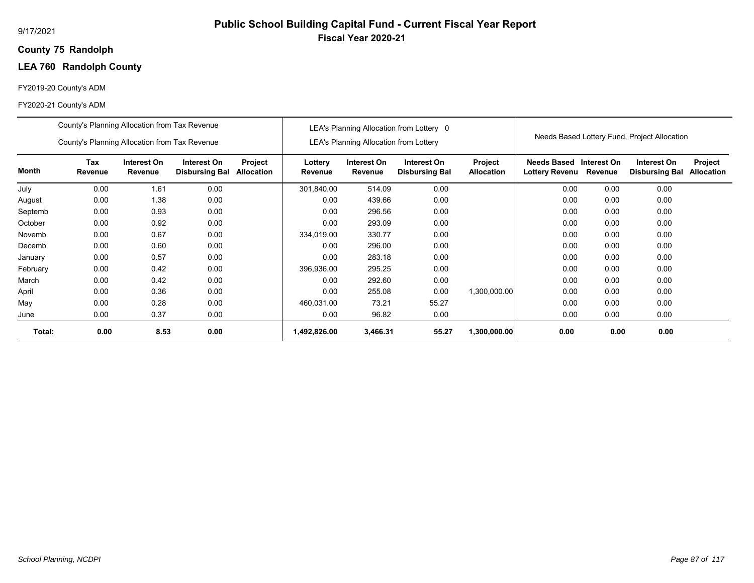# Public School Building Capital Fund - Current Fiscal Year Report

9/17/2021

**Fiscal Year 2020-21**

**County 75 Randolph**

**LEA 760 Randolph County**

FY2019-20 County's ADM

FY2020-21 County's ADM

| | County's Planning Allocation from Tax Revenue<br>County's Planning Allocation from Tax Revenue | | | | LEA's Planning Allocation from Lottery 0<br>LEA's Planning Allocation from Lottery | | | | Needs Based Lottery Fund, Project Allocation | | | |
|---|---|---|---|---|---|---|---|---|---|---|---|---|
| **Month** | **Tax Revenue** | **Interest On Revenue** | **Interest On Disbursing Bal** | **Project Allocation** | **Lottery Revenue** | **Interest On Revenue** | **Interest On Disbursing Bal** | **Project Allocation** | **Needs Based Lottery Revenu** | **Interest On Revenue** | **Interest On Disbursing Bal** | **Project Allocation** |
| July | 0.00 | 1.61 | 0.00 | | 301,840.00 | 514.09 | 0.00 | | 0.00 | 0.00 | 0.00 | |
| August | 0.00 | 1.38 | 0.00 | | 0.00 | 439.66 | 0.00 | | 0.00 | 0.00 | 0.00 | |
| Septemb | 0.00 | 0.93 | 0.00 | | 0.00 | 296.56 | 0.00 | | 0.00 | 0.00 | 0.00 | |
| October | 0.00 | 0.92 | 0.00 | | 0.00 | 293.09 | 0.00 | | 0.00 | 0.00 | 0.00 | |
| Novemb | 0.00 | 0.67 | 0.00 | | 334,019.00 | 330.77 | 0.00 | | 0.00 | 0.00 | 0.00 | |
| Decemb | 0.00 | 0.60 | 0.00 | | 0.00 | 296.00 | 0.00 | | 0.00 | 0.00 | 0.00 | |
| January | 0.00 | 0.57 | 0.00 | | 0.00 | 283.18 | 0.00 | | 0.00 | 0.00 | 0.00 | |
| February | 0.00 | 0.42 | 0.00 | | 396,936.00 | 295.25 | 0.00 | | 0.00 | 0.00 | 0.00 | |
| March | 0.00 | 0.42 | 0.00 | | 0.00 | 292.60 | 0.00 | | 0.00 | 0.00 | 0.00 | |
| April | 0.00 | 0.36 | 0.00 | | 0.00 | 255.08 | 0.00 | 1,300,000.00 | 0.00 | 0.00 | 0.00 | |
| May | 0.00 | 0.28 | 0.00 | | 460,031.00 | 73.21 | 55.27 | | 0.00 | 0.00 | 0.00 | |
| June | 0.00 | 0.37 | 0.00 | | 0.00 | 96.82 | 0.00 | | 0.00 | 0.00 | 0.00 | |
| **Total:** | **0.00** | **8.53** | **0.00** | | **1,492,826.00** | **3,466.31** | **55.27** | **1,300,000.00** | **0.00** | **0.00** | **0.00** | |

*School Planning, NCDPI*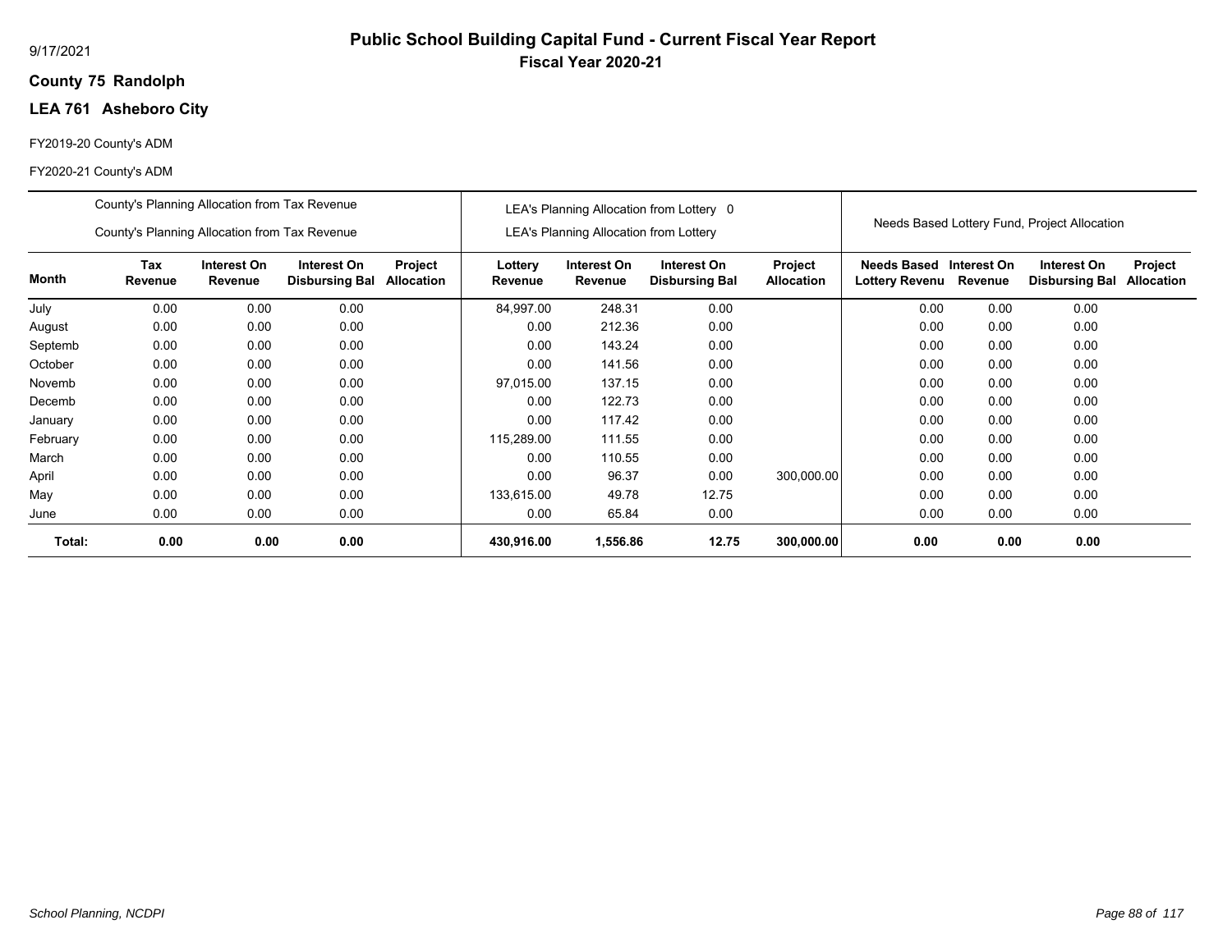# Public School Building Capital Fund - Current Fiscal Year Report

## Fiscal Year 2020-21

9/17/2021

**County 75 Randolph**

**LEA 761 Asheboro City**

FY2019-20 County's ADM

FY2020-21 County's ADM

| | County's Planning Allocation from Tax Revenue<br>County's Planning Allocation from Tax Revenue | | | | LEA's Planning Allocation from Lottery 0<br>LEA's Planning Allocation from Lottery | | | | Needs Based Lottery Fund, Project Allocation | | | |
|---|---|---|---|---|---|---|---|---|---|---|---|---|
| **Month** | **Tax Revenue** | **Interest On Revenue** | **Interest On Disbursing Bal** | **Project Allocation** | **Lottery Revenue** | **Interest On Revenue** | **Interest On Disbursing Bal** | **Project Allocation** | **Needs Based Lottery Revenu** | **Interest On Revenue** | **Interest On Disbursing Bal** | **Project Allocation** |
| July | 0.00 | 0.00 | 0.00 | | 84,997.00 | 248.31 | 0.00 | | 0.00 | 0.00 | 0.00 | |
| August | 0.00 | 0.00 | 0.00 | | 0.00 | 212.36 | 0.00 | | 0.00 | 0.00 | 0.00 | |
| Septemb | 0.00 | 0.00 | 0.00 | | 0.00 | 143.24 | 0.00 | | 0.00 | 0.00 | 0.00 | |
| October | 0.00 | 0.00 | 0.00 | | 0.00 | 141.56 | 0.00 | | 0.00 | 0.00 | 0.00 | |
| Novemb | 0.00 | 0.00 | 0.00 | | 97,015.00 | 137.15 | 0.00 | | 0.00 | 0.00 | 0.00 | |
| Decemb | 0.00 | 0.00 | 0.00 | | 0.00 | 122.73 | 0.00 | | 0.00 | 0.00 | 0.00 | |
| January | 0.00 | 0.00 | 0.00 | | 0.00 | 117.42 | 0.00 | | 0.00 | 0.00 | 0.00 | |
| February | 0.00 | 0.00 | 0.00 | | 115,289.00 | 111.55 | 0.00 | | 0.00 | 0.00 | 0.00 | |
| March | 0.00 | 0.00 | 0.00 | | 0.00 | 110.55 | 0.00 | | 0.00 | 0.00 | 0.00 | |
| April | 0.00 | 0.00 | 0.00 | | 0.00 | 96.37 | 0.00 | 300,000.00 | 0.00 | 0.00 | 0.00 | |
| May | 0.00 | 0.00 | 0.00 | | 133,615.00 | 49.78 | 12.75 | | 0.00 | 0.00 | 0.00 | |
| June | 0.00 | 0.00 | 0.00 | | 0.00 | 65.84 | 0.00 | | 0.00 | 0.00 | 0.00 | |
| **Total:** | **0.00** | **0.00** | **0.00** | | **430,916.00** | **1,556.86** | **12.75** | **300,000.00** | **0.00** | **0.00** | **0.00** | |

*School Planning, NCDPI*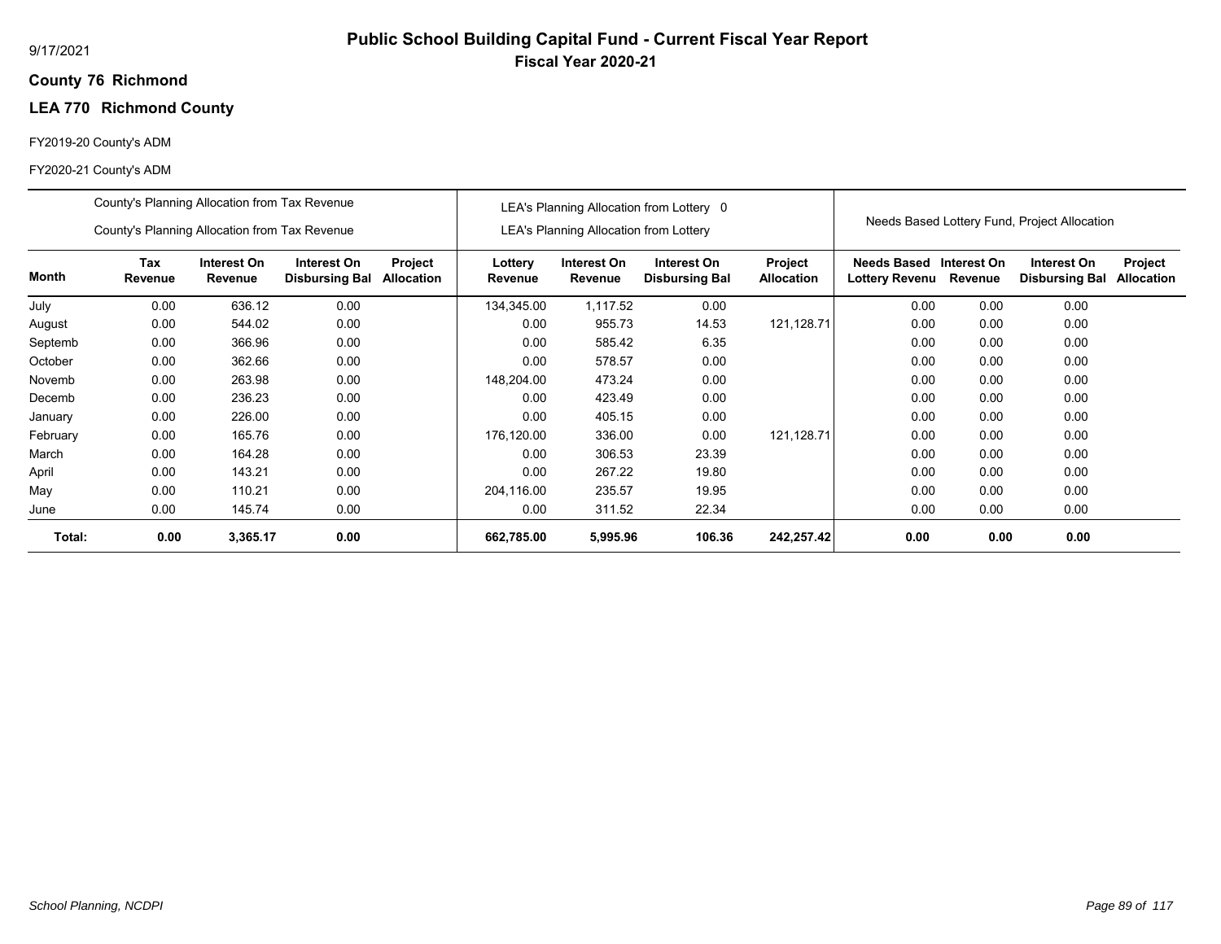# Public School Building Capital Fund - Current Fiscal Year Report

## Fiscal Year 2020-21

9/17/2021

**County 76 Richmond**

**LEA 770 Richmond County**

FY2019-20 County's ADM

FY2020-21 County's ADM

| | County's Planning Allocation from Tax Revenue<br>County's Planning Allocation from Tax Revenue | | | | LEA's Planning Allocation from Lottery 0<br>LEA's Planning Allocation from Lottery | | | | Needs Based Lottery Fund, Project Allocation | | | |
|---|---|---|---|---|---|---|---|---|---|---|---|---|
| **Month** | **Tax Revenue** | **Interest On Revenue** | **Interest On Disbursing Bal** | **Project Allocation** | **Lottery Revenue** | **Interest On Revenue** | **Interest On Disbursing Bal** | **Project Allocation** | **Needs Based Lottery Revenu** | **Interest On Revenue** | **Interest On Disbursing Bal** | **Project Allocation** |
| July | 0.00 | 636.12 | 0.00 | | 134,345.00 | 1,117.52 | 0.00 | | 0.00 | 0.00 | 0.00 | |
| August | 0.00 | 544.02 | 0.00 | | 0.00 | 955.73 | 14.53 | 121,128.71 | 0.00 | 0.00 | 0.00 | |
| Septemb | 0.00 | 366.96 | 0.00 | | 0.00 | 585.42 | 6.35 | | 0.00 | 0.00 | 0.00 | |
| October | 0.00 | 362.66 | 0.00 | | 0.00 | 578.57 | 0.00 | | 0.00 | 0.00 | 0.00 | |
| Novemb | 0.00 | 263.98 | 0.00 | | 148,204.00 | 473.24 | 0.00 | | 0.00 | 0.00 | 0.00 | |
| Decemb | 0.00 | 236.23 | 0.00 | | 0.00 | 423.49 | 0.00 | | 0.00 | 0.00 | 0.00 | |
| January | 0.00 | 226.00 | 0.00 | | 0.00 | 405.15 | 0.00 | | 0.00 | 0.00 | 0.00 | |
| February | 0.00 | 165.76 | 0.00 | | 176,120.00 | 336.00 | 0.00 | 121,128.71 | 0.00 | 0.00 | 0.00 | |
| March | 0.00 | 164.28 | 0.00 | | 0.00 | 306.53 | 23.39 | | 0.00 | 0.00 | 0.00 | |
| April | 0.00 | 143.21 | 0.00 | | 0.00 | 267.22 | 19.80 | | 0.00 | 0.00 | 0.00 | |
| May | 0.00 | 110.21 | 0.00 | | 204,116.00 | 235.57 | 19.95 | | 0.00 | 0.00 | 0.00 | |
| June | 0.00 | 145.74 | 0.00 | | 0.00 | 311.52 | 22.34 | | 0.00 | 0.00 | 0.00 | |
| **Total:** | **0.00** | **3,365.17** | **0.00** | | **662,785.00** | **5,995.96** | **106.36** | **242,257.42** | **0.00** | **0.00** | **0.00** | |

*School Planning, NCDPI*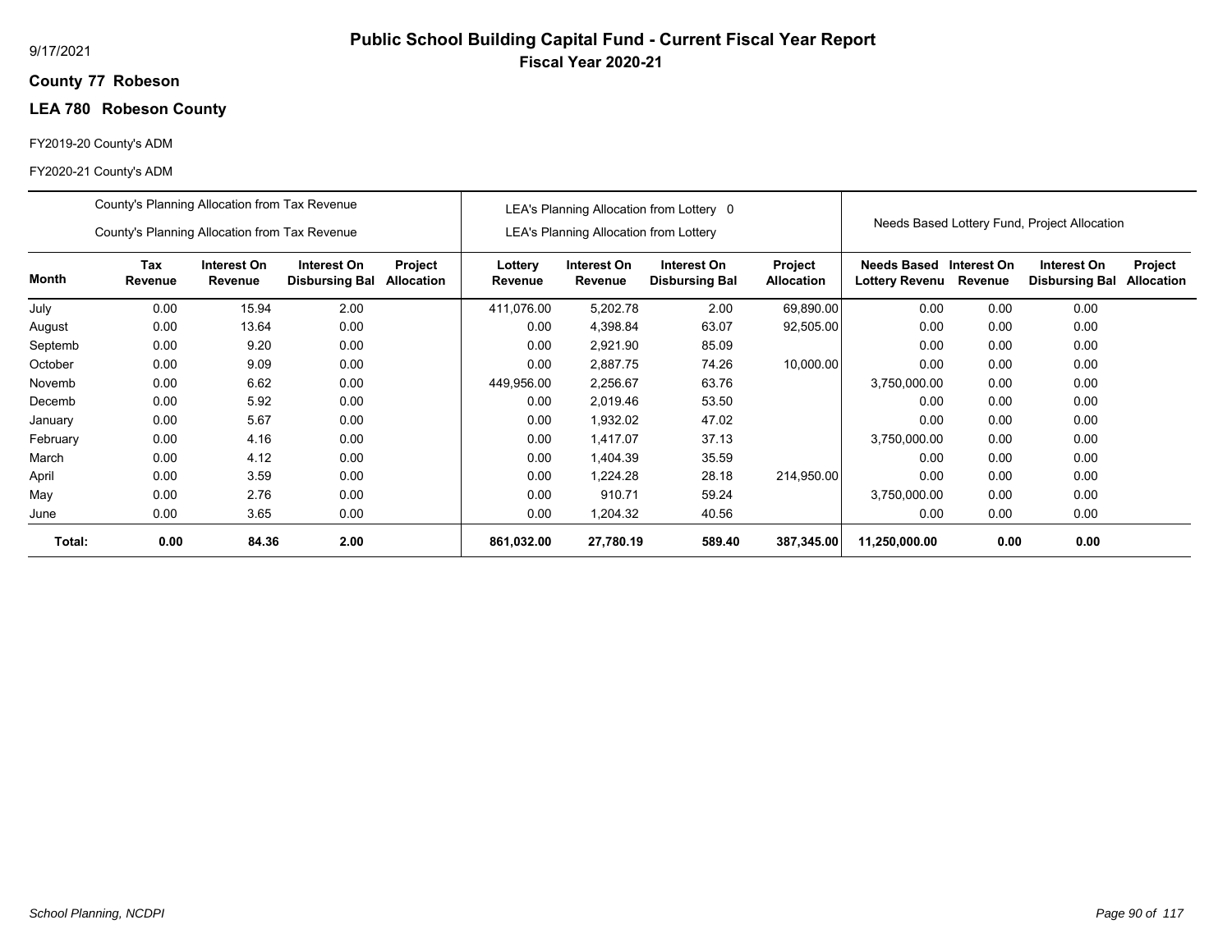9/17/2021

# Public School Building Capital Fund - Current Fiscal Year Report

## Fiscal Year 2020-21

**County 77 Robeson**

**LEA 780 Robeson County**

FY2019-20 County's ADM

FY2020-21 County's ADM

| | County's Planning Allocation from Tax Revenue / County's Planning Allocation from Tax Revenue | | | | LEA's Planning Allocation from Lottery 0 / LEA's Planning Allocation from Lottery | | | | Needs Based Lottery Fund, Project Allocation | | | |
|---|---|---|---|---|---|---|---|---|---|---|---|---|
| **Month** | **Tax Revenue** | **Interest On Revenue** | **Interest On Disbursing Bal** | **Project Allocation** | **Lottery Revenue** | **Interest On Revenue** | **Interest On Disbursing Bal** | **Project Allocation** | **Needs Based Lottery Revenu** | **Interest On Revenue** | **Interest On Disbursing Bal** | **Project Allocation** |
| July | 0.00 | 15.94 | 2.00 | | 411,076.00 | 5,202.78 | 2.00 | 69,890.00 | 0.00 | 0.00 | 0.00 | |
| August | 0.00 | 13.64 | 0.00 | | 0.00 | 4,398.84 | 63.07 | 92,505.00 | 0.00 | 0.00 | 0.00 | |
| Septemb | 0.00 | 9.20 | 0.00 | | 0.00 | 2,921.90 | 85.09 | | 0.00 | 0.00 | 0.00 | |
| October | 0.00 | 9.09 | 0.00 | | 0.00 | 2,887.75 | 74.26 | 10,000.00 | 0.00 | 0.00 | 0.00 | |
| Novemb | 0.00 | 6.62 | 0.00 | | 449,956.00 | 2,256.67 | 63.76 | | 3,750,000.00 | 0.00 | 0.00 | |
| Decemb | 0.00 | 5.92 | 0.00 | | 0.00 | 2,019.46 | 53.50 | | 0.00 | 0.00 | 0.00 | |
| January | 0.00 | 5.67 | 0.00 | | 0.00 | 1,932.02 | 47.02 | | 0.00 | 0.00 | 0.00 | |
| February | 0.00 | 4.16 | 0.00 | | 0.00 | 1,417.07 | 37.13 | | 3,750,000.00 | 0.00 | 0.00 | |
| March | 0.00 | 4.12 | 0.00 | | 0.00 | 1,404.39 | 35.59 | | 0.00 | 0.00 | 0.00 | |
| April | 0.00 | 3.59 | 0.00 | | 0.00 | 1,224.28 | 28.18 | 214,950.00 | 0.00 | 0.00 | 0.00 | |
| May | 0.00 | 2.76 | 0.00 | | 0.00 | 910.71 | 59.24 | | 3,750,000.00 | 0.00 | 0.00 | |
| June | 0.00 | 3.65 | 0.00 | | 0.00 | 1,204.32 | 40.56 | | 0.00 | 0.00 | 0.00 | |
| **Total:** | **0.00** | **84.36** | **2.00** | | **861,032.00** | **27,780.19** | **589.40** | **387,345.00** | **11,250,000.00** | **0.00** | **0.00** | |

*School Planning, NCDPI*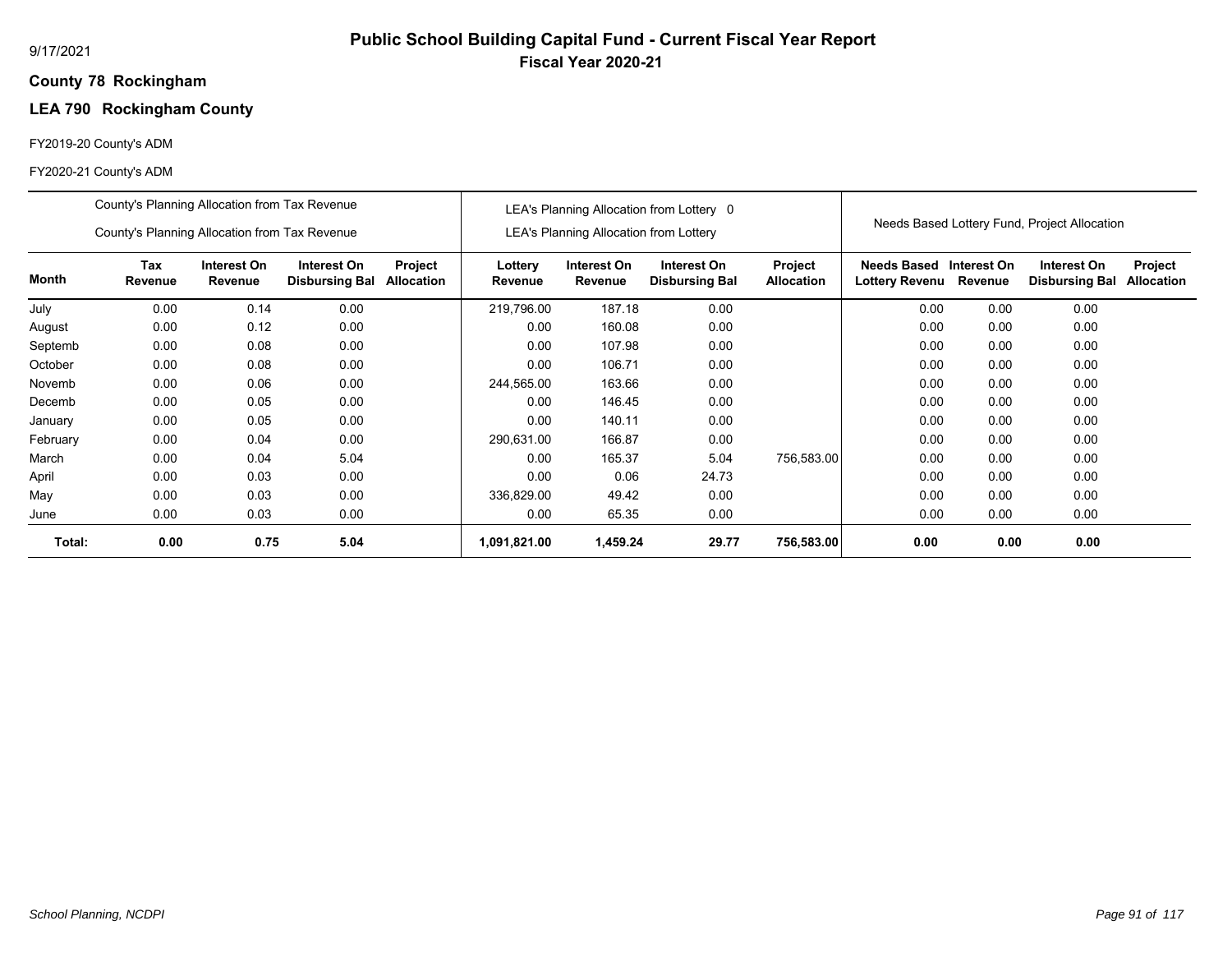# Public School Building Capital Fund - Current Fiscal Year Report

## Fiscal Year 2020-21

9/17/2021

**County 78 Rockingham**

**LEA 790 Rockingham County**

FY2019-20 County's ADM

FY2020-21 County's ADM

| | County's Planning Allocation from Tax Revenue<br>County's Planning Allocation from Tax Revenue | | | | LEA's Planning Allocation from Lottery 0<br>LEA's Planning Allocation from Lottery | | | | Needs Based Lottery Fund, Project Allocation | | | |
|---|---|---|---|---|---|---|---|---|---|---|---|---|
| **Month** | **Tax Revenue** | **Interest On Revenue** | **Interest On Disbursing Bal** | **Project Allocation** | **Lottery Revenue** | **Interest On Revenue** | **Interest On Disbursing Bal** | **Project Allocation** | **Needs Based Lottery Revenu** | **Interest On Revenue** | **Interest On Disbursing Bal** | **Project Allocation** |
| July | 0.00 | 0.14 | 0.00 | | 219,796.00 | 187.18 | 0.00 | | 0.00 | 0.00 | 0.00 | |
| August | 0.00 | 0.12 | 0.00 | | 0.00 | 160.08 | 0.00 | | 0.00 | 0.00 | 0.00 | |
| Septemb | 0.00 | 0.08 | 0.00 | | 0.00 | 107.98 | 0.00 | | 0.00 | 0.00 | 0.00 | |
| October | 0.00 | 0.08 | 0.00 | | 0.00 | 106.71 | 0.00 | | 0.00 | 0.00 | 0.00 | |
| Novemb | 0.00 | 0.06 | 0.00 | | 244,565.00 | 163.66 | 0.00 | | 0.00 | 0.00 | 0.00 | |
| Decemb | 0.00 | 0.05 | 0.00 | | 0.00 | 146.45 | 0.00 | | 0.00 | 0.00 | 0.00 | |
| January | 0.00 | 0.05 | 0.00 | | 0.00 | 140.11 | 0.00 | | 0.00 | 0.00 | 0.00 | |
| February | 0.00 | 0.04 | 0.00 | | 290,631.00 | 166.87 | 0.00 | | 0.00 | 0.00 | 0.00 | |
| March | 0.00 | 0.04 | 5.04 | | 0.00 | 165.37 | 5.04 | 756,583.00 | 0.00 | 0.00 | 0.00 | |
| April | 0.00 | 0.03 | 0.00 | | 0.00 | 0.06 | 24.73 | | 0.00 | 0.00 | 0.00 | |
| May | 0.00 | 0.03 | 0.00 | | 336,829.00 | 49.42 | 0.00 | | 0.00 | 0.00 | 0.00 | |
| June | 0.00 | 0.03 | 0.00 | | 0.00 | 65.35 | 0.00 | | 0.00 | 0.00 | 0.00 | |
| **Total:** | **0.00** | **0.75** | **5.04** | | **1,091,821.00** | **1,459.24** | **29.77** | **756,583.00** | **0.00** | **0.00** | **0.00** | |

*School Planning, NCDPI*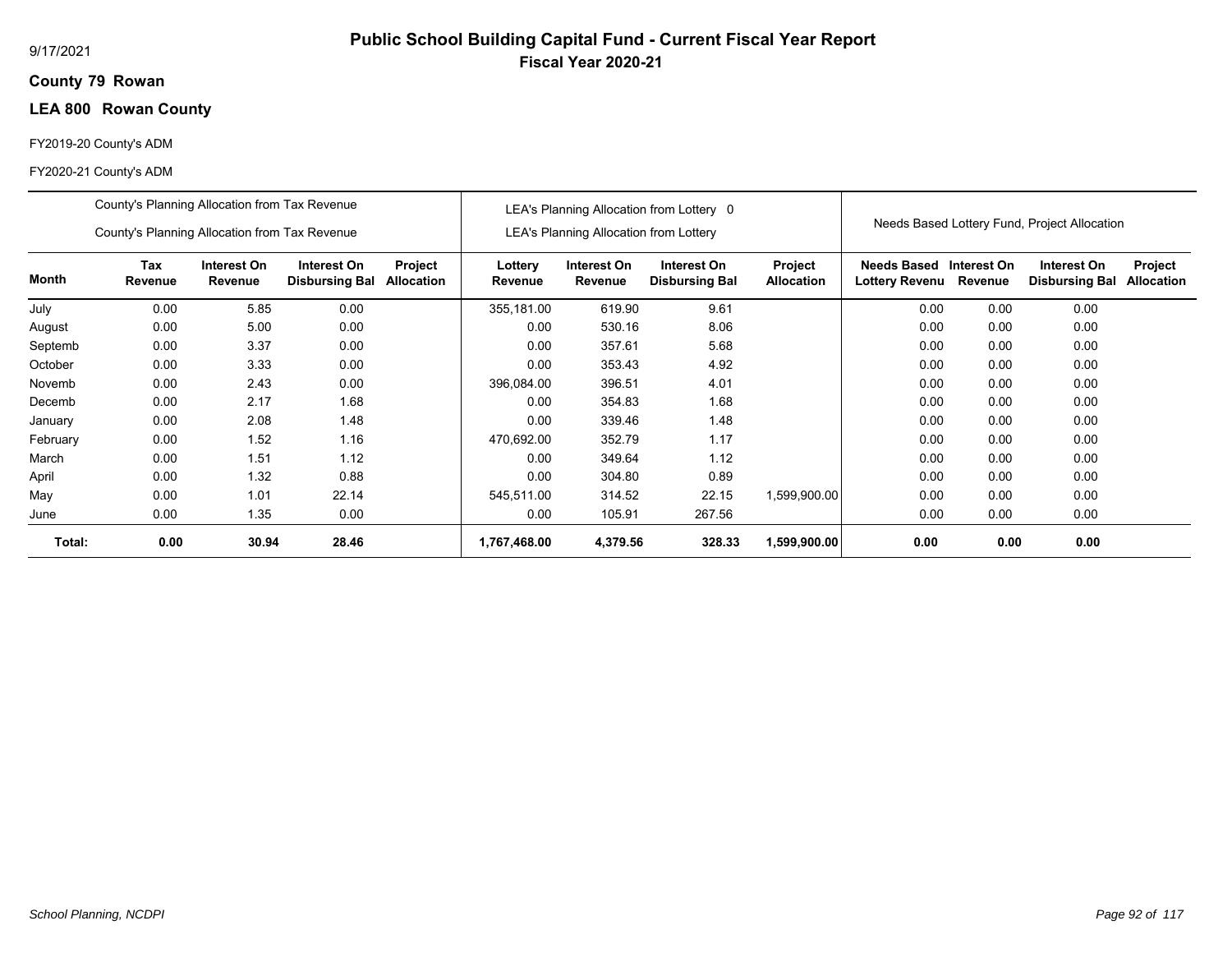# Public School Building Capital Fund - Current Fiscal Year Report

**Fiscal Year 2020-21**

9/17/2021

**County 79 Rowan**

**LEA 800 Rowan County**

FY2019-20 County's ADM

FY2020-21 County's ADM

| | County's Planning Allocation from Tax Revenue<br>County's Planning Allocation from Tax Revenue | | | | LEA's Planning Allocation from Lottery 0<br>LEA's Planning Allocation from Lottery | | | | Needs Based Lottery Fund, Project Allocation | | | |
|---|---|---|---|---|---|---|---|---|---|---|---|---|
| **Month** | **Tax Revenue** | **Interest On Revenue** | **Interest On Disbursing Bal** | **Project Allocation** | **Lottery Revenue** | **Interest On Revenue** | **Interest On Disbursing Bal** | **Project Allocation** | **Needs Based Lottery Revenu** | **Interest On Revenue** | **Interest On Disbursing Bal** | **Project Allocation** |
| July | 0.00 | 5.85 | 0.00 | | 355,181.00 | 619.90 | 9.61 | | 0.00 | 0.00 | 0.00 | |
| August | 0.00 | 5.00 | 0.00 | | 0.00 | 530.16 | 8.06 | | 0.00 | 0.00 | 0.00 | |
| Septemb | 0.00 | 3.37 | 0.00 | | 0.00 | 357.61 | 5.68 | | 0.00 | 0.00 | 0.00 | |
| October | 0.00 | 3.33 | 0.00 | | 0.00 | 353.43 | 4.92 | | 0.00 | 0.00 | 0.00 | |
| Novemb | 0.00 | 2.43 | 0.00 | | 396,084.00 | 396.51 | 4.01 | | 0.00 | 0.00 | 0.00 | |
| Decemb | 0.00 | 2.17 | 1.68 | | 0.00 | 354.83 | 1.68 | | 0.00 | 0.00 | 0.00 | |
| January | 0.00 | 2.08 | 1.48 | | 0.00 | 339.46 | 1.48 | | 0.00 | 0.00 | 0.00 | |
| February | 0.00 | 1.52 | 1.16 | | 470,692.00 | 352.79 | 1.17 | | 0.00 | 0.00 | 0.00 | |
| March | 0.00 | 1.51 | 1.12 | | 0.00 | 349.64 | 1.12 | | 0.00 | 0.00 | 0.00 | |
| April | 0.00 | 1.32 | 0.88 | | 0.00 | 304.80 | 0.89 | | 0.00 | 0.00 | 0.00 | |
| May | 0.00 | 1.01 | 22.14 | | 545,511.00 | 314.52 | 22.15 | 1,599,900.00 | 0.00 | 0.00 | 0.00 | |
| June | 0.00 | 1.35 | 0.00 | | 0.00 | 105.91 | 267.56 | | 0.00 | 0.00 | 0.00 | |
| **Total:** | **0.00** | **30.94** | **28.46** | | **1,767,468.00** | **4,379.56** | **328.33** | **1,599,900.00** | **0.00** | **0.00** | **0.00** | |

*School Planning, NCDPI*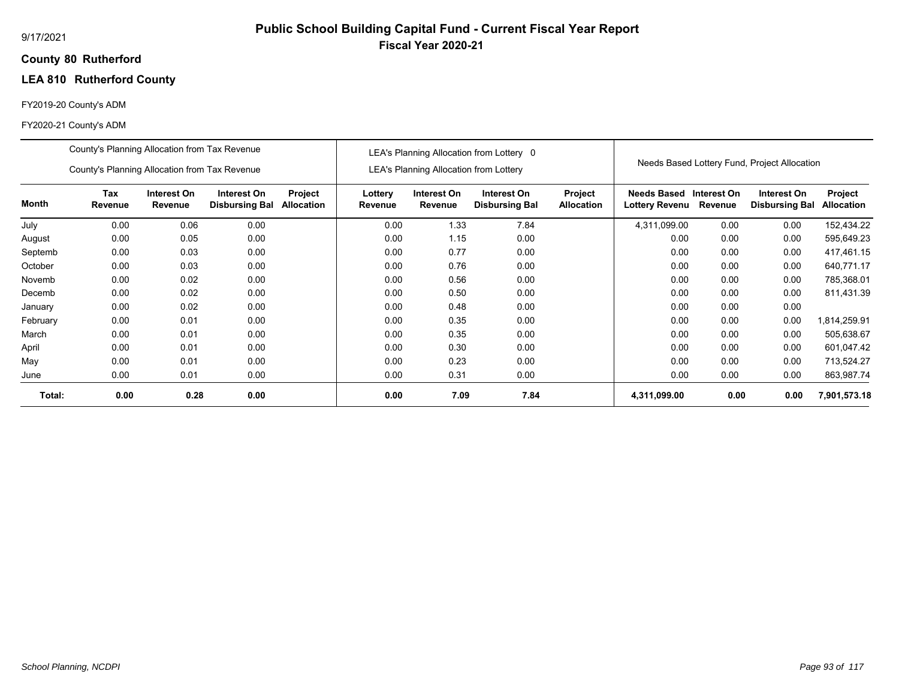# Public School Building Capital Fund - Current Fiscal Year Report

**Fiscal Year 2020-21**

9/17/2021

**County 80 Rutherford**

**LEA 810 Rutherford County**

FY2019-20 County's ADM

FY2020-21 County's ADM

| | County's Planning Allocation from Tax Revenue<br>County's Planning Allocation from Tax Revenue | | | | LEA's Planning Allocation from Lottery 0<br>LEA's Planning Allocation from Lottery | | | | Needs Based Lottery Fund, Project Allocation | | | |
|---|---|---|---|---|---|---|---|---|---|---|---|---|
| **Month** | **Tax Revenue** | **Interest On Revenue** | **Interest On Disbursing Bal** | **Project Allocation** | **Lottery Revenue** | **Interest On Revenue** | **Interest On Disbursing Bal** | **Project Allocation** | **Needs Based Lottery Revenu** | **Interest On Revenue** | **Interest On Disbursing Bal** | **Project Allocation** |
| July | 0.00 | 0.06 | 0.00 | | 0.00 | 1.33 | 7.84 | | 4,311,099.00 | 0.00 | 0.00 | 152,434.22 |
| August | 0.00 | 0.05 | 0.00 | | 0.00 | 1.15 | 0.00 | | 0.00 | 0.00 | 0.00 | 595,649.23 |
| Septemb | 0.00 | 0.03 | 0.00 | | 0.00 | 0.77 | 0.00 | | 0.00 | 0.00 | 0.00 | 417,461.15 |
| October | 0.00 | 0.03 | 0.00 | | 0.00 | 0.76 | 0.00 | | 0.00 | 0.00 | 0.00 | 640,771.17 |
| Novemb | 0.00 | 0.02 | 0.00 | | 0.00 | 0.56 | 0.00 | | 0.00 | 0.00 | 0.00 | 785,368.01 |
| Decemb | 0.00 | 0.02 | 0.00 | | 0.00 | 0.50 | 0.00 | | 0.00 | 0.00 | 0.00 | 811,431.39 |
| January | 0.00 | 0.02 | 0.00 | | 0.00 | 0.48 | 0.00 | | 0.00 | 0.00 | 0.00 | |
| February | 0.00 | 0.01 | 0.00 | | 0.00 | 0.35 | 0.00 | | 0.00 | 0.00 | 0.00 | 1,814,259.91 |
| March | 0.00 | 0.01 | 0.00 | | 0.00 | 0.35 | 0.00 | | 0.00 | 0.00 | 0.00 | 505,638.67 |
| April | 0.00 | 0.01 | 0.00 | | 0.00 | 0.30 | 0.00 | | 0.00 | 0.00 | 0.00 | 601,047.42 |
| May | 0.00 | 0.01 | 0.00 | | 0.00 | 0.23 | 0.00 | | 0.00 | 0.00 | 0.00 | 713,524.27 |
| June | 0.00 | 0.01 | 0.00 | | 0.00 | 0.31 | 0.00 | | 0.00 | 0.00 | 0.00 | 863,987.74 |
| **Total:** | **0.00** | **0.28** | **0.00** | | **0.00** | **7.09** | **7.84** | | **4,311,099.00** | **0.00** | **0.00** | **7,901,573.18** |

*School Planning, NCDPI*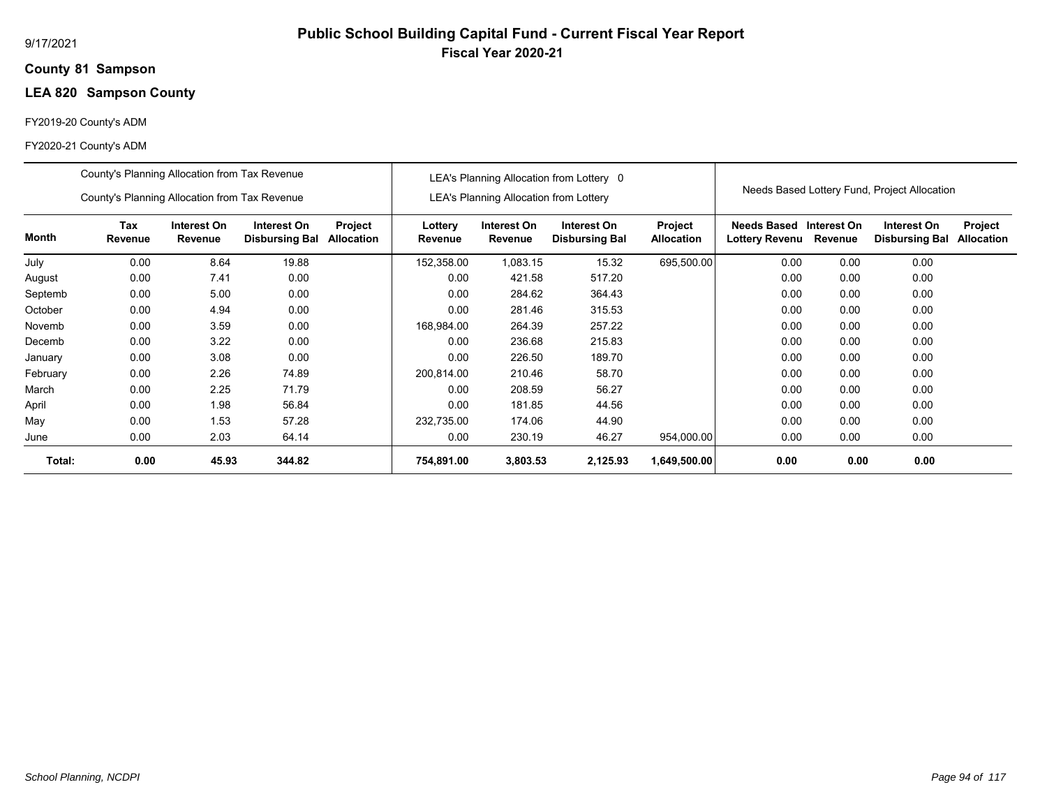9/17/2021

# Public School Building Capital Fund - Current Fiscal Year Report

## Fiscal Year 2020-21

**County 81 Sampson**

**LEA 820 Sampson County**

FY2019-20 County's ADM

FY2020-21 County's ADM

| | County's Planning Allocation from Tax Revenue / County's Planning Allocation from Tax Revenue | | | | LEA's Planning Allocation from Lottery 0 / LEA's Planning Allocation from Lottery | | | | Needs Based Lottery Fund, Project Allocation | | | |
|---|---|---|---|---|---|---|---|---|---|---|---|---|
| **Month** | **Tax Revenue** | **Interest On Revenue** | **Interest On Disbursing Bal** | **Project Allocation** | **Lottery Revenue** | **Interest On Revenue** | **Interest On Disbursing Bal** | **Project Allocation** | **Needs Based Lottery Revenu** | **Interest On Revenue** | **Interest On Disbursing Bal** | **Project Allocation** |
| July | 0.00 | 8.64 | 19.88 | | 152,358.00 | 1,083.15 | 15.32 | 695,500.00 | 0.00 | 0.00 | 0.00 | |
| August | 0.00 | 7.41 | 0.00 | | 0.00 | 421.58 | 517.20 | | 0.00 | 0.00 | 0.00 | |
| Septemb | 0.00 | 5.00 | 0.00 | | 0.00 | 284.62 | 364.43 | | 0.00 | 0.00 | 0.00 | |
| October | 0.00 | 4.94 | 0.00 | | 0.00 | 281.46 | 315.53 | | 0.00 | 0.00 | 0.00 | |
| Novemb | 0.00 | 3.59 | 0.00 | | 168,984.00 | 264.39 | 257.22 | | 0.00 | 0.00 | 0.00 | |
| Decemb | 0.00 | 3.22 | 0.00 | | 0.00 | 236.68 | 215.83 | | 0.00 | 0.00 | 0.00 | |
| January | 0.00 | 3.08 | 0.00 | | 0.00 | 226.50 | 189.70 | | 0.00 | 0.00 | 0.00 | |
| February | 0.00 | 2.26 | 74.89 | | 200,814.00 | 210.46 | 58.70 | | 0.00 | 0.00 | 0.00 | |
| March | 0.00 | 2.25 | 71.79 | | 0.00 | 208.59 | 56.27 | | 0.00 | 0.00 | 0.00 | |
| April | 0.00 | 1.98 | 56.84 | | 0.00 | 181.85 | 44.56 | | 0.00 | 0.00 | 0.00 | |
| May | 0.00 | 1.53 | 57.28 | | 232,735.00 | 174.06 | 44.90 | | 0.00 | 0.00 | 0.00 | |
| June | 0.00 | 2.03 | 64.14 | | 0.00 | 230.19 | 46.27 | 954,000.00 | 0.00 | 0.00 | 0.00 | |
| **Total:** | **0.00** | **45.93** | **344.82** | | **754,891.00** | **3,803.53** | **2,125.93** | **1,649,500.00** | **0.00** | **0.00** | **0.00** | |

*School Planning, NCDPI*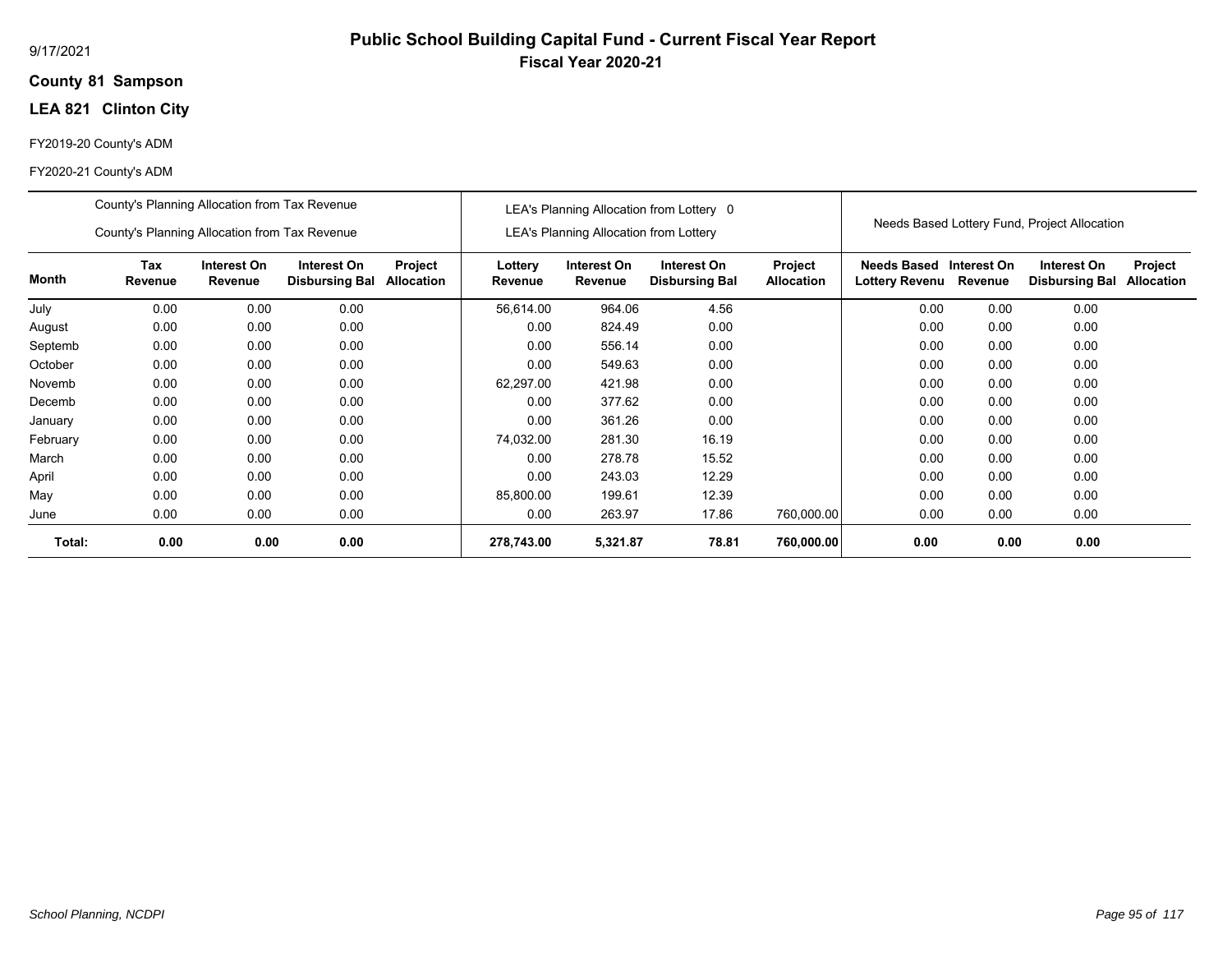9/17/2021

# Public School Building Capital Fund - Current Fiscal Year Report

## Fiscal Year 2020-21

**County 81 Sampson**

**LEA 821 Clinton City**

FY2019-20 County's ADM

FY2020-21 County's ADM

| | County's Planning Allocation from Tax Revenue / County's Planning Allocation from Tax Revenue | | | | LEA's Planning Allocation from Lottery 0 / LEA's Planning Allocation from Lottery | | | | Needs Based Lottery Fund, Project Allocation | | | |
|---|---|---|---|---|---|---|---|---|---|---|---|---|
| **Month** | **Tax Revenue** | **Interest On Revenue** | **Interest On Disbursing Bal** | **Project Allocation** | **Lottery Revenue** | **Interest On Revenue** | **Interest On Disbursing Bal** | **Project Allocation** | **Needs Based Lottery Revenu** | **Interest On Revenue** | **Interest On Disbursing Bal** | **Project Allocation** |
| July | 0.00 | 0.00 | 0.00 | | 56,614.00 | 964.06 | 4.56 | | 0.00 | 0.00 | 0.00 | |
| August | 0.00 | 0.00 | 0.00 | | 0.00 | 824.49 | 0.00 | | 0.00 | 0.00 | 0.00 | |
| Septemb | 0.00 | 0.00 | 0.00 | | 0.00 | 556.14 | 0.00 | | 0.00 | 0.00 | 0.00 | |
| October | 0.00 | 0.00 | 0.00 | | 0.00 | 549.63 | 0.00 | | 0.00 | 0.00 | 0.00 | |
| Novemb | 0.00 | 0.00 | 0.00 | | 62,297.00 | 421.98 | 0.00 | | 0.00 | 0.00 | 0.00 | |
| Decemb | 0.00 | 0.00 | 0.00 | | 0.00 | 377.62 | 0.00 | | 0.00 | 0.00 | 0.00 | |
| January | 0.00 | 0.00 | 0.00 | | 0.00 | 361.26 | 0.00 | | 0.00 | 0.00 | 0.00 | |
| February | 0.00 | 0.00 | 0.00 | | 74,032.00 | 281.30 | 16.19 | | 0.00 | 0.00 | 0.00 | |
| March | 0.00 | 0.00 | 0.00 | | 0.00 | 278.78 | 15.52 | | 0.00 | 0.00 | 0.00 | |
| April | 0.00 | 0.00 | 0.00 | | 0.00 | 243.03 | 12.29 | | 0.00 | 0.00 | 0.00 | |
| May | 0.00 | 0.00 | 0.00 | | 85,800.00 | 199.61 | 12.39 | | 0.00 | 0.00 | 0.00 | |
| June | 0.00 | 0.00 | 0.00 | | 0.00 | 263.97 | 17.86 | 760,000.00 | 0.00 | 0.00 | 0.00 | |
| **Total:** | **0.00** | **0.00** | **0.00** | | **278,743.00** | **5,321.87** | **78.81** | **760,000.00** | **0.00** | **0.00** | **0.00** | |

*School Planning, NCDPI*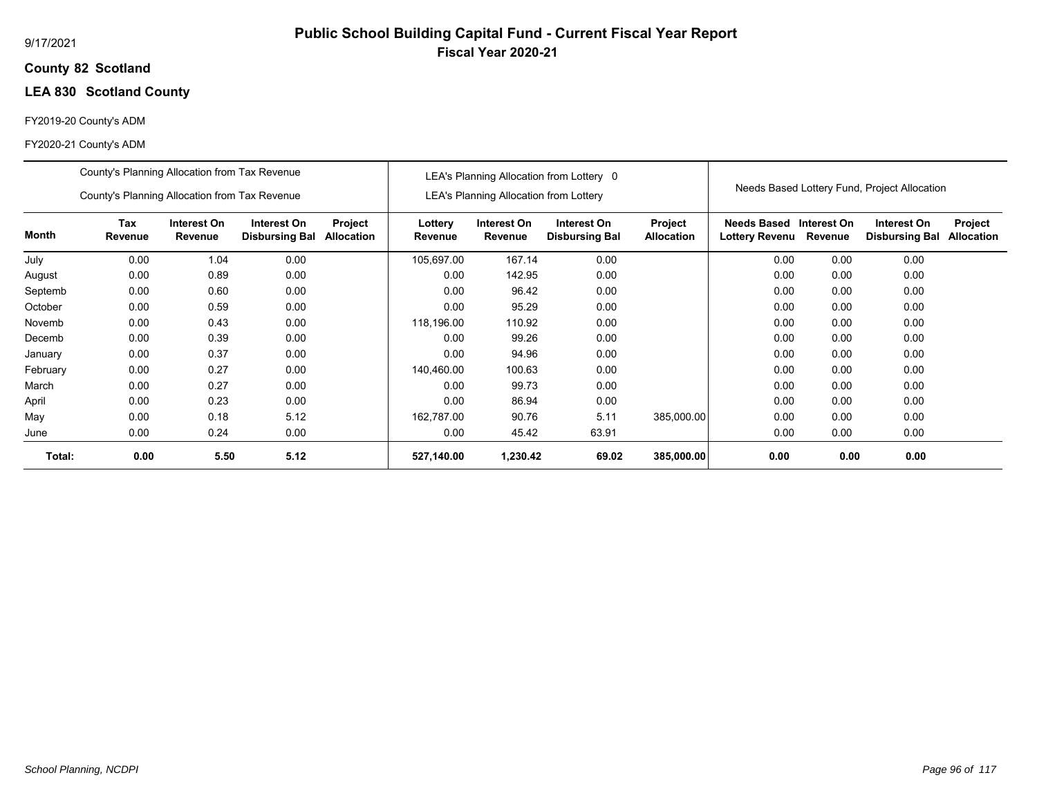# Public School Building Capital Fund - Current Fiscal Year Report

**Fiscal Year 2020-21**

9/17/2021

**County 82 Scotland**

**LEA 830 Scotland County**

FY2019-20 County's ADM

FY2020-21 County's ADM

| | County's Planning Allocation from Tax Revenue<br>County's Planning Allocation from Tax Revenue | | | | LEA's Planning Allocation from Lottery 0<br>LEA's Planning Allocation from Lottery | | | | Needs Based Lottery Fund, Project Allocation | | | |
|---|---|---|---|---|---|---|---|---|---|---|---|---|
| **Month** | **Tax Revenue** | **Interest On Revenue** | **Interest On Disbursing Bal** | **Project Allocation** | **Lottery Revenue** | **Interest On Revenue** | **Interest On Disbursing Bal** | **Project Allocation** | **Needs Based Lottery Revenu** | **Interest On Revenue** | **Interest On Disbursing Bal** | **Project Allocation** |
| July | 0.00 | 1.04 | 0.00 | | 105,697.00 | 167.14 | 0.00 | | 0.00 | 0.00 | 0.00 | |
| August | 0.00 | 0.89 | 0.00 | | 0.00 | 142.95 | 0.00 | | 0.00 | 0.00 | 0.00 | |
| Septemb | 0.00 | 0.60 | 0.00 | | 0.00 | 96.42 | 0.00 | | 0.00 | 0.00 | 0.00 | |
| October | 0.00 | 0.59 | 0.00 | | 0.00 | 95.29 | 0.00 | | 0.00 | 0.00 | 0.00 | |
| Novemb | 0.00 | 0.43 | 0.00 | | 118,196.00 | 110.92 | 0.00 | | 0.00 | 0.00 | 0.00 | |
| Decemb | 0.00 | 0.39 | 0.00 | | 0.00 | 99.26 | 0.00 | | 0.00 | 0.00 | 0.00 | |
| January | 0.00 | 0.37 | 0.00 | | 0.00 | 94.96 | 0.00 | | 0.00 | 0.00 | 0.00 | |
| February | 0.00 | 0.27 | 0.00 | | 140,460.00 | 100.63 | 0.00 | | 0.00 | 0.00 | 0.00 | |
| March | 0.00 | 0.27 | 0.00 | | 0.00 | 99.73 | 0.00 | | 0.00 | 0.00 | 0.00 | |
| April | 0.00 | 0.23 | 0.00 | | 0.00 | 86.94 | 0.00 | | 0.00 | 0.00 | 0.00 | |
| May | 0.00 | 0.18 | 5.12 | | 162,787.00 | 90.76 | 5.11 | 385,000.00 | 0.00 | 0.00 | 0.00 | |
| June | 0.00 | 0.24 | 0.00 | | 0.00 | 45.42 | 63.91 | | 0.00 | 0.00 | 0.00 | |
| **Total:** | **0.00** | **5.50** | **5.12** | | **527,140.00** | **1,230.42** | **69.02** | **385,000.00** | **0.00** | **0.00** | **0.00** | |

*School Planning, NCDPI*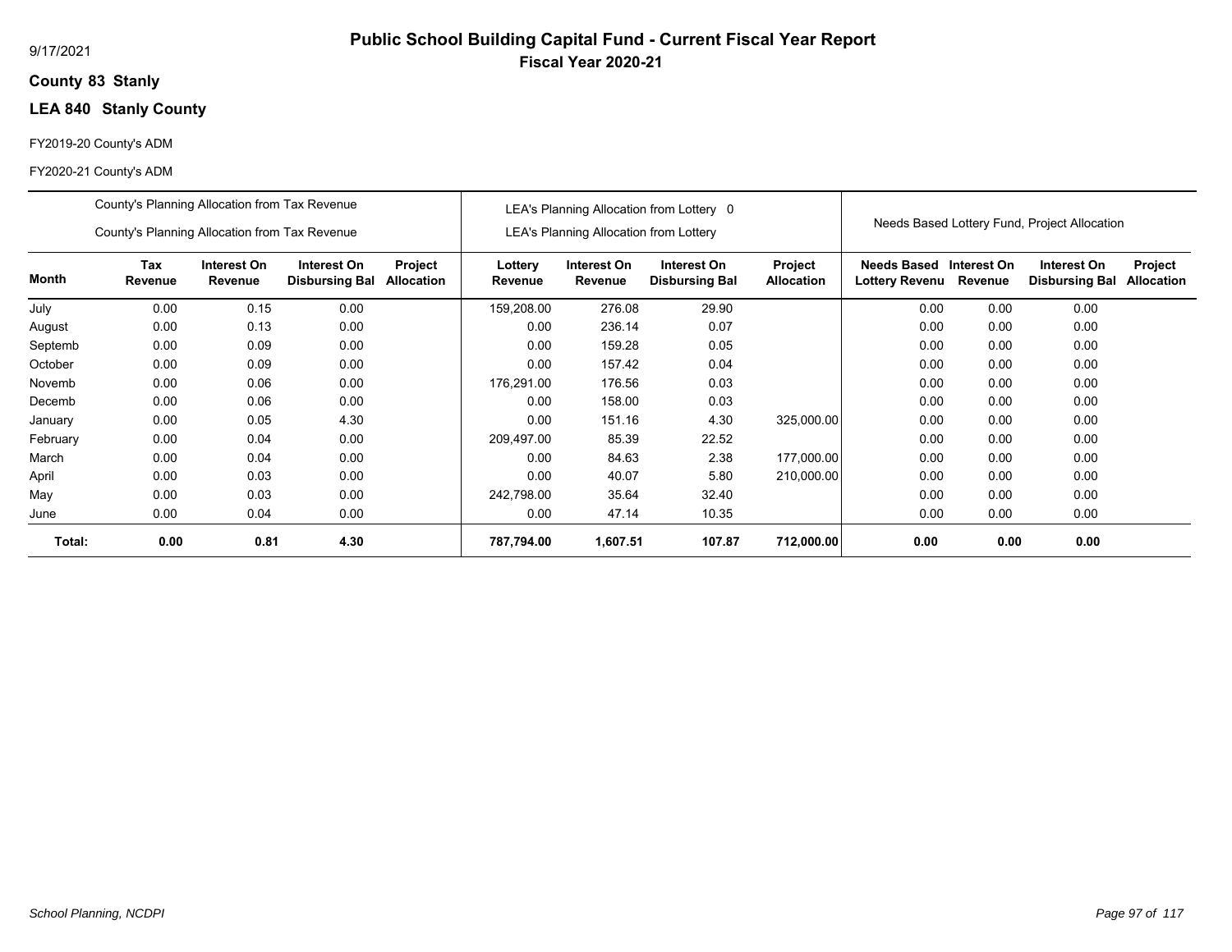9/17/2021

# Public School Building Capital Fund - Current Fiscal Year Report

## Fiscal Year 2020-21

**County 83 Stanly**

**LEA 840 Stanly County**

FY2019-20 County's ADM

FY2020-21 County's ADM

| | County's Planning Allocation from Tax Revenue / County's Planning Allocation from Tax Revenue | | | | LEA's Planning Allocation from Lottery 0 / LEA's Planning Allocation from Lottery | | | | Needs Based Lottery Fund, Project Allocation | | | |
|---|---|---|---|---|---|---|---|---|---|---|---|---|
| **Month** | **Tax Revenue** | **Interest On Revenue** | **Interest On Disbursing Bal** | **Project Allocation** | **Lottery Revenue** | **Interest On Revenue** | **Interest On Disbursing Bal** | **Project Allocation** | **Needs Based Lottery Revenu** | **Interest On Revenue** | **Interest On Disbursing Bal** | **Project Allocation** |
| July | 0.00 | 0.15 | 0.00 | | 159,208.00 | 276.08 | 29.90 | | 0.00 | 0.00 | 0.00 | |
| August | 0.00 | 0.13 | 0.00 | | 0.00 | 236.14 | 0.07 | | 0.00 | 0.00 | 0.00 | |
| Septemb | 0.00 | 0.09 | 0.00 | | 0.00 | 159.28 | 0.05 | | 0.00 | 0.00 | 0.00 | |
| October | 0.00 | 0.09 | 0.00 | | 0.00 | 157.42 | 0.04 | | 0.00 | 0.00 | 0.00 | |
| Novemb | 0.00 | 0.06 | 0.00 | | 176,291.00 | 176.56 | 0.03 | | 0.00 | 0.00 | 0.00 | |
| Decemb | 0.00 | 0.06 | 0.00 | | 0.00 | 158.00 | 0.03 | | 0.00 | 0.00 | 0.00 | |
| January | 0.00 | 0.05 | 4.30 | | 0.00 | 151.16 | 4.30 | 325,000.00 | 0.00 | 0.00 | 0.00 | |
| February | 0.00 | 0.04 | 0.00 | | 209,497.00 | 85.39 | 22.52 | | 0.00 | 0.00 | 0.00 | |
| March | 0.00 | 0.04 | 0.00 | | 0.00 | 84.63 | 2.38 | 177,000.00 | 0.00 | 0.00 | 0.00 | |
| April | 0.00 | 0.03 | 0.00 | | 0.00 | 40.07 | 5.80 | 210,000.00 | 0.00 | 0.00 | 0.00 | |
| May | 0.00 | 0.03 | 0.00 | | 242,798.00 | 35.64 | 32.40 | | 0.00 | 0.00 | 0.00 | |
| June | 0.00 | 0.04 | 0.00 | | 0.00 | 47.14 | 10.35 | | 0.00 | 0.00 | 0.00 | |
| **Total:** | **0.00** | **0.81** | **4.30** | | **787,794.00** | **1,607.51** | **107.87** | **712,000.00** | **0.00** | **0.00** | **0.00** | |

*School Planning, NCDPI*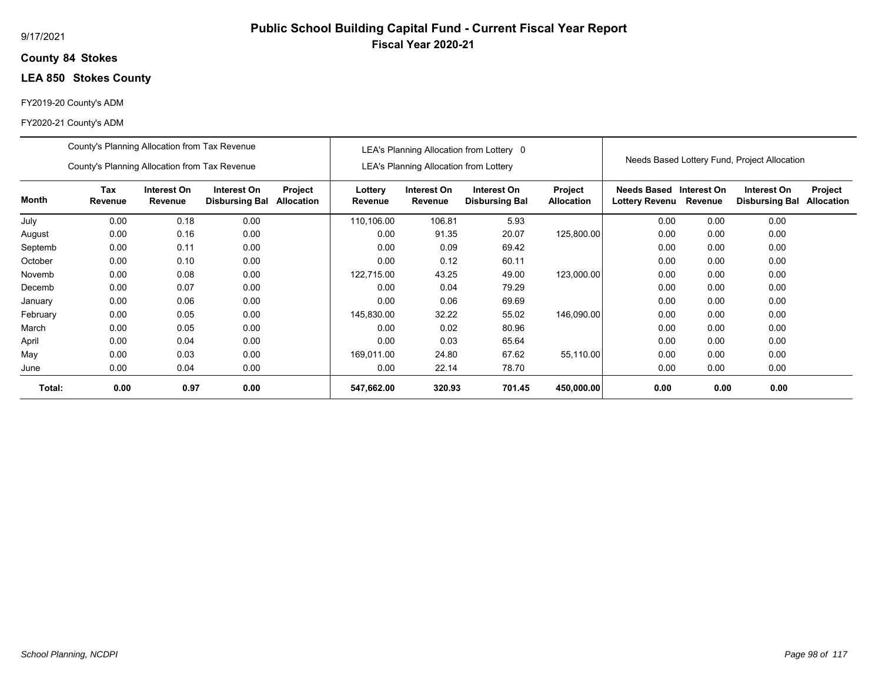9/17/2021

# Public School Building Capital Fund - Current Fiscal Year Report

## Fiscal Year 2020-21

**County 84 Stokes**

**LEA 850 Stokes County**

FY2019-20 County's ADM

FY2020-21 County's ADM

| | County's Planning Allocation from Tax Revenue / County's Planning Allocation from Tax Revenue | | | | LEA's Planning Allocation from Lottery 0 / LEA's Planning Allocation from Lottery | | | | Needs Based Lottery Fund, Project Allocation | | | |
|---|---|---|---|---|---|---|---|---|---|---|---|---|
| **Month** | **Tax Revenue** | **Interest On Revenue** | **Interest On Disbursing Bal** | **Project Allocation** | **Lottery Revenue** | **Interest On Revenue** | **Interest On Disbursing Bal** | **Project Allocation** | **Needs Based Lottery Revenu** | **Interest On Revenue** | **Interest On Disbursing Bal** | **Project Allocation** |
| July | 0.00 | 0.18 | 0.00 | | 110,106.00 | 106.81 | 5.93 | | 0.00 | 0.00 | 0.00 | |
| August | 0.00 | 0.16 | 0.00 | | 0.00 | 91.35 | 20.07 | 125,800.00 | 0.00 | 0.00 | 0.00 | |
| Septemb | 0.00 | 0.11 | 0.00 | | 0.00 | 0.09 | 69.42 | | 0.00 | 0.00 | 0.00 | |
| October | 0.00 | 0.10 | 0.00 | | 0.00 | 0.12 | 60.11 | | 0.00 | 0.00 | 0.00 | |
| Novemb | 0.00 | 0.08 | 0.00 | | 122,715.00 | 43.25 | 49.00 | 123,000.00 | 0.00 | 0.00 | 0.00 | |
| Decemb | 0.00 | 0.07 | 0.00 | | 0.00 | 0.04 | 79.29 | | 0.00 | 0.00 | 0.00 | |
| January | 0.00 | 0.06 | 0.00 | | 0.00 | 0.06 | 69.69 | | 0.00 | 0.00 | 0.00 | |
| February | 0.00 | 0.05 | 0.00 | | 145,830.00 | 32.22 | 55.02 | 146,090.00 | 0.00 | 0.00 | 0.00 | |
| March | 0.00 | 0.05 | 0.00 | | 0.00 | 0.02 | 80.96 | | 0.00 | 0.00 | 0.00 | |
| April | 0.00 | 0.04 | 0.00 | | 0.00 | 0.03 | 65.64 | | 0.00 | 0.00 | 0.00 | |
| May | 0.00 | 0.03 | 0.00 | | 169,011.00 | 24.80 | 67.62 | 55,110.00 | 0.00 | 0.00 | 0.00 | |
| June | 0.00 | 0.04 | 0.00 | | 0.00 | 22.14 | 78.70 | | 0.00 | 0.00 | 0.00 | |
| **Total:** | **0.00** | **0.97** | **0.00** | | **547,662.00** | **320.93** | **701.45** | **450,000.00** | **0.00** | **0.00** | **0.00** | |

*School Planning, NCDPI*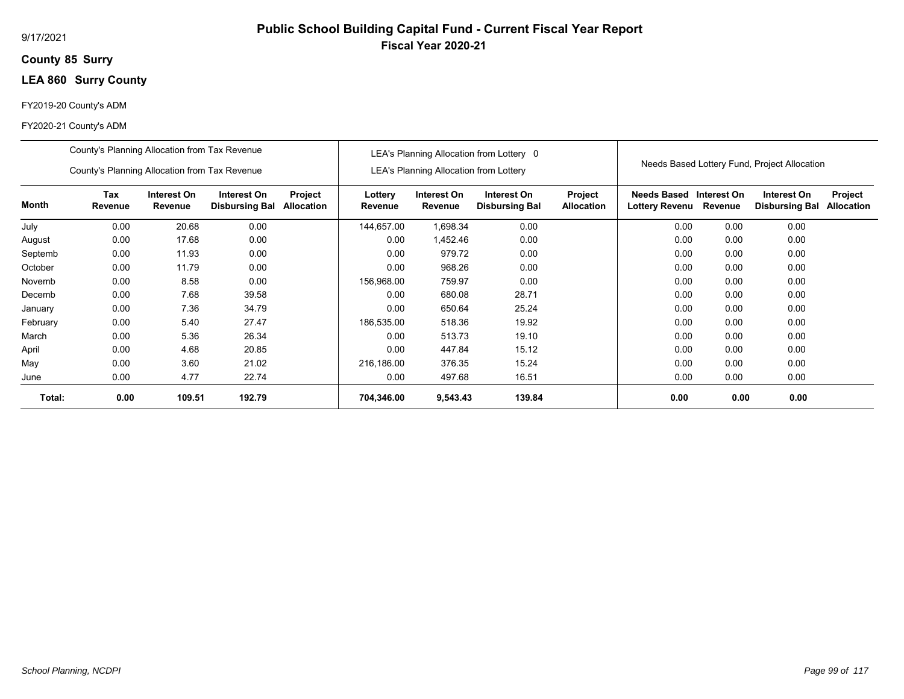9/17/2021

# Public School Building Capital Fund - Current Fiscal Year Report

## Fiscal Year 2020-21

**County 85 Surry**

**LEA 860 Surry County**

FY2019-20 County's ADM

FY2020-21 County's ADM

| | County's Planning Allocation from Tax Revenue / County's Planning Allocation from Tax Revenue | | | | LEA's Planning Allocation from Lottery 0 / LEA's Planning Allocation from Lottery | | | | Needs Based Lottery Fund, Project Allocation | | | |
|---|---|---|---|---|---|---|---|---|---|---|---|---|
| **Month** | **Tax Revenue** | **Interest On Revenue** | **Interest On Disbursing Bal** | **Project Allocation** | **Lottery Revenue** | **Interest On Revenue** | **Interest On Disbursing Bal** | **Project Allocation** | **Needs Based Lottery Revenu** | **Interest On Revenue** | **Interest On Disbursing Bal** | **Project Allocation** |
| July | 0.00 | 20.68 | 0.00 | | 144,657.00 | 1,698.34 | 0.00 | | 0.00 | 0.00 | 0.00 | |
| August | 0.00 | 17.68 | 0.00 | | 0.00 | 1,452.46 | 0.00 | | 0.00 | 0.00 | 0.00 | |
| Septemb | 0.00 | 11.93 | 0.00 | | 0.00 | 979.72 | 0.00 | | 0.00 | 0.00 | 0.00 | |
| October | 0.00 | 11.79 | 0.00 | | 0.00 | 968.26 | 0.00 | | 0.00 | 0.00 | 0.00 | |
| Novemb | 0.00 | 8.58 | 0.00 | | 156,968.00 | 759.97 | 0.00 | | 0.00 | 0.00 | 0.00 | |
| Decemb | 0.00 | 7.68 | 39.58 | | 0.00 | 680.08 | 28.71 | | 0.00 | 0.00 | 0.00 | |
| January | 0.00 | 7.36 | 34.79 | | 0.00 | 650.64 | 25.24 | | 0.00 | 0.00 | 0.00 | |
| February | 0.00 | 5.40 | 27.47 | | 186,535.00 | 518.36 | 19.92 | | 0.00 | 0.00 | 0.00 | |
| March | 0.00 | 5.36 | 26.34 | | 0.00 | 513.73 | 19.10 | | 0.00 | 0.00 | 0.00 | |
| April | 0.00 | 4.68 | 20.85 | | 0.00 | 447.84 | 15.12 | | 0.00 | 0.00 | 0.00 | |
| May | 0.00 | 3.60 | 21.02 | | 216,186.00 | 376.35 | 15.24 | | 0.00 | 0.00 | 0.00 | |
| June | 0.00 | 4.77 | 22.74 | | 0.00 | 497.68 | 16.51 | | 0.00 | 0.00 | 0.00 | |
| **Total:** | **0.00** | **109.51** | **192.79** | | **704,346.00** | **9,543.43** | **139.84** | | **0.00** | **0.00** | **0.00** | |

*School Planning, NCDPI*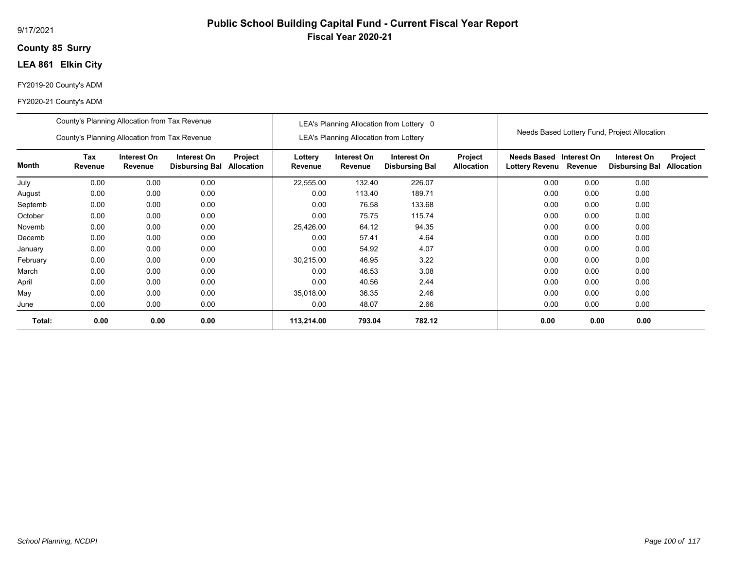9/17/2021

# Public School Building Capital Fund - Current Fiscal Year Report

## Fiscal Year 2020-21

**County 85 Surry**

**LEA 861 Elkin City**

FY2019-20 County's ADM

FY2020-21 County's ADM

| | County's Planning Allocation from Tax Revenue / County's Planning Allocation from Tax Revenue | | | | LEA's Planning Allocation from Lottery 0 / LEA's Planning Allocation from Lottery | | | | Needs Based Lottery Fund, Project Allocation | | | |
|---|---|---|---|---|---|---|---|---|---|---|---|---|
| **Month** | **Tax Revenue** | **Interest On Revenue** | **Interest On Disbursing Bal** | **Project Allocation** | **Lottery Revenue** | **Interest On Revenue** | **Interest On Disbursing Bal** | **Project Allocation** | **Needs Based Lottery Revenu** | **Interest On Revenue** | **Interest On Disbursing Bal** | **Project Allocation** |
| July | 0.00 | 0.00 | 0.00 | | 22,555.00 | 132.40 | 226.07 | | 0.00 | 0.00 | 0.00 | |
| August | 0.00 | 0.00 | 0.00 | | 0.00 | 113.40 | 189.71 | | 0.00 | 0.00 | 0.00 | |
| Septemb | 0.00 | 0.00 | 0.00 | | 0.00 | 76.58 | 133.68 | | 0.00 | 0.00 | 0.00 | |
| October | 0.00 | 0.00 | 0.00 | | 0.00 | 75.75 | 115.74 | | 0.00 | 0.00 | 0.00 | |
| Novemb | 0.00 | 0.00 | 0.00 | | 25,426.00 | 64.12 | 94.35 | | 0.00 | 0.00 | 0.00 | |
| Decemb | 0.00 | 0.00 | 0.00 | | 0.00 | 57.41 | 4.64 | | 0.00 | 0.00 | 0.00 | |
| January | 0.00 | 0.00 | 0.00 | | 0.00 | 54.92 | 4.07 | | 0.00 | 0.00 | 0.00 | |
| February | 0.00 | 0.00 | 0.00 | | 30,215.00 | 46.95 | 3.22 | | 0.00 | 0.00 | 0.00 | |
| March | 0.00 | 0.00 | 0.00 | | 0.00 | 46.53 | 3.08 | | 0.00 | 0.00 | 0.00 | |
| April | 0.00 | 0.00 | 0.00 | | 0.00 | 40.56 | 2.44 | | 0.00 | 0.00 | 0.00 | |
| May | 0.00 | 0.00 | 0.00 | | 35,018.00 | 36.35 | 2.46 | | 0.00 | 0.00 | 0.00 | |
| June | 0.00 | 0.00 | 0.00 | | 0.00 | 48.07 | 2.66 | | 0.00 | 0.00 | 0.00 | |
| **Total:** | **0.00** | **0.00** | **0.00** | | **113,214.00** | **793.04** | **782.12** | | **0.00** | **0.00** | **0.00** | |

*School Planning, NCDPI*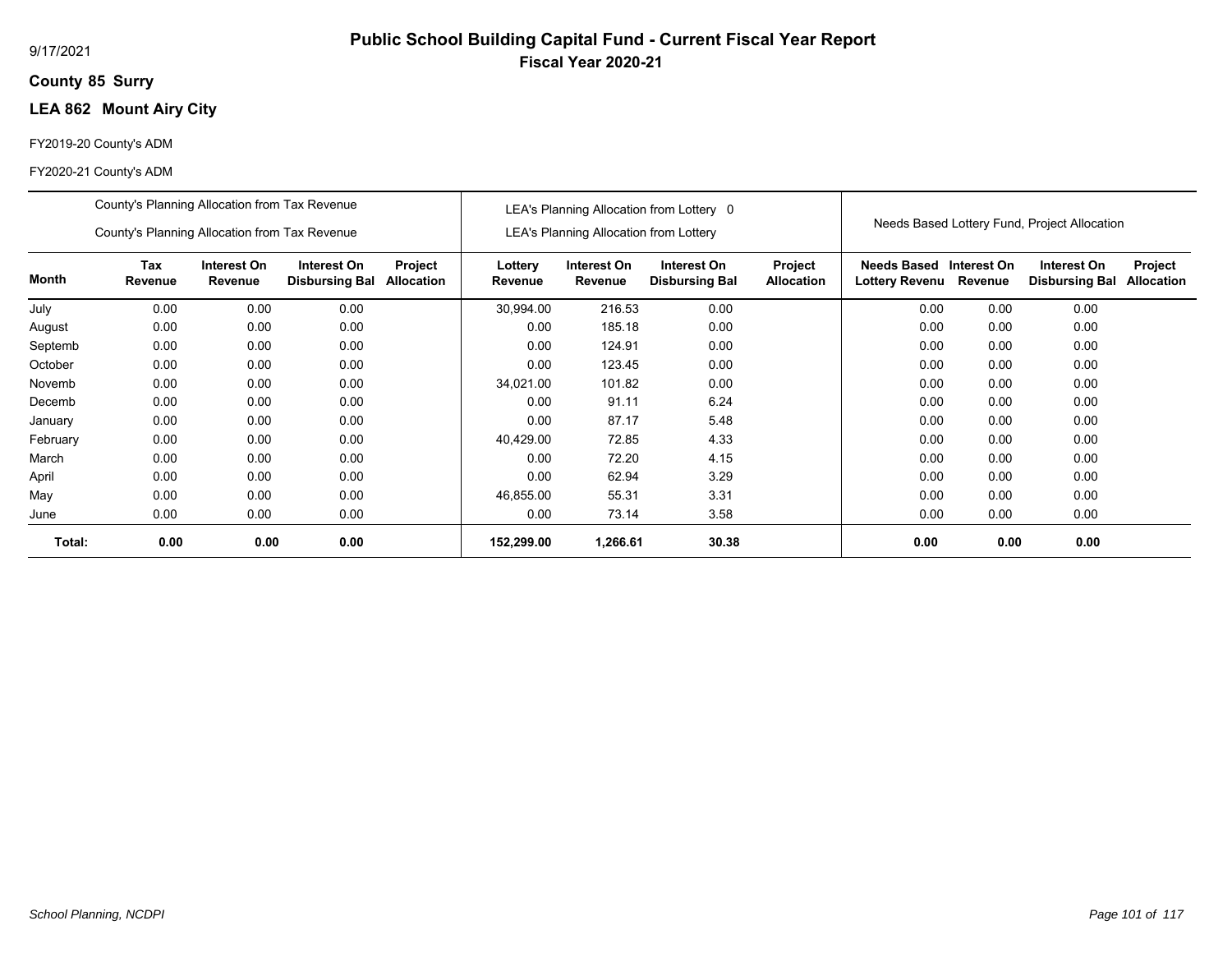# Public School Building Capital Fund - Current Fiscal Year Report

## Fiscal Year 2020-21

9/17/2021

**County 85 Surry**

**LEA 862 Mount Airy City**

FY2019-20 County's ADM

FY2020-21 County's ADM

| | County's Planning Allocation from Tax Revenue / County's Planning Allocation from Tax Revenue | | | | LEA's Planning Allocation from Lottery 0 / LEA's Planning Allocation from Lottery | | | | Needs Based Lottery Fund, Project Allocation | | | |
|---|---|---|---|---|---|---|---|---|---|---|---|---|
| **Month** | **Tax Revenue** | **Interest On Revenue** | **Interest On Disbursing Bal** | **Project Allocation** | **Lottery Revenue** | **Interest On Revenue** | **Interest On Disbursing Bal** | **Project Allocation** | **Needs Based Lottery Revenu** | **Interest On Revenue** | **Interest On Disbursing Bal** | **Project Allocation** |
| July | 0.00 | 0.00 | 0.00 | | 30,994.00 | 216.53 | 0.00 | | 0.00 | 0.00 | 0.00 | |
| August | 0.00 | 0.00 | 0.00 | | 0.00 | 185.18 | 0.00 | | 0.00 | 0.00 | 0.00 | |
| Septemb | 0.00 | 0.00 | 0.00 | | 0.00 | 124.91 | 0.00 | | 0.00 | 0.00 | 0.00 | |
| October | 0.00 | 0.00 | 0.00 | | 0.00 | 123.45 | 0.00 | | 0.00 | 0.00 | 0.00 | |
| Novemb | 0.00 | 0.00 | 0.00 | | 34,021.00 | 101.82 | 0.00 | | 0.00 | 0.00 | 0.00 | |
| Decemb | 0.00 | 0.00 | 0.00 | | 0.00 | 91.11 | 6.24 | | 0.00 | 0.00 | 0.00 | |
| January | 0.00 | 0.00 | 0.00 | | 0.00 | 87.17 | 5.48 | | 0.00 | 0.00 | 0.00 | |
| February | 0.00 | 0.00 | 0.00 | | 40,429.00 | 72.85 | 4.33 | | 0.00 | 0.00 | 0.00 | |
| March | 0.00 | 0.00 | 0.00 | | 0.00 | 72.20 | 4.15 | | 0.00 | 0.00 | 0.00 | |
| April | 0.00 | 0.00 | 0.00 | | 0.00 | 62.94 | 3.29 | | 0.00 | 0.00 | 0.00 | |
| May | 0.00 | 0.00 | 0.00 | | 46,855.00 | 55.31 | 3.31 | | 0.00 | 0.00 | 0.00 | |
| June | 0.00 | 0.00 | 0.00 | | 0.00 | 73.14 | 3.58 | | 0.00 | 0.00 | 0.00 | |
| **Total:** | **0.00** | **0.00** | **0.00** | | **152,299.00** | **1,266.61** | **30.38** | | **0.00** | **0.00** | **0.00** | |

*School Planning, NCDPI*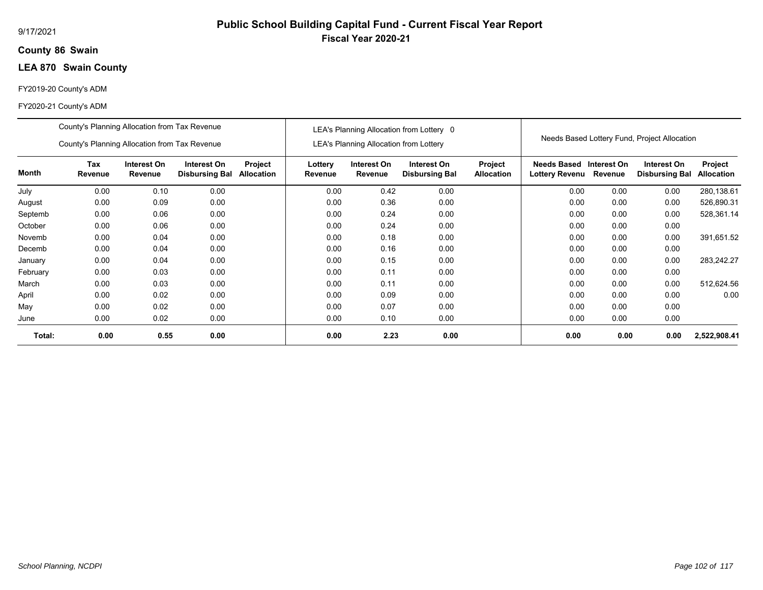9/17/2021

# Public School Building Capital Fund - Current Fiscal Year Report

## Fiscal Year 2020-21

**County 86 Swain**

**LEA 870 Swain County**

FY2019-20 County's ADM

FY2020-21 County's ADM

| | County's Planning Allocation from Tax Revenue / County's Planning Allocation from Tax Revenue | | | | LEA's Planning Allocation from Lottery 0 / LEA's Planning Allocation from Lottery | | | | Needs Based Lottery Fund, Project Allocation | | | |
|---|---|---|---|---|---|---|---|---|---|---|---|---|
| **Month** | **Tax Revenue** | **Interest On Revenue** | **Interest On Disbursing Bal** | **Project Allocation** | **Lottery Revenue** | **Interest On Revenue** | **Interest On Disbursing Bal** | **Project Allocation** | **Needs Based Lottery Revenu** | **Interest On Revenue** | **Interest On Disbursing Bal** | **Project Allocation** |
| July | 0.00 | 0.10 | 0.00 | | 0.00 | 0.42 | 0.00 | | 0.00 | 0.00 | 0.00 | 280,138.61 |
| August | 0.00 | 0.09 | 0.00 | | 0.00 | 0.36 | 0.00 | | 0.00 | 0.00 | 0.00 | 526,890.31 |
| Septemb | 0.00 | 0.06 | 0.00 | | 0.00 | 0.24 | 0.00 | | 0.00 | 0.00 | 0.00 | 528,361.14 |
| October | 0.00 | 0.06 | 0.00 | | 0.00 | 0.24 | 0.00 | | 0.00 | 0.00 | 0.00 | |
| Novemb | 0.00 | 0.04 | 0.00 | | 0.00 | 0.18 | 0.00 | | 0.00 | 0.00 | 0.00 | 391,651.52 |
| Decemb | 0.00 | 0.04 | 0.00 | | 0.00 | 0.16 | 0.00 | | 0.00 | 0.00 | 0.00 | |
| January | 0.00 | 0.04 | 0.00 | | 0.00 | 0.15 | 0.00 | | 0.00 | 0.00 | 0.00 | 283,242.27 |
| February | 0.00 | 0.03 | 0.00 | | 0.00 | 0.11 | 0.00 | | 0.00 | 0.00 | 0.00 | |
| March | 0.00 | 0.03 | 0.00 | | 0.00 | 0.11 | 0.00 | | 0.00 | 0.00 | 0.00 | 512,624.56 |
| April | 0.00 | 0.02 | 0.00 | | 0.00 | 0.09 | 0.00 | | 0.00 | 0.00 | 0.00 | 0.00 |
| May | 0.00 | 0.02 | 0.00 | | 0.00 | 0.07 | 0.00 | | 0.00 | 0.00 | 0.00 | |
| June | 0.00 | 0.02 | 0.00 | | 0.00 | 0.10 | 0.00 | | 0.00 | 0.00 | 0.00 | |
| **Total:** | **0.00** | **0.55** | **0.00** | | **0.00** | **2.23** | **0.00** | | **0.00** | **0.00** | **0.00** | **2,522,908.41** |

*School Planning, NCDPI*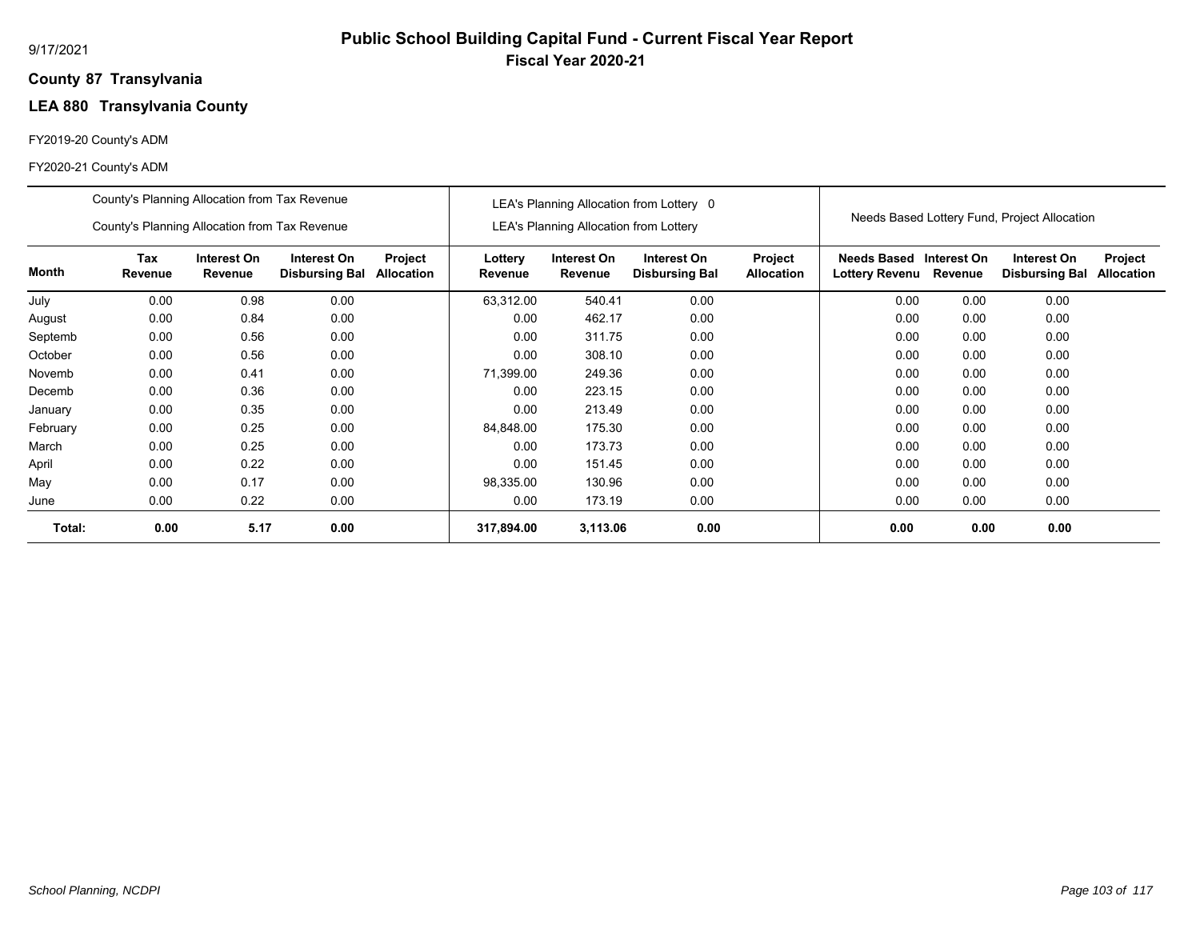# Public School Building Capital Fund - Current Fiscal Year Report

**Fiscal Year 2020-21**

9/17/2021

**County 87 Transylvania**

## LEA 880 Transylvania County

FY2019-20 County's ADM

FY2020-21 County's ADM

| | County's Planning Allocation from Tax Revenue<br>County's Planning Allocation from Tax Revenue | | | | LEA's Planning Allocation from Lottery 0<br>LEA's Planning Allocation from Lottery | | | | Needs Based Lottery Fund, Project Allocation | | | |
|---|---|---|---|---|---|---|---|---|---|---|---|---|
| **Month** | **Tax Revenue** | **Interest On Revenue** | **Interest On Disbursing Bal** | **Project Allocation** | **Lottery Revenue** | **Interest On Revenue** | **Interest On Disbursing Bal** | **Project Allocation** | **Needs Based Lottery Revenu** | **Interest On Revenue** | **Interest On Disbursing Bal** | **Project Allocation** |
| July | 0.00 | 0.98 | 0.00 | | 63,312.00 | 540.41 | 0.00 | | 0.00 | 0.00 | 0.00 | |
| August | 0.00 | 0.84 | 0.00 | | 0.00 | 462.17 | 0.00 | | 0.00 | 0.00 | 0.00 | |
| Septemb | 0.00 | 0.56 | 0.00 | | 0.00 | 311.75 | 0.00 | | 0.00 | 0.00 | 0.00 | |
| October | 0.00 | 0.56 | 0.00 | | 0.00 | 308.10 | 0.00 | | 0.00 | 0.00 | 0.00 | |
| Novemb | 0.00 | 0.41 | 0.00 | | 71,399.00 | 249.36 | 0.00 | | 0.00 | 0.00 | 0.00 | |
| Decemb | 0.00 | 0.36 | 0.00 | | 0.00 | 223.15 | 0.00 | | 0.00 | 0.00 | 0.00 | |
| January | 0.00 | 0.35 | 0.00 | | 0.00 | 213.49 | 0.00 | | 0.00 | 0.00 | 0.00 | |
| February | 0.00 | 0.25 | 0.00 | | 84,848.00 | 175.30 | 0.00 | | 0.00 | 0.00 | 0.00 | |
| March | 0.00 | 0.25 | 0.00 | | 0.00 | 173.73 | 0.00 | | 0.00 | 0.00 | 0.00 | |
| April | 0.00 | 0.22 | 0.00 | | 0.00 | 151.45 | 0.00 | | 0.00 | 0.00 | 0.00 | |
| May | 0.00 | 0.17 | 0.00 | | 98,335.00 | 130.96 | 0.00 | | 0.00 | 0.00 | 0.00 | |
| June | 0.00 | 0.22 | 0.00 | | 0.00 | 173.19 | 0.00 | | 0.00 | 0.00 | 0.00 | |
| **Total:** | **0.00** | **5.17** | **0.00** | | **317,894.00** | **3,113.06** | **0.00** | | **0.00** | **0.00** | **0.00** | |

*School Planning, NCDPI*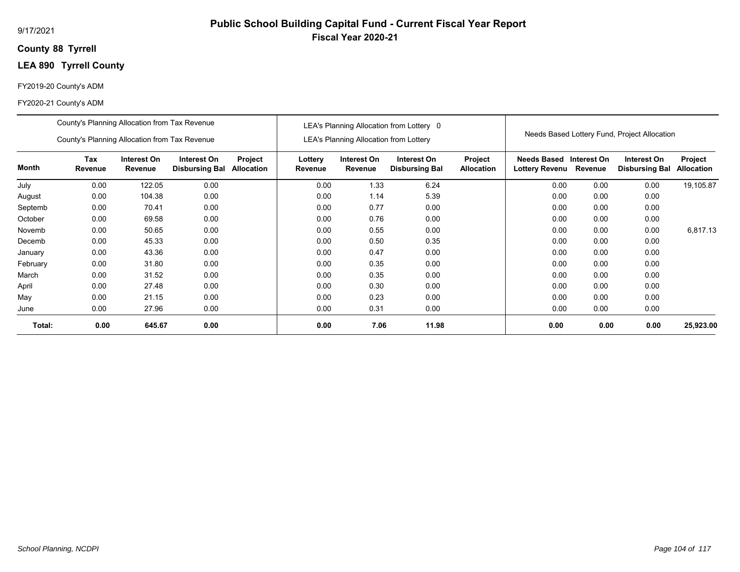9/17/2021

# Public School Building Capital Fund - Current Fiscal Year Report

## Fiscal Year 2020-21

**County 88 Tyrrell**

**LEA 890 Tyrrell County**

FY2019-20 County's ADM

FY2020-21 County's ADM

| | County's Planning Allocation from Tax Revenue / County's Planning Allocation from Tax Revenue | | | | LEA's Planning Allocation from Lottery 0 / LEA's Planning Allocation from Lottery | | | | Needs Based Lottery Fund, Project Allocation | | | |
|---|---|---|---|---|---|---|---|---|---|---|---|---|
| **Month** | **Tax Revenue** | **Interest On Revenue** | **Interest On Disbursing Bal** | **Project Allocation** | **Lottery Revenue** | **Interest On Revenue** | **Interest On Disbursing Bal** | **Project Allocation** | **Needs Based Lottery Revenu** | **Interest On Revenue** | **Interest On Disbursing Bal** | **Project Allocation** |
| July | 0.00 | 122.05 | 0.00 | | 0.00 | 1.33 | 6.24 | | 0.00 | 0.00 | 0.00 | 19,105.87 |
| August | 0.00 | 104.38 | 0.00 | | 0.00 | 1.14 | 5.39 | | 0.00 | 0.00 | 0.00 | |
| Septemb | 0.00 | 70.41 | 0.00 | | 0.00 | 0.77 | 0.00 | | 0.00 | 0.00 | 0.00 | |
| October | 0.00 | 69.58 | 0.00 | | 0.00 | 0.76 | 0.00 | | 0.00 | 0.00 | 0.00 | |
| Novemb | 0.00 | 50.65 | 0.00 | | 0.00 | 0.55 | 0.00 | | 0.00 | 0.00 | 0.00 | 6,817.13 |
| Decemb | 0.00 | 45.33 | 0.00 | | 0.00 | 0.50 | 0.35 | | 0.00 | 0.00 | 0.00 | |
| January | 0.00 | 43.36 | 0.00 | | 0.00 | 0.47 | 0.00 | | 0.00 | 0.00 | 0.00 | |
| February | 0.00 | 31.80 | 0.00 | | 0.00 | 0.35 | 0.00 | | 0.00 | 0.00 | 0.00 | |
| March | 0.00 | 31.52 | 0.00 | | 0.00 | 0.35 | 0.00 | | 0.00 | 0.00 | 0.00 | |
| April | 0.00 | 27.48 | 0.00 | | 0.00 | 0.30 | 0.00 | | 0.00 | 0.00 | 0.00 | |
| May | 0.00 | 21.15 | 0.00 | | 0.00 | 0.23 | 0.00 | | 0.00 | 0.00 | 0.00 | |
| June | 0.00 | 27.96 | 0.00 | | 0.00 | 0.31 | 0.00 | | 0.00 | 0.00 | 0.00 | |
| **Total:** | **0.00** | **645.67** | **0.00** | | **0.00** | **7.06** | **11.98** | | **0.00** | **0.00** | **0.00** | **25,923.00** |

*School Planning, NCDPI*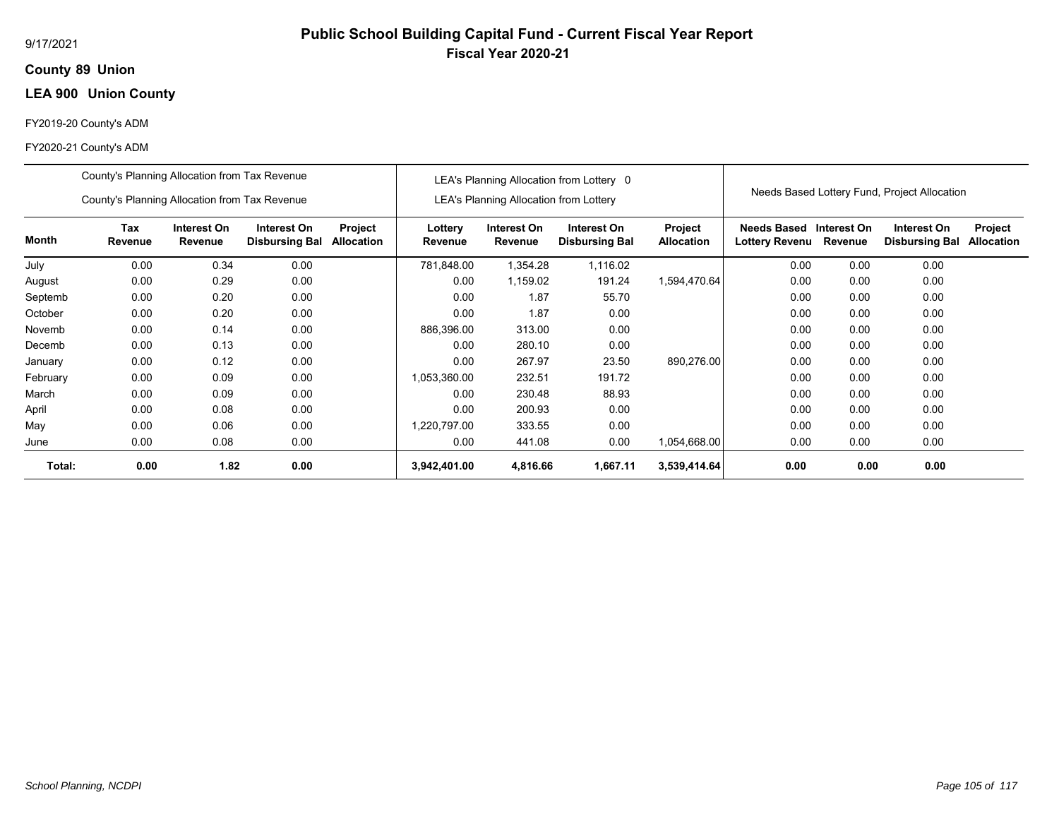9/17/2021

# Public School Building Capital Fund - Current Fiscal Year Report

## Fiscal Year 2020-21

**County 89 Union**

**LEA 900 Union County**

FY2019-20 County's ADM

FY2020-21 County's ADM

| | County's Planning Allocation from Tax Revenue<br>County's Planning Allocation from Tax Revenue | | | | LEA's Planning Allocation from Lottery 0<br>LEA's Planning Allocation from Lottery | | | | Needs Based Lottery Fund, Project Allocation | | | |
|---|---|---|---|---|---|---|---|---|---|---|---|---|
| **Month** | **Tax Revenue** | **Interest On Revenue** | **Interest On Disbursing Bal** | **Project Allocation** | **Lottery Revenue** | **Interest On Revenue** | **Interest On Disbursing Bal** | **Project Allocation** | **Needs Based Lottery Revenu** | **Interest On Revenue** | **Interest On Disbursing Bal** | **Project Allocation** |
| July | 0.00 | 0.34 | 0.00 | | 781,848.00 | 1,354.28 | 1,116.02 | | 0.00 | 0.00 | 0.00 | |
| August | 0.00 | 0.29 | 0.00 | | 0.00 | 1,159.02 | 191.24 | 1,594,470.64 | 0.00 | 0.00 | 0.00 | |
| Septemb | 0.00 | 0.20 | 0.00 | | 0.00 | 1.87 | 55.70 | | 0.00 | 0.00 | 0.00 | |
| October | 0.00 | 0.20 | 0.00 | | 0.00 | 1.87 | 0.00 | | 0.00 | 0.00 | 0.00 | |
| Novemb | 0.00 | 0.14 | 0.00 | | 886,396.00 | 313.00 | 0.00 | | 0.00 | 0.00 | 0.00 | |
| Decemb | 0.00 | 0.13 | 0.00 | | 0.00 | 280.10 | 0.00 | | 0.00 | 0.00 | 0.00 | |
| January | 0.00 | 0.12 | 0.00 | | 0.00 | 267.97 | 23.50 | 890,276.00 | 0.00 | 0.00 | 0.00 | |
| February | 0.00 | 0.09 | 0.00 | | 1,053,360.00 | 232.51 | 191.72 | | 0.00 | 0.00 | 0.00 | |
| March | 0.00 | 0.09 | 0.00 | | 0.00 | 230.48 | 88.93 | | 0.00 | 0.00 | 0.00 | |
| April | 0.00 | 0.08 | 0.00 | | 0.00 | 200.93 | 0.00 | | 0.00 | 0.00 | 0.00 | |
| May | 0.00 | 0.06 | 0.00 | | 1,220,797.00 | 333.55 | 0.00 | | 0.00 | 0.00 | 0.00 | |
| June | 0.00 | 0.08 | 0.00 | | 0.00 | 441.08 | 0.00 | 1,054,668.00 | 0.00 | 0.00 | 0.00 | |
| **Total:** | **0.00** | **1.82** | **0.00** | | **3,942,401.00** | **4,816.66** | **1,667.11** | **3,539,414.64** | **0.00** | **0.00** | **0.00** | |

*School Planning, NCDPI*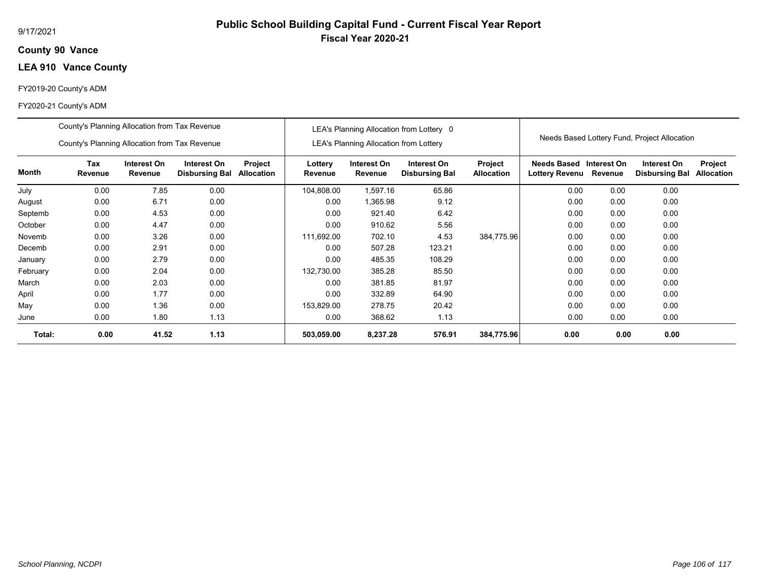9/17/2021

# Public School Building Capital Fund - Current Fiscal Year Report

## Fiscal Year 2020-21

**County 90 Vance**

**LEA 910 Vance County**

FY2019-20 County's ADM

FY2020-21 County's ADM

| | County's Planning Allocation from Tax Revenue / County's Planning Allocation from Tax Revenue | | | | LEA's Planning Allocation from Lottery 0 / LEA's Planning Allocation from Lottery | | | | Needs Based Lottery Fund, Project Allocation | | | |
|---|---|---|---|---|---|---|---|---|---|---|---|---|
| **Month** | **Tax Revenue** | **Interest On Revenue** | **Interest On Disbursing Bal** | **Project Allocation** | **Lottery Revenue** | **Interest On Revenue** | **Interest On Disbursing Bal** | **Project Allocation** | **Needs Based Lottery Revenu** | **Interest On Revenue** | **Interest On Disbursing Bal** | **Project Allocation** |
| July | 0.00 | 7.85 | 0.00 | | 104,808.00 | 1,597.16 | 65.86 | | 0.00 | 0.00 | 0.00 | |
| August | 0.00 | 6.71 | 0.00 | | 0.00 | 1,365.98 | 9.12 | | 0.00 | 0.00 | 0.00 | |
| Septemb | 0.00 | 4.53 | 0.00 | | 0.00 | 921.40 | 6.42 | | 0.00 | 0.00 | 0.00 | |
| October | 0.00 | 4.47 | 0.00 | | 0.00 | 910.62 | 5.56 | | 0.00 | 0.00 | 0.00 | |
| Novemb | 0.00 | 3.26 | 0.00 | | 111,692.00 | 702.10 | 4.53 | 384,775.96 | 0.00 | 0.00 | 0.00 | |
| Decemb | 0.00 | 2.91 | 0.00 | | 0.00 | 507.28 | 123.21 | | 0.00 | 0.00 | 0.00 | |
| January | 0.00 | 2.79 | 0.00 | | 0.00 | 485.35 | 108.29 | | 0.00 | 0.00 | 0.00 | |
| February | 0.00 | 2.04 | 0.00 | | 132,730.00 | 385.28 | 85.50 | | 0.00 | 0.00 | 0.00 | |
| March | 0.00 | 2.03 | 0.00 | | 0.00 | 381.85 | 81.97 | | 0.00 | 0.00 | 0.00 | |
| April | 0.00 | 1.77 | 0.00 | | 0.00 | 332.89 | 64.90 | | 0.00 | 0.00 | 0.00 | |
| May | 0.00 | 1.36 | 0.00 | | 153,829.00 | 278.75 | 20.42 | | 0.00 | 0.00 | 0.00 | |
| June | 0.00 | 1.80 | 1.13 | | 0.00 | 368.62 | 1.13 | | 0.00 | 0.00 | 0.00 | |
| **Total:** | **0.00** | **41.52** | **1.13** | | **503,059.00** | **8,237.28** | **576.91** | **384,775.96** | **0.00** | **0.00** | **0.00** | |

*School Planning, NCDPI*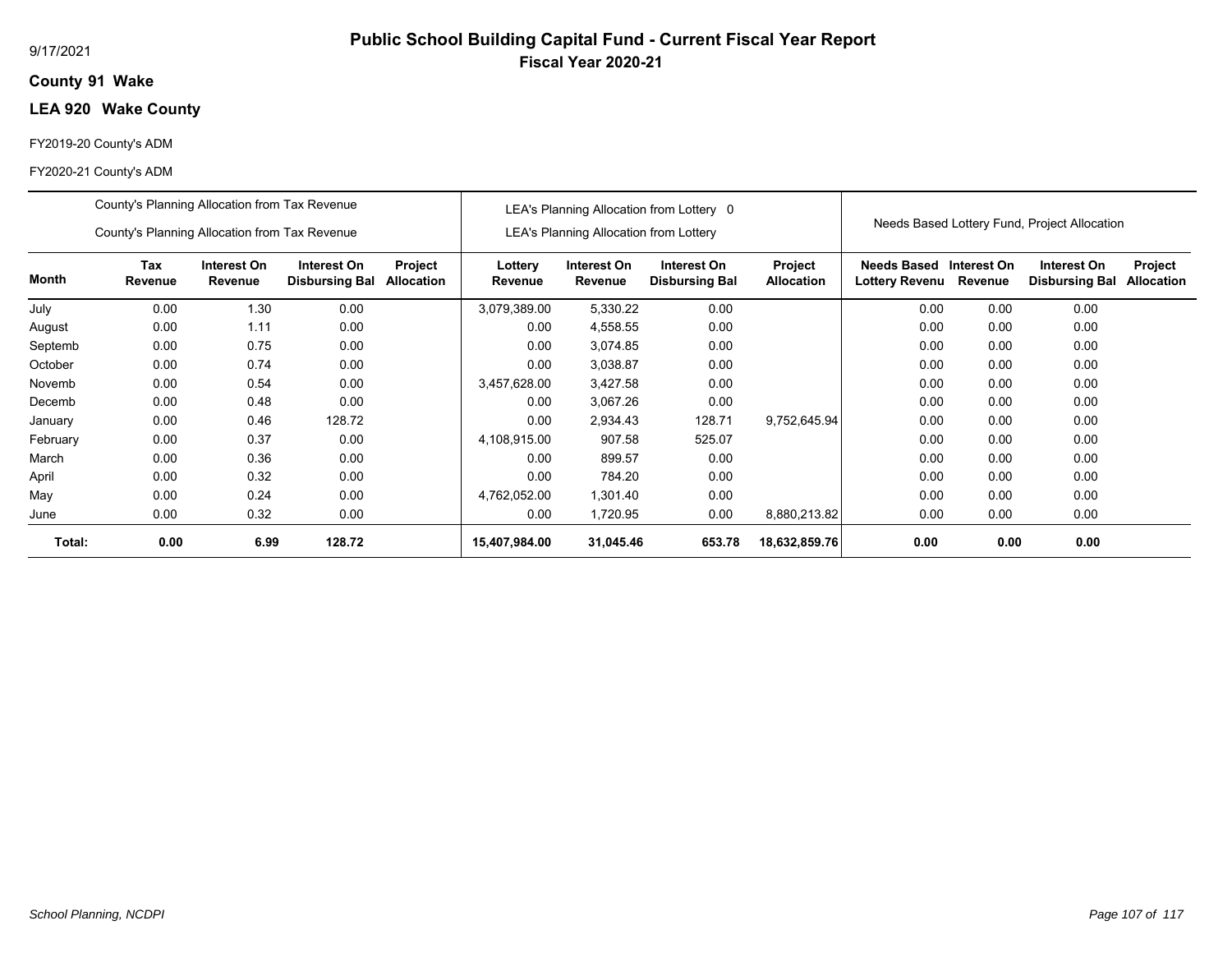# Public School Building Capital Fund - Current Fiscal Year Report

## Fiscal Year 2020-21

9/17/2021

**County 91 Wake**

**LEA 920 Wake County**

FY2019-20 County's ADM

FY2020-21 County's ADM

| | County's Planning Allocation from Tax Revenue / County's Planning Allocation from Tax Revenue | | | | LEA's Planning Allocation from Lottery 0 / LEA's Planning Allocation from Lottery | | | | Needs Based Lottery Fund, Project Allocation | | | |
|---|---|---|---|---|---|---|---|---|---|---|---|---|
| **Month** | **Tax Revenue** | **Interest On Revenue** | **Interest On Disbursing Bal** | **Project Allocation** | **Lottery Revenue** | **Interest On Revenue** | **Interest On Disbursing Bal** | **Project Allocation** | **Needs Based Lottery Revenu** | **Interest On Revenue** | **Interest On Disbursing Bal** | **Project Allocation** |
| July | 0.00 | 1.30 | 0.00 | | 3,079,389.00 | 5,330.22 | 0.00 | | 0.00 | 0.00 | 0.00 | |
| August | 0.00 | 1.11 | 0.00 | | 0.00 | 4,558.55 | 0.00 | | 0.00 | 0.00 | 0.00 | |
| Septemb | 0.00 | 0.75 | 0.00 | | 0.00 | 3,074.85 | 0.00 | | 0.00 | 0.00 | 0.00 | |
| October | 0.00 | 0.74 | 0.00 | | 0.00 | 3,038.87 | 0.00 | | 0.00 | 0.00 | 0.00 | |
| Novemb | 0.00 | 0.54 | 0.00 | | 3,457,628.00 | 3,427.58 | 0.00 | | 0.00 | 0.00 | 0.00 | |
| Decemb | 0.00 | 0.48 | 0.00 | | 0.00 | 3,067.26 | 0.00 | | 0.00 | 0.00 | 0.00 | |
| January | 0.00 | 0.46 | 128.72 | | 0.00 | 2,934.43 | 128.71 | 9,752,645.94 | 0.00 | 0.00 | 0.00 | |
| February | 0.00 | 0.37 | 0.00 | | 4,108,915.00 | 907.58 | 525.07 | | 0.00 | 0.00 | 0.00 | |
| March | 0.00 | 0.36 | 0.00 | | 0.00 | 899.57 | 0.00 | | 0.00 | 0.00 | 0.00 | |
| April | 0.00 | 0.32 | 0.00 | | 0.00 | 784.20 | 0.00 | | 0.00 | 0.00 | 0.00 | |
| May | 0.00 | 0.24 | 0.00 | | 4,762,052.00 | 1,301.40 | 0.00 | | 0.00 | 0.00 | 0.00 | |
| June | 0.00 | 0.32 | 0.00 | | 0.00 | 1,720.95 | 0.00 | 8,880,213.82 | 0.00 | 0.00 | 0.00 | |
| **Total:** | **0.00** | **6.99** | **128.72** | | **15,407,984.00** | **31,045.46** | **653.78** | **18,632,859.76** | **0.00** | **0.00** | **0.00** | |

*School Planning, NCDPI*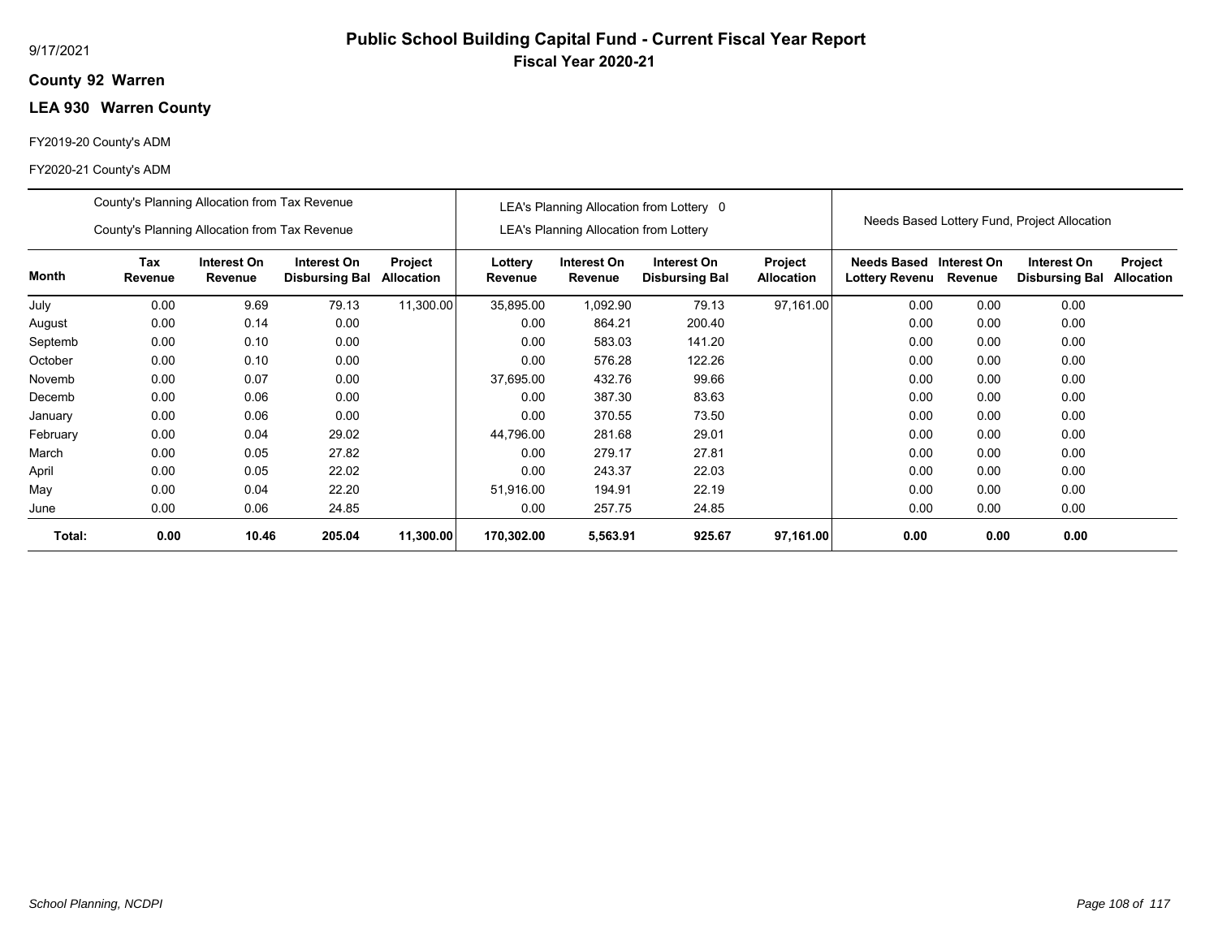# Public School Building Capital Fund - Current Fiscal Year Report

**Fiscal Year 2020-21**

9/17/2021

**County 92 Warren**

**LEA 930 Warren County**

FY2019-20 County's ADM

FY2020-21 County's ADM

| | County's Planning Allocation from Tax Revenue<br>County's Planning Allocation from Tax Revenue | | | | LEA's Planning Allocation from Lottery 0<br>LEA's Planning Allocation from Lottery | | | | Needs Based Lottery Fund, Project Allocation | | | |
|---|---|---|---|---|---|---|---|---|---|---|---|---|
| **Month** | **Tax Revenue** | **Interest On Revenue** | **Interest On Disbursing Bal** | **Project Allocation** | **Lottery Revenue** | **Interest On Revenue** | **Interest On Disbursing Bal** | **Project Allocation** | **Needs Based Lottery Revenu** | **Interest On Revenue** | **Interest On Disbursing Bal** | **Project Allocation** |
| July | 0.00 | 9.69 | 79.13 | 11,300.00 | 35,895.00 | 1,092.90 | 79.13 | 97,161.00 | 0.00 | 0.00 | 0.00 | |
| August | 0.00 | 0.14 | 0.00 | | 0.00 | 864.21 | 200.40 | | 0.00 | 0.00 | 0.00 | |
| Septemb | 0.00 | 0.10 | 0.00 | | 0.00 | 583.03 | 141.20 | | 0.00 | 0.00 | 0.00 | |
| October | 0.00 | 0.10 | 0.00 | | 0.00 | 576.28 | 122.26 | | 0.00 | 0.00 | 0.00 | |
| Novemb | 0.00 | 0.07 | 0.00 | | 37,695.00 | 432.76 | 99.66 | | 0.00 | 0.00 | 0.00 | |
| Decemb | 0.00 | 0.06 | 0.00 | | 0.00 | 387.30 | 83.63 | | 0.00 | 0.00 | 0.00 | |
| January | 0.00 | 0.06 | 0.00 | | 0.00 | 370.55 | 73.50 | | 0.00 | 0.00 | 0.00 | |
| February | 0.00 | 0.04 | 29.02 | | 44,796.00 | 281.68 | 29.01 | | 0.00 | 0.00 | 0.00 | |
| March | 0.00 | 0.05 | 27.82 | | 0.00 | 279.17 | 27.81 | | 0.00 | 0.00 | 0.00 | |
| April | 0.00 | 0.05 | 22.02 | | 0.00 | 243.37 | 22.03 | | 0.00 | 0.00 | 0.00 | |
| May | 0.00 | 0.04 | 22.20 | | 51,916.00 | 194.91 | 22.19 | | 0.00 | 0.00 | 0.00 | |
| June | 0.00 | 0.06 | 24.85 | | 0.00 | 257.75 | 24.85 | | 0.00 | 0.00 | 0.00 | |
| **Total:** | **0.00** | **10.46** | **205.04** | **11,300.00** | **170,302.00** | **5,563.91** | **925.67** | **97,161.00** | **0.00** | **0.00** | **0.00** | |

*School Planning, NCDPI*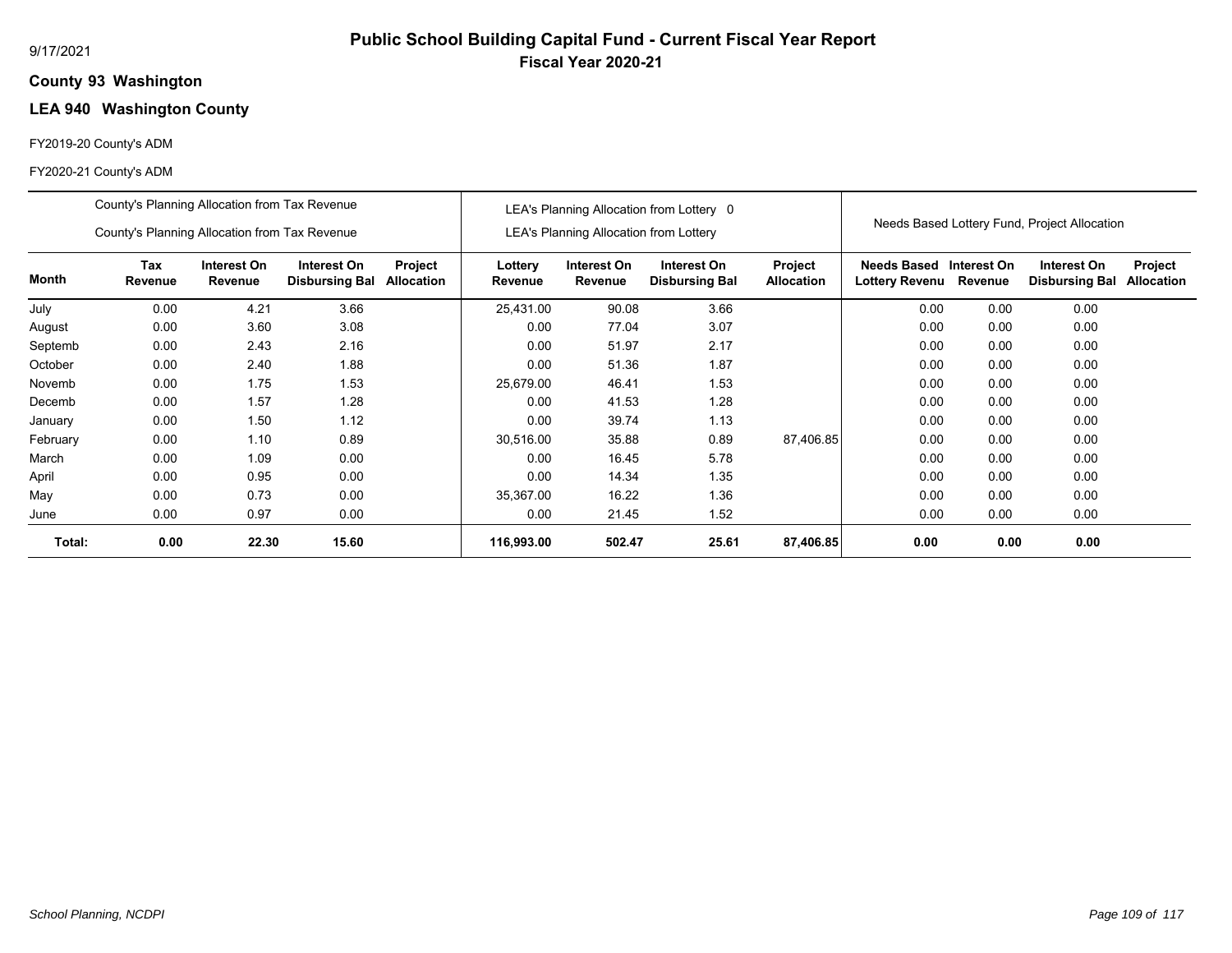# Public School Building Capital Fund - Current Fiscal Year Report

## Fiscal Year 2020-21

9/17/2021

**County 93 Washington**

**LEA 940 Washington County**

FY2019-20 County's ADM

FY2020-21 County's ADM

| | County's Planning Allocation from Tax Revenue / County's Planning Allocation from Tax Revenue | | | | LEA's Planning Allocation from Lottery 0 / LEA's Planning Allocation from Lottery | | | | Needs Based Lottery Fund, Project Allocation | | | |
|---|---|---|---|---|---|---|---|---|---|---|---|---|
| **Month** | **Tax Revenue** | **Interest On Revenue** | **Interest On Disbursing Bal** | **Project Allocation** | **Lottery Revenue** | **Interest On Revenue** | **Interest On Disbursing Bal** | **Project Allocation** | **Needs Based Lottery Revenu** | **Interest On Revenue** | **Interest On Disbursing Bal** | **Project Allocation** |
| July | 0.00 | 4.21 | 3.66 | | 25,431.00 | 90.08 | 3.66 | | 0.00 | 0.00 | 0.00 | |
| August | 0.00 | 3.60 | 3.08 | | 0.00 | 77.04 | 3.07 | | 0.00 | 0.00 | 0.00 | |
| Septemb | 0.00 | 2.43 | 2.16 | | 0.00 | 51.97 | 2.17 | | 0.00 | 0.00 | 0.00 | |
| October | 0.00 | 2.40 | 1.88 | | 0.00 | 51.36 | 1.87 | | 0.00 | 0.00 | 0.00 | |
| Novemb | 0.00 | 1.75 | 1.53 | | 25,679.00 | 46.41 | 1.53 | | 0.00 | 0.00 | 0.00 | |
| Decemb | 0.00 | 1.57 | 1.28 | | 0.00 | 41.53 | 1.28 | | 0.00 | 0.00 | 0.00 | |
| January | 0.00 | 1.50 | 1.12 | | 0.00 | 39.74 | 1.13 | | 0.00 | 0.00 | 0.00 | |
| February | 0.00 | 1.10 | 0.89 | | 30,516.00 | 35.88 | 0.89 | 87,406.85 | 0.00 | 0.00 | 0.00 | |
| March | 0.00 | 1.09 | 0.00 | | 0.00 | 16.45 | 5.78 | | 0.00 | 0.00 | 0.00 | |
| April | 0.00 | 0.95 | 0.00 | | 0.00 | 14.34 | 1.35 | | 0.00 | 0.00 | 0.00 | |
| May | 0.00 | 0.73 | 0.00 | | 35,367.00 | 16.22 | 1.36 | | 0.00 | 0.00 | 0.00 | |
| June | 0.00 | 0.97 | 0.00 | | 0.00 | 21.45 | 1.52 | | 0.00 | 0.00 | 0.00 | |
| **Total:** | **0.00** | **22.30** | **15.60** | | **116,993.00** | **502.47** | **25.61** | **87,406.85** | **0.00** | **0.00** | **0.00** | |

*School Planning, NCDPI*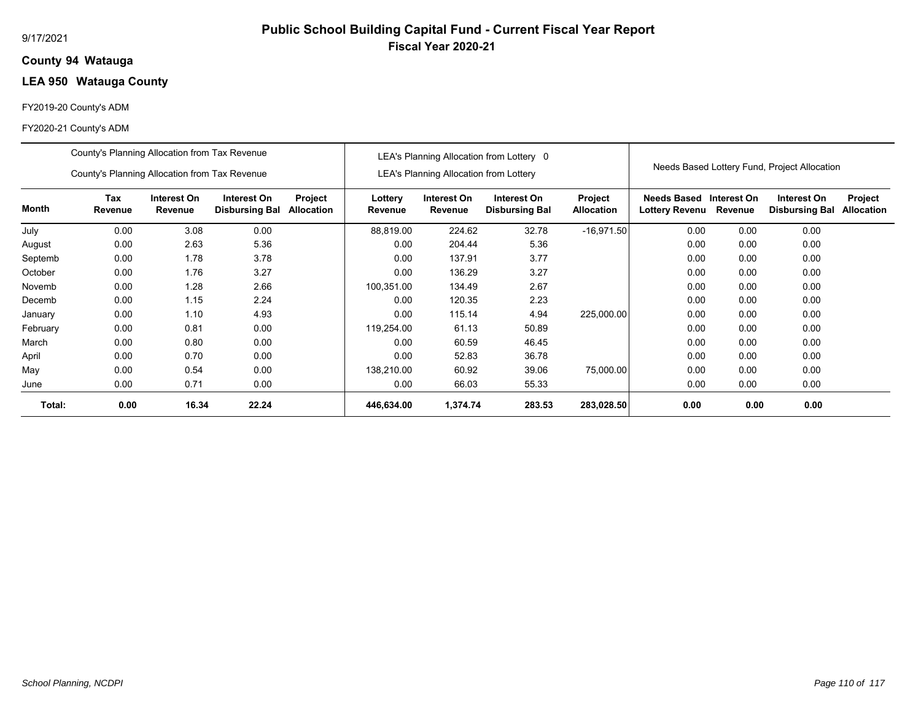9/17/2021

# Public School Building Capital Fund - Current Fiscal Year Report

## Fiscal Year 2020-21

**County 94 Watauga**

**LEA 950 Watauga County**

FY2019-20 County's ADM

FY2020-21 County's ADM

| | County's Planning Allocation from Tax Revenue<br>County's Planning Allocation from Tax Revenue | | | | LEA's Planning Allocation from Lottery 0<br>LEA's Planning Allocation from Lottery | | | | Needs Based Lottery Fund, Project Allocation | | | |
|---|---|---|---|---|---|---|---|---|---|---|---|---|
| **Month** | **Tax Revenue** | **Interest On Revenue** | **Interest On Disbursing Bal** | **Project Allocation** | **Lottery Revenue** | **Interest On Revenue** | **Interest On Disbursing Bal** | **Project Allocation** | **Needs Based Lottery Revenu** | **Interest On Revenue** | **Interest On Disbursing Bal** | **Project Allocation** |
| July | 0.00 | 3.08 | 0.00 | | 88,819.00 | 224.62 | 32.78 | -16,971.50 | 0.00 | 0.00 | 0.00 | |
| August | 0.00 | 2.63 | 5.36 | | 0.00 | 204.44 | 5.36 | | 0.00 | 0.00 | 0.00 | |
| Septemb | 0.00 | 1.78 | 3.78 | | 0.00 | 137.91 | 3.77 | | 0.00 | 0.00 | 0.00 | |
| October | 0.00 | 1.76 | 3.27 | | 0.00 | 136.29 | 3.27 | | 0.00 | 0.00 | 0.00 | |
| Novemb | 0.00 | 1.28 | 2.66 | | 100,351.00 | 134.49 | 2.67 | | 0.00 | 0.00 | 0.00 | |
| Decemb | 0.00 | 1.15 | 2.24 | | 0.00 | 120.35 | 2.23 | | 0.00 | 0.00 | 0.00 | |
| January | 0.00 | 1.10 | 4.93 | | 0.00 | 115.14 | 4.94 | 225,000.00 | 0.00 | 0.00 | 0.00 | |
| February | 0.00 | 0.81 | 0.00 | | 119,254.00 | 61.13 | 50.89 | | 0.00 | 0.00 | 0.00 | |
| March | 0.00 | 0.80 | 0.00 | | 0.00 | 60.59 | 46.45 | | 0.00 | 0.00 | 0.00 | |
| April | 0.00 | 0.70 | 0.00 | | 0.00 | 52.83 | 36.78 | | 0.00 | 0.00 | 0.00 | |
| May | 0.00 | 0.54 | 0.00 | | 138,210.00 | 60.92 | 39.06 | 75,000.00 | 0.00 | 0.00 | 0.00 | |
| June | 0.00 | 0.71 | 0.00 | | 0.00 | 66.03 | 55.33 | | 0.00 | 0.00 | 0.00 | |
| **Total:** | **0.00** | **16.34** | **22.24** | | **446,634.00** | **1,374.74** | **283.53** | **283,028.50** | **0.00** | **0.00** | **0.00** | |

*School Planning, NCDPI*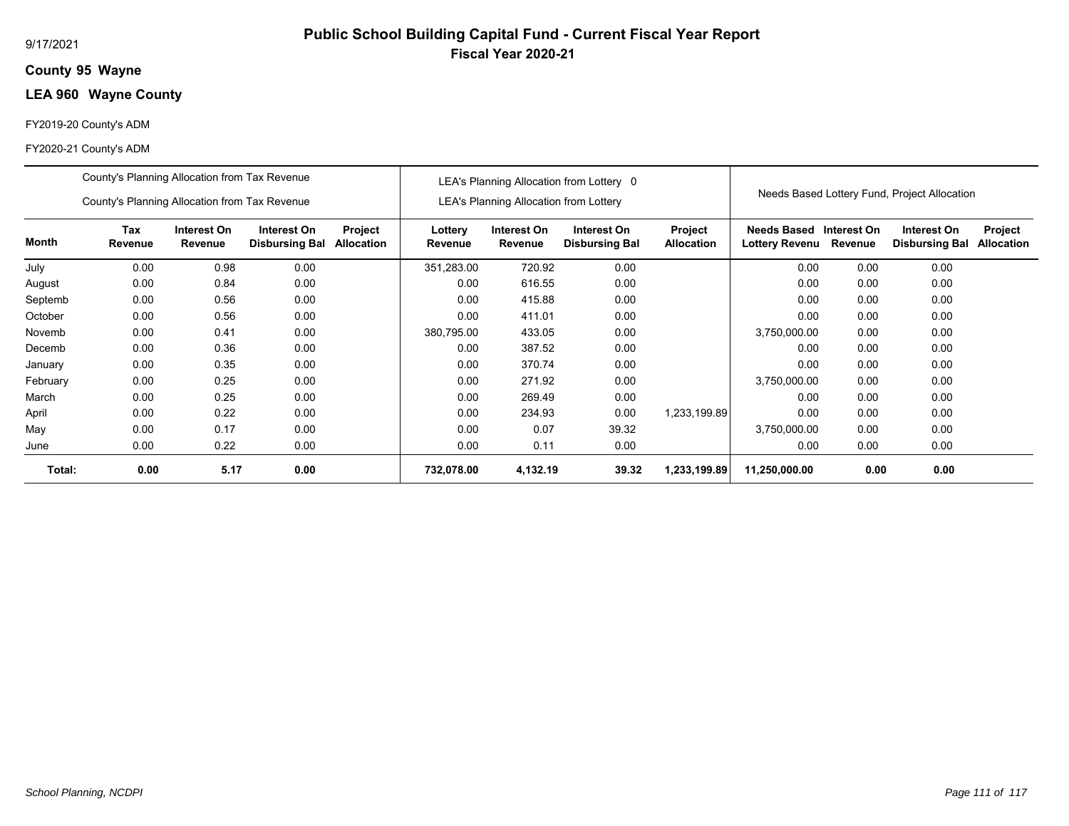9/17/2021

# Public School Building Capital Fund - Current Fiscal Year Report

## Fiscal Year 2020-21

**County 95 Wayne**

**LEA 960 Wayne County**

FY2019-20 County's ADM

FY2020-21 County's ADM

| | County's Planning Allocation from Tax Revenue / County's Planning Allocation from Tax Revenue | | | | LEA's Planning Allocation from Lottery 0 / LEA's Planning Allocation from Lottery | | | | Needs Based Lottery Fund, Project Allocation | | | |
|---|---|---|---|---|---|---|---|---|---|---|---|---|
| **Month** | **Tax Revenue** | **Interest On Revenue** | **Interest On Disbursing Bal** | **Project Allocation** | **Lottery Revenue** | **Interest On Revenue** | **Interest On Disbursing Bal** | **Project Allocation** | **Needs Based Lottery Revenu** | **Interest On Revenue** | **Interest On Disbursing Bal** | **Project Allocation** |
| July | 0.00 | 0.98 | 0.00 | | 351,283.00 | 720.92 | 0.00 | | 0.00 | 0.00 | 0.00 | |
| August | 0.00 | 0.84 | 0.00 | | 0.00 | 616.55 | 0.00 | | 0.00 | 0.00 | 0.00 | |
| Septemb | 0.00 | 0.56 | 0.00 | | 0.00 | 415.88 | 0.00 | | 0.00 | 0.00 | 0.00 | |
| October | 0.00 | 0.56 | 0.00 | | 0.00 | 411.01 | 0.00 | | 0.00 | 0.00 | 0.00 | |
| Novemb | 0.00 | 0.41 | 0.00 | | 380,795.00 | 433.05 | 0.00 | | 3,750,000.00 | 0.00 | 0.00 | |
| Decemb | 0.00 | 0.36 | 0.00 | | 0.00 | 387.52 | 0.00 | | 0.00 | 0.00 | 0.00 | |
| January | 0.00 | 0.35 | 0.00 | | 0.00 | 370.74 | 0.00 | | 0.00 | 0.00 | 0.00 | |
| February | 0.00 | 0.25 | 0.00 | | 0.00 | 271.92 | 0.00 | | 3,750,000.00 | 0.00 | 0.00 | |
| March | 0.00 | 0.25 | 0.00 | | 0.00 | 269.49 | 0.00 | | 0.00 | 0.00 | 0.00 | |
| April | 0.00 | 0.22 | 0.00 | | 0.00 | 234.93 | 0.00 | 1,233,199.89 | 0.00 | 0.00 | 0.00 | |
| May | 0.00 | 0.17 | 0.00 | | 0.00 | 0.07 | 39.32 | | 3,750,000.00 | 0.00 | 0.00 | |
| June | 0.00 | 0.22 | 0.00 | | 0.00 | 0.11 | 0.00 | | 0.00 | 0.00 | 0.00 | |
| **Total:** | **0.00** | **5.17** | **0.00** | | **732,078.00** | **4,132.19** | **39.32** | **1,233,199.89** | **11,250,000.00** | **0.00** | **0.00** | |

*School Planning, NCDPI*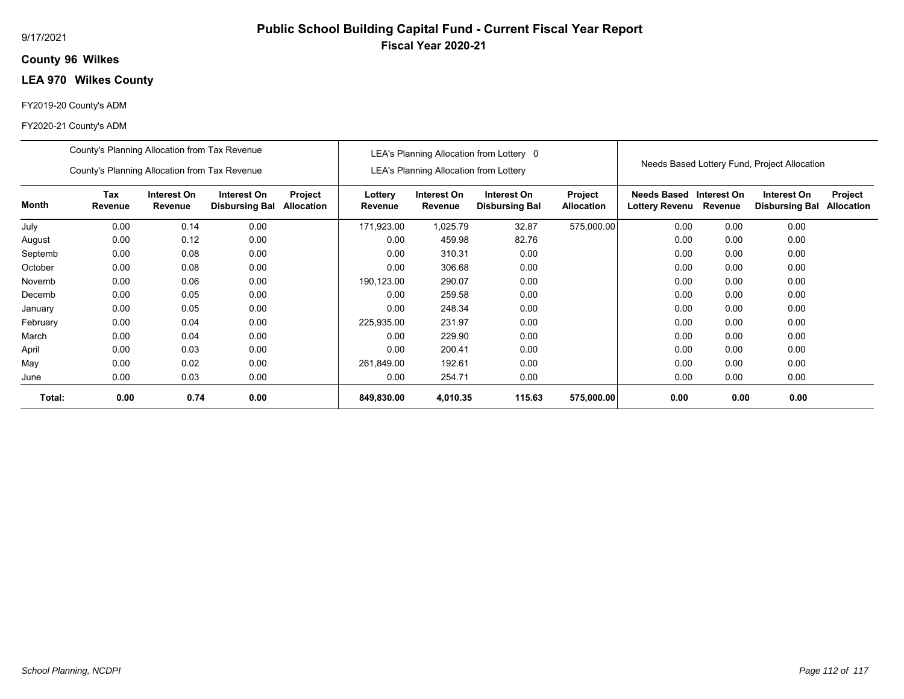9/17/2021

# Public School Building Capital Fund - Current Fiscal Year Report

## Fiscal Year 2020-21

**County 96 Wilkes**

**LEA 970 Wilkes County**

FY2019-20 County's ADM

FY2020-21 County's ADM

| | County's Planning Allocation from Tax Revenue | | | | LEA's Planning Allocation from Lottery 0 | | | | Needs Based Lottery Fund, Project Allocation | | | |
|---|---|---|---|---|---|---|---|---|---|---|---|---|
| | County's Planning Allocation from Tax Revenue | | | | LEA's Planning Allocation from Lottery | | | | | | | |
| **Month** | **Tax Revenue** | **Interest On Revenue** | **Interest On Disbursing Bal** | **Project Allocation** | **Lottery Revenue** | **Interest On Revenue** | **Interest On Disbursing Bal** | **Project Allocation** | **Needs Based Lottery Revenu** | **Interest On Revenue** | **Interest On Disbursing Bal** | **Project Allocation** |
| July | 0.00 | 0.14 | 0.00 | | 171,923.00 | 1,025.79 | 32.87 | 575,000.00 | 0.00 | 0.00 | 0.00 | |
| August | 0.00 | 0.12 | 0.00 | | 0.00 | 459.98 | 82.76 | | 0.00 | 0.00 | 0.00 | |
| Septemb | 0.00 | 0.08 | 0.00 | | 0.00 | 310.31 | 0.00 | | 0.00 | 0.00 | 0.00 | |
| October | 0.00 | 0.08 | 0.00 | | 0.00 | 306.68 | 0.00 | | 0.00 | 0.00 | 0.00 | |
| Novemb | 0.00 | 0.06 | 0.00 | | 190,123.00 | 290.07 | 0.00 | | 0.00 | 0.00 | 0.00 | |
| Decemb | 0.00 | 0.05 | 0.00 | | 0.00 | 259.58 | 0.00 | | 0.00 | 0.00 | 0.00 | |
| January | 0.00 | 0.05 | 0.00 | | 0.00 | 248.34 | 0.00 | | 0.00 | 0.00 | 0.00 | |
| February | 0.00 | 0.04 | 0.00 | | 225,935.00 | 231.97 | 0.00 | | 0.00 | 0.00 | 0.00 | |
| March | 0.00 | 0.04 | 0.00 | | 0.00 | 229.90 | 0.00 | | 0.00 | 0.00 | 0.00 | |
| April | 0.00 | 0.03 | 0.00 | | 0.00 | 200.41 | 0.00 | | 0.00 | 0.00 | 0.00 | |
| May | 0.00 | 0.02 | 0.00 | | 261,849.00 | 192.61 | 0.00 | | 0.00 | 0.00 | 0.00 | |
| June | 0.00 | 0.03 | 0.00 | | 0.00 | 254.71 | 0.00 | | 0.00 | 0.00 | 0.00 | |
| **Total:** | **0.00** | **0.74** | **0.00** | | **849,830.00** | **4,010.35** | **115.63** | **575,000.00** | **0.00** | **0.00** | **0.00** | |

*School Planning, NCDPI*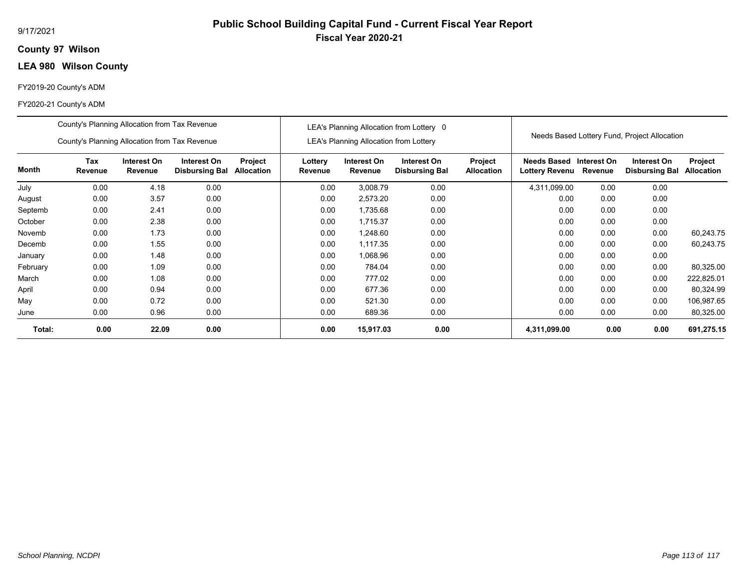9/17/2021

# Public School Building Capital Fund - Current Fiscal Year Report

## Fiscal Year 2020-21

**County 97 Wilson**

**LEA 980 Wilson County**

FY2019-20 County's ADM

FY2020-21 County's ADM

| | County's Planning Allocation from Tax Revenue<br>County's Planning Allocation from Tax Revenue | | | | LEA's Planning Allocation from Lottery 0<br>LEA's Planning Allocation from Lottery | | | | Needs Based Lottery Fund, Project Allocation | | | |
|---|---|---|---|---|---|---|---|---|---|---|---|---|
| **Month** | **Tax Revenue** | **Interest On Revenue** | **Interest On Disbursing Bal** | **Project Allocation** | **Lottery Revenue** | **Interest On Revenue** | **Interest On Disbursing Bal** | **Project Allocation** | **Needs Based Lottery Revenu** | **Interest On Revenue** | **Interest On Disbursing Bal** | **Project Allocation** |
| July | 0.00 | 4.18 | 0.00 | | 0.00 | 3,008.79 | 0.00 | | 4,311,099.00 | 0.00 | 0.00 | |
| August | 0.00 | 3.57 | 0.00 | | 0.00 | 2,573.20 | 0.00 | | 0.00 | 0.00 | 0.00 | |
| Septemb | 0.00 | 2.41 | 0.00 | | 0.00 | 1,735.68 | 0.00 | | 0.00 | 0.00 | 0.00 | |
| October | 0.00 | 2.38 | 0.00 | | 0.00 | 1,715.37 | 0.00 | | 0.00 | 0.00 | 0.00 | |
| Novemb | 0.00 | 1.73 | 0.00 | | 0.00 | 1,248.60 | 0.00 | | 0.00 | 0.00 | 0.00 | 60,243.75 |
| Decemb | 0.00 | 1.55 | 0.00 | | 0.00 | 1,117.35 | 0.00 | | 0.00 | 0.00 | 0.00 | 60,243.75 |
| January | 0.00 | 1.48 | 0.00 | | 0.00 | 1,068.96 | 0.00 | | 0.00 | 0.00 | 0.00 | |
| February | 0.00 | 1.09 | 0.00 | | 0.00 | 784.04 | 0.00 | | 0.00 | 0.00 | 0.00 | 80,325.00 |
| March | 0.00 | 1.08 | 0.00 | | 0.00 | 777.02 | 0.00 | | 0.00 | 0.00 | 0.00 | 222,825.01 |
| April | 0.00 | 0.94 | 0.00 | | 0.00 | 677.36 | 0.00 | | 0.00 | 0.00 | 0.00 | 80,324.99 |
| May | 0.00 | 0.72 | 0.00 | | 0.00 | 521.30 | 0.00 | | 0.00 | 0.00 | 0.00 | 106,987.65 |
| June | 0.00 | 0.96 | 0.00 | | 0.00 | 689.36 | 0.00 | | 0.00 | 0.00 | 0.00 | 80,325.00 |
| **Total:** | **0.00** | **22.09** | **0.00** | | **0.00** | **15,917.03** | **0.00** | | **4,311,099.00** | **0.00** | **0.00** | **691,275.15** |

*School Planning, NCDPI*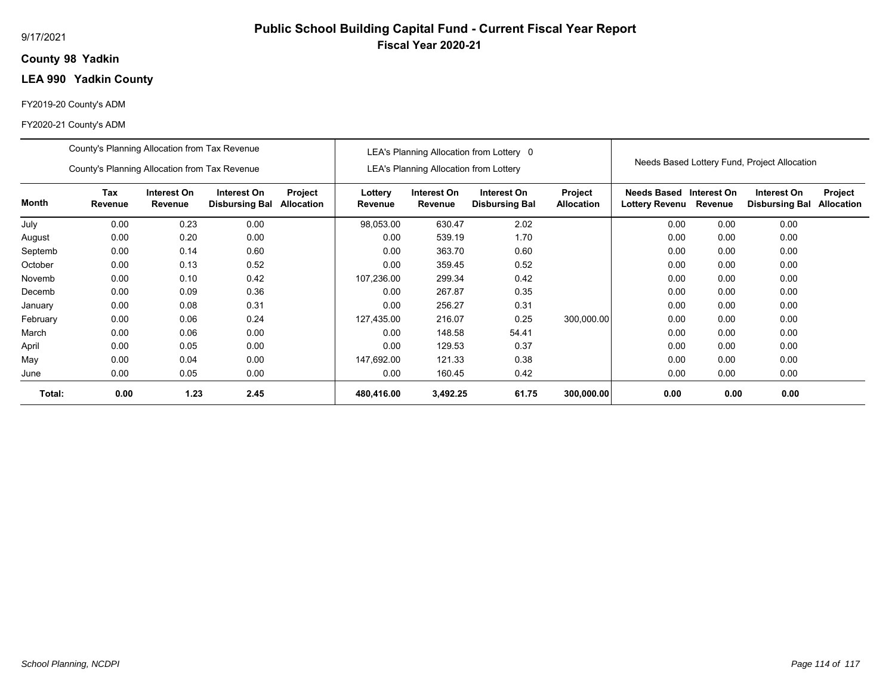9/17/2021

# Public School Building Capital Fund - Current Fiscal Year Report

## Fiscal Year 2020-21

**County 98 Yadkin**

**LEA 990 Yadkin County**

FY2019-20 County's ADM

FY2020-21 County's ADM

| | County's Planning Allocation from Tax Revenue / County's Planning Allocation from Tax Revenue | | | | LEA's Planning Allocation from Lottery 0 / LEA's Planning Allocation from Lottery | | | | Needs Based Lottery Fund, Project Allocation | | | |
|---|---|---|---|---|---|---|---|---|---|---|---|---|
| **Month** | **Tax Revenue** | **Interest On Revenue** | **Interest On Disbursing Bal** | **Project Allocation** | **Lottery Revenue** | **Interest On Revenue** | **Interest On Disbursing Bal** | **Project Allocation** | **Needs Based Lottery Revenu** | **Interest On Revenue** | **Interest On Disbursing Bal** | **Project Allocation** |
| July | 0.00 | 0.23 | 0.00 | | 98,053.00 | 630.47 | 2.02 | | 0.00 | 0.00 | 0.00 | |
| August | 0.00 | 0.20 | 0.00 | | 0.00 | 539.19 | 1.70 | | 0.00 | 0.00 | 0.00 | |
| Septemb | 0.00 | 0.14 | 0.60 | | 0.00 | 363.70 | 0.60 | | 0.00 | 0.00 | 0.00 | |
| October | 0.00 | 0.13 | 0.52 | | 0.00 | 359.45 | 0.52 | | 0.00 | 0.00 | 0.00 | |
| Novemb | 0.00 | 0.10 | 0.42 | | 107,236.00 | 299.34 | 0.42 | | 0.00 | 0.00 | 0.00 | |
| Decemb | 0.00 | 0.09 | 0.36 | | 0.00 | 267.87 | 0.35 | | 0.00 | 0.00 | 0.00 | |
| January | 0.00 | 0.08 | 0.31 | | 0.00 | 256.27 | 0.31 | | 0.00 | 0.00 | 0.00 | |
| February | 0.00 | 0.06 | 0.24 | | 127,435.00 | 216.07 | 0.25 | 300,000.00 | 0.00 | 0.00 | 0.00 | |
| March | 0.00 | 0.06 | 0.00 | | 0.00 | 148.58 | 54.41 | | 0.00 | 0.00 | 0.00 | |
| April | 0.00 | 0.05 | 0.00 | | 0.00 | 129.53 | 0.37 | | 0.00 | 0.00 | 0.00 | |
| May | 0.00 | 0.04 | 0.00 | | 147,692.00 | 121.33 | 0.38 | | 0.00 | 0.00 | 0.00 | |
| June | 0.00 | 0.05 | 0.00 | | 0.00 | 160.45 | 0.42 | | 0.00 | 0.00 | 0.00 | |
| **Total:** | **0.00** | **1.23** | **2.45** | | **480,416.00** | **3,492.25** | **61.75** | **300,000.00** | **0.00** | **0.00** | **0.00** | |

*School Planning, NCDPI*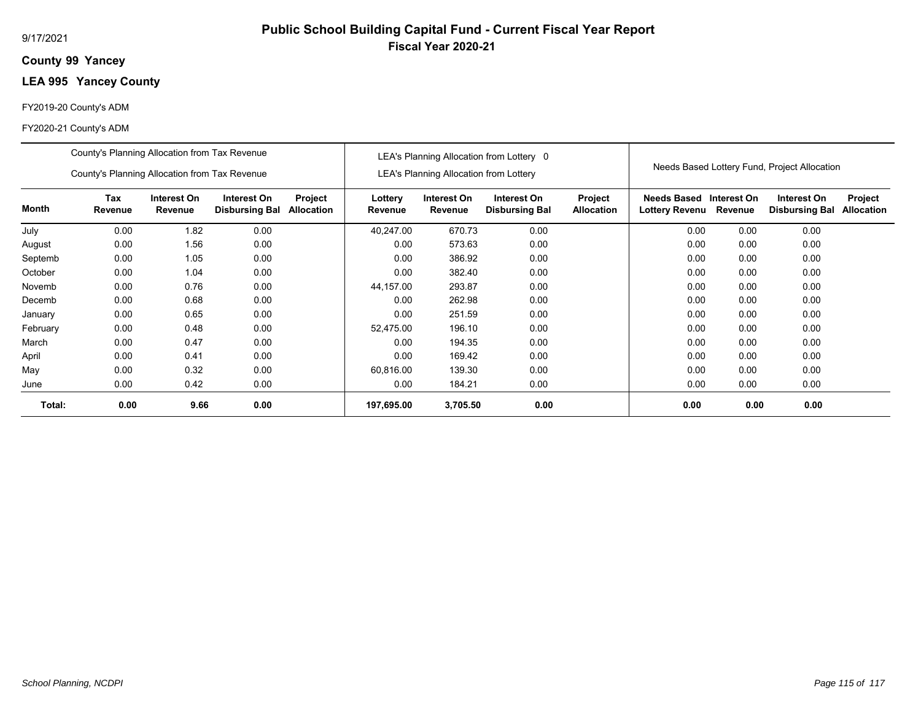9/17/2021

# Public School Building Capital Fund - Current Fiscal Year Report

## Fiscal Year 2020-21

**County 99 Yancey**

**LEA 995 Yancey County**

FY2019-20 County's ADM

FY2020-21 County's ADM

| | County's Planning Allocation from Tax Revenue / County's Planning Allocation from Tax Revenue | | | | LEA's Planning Allocation from Lottery 0 / LEA's Planning Allocation from Lottery | | | | Needs Based Lottery Fund, Project Allocation | | | |
|---|---|---|---|---|---|---|---|---|---|---|---|---|
| **Month** | **Tax Revenue** | **Interest On Revenue** | **Interest On Disbursing Bal** | **Project Allocation** | **Lottery Revenue** | **Interest On Revenue** | **Interest On Disbursing Bal** | **Project Allocation** | **Needs Based Lottery Revenu** | **Interest On Revenue** | **Interest On Disbursing Bal** | **Project Allocation** |
| July | 0.00 | 1.82 | 0.00 | | 40,247.00 | 670.73 | 0.00 | | 0.00 | 0.00 | 0.00 | |
| August | 0.00 | 1.56 | 0.00 | | 0.00 | 573.63 | 0.00 | | 0.00 | 0.00 | 0.00 | |
| Septemb | 0.00 | 1.05 | 0.00 | | 0.00 | 386.92 | 0.00 | | 0.00 | 0.00 | 0.00 | |
| October | 0.00 | 1.04 | 0.00 | | 0.00 | 382.40 | 0.00 | | 0.00 | 0.00 | 0.00 | |
| Novemb | 0.00 | 0.76 | 0.00 | | 44,157.00 | 293.87 | 0.00 | | 0.00 | 0.00 | 0.00 | |
| Decemb | 0.00 | 0.68 | 0.00 | | 0.00 | 262.98 | 0.00 | | 0.00 | 0.00 | 0.00 | |
| January | 0.00 | 0.65 | 0.00 | | 0.00 | 251.59 | 0.00 | | 0.00 | 0.00 | 0.00 | |
| February | 0.00 | 0.48 | 0.00 | | 52,475.00 | 196.10 | 0.00 | | 0.00 | 0.00 | 0.00 | |
| March | 0.00 | 0.47 | 0.00 | | 0.00 | 194.35 | 0.00 | | 0.00 | 0.00 | 0.00 | |
| April | 0.00 | 0.41 | 0.00 | | 0.00 | 169.42 | 0.00 | | 0.00 | 0.00 | 0.00 | |
| May | 0.00 | 0.32 | 0.00 | | 60,816.00 | 139.30 | 0.00 | | 0.00 | 0.00 | 0.00 | |
| June | 0.00 | 0.42 | 0.00 | | 0.00 | 184.21 | 0.00 | | 0.00 | 0.00 | 0.00 | |
| **Total:** | **0.00** | **9.66** | **0.00** | | **197,695.00** | **3,705.50** | **0.00** | | **0.00** | **0.00** | **0.00** | |

*School Planning, NCDPI*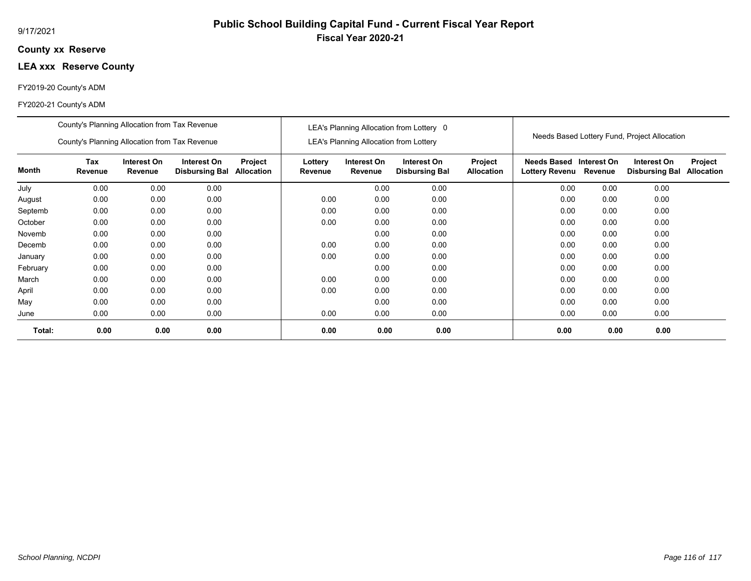9/17/2021

# Public School Building Capital Fund - Current Fiscal Year Report

## Fiscal Year 2020-21

### County xx Reserve

### LEA xxx Reserve County

FY2019-20 County's ADM

FY2020-21 County's ADM

| | County's Planning Allocation from Tax Revenue<br>County's Planning Allocation from Tax Revenue | | | | LEA's Planning Allocation from Lottery 0<br>LEA's Planning Allocation from Lottery | | | | Needs Based Lottery Fund, Project Allocation | | | |
|---|---|---|---|---|---|---|---|---|---|---|---|---|
| **Month** | **Tax Revenue** | **Interest On Revenue** | **Interest On Disbursing Bal** | **Project Allocation** | **Lottery Revenue** | **Interest On Revenue** | **Interest On Disbursing Bal** | **Project Allocation** | **Needs Based Lottery Revenu** | **Interest On Revenue** | **Interest On Disbursing Bal** | **Project Allocation** |
| July | 0.00 | 0.00 | 0.00 | | | 0.00 | 0.00 | | 0.00 | 0.00 | 0.00 | |
| August | 0.00 | 0.00 | 0.00 | | 0.00 | 0.00 | 0.00 | | 0.00 | 0.00 | 0.00 | |
| Septemb | 0.00 | 0.00 | 0.00 | | 0.00 | 0.00 | 0.00 | | 0.00 | 0.00 | 0.00 | |
| October | 0.00 | 0.00 | 0.00 | | 0.00 | 0.00 | 0.00 | | 0.00 | 0.00 | 0.00 | |
| Novemb | 0.00 | 0.00 | 0.00 | | | 0.00 | 0.00 | | 0.00 | 0.00 | 0.00 | |
| Decemb | 0.00 | 0.00 | 0.00 | | 0.00 | 0.00 | 0.00 | | 0.00 | 0.00 | 0.00 | |
| January | 0.00 | 0.00 | 0.00 | | 0.00 | 0.00 | 0.00 | | 0.00 | 0.00 | 0.00 | |
| February | 0.00 | 0.00 | 0.00 | | | 0.00 | 0.00 | | 0.00 | 0.00 | 0.00 | |
| March | 0.00 | 0.00 | 0.00 | | 0.00 | 0.00 | 0.00 | | 0.00 | 0.00 | 0.00 | |
| April | 0.00 | 0.00 | 0.00 | | 0.00 | 0.00 | 0.00 | | 0.00 | 0.00 | 0.00 | |
| May | 0.00 | 0.00 | 0.00 | | | 0.00 | 0.00 | | 0.00 | 0.00 | 0.00 | |
| June | 0.00 | 0.00 | 0.00 | | 0.00 | 0.00 | 0.00 | | 0.00 | 0.00 | 0.00 | |
| **Total:** | **0.00** | **0.00** | **0.00** | | **0.00** | **0.00** | **0.00** | | **0.00** | **0.00** | **0.00** | |

*School Planning, NCDPI*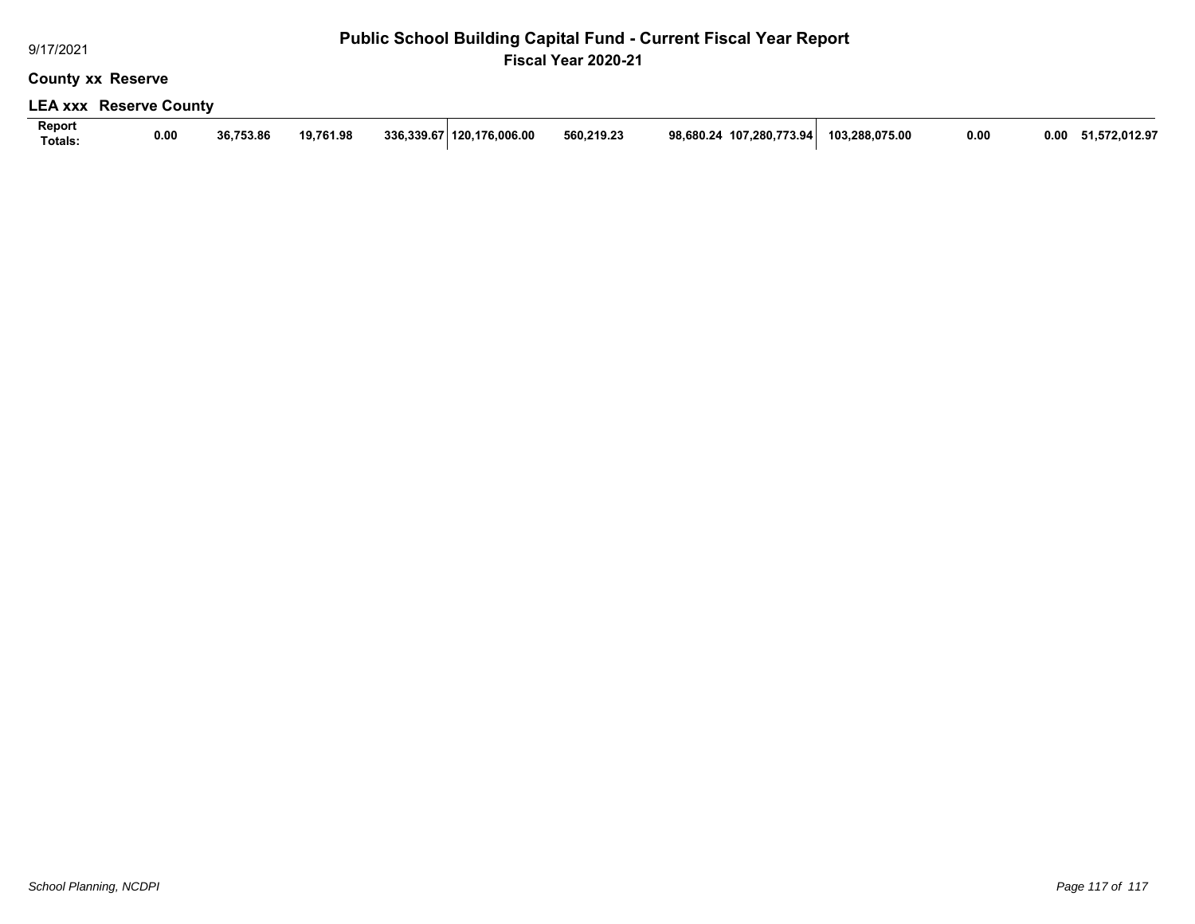# Public School Building Capital Fund - Current Fiscal Year Report

**Fiscal Year 2020-21**

9/17/2021

**County xx Reserve**

**LEA xxx Reserve County**

| | | | | | | | | | | | | |
|---|---|---|---|---|---|---|---|---|---|---|---|---|
| **Report Totals:** | **0.00** | **36,753.86** | **19,761.98** | **336,339.67** | **120,176,006.00** | **560,219.23** | **98,680.24** | **107,280,773.94** | **103,288,075.00** | **0.00** | **0.00** | **51,572,012.97** |

*School Planning, NCDPI*